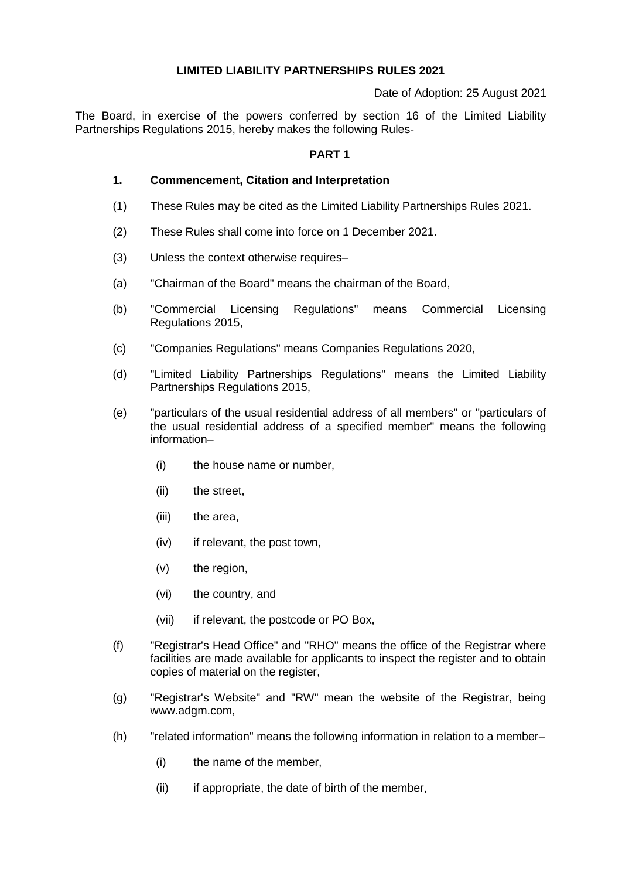# LIMITED LIABILITY PARTNERSHIPS RULES 2021

Date of Adoption: 25 August 2021

The Board, in exercise of the powers conferred by section 16 of the Limited Liability Partnerships Regulations 2015, hereby makes the following Rules-

## PART 1

### 1. Commencement, Citation and Interpretation

(1) These Rules may be cited as the Limited Liability Partnerships Rules 2021.

(2) These Rules shall come into force on 1 December 2021.

(3) Unless the context otherwise requires–

(a) "Chairman of the Board" means the chairman of the Board,

(b) "Commercial Licensing Regulations" means Commercial Licensing Regulations 2015,

(c) "Companies Regulations" means Companies Regulations 2020,

(d) "Limited Liability Partnerships Regulations" means the Limited Liability Partnerships Regulations 2015,

(e) "particulars of the usual residential address of all members" or "particulars of the usual residential address of a specified member" means the following information–

- (i) the house name or number,
- (ii) the street,
- (iii) the area,
- (iv) if relevant, the post town,
- (v) the region,
- (vi) the country, and
- (vii) if relevant, the postcode or PO Box,

(f) "Registrar's Head Office" and "RHO" means the office of the Registrar where facilities are made available for applicants to inspect the register and to obtain copies of material on the register,

(g) "Registrar's Website" and "RW" mean the website of the Registrar, being www.adgm.com,

(h) "related information" means the following information in relation to a member–

- (i) the name of the member,
- (ii) if appropriate, the date of birth of the member,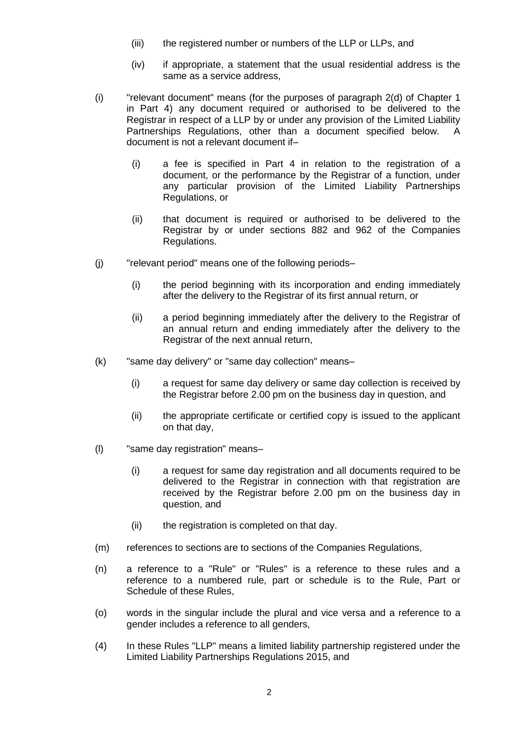(iii) the registered number or numbers of the LLP or LLPs, and

(iv) if appropriate, a statement that the usual residential address is the same as a service address,

(i) "relevant document" means (for the purposes of paragraph 2(d) of Chapter 1 in Part 4) any document required or authorised to be delivered to the Registrar in respect of a LLP by or under any provision of the Limited Liability Partnerships Regulations, other than a document specified below. A document is not a relevant document if–

(i) a fee is specified in Part 4 in relation to the registration of a document, or the performance by the Registrar of a function, under any particular provision of the Limited Liability Partnerships Regulations, or

(ii) that document is required or authorised to be delivered to the Registrar by or under sections 882 and 962 of the Companies Regulations.

(j) "relevant period" means one of the following periods–

(i) the period beginning with its incorporation and ending immediately after the delivery to the Registrar of its first annual return, or

(ii) a period beginning immediately after the delivery to the Registrar of an annual return and ending immediately after the delivery to the Registrar of the next annual return,

(k) "same day delivery" or "same day collection" means–

(i) a request for same day delivery or same day collection is received by the Registrar before 2.00 pm on the business day in question, and

(ii) the appropriate certificate or certified copy is issued to the applicant on that day,

(l) "same day registration" means–

(i) a request for same day registration and all documents required to be delivered to the Registrar in connection with that registration are received by the Registrar before 2.00 pm on the business day in question, and

(ii) the registration is completed on that day.

(m) references to sections are to sections of the Companies Regulations,

(n) a reference to a "Rule" or "Rules" is a reference to these rules and a reference to a numbered rule, part or schedule is to the Rule, Part or Schedule of these Rules,

(o) words in the singular include the plural and vice versa and a reference to a gender includes a reference to all genders,

(4) In these Rules "LLP" means a limited liability partnership registered under the Limited Liability Partnerships Regulations 2015, and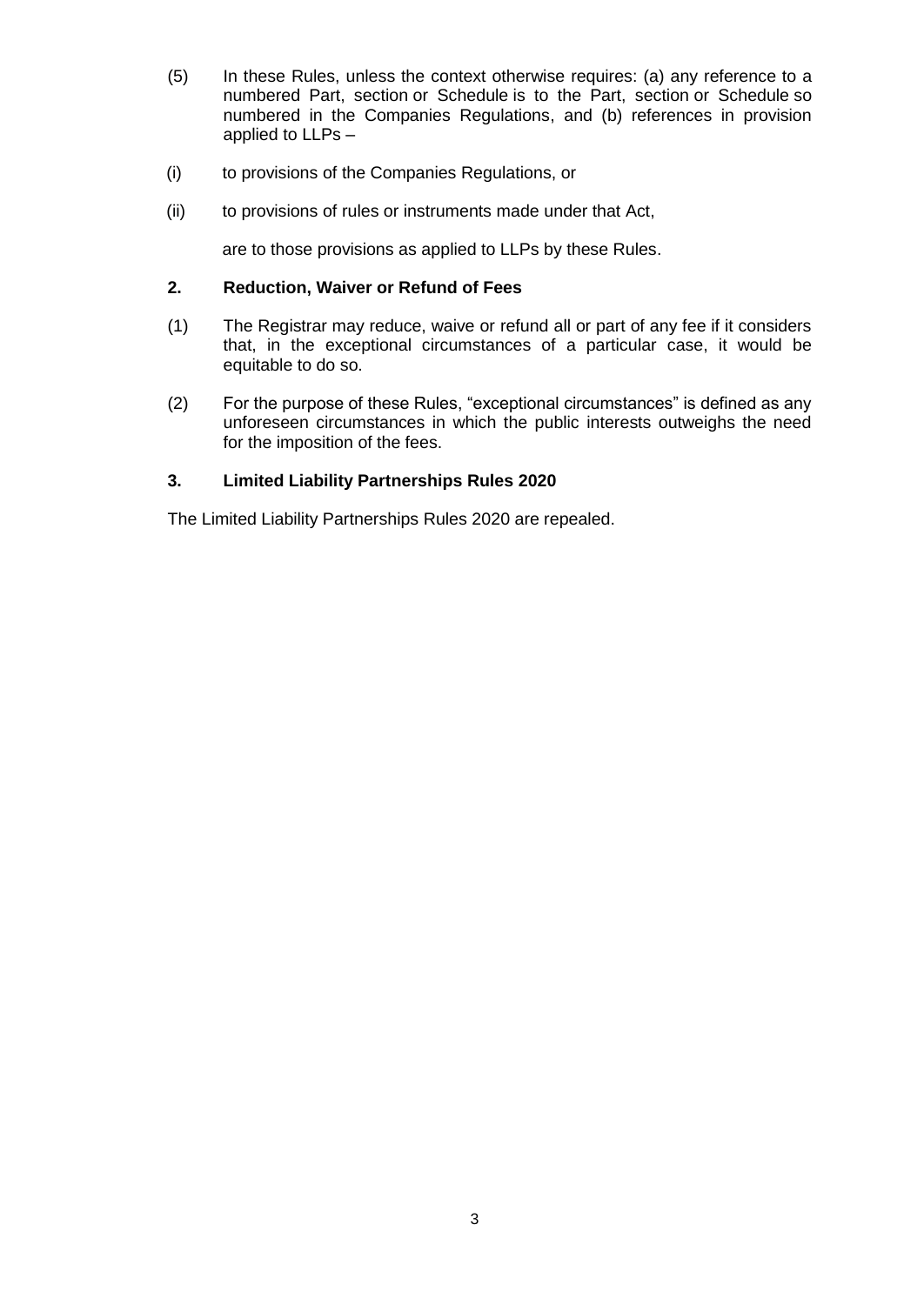(5) In these Rules, unless the context otherwise requires: (a) any reference to a numbered Part, section or Schedule is to the Part, section or Schedule so numbered in the Companies Regulations, and (b) references in provision applied to LLPs –

(i) to provisions of the Companies Regulations, or

(ii) to provisions of rules or instruments made under that Act,

are to those provisions as applied to LLPs by these Rules.

## 2. Reduction, Waiver or Refund of Fees

(1) The Registrar may reduce, waive or refund all or part of any fee if it considers that, in the exceptional circumstances of a particular case, it would be equitable to do so.

(2) For the purpose of these Rules, "exceptional circumstances" is defined as any unforeseen circumstances in which the public interests outweighs the need for the imposition of the fees.

## 3. Limited Liability Partnerships Rules 2020

The Limited Liability Partnerships Rules 2020 are repealed.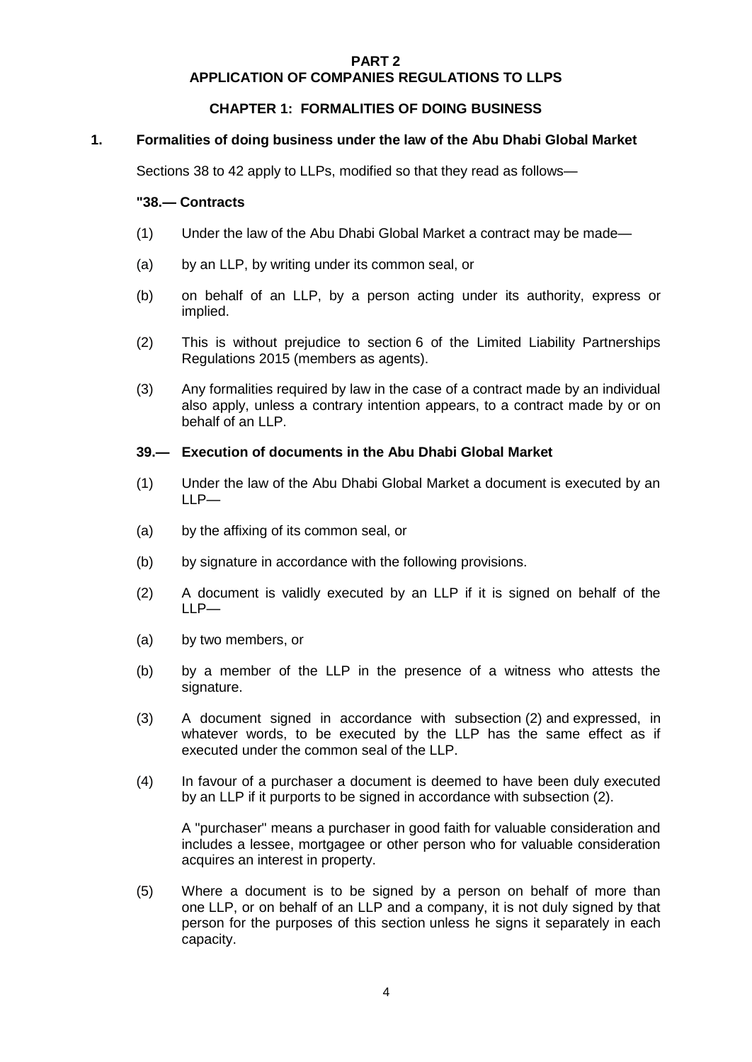# PART 2
# APPLICATION OF COMPANIES REGULATIONS TO LLPS

## CHAPTER 1: FORMALITIES OF DOING BUSINESS

### 1. Formalities of doing business under the law of the Abu Dhabi Global Market

Sections 38 to 42 apply to LLPs, modified so that they read as follows—

**"38.— Contracts**

(1) Under the law of the Abu Dhabi Global Market a contract may be made—

(a) by an LLP, by writing under its common seal, or

(b) on behalf of an LLP, by a person acting under its authority, express or implied.

(2) This is without prejudice to section 6 of the Limited Liability Partnerships Regulations 2015 (members as agents).

(3) Any formalities required by law in the case of a contract made by an individual also apply, unless a contrary intention appears, to a contract made by or on behalf of an LLP.

**39.— Execution of documents in the Abu Dhabi Global Market**

(1) Under the law of the Abu Dhabi Global Market a document is executed by an LLP—

(a) by the affixing of its common seal, or

(b) by signature in accordance with the following provisions.

(2) A document is validly executed by an LLP if it is signed on behalf of the LLP—

(a) by two members, or

(b) by a member of the LLP in the presence of a witness who attests the signature.

(3) A document signed in accordance with subsection (2) and expressed, in whatever words, to be executed by the LLP has the same effect as if executed under the common seal of the LLP.

(4) In favour of a purchaser a document is deemed to have been duly executed by an LLP if it purports to be signed in accordance with subsection (2).

A "purchaser" means a purchaser in good faith for valuable consideration and includes a lessee, mortgagee or other person who for valuable consideration acquires an interest in property.

(5) Where a document is to be signed by a person on behalf of more than one LLP, or on behalf of an LLP and a company, it is not duly signed by that person for the purposes of this section unless he signs it separately in each capacity.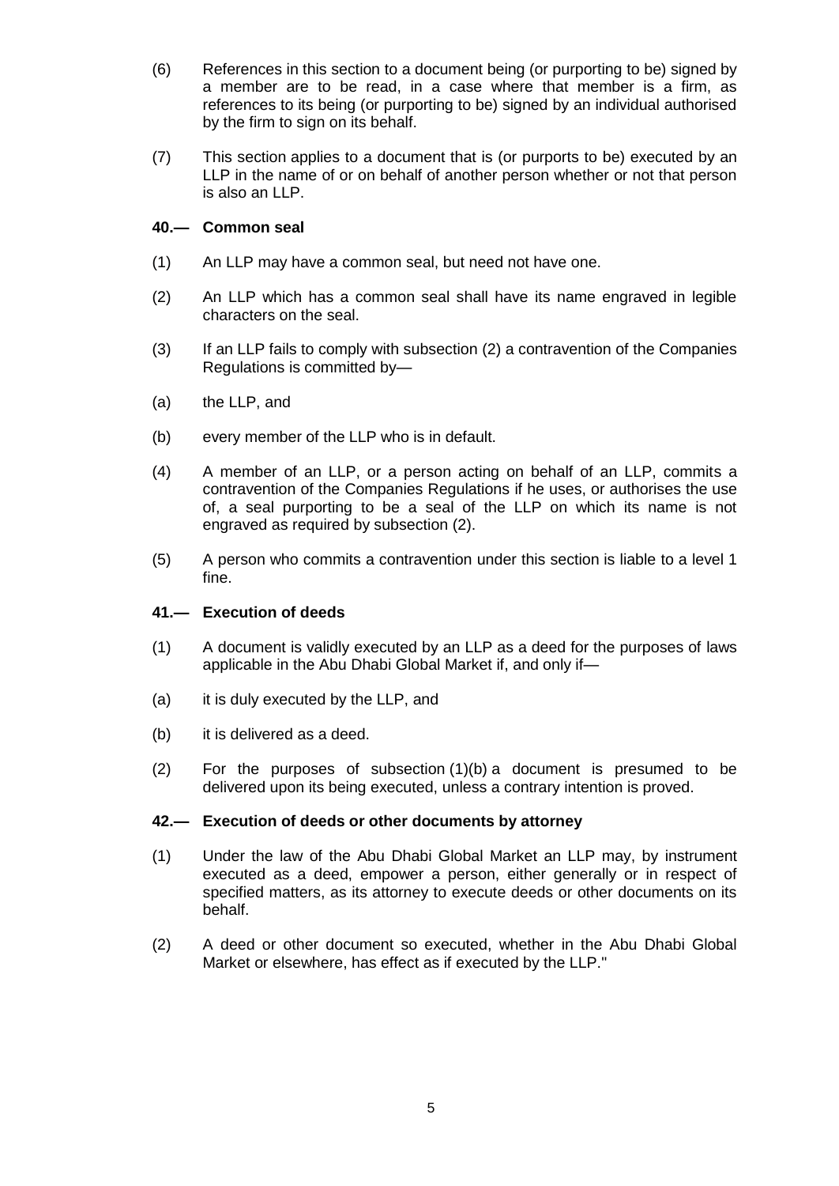(6) References in this section to a document being (or purporting to be) signed by a member are to be read, in a case where that member is a firm, as references to its being (or purporting to be) signed by an individual authorised by the firm to sign on its behalf.

(7) This section applies to a document that is (or purports to be) executed by an LLP in the name of or on behalf of another person whether or not that person is also an LLP.

**40.— Common seal**

(1) An LLP may have a common seal, but need not have one.

(2) An LLP which has a common seal shall have its name engraved in legible characters on the seal.

(3) If an LLP fails to comply with subsection (2) a contravention of the Companies Regulations is committed by—

(a) the LLP, and

(b) every member of the LLP who is in default.

(4) A member of an LLP, or a person acting on behalf of an LLP, commits a contravention of the Companies Regulations if he uses, or authorises the use of, a seal purporting to be a seal of the LLP on which its name is not engraved as required by subsection (2).

(5) A person who commits a contravention under this section is liable to a level 1 fine.

**41.— Execution of deeds**

(1) A document is validly executed by an LLP as a deed for the purposes of laws applicable in the Abu Dhabi Global Market if, and only if—

(a) it is duly executed by the LLP, and

(b) it is delivered as a deed.

(2) For the purposes of subsection (1)(b) a document is presumed to be delivered upon its being executed, unless a contrary intention is proved.

**42.— Execution of deeds or other documents by attorney**

(1) Under the law of the Abu Dhabi Global Market an LLP may, by instrument executed as a deed, empower a person, either generally or in respect of specified matters, as its attorney to execute deeds or other documents on its behalf.

(2) A deed or other document so executed, whether in the Abu Dhabi Global Market or elsewhere, has effect as if executed by the LLP."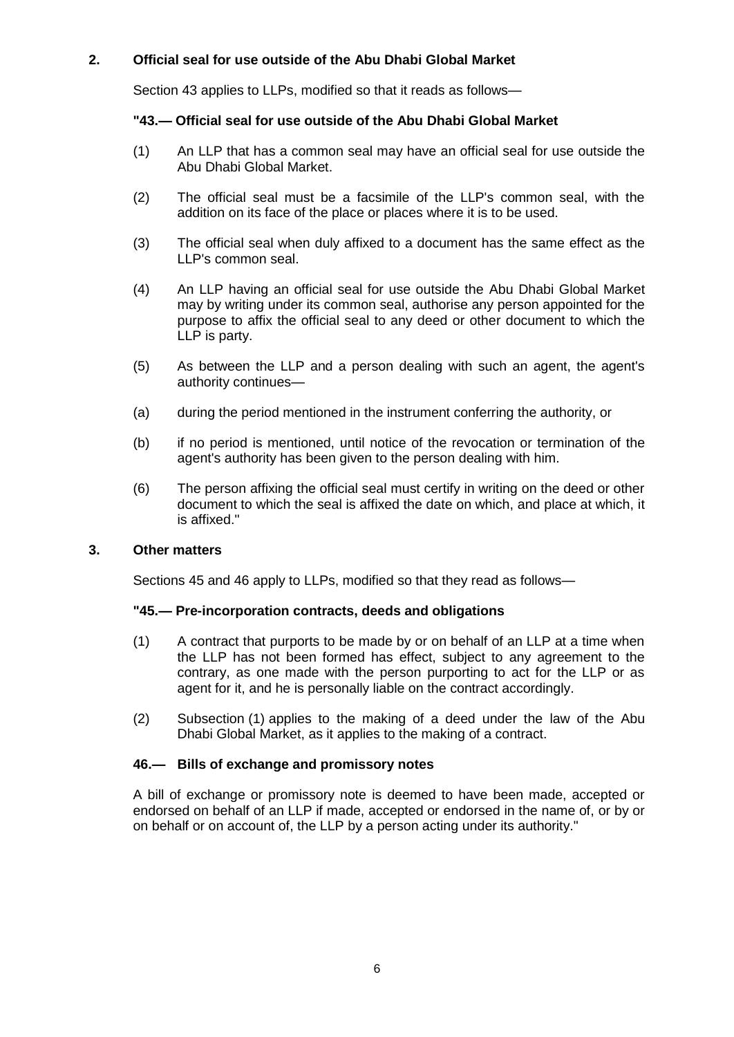## 2. Official seal for use outside of the Abu Dhabi Global Market

Section 43 applies to LLPs, modified so that it reads as follows—

### "43.— Official seal for use outside of the Abu Dhabi Global Market

(1) An LLP that has a common seal may have an official seal for use outside the Abu Dhabi Global Market.

(2) The official seal must be a facsimile of the LLP's common seal, with the addition on its face of the place or places where it is to be used.

(3) The official seal when duly affixed to a document has the same effect as the LLP's common seal.

(4) An LLP having an official seal for use outside the Abu Dhabi Global Market may by writing under its common seal, authorise any person appointed for the purpose to affix the official seal to any deed or other document to which the LLP is party.

(5) As between the LLP and a person dealing with such an agent, the agent's authority continues—

(a) during the period mentioned in the instrument conferring the authority, or

(b) if no period is mentioned, until notice of the revocation or termination of the agent's authority has been given to the person dealing with him.

(6) The person affixing the official seal must certify in writing on the deed or other document to which the seal is affixed the date on which, and place at which, it is affixed."

## 3. Other matters

Sections 45 and 46 apply to LLPs, modified so that they read as follows—

### "45.— Pre-incorporation contracts, deeds and obligations

(1) A contract that purports to be made by or on behalf of an LLP at a time when the LLP has not been formed has effect, subject to any agreement to the contrary, as one made with the person purporting to act for the LLP or as agent for it, and he is personally liable on the contract accordingly.

(2) Subsection (1) applies to the making of a deed under the law of the Abu Dhabi Global Market, as it applies to the making of a contract.

### 46.— Bills of exchange and promissory notes

A bill of exchange or promissory note is deemed to have been made, accepted or endorsed on behalf of an LLP if made, accepted or endorsed in the name of, or by or on behalf or on account of, the LLP by a person acting under its authority."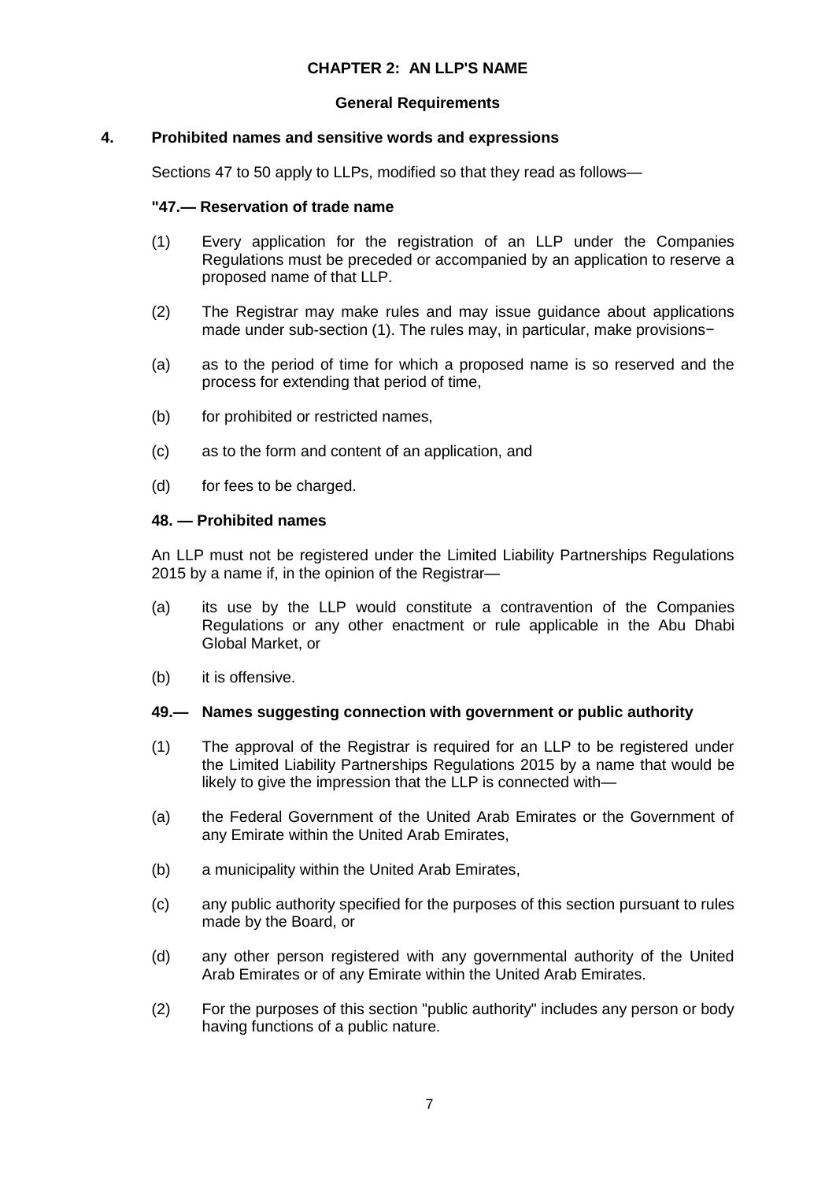## CHAPTER 2: AN LLP'S NAME

### General Requirements

### 4. Prohibited names and sensitive words and expressions

Sections 47 to 50 apply to LLPs, modified so that they read as follows—

**"47.— Reservation of trade name**

(1) Every application for the registration of an LLP under the Companies Regulations must be preceded or accompanied by an application to reserve a proposed name of that LLP.

(2) The Registrar may make rules and may issue guidance about applications made under sub-section (1). The rules may, in particular, make provisions−

(a) as to the period of time for which a proposed name is so reserved and the process for extending that period of time,

(b) for prohibited or restricted names,

(c) as to the form and content of an application, and

(d) for fees to be charged.

**48. — Prohibited names**

An LLP must not be registered under the Limited Liability Partnerships Regulations 2015 by a name if, in the opinion of the Registrar—

(a) its use by the LLP would constitute a contravention of the Companies Regulations or any other enactment or rule applicable in the Abu Dhabi Global Market, or

(b) it is offensive.

**49.— Names suggesting connection with government or public authority**

(1) The approval of the Registrar is required for an LLP to be registered under the Limited Liability Partnerships Regulations 2015 by a name that would be likely to give the impression that the LLP is connected with—

(a) the Federal Government of the United Arab Emirates or the Government of any Emirate within the United Arab Emirates,

(b) a municipality within the United Arab Emirates,

(c) any public authority specified for the purposes of this section pursuant to rules made by the Board, or

(d) any other person registered with any governmental authority of the United Arab Emirates or of any Emirate within the United Arab Emirates.

(2) For the purposes of this section "public authority" includes any person or body having functions of a public nature.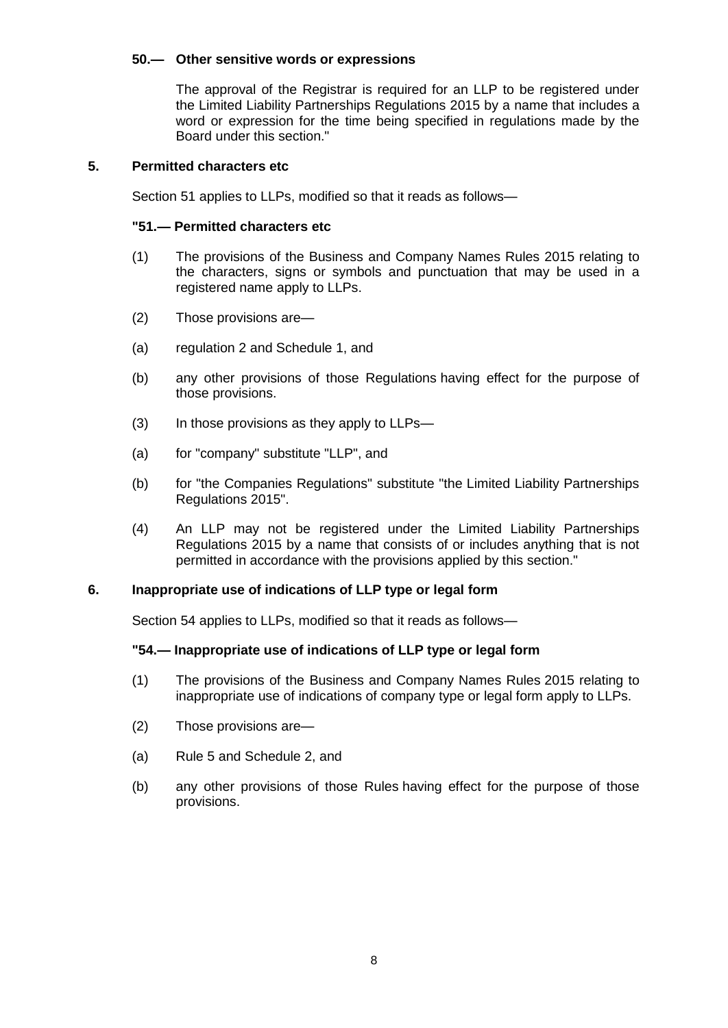**50.— Other sensitive words or expressions**

The approval of the Registrar is required for an LLP to be registered under the Limited Liability Partnerships Regulations 2015 by a name that includes a word or expression for the time being specified in regulations made by the Board under this section."

**5. Permitted characters etc**

Section 51 applies to LLPs, modified so that it reads as follows—

**"51.— Permitted characters etc**

(1) The provisions of the Business and Company Names Rules 2015 relating to the characters, signs or symbols and punctuation that may be used in a registered name apply to LLPs.

(2) Those provisions are—

(a) regulation 2 and Schedule 1, and

(b) any other provisions of those Regulations having effect for the purpose of those provisions.

(3) In those provisions as they apply to LLPs—

(a) for "company" substitute "LLP", and

(b) for "the Companies Regulations" substitute "the Limited Liability Partnerships Regulations 2015".

(4) An LLP may not be registered under the Limited Liability Partnerships Regulations 2015 by a name that consists of or includes anything that is not permitted in accordance with the provisions applied by this section."

**6. Inappropriate use of indications of LLP type or legal form**

Section 54 applies to LLPs, modified so that it reads as follows—

**"54.— Inappropriate use of indications of LLP type or legal form**

(1) The provisions of the Business and Company Names Rules 2015 relating to inappropriate use of indications of company type or legal form apply to LLPs.

(2) Those provisions are—

(a) Rule 5 and Schedule 2, and

(b) any other provisions of those Rules having effect for the purpose of those provisions.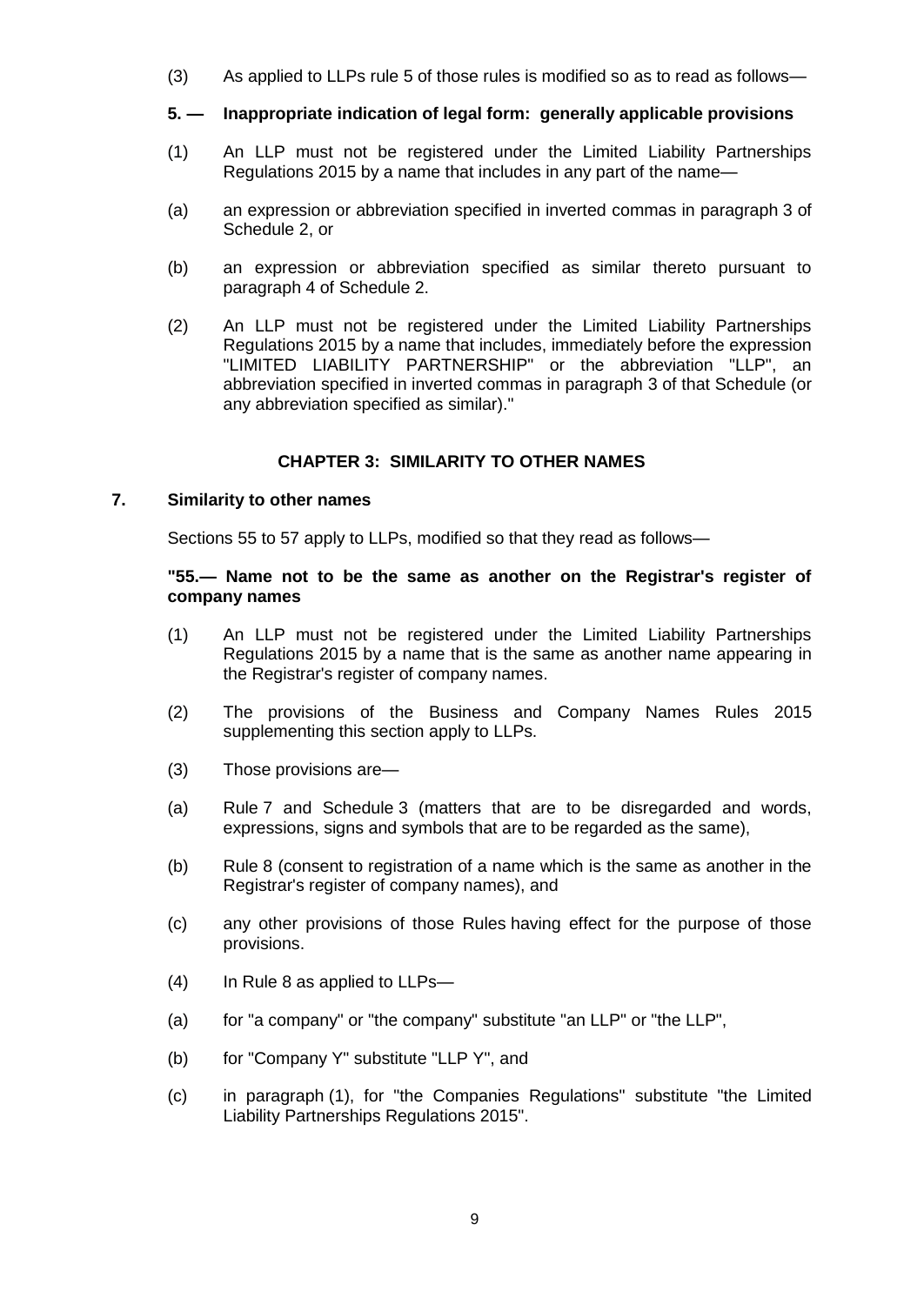(3) As applied to LLPs rule 5 of those rules is modified so as to read as follows—

**5. — Inappropriate indication of legal form: generally applicable provisions**

(1) An LLP must not be registered under the Limited Liability Partnerships Regulations 2015 by a name that includes in any part of the name—

(a) an expression or abbreviation specified in inverted commas in paragraph 3 of Schedule 2, or

(b) an expression or abbreviation specified as similar thereto pursuant to paragraph 4 of Schedule 2.

(2) An LLP must not be registered under the Limited Liability Partnerships Regulations 2015 by a name that includes, immediately before the expression "LIMITED LIABILITY PARTNERSHIP" or the abbreviation "LLP", an abbreviation specified in inverted commas in paragraph 3 of that Schedule (or any abbreviation specified as similar)."

## CHAPTER 3: SIMILARITY TO OTHER NAMES

### 7. Similarity to other names

Sections 55 to 57 apply to LLPs, modified so that they read as follows—

**"55.— Name not to be the same as another on the Registrar's register of company names**

(1) An LLP must not be registered under the Limited Liability Partnerships Regulations 2015 by a name that is the same as another name appearing in the Registrar's register of company names.

(2) The provisions of the Business and Company Names Rules 2015 supplementing this section apply to LLPs.

(3) Those provisions are—

(a) Rule 7 and Schedule 3 (matters that are to be disregarded and words, expressions, signs and symbols that are to be regarded as the same),

(b) Rule 8 (consent to registration of a name which is the same as another in the Registrar's register of company names), and

(c) any other provisions of those Rules having effect for the purpose of those provisions.

(4) In Rule 8 as applied to LLPs—

(a) for "a company" or "the company" substitute "an LLP" or "the LLP",

(b) for "Company Y" substitute "LLP Y", and

(c) in paragraph (1), for "the Companies Regulations" substitute "the Limited Liability Partnerships Regulations 2015".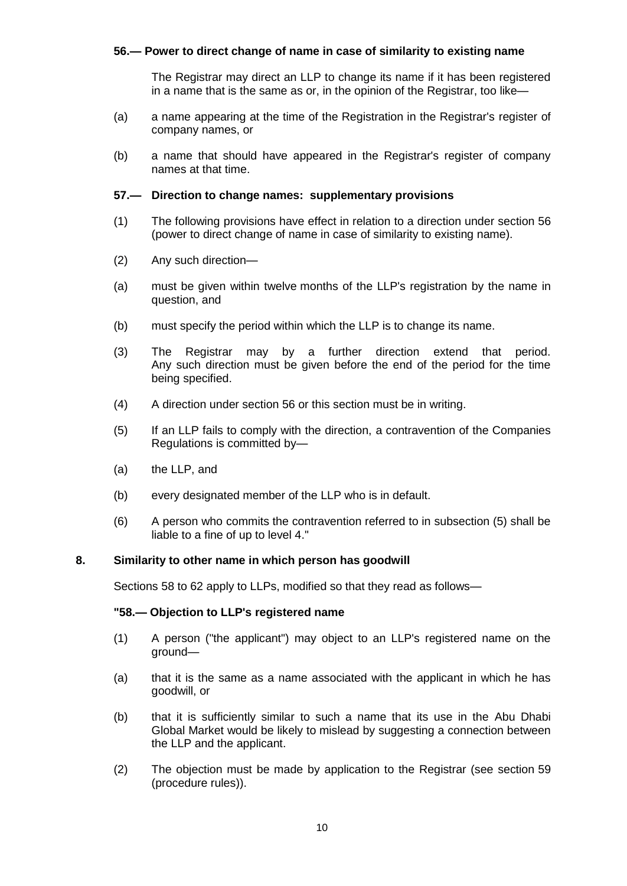**56.— Power to direct change of name in case of similarity to existing name**

The Registrar may direct an LLP to change its name if it has been registered in a name that is the same as or, in the opinion of the Registrar, too like—

(a) a name appearing at the time of the Registration in the Registrar's register of company names, or

(b) a name that should have appeared in the Registrar's register of company names at that time.

**57.— Direction to change names: supplementary provisions**

(1) The following provisions have effect in relation to a direction under section 56 (power to direct change of name in case of similarity to existing name).

(2) Any such direction—

(a) must be given within twelve months of the LLP's registration by the name in question, and

(b) must specify the period within which the LLP is to change its name.

(3) The Registrar may by a further direction extend that period. Any such direction must be given before the end of the period for the time being specified.

(4) A direction under section 56 or this section must be in writing.

(5) If an LLP fails to comply with the direction, a contravention of the Companies Regulations is committed by—

(a) the LLP, and

(b) every designated member of the LLP who is in default.

(6) A person who commits the contravention referred to in subsection (5) shall be liable to a fine of up to level 4."

## 8. Similarity to other name in which person has goodwill

Sections 58 to 62 apply to LLPs, modified so that they read as follows—

**"58.— Objection to LLP's registered name**

(1) A person ("the applicant") may object to an LLP's registered name on the ground—

(a) that it is the same as a name associated with the applicant in which he has goodwill, or

(b) that it is sufficiently similar to such a name that its use in the Abu Dhabi Global Market would be likely to mislead by suggesting a connection between the LLP and the applicant.

(2) The objection must be made by application to the Registrar (see section 59 (procedure rules)).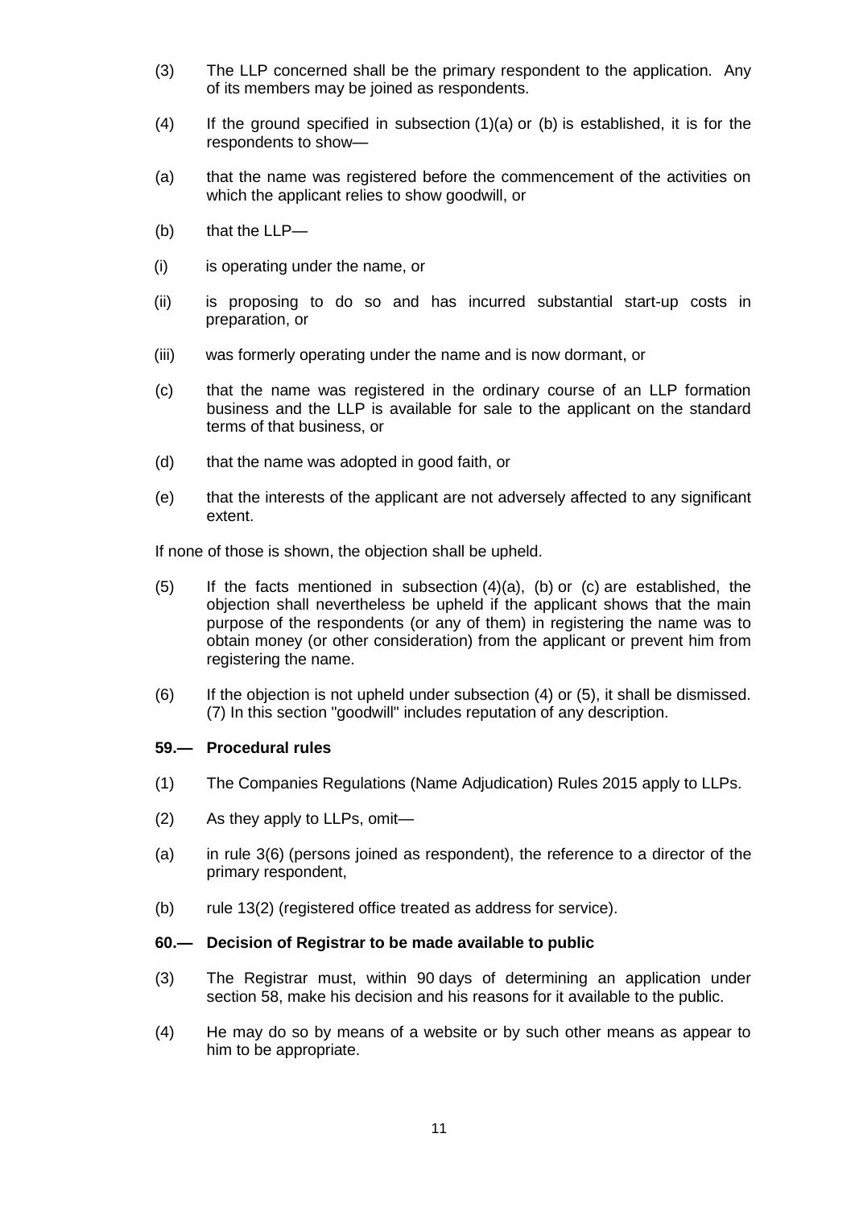(3) The LLP concerned shall be the primary respondent to the application. Any of its members may be joined as respondents.

(4) If the ground specified in subsection (1)(a) or (b) is established, it is for the respondents to show—

(a) that the name was registered before the commencement of the activities on which the applicant relies to show goodwill, or

(b) that the LLP—

(i) is operating under the name, or

(ii) is proposing to do so and has incurred substantial start-up costs in preparation, or

(iii) was formerly operating under the name and is now dormant, or

(c) that the name was registered in the ordinary course of an LLP formation business and the LLP is available for sale to the applicant on the standard terms of that business, or

(d) that the name was adopted in good faith, or

(e) that the interests of the applicant are not adversely affected to any significant extent.

If none of those is shown, the objection shall be upheld.

(5) If the facts mentioned in subsection (4)(a), (b) or (c) are established, the objection shall nevertheless be upheld if the applicant shows that the main purpose of the respondents (or any of them) in registering the name was to obtain money (or other consideration) from the applicant or prevent him from registering the name.

(6) If the objection is not upheld under subsection (4) or (5), it shall be dismissed. (7) In this section "goodwill" includes reputation of any description.

**59.— Procedural rules**

(1) The Companies Regulations (Name Adjudication) Rules 2015 apply to LLPs.

(2) As they apply to LLPs, omit—

(a) in rule 3(6) (persons joined as respondent), the reference to a director of the primary respondent,

(b) rule 13(2) (registered office treated as address for service).

**60.— Decision of Registrar to be made available to public**

(3) The Registrar must, within 90 days of determining an application under section 58, make his decision and his reasons for it available to the public.

(4) He may do so by means of a website or by such other means as appear to him to be appropriate.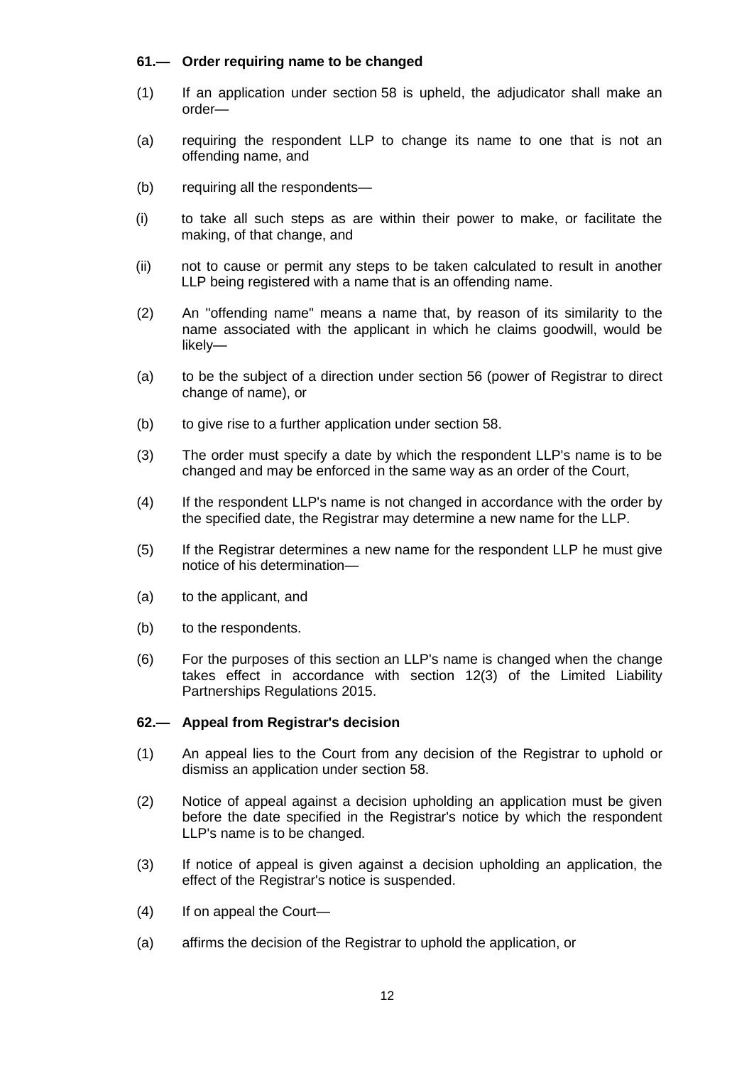### 61.— Order requiring name to be changed

(1) If an application under section 58 is upheld, the adjudicator shall make an order—

(a) requiring the respondent LLP to change its name to one that is not an offending name, and

(b) requiring all the respondents—

(i) to take all such steps as are within their power to make, or facilitate the making, of that change, and

(ii) not to cause or permit any steps to be taken calculated to result in another LLP being registered with a name that is an offending name.

(2) An "offending name" means a name that, by reason of its similarity to the name associated with the applicant in which he claims goodwill, would be likely—

(a) to be the subject of a direction under section 56 (power of Registrar to direct change of name), or

(b) to give rise to a further application under section 58.

(3) The order must specify a date by which the respondent LLP's name is to be changed and may be enforced in the same way as an order of the Court,

(4) If the respondent LLP's name is not changed in accordance with the order by the specified date, the Registrar may determine a new name for the LLP.

(5) If the Registrar determines a new name for the respondent LLP he must give notice of his determination—

(a) to the applicant, and

(b) to the respondents.

(6) For the purposes of this section an LLP's name is changed when the change takes effect in accordance with section 12(3) of the Limited Liability Partnerships Regulations 2015.

### 62.— Appeal from Registrar's decision

(1) An appeal lies to the Court from any decision of the Registrar to uphold or dismiss an application under section 58.

(2) Notice of appeal against a decision upholding an application must be given before the date specified in the Registrar's notice by which the respondent LLP's name is to be changed.

(3) If notice of appeal is given against a decision upholding an application, the effect of the Registrar's notice is suspended.

(4) If on appeal the Court—

(a) affirms the decision of the Registrar to uphold the application, or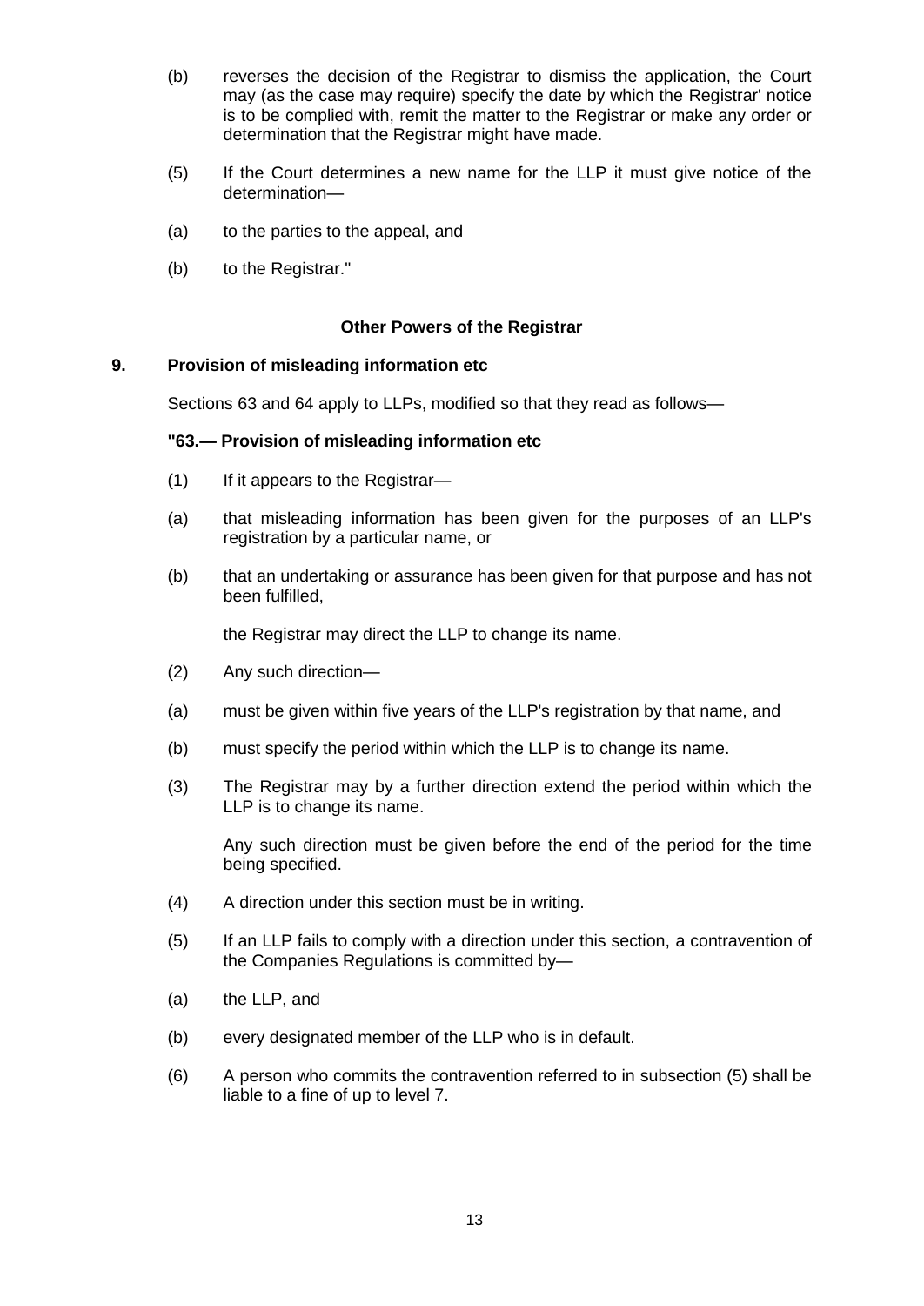(b) reverses the decision of the Registrar to dismiss the application, the Court may (as the case may require) specify the date by which the Registrar' notice is to be complied with, remit the matter to the Registrar or make any order or determination that the Registrar might have made.

(5) If the Court determines a new name for the LLP it must give notice of the determination—

(a) to the parties to the appeal, and

(b) to the Registrar."

**Other Powers of the Registrar**

**9. Provision of misleading information etc**

Sections 63 and 64 apply to LLPs, modified so that they read as follows—

**"63.— Provision of misleading information etc**

(1) If it appears to the Registrar—

(a) that misleading information has been given for the purposes of an LLP's registration by a particular name, or

(b) that an undertaking or assurance has been given for that purpose and has not been fulfilled,

the Registrar may direct the LLP to change its name.

(2) Any such direction—

(a) must be given within five years of the LLP's registration by that name, and

(b) must specify the period within which the LLP is to change its name.

(3) The Registrar may by a further direction extend the period within which the LLP is to change its name.

Any such direction must be given before the end of the period for the time being specified.

(4) A direction under this section must be in writing.

(5) If an LLP fails to comply with a direction under this section, a contravention of the Companies Regulations is committed by—

(a) the LLP, and

(b) every designated member of the LLP who is in default.

(6) A person who commits the contravention referred to in subsection (5) shall be liable to a fine of up to level 7.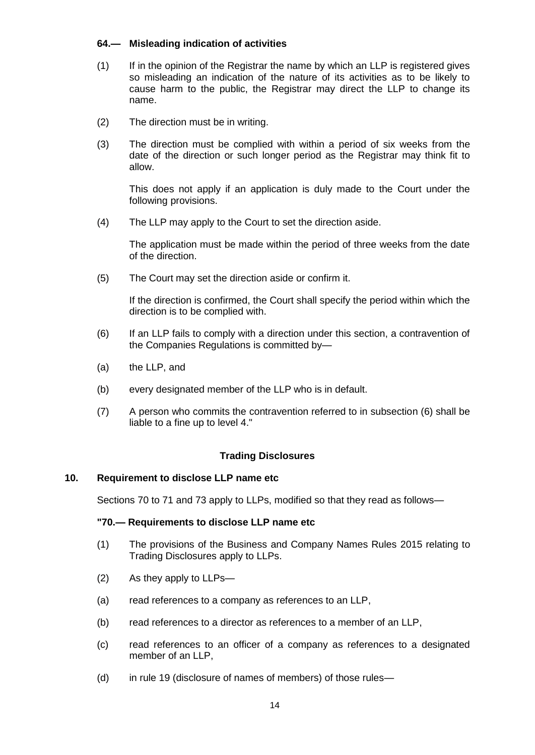**64.— Misleading indication of activities**

(1) If in the opinion of the Registrar the name by which an LLP is registered gives so misleading an indication of the nature of its activities as to be likely to cause harm to the public, the Registrar may direct the LLP to change its name.

(2) The direction must be in writing.

(3) The direction must be complied with within a period of six weeks from the date of the direction or such longer period as the Registrar may think fit to allow.

This does not apply if an application is duly made to the Court under the following provisions.

(4) The LLP may apply to the Court to set the direction aside.

The application must be made within the period of three weeks from the date of the direction.

(5) The Court may set the direction aside or confirm it.

If the direction is confirmed, the Court shall specify the period within which the direction is to be complied with.

(6) If an LLP fails to comply with a direction under this section, a contravention of the Companies Regulations is committed by—

(a) the LLP, and

(b) every designated member of the LLP who is in default.

(7) A person who commits the contravention referred to in subsection (6) shall be liable to a fine up to level 4."

**Trading Disclosures**

**10. Requirement to disclose LLP name etc**

Sections 70 to 71 and 73 apply to LLPs, modified so that they read as follows—

**"70.— Requirements to disclose LLP name etc**

(1) The provisions of the Business and Company Names Rules 2015 relating to Trading Disclosures apply to LLPs.

(2) As they apply to LLPs—

(a) read references to a company as references to an LLP,

(b) read references to a director as references to a member of an LLP,

(c) read references to an officer of a company as references to a designated member of an LLP,

(d) in rule 19 (disclosure of names of members) of those rules—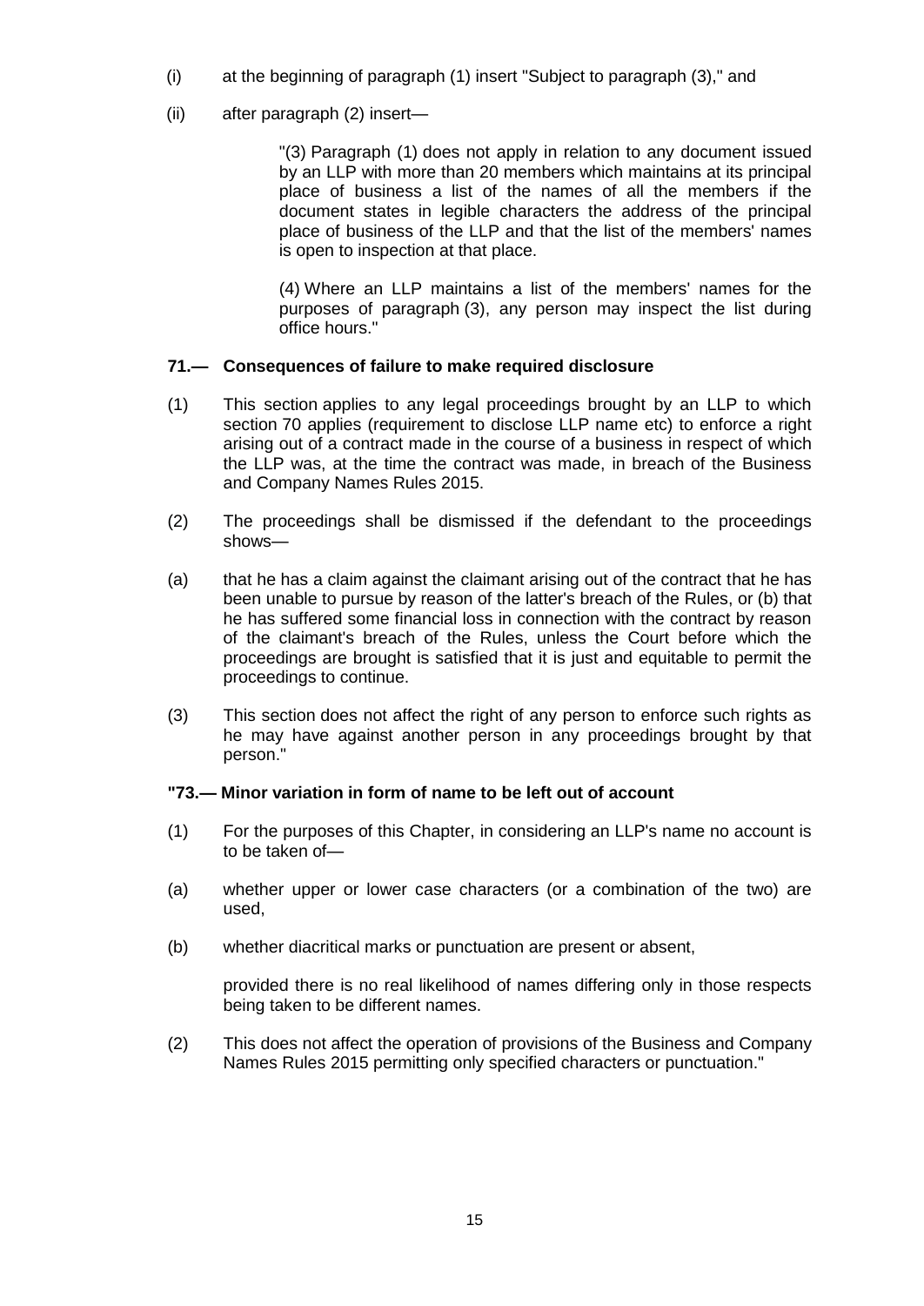(i) at the beginning of paragraph (1) insert "Subject to paragraph (3)," and

(ii) after paragraph (2) insert—

> "(3) Paragraph (1) does not apply in relation to any document issued by an LLP with more than 20 members which maintains at its principal place of business a list of the names of all the members if the document states in legible characters the address of the principal place of business of the LLP and that the list of the members' names is open to inspection at that place.
>
> (4) Where an LLP maintains a list of the members' names for the purposes of paragraph (3), any person may inspect the list during office hours."

**71.— Consequences of failure to make required disclosure**

(1) This section applies to any legal proceedings brought by an LLP to which section 70 applies (requirement to disclose LLP name etc) to enforce a right arising out of a contract made in the course of a business in respect of which the LLP was, at the time the contract was made, in breach of the Business and Company Names Rules 2015.

(2) The proceedings shall be dismissed if the defendant to the proceedings shows—

(a) that he has a claim against the claimant arising out of the contract that he has been unable to pursue by reason of the latter's breach of the Rules, or (b) that he has suffered some financial loss in connection with the contract by reason of the claimant's breach of the Rules, unless the Court before which the proceedings are brought is satisfied that it is just and equitable to permit the proceedings to continue.

(3) This section does not affect the right of any person to enforce such rights as he may have against another person in any proceedings brought by that person."

**"73.— Minor variation in form of name to be left out of account**

(1) For the purposes of this Chapter, in considering an LLP's name no account is to be taken of—

(a) whether upper or lower case characters (or a combination of the two) are used,

(b) whether diacritical marks or punctuation are present or absent,

provided there is no real likelihood of names differing only in those respects being taken to be different names.

(2) This does not affect the operation of provisions of the Business and Company Names Rules 2015 permitting only specified characters or punctuation."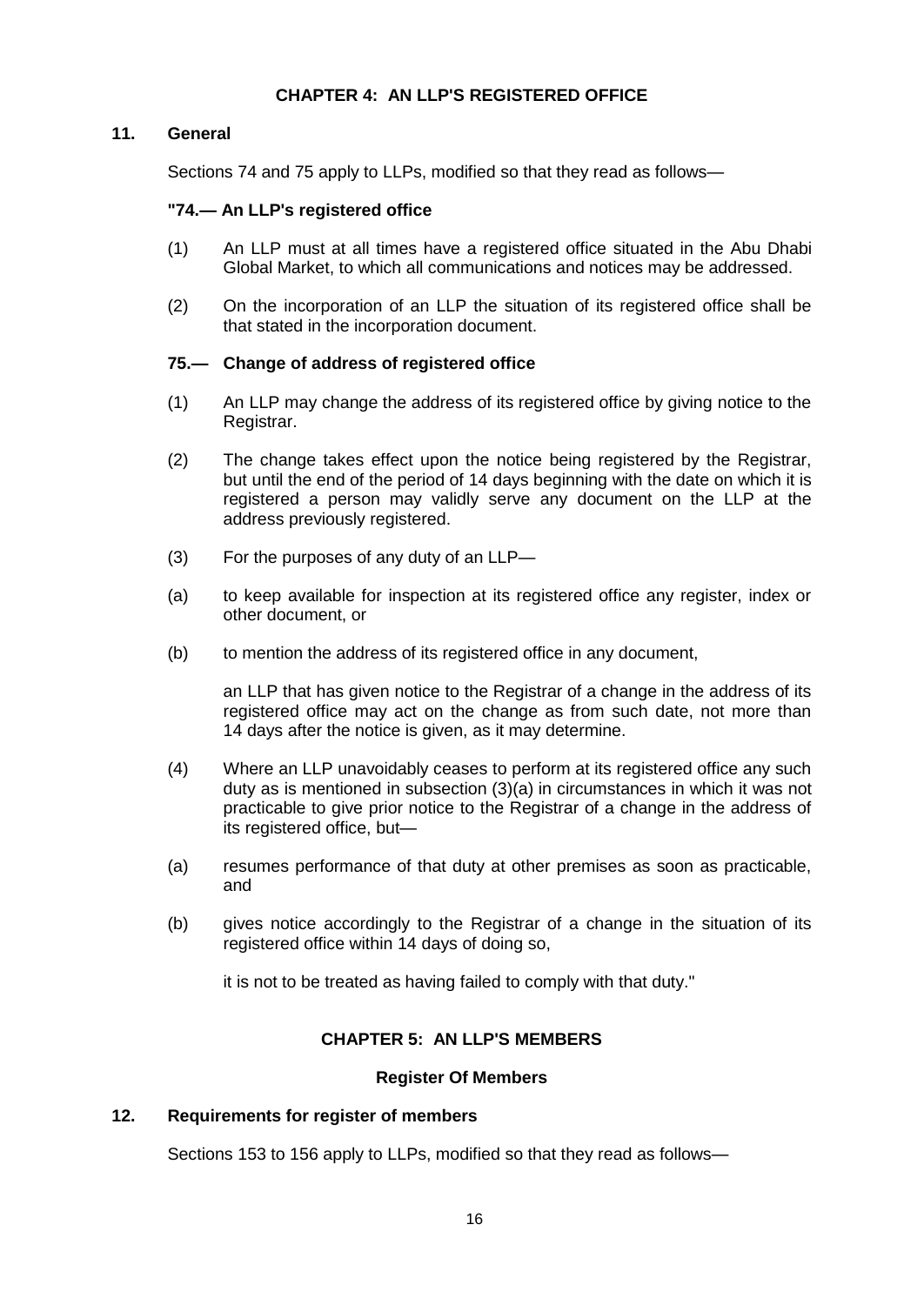## CHAPTER 4: AN LLP'S REGISTERED OFFICE

### 11. General

Sections 74 and 75 apply to LLPs, modified so that they read as follows—

**"74.— An LLP's registered office**

(1) An LLP must at all times have a registered office situated in the Abu Dhabi Global Market, to which all communications and notices may be addressed.

(2) On the incorporation of an LLP the situation of its registered office shall be that stated in the incorporation document.

**75.— Change of address of registered office**

(1) An LLP may change the address of its registered office by giving notice to the Registrar.

(2) The change takes effect upon the notice being registered by the Registrar, but until the end of the period of 14 days beginning with the date on which it is registered a person may validly serve any document on the LLP at the address previously registered.

(3) For the purposes of any duty of an LLP—

(a) to keep available for inspection at its registered office any register, index or other document, or

(b) to mention the address of its registered office in any document,

an LLP that has given notice to the Registrar of a change in the address of its registered office may act on the change as from such date, not more than 14 days after the notice is given, as it may determine.

(4) Where an LLP unavoidably ceases to perform at its registered office any such duty as is mentioned in subsection (3)(a) in circumstances in which it was not practicable to give prior notice to the Registrar of a change in the address of its registered office, but—

(a) resumes performance of that duty at other premises as soon as practicable, and

(b) gives notice accordingly to the Registrar of a change in the situation of its registered office within 14 days of doing so,

it is not to be treated as having failed to comply with that duty."

## CHAPTER 5: AN LLP'S MEMBERS

**Register Of Members**

### 12. Requirements for register of members

Sections 153 to 156 apply to LLPs, modified so that they read as follows—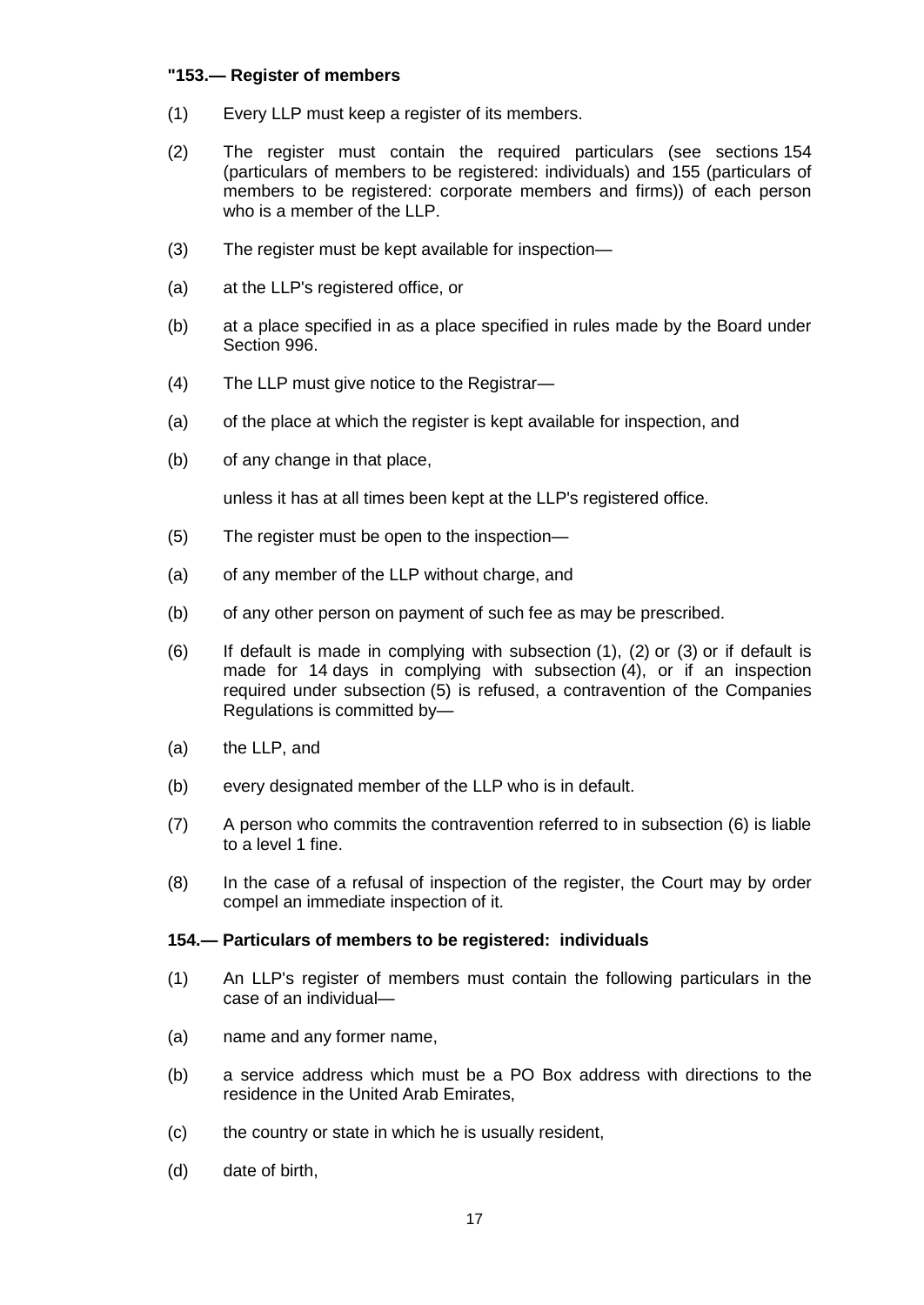**"153.— Register of members**

(1) Every LLP must keep a register of its members.

(2) The register must contain the required particulars (see sections 154 (particulars of members to be registered: individuals) and 155 (particulars of members to be registered: corporate members and firms)) of each person who is a member of the LLP.

(3) The register must be kept available for inspection—

(a) at the LLP's registered office, or

(b) at a place specified in as a place specified in rules made by the Board under Section 996.

(4) The LLP must give notice to the Registrar—

(a) of the place at which the register is kept available for inspection, and

(b) of any change in that place,

unless it has at all times been kept at the LLP's registered office.

(5) The register must be open to the inspection—

(a) of any member of the LLP without charge, and

(b) of any other person on payment of such fee as may be prescribed.

(6) If default is made in complying with subsection (1), (2) or (3) or if default is made for 14 days in complying with subsection (4), or if an inspection required under subsection (5) is refused, a contravention of the Companies Regulations is committed by—

(a) the LLP, and

(b) every designated member of the LLP who is in default.

(7) A person who commits the contravention referred to in subsection (6) is liable to a level 1 fine.

(8) In the case of a refusal of inspection of the register, the Court may by order compel an immediate inspection of it.

**154.— Particulars of members to be registered: individuals**

(1) An LLP's register of members must contain the following particulars in the case of an individual—

(a) name and any former name,

(b) a service address which must be a PO Box address with directions to the residence in the United Arab Emirates,

(c) the country or state in which he is usually resident,

(d) date of birth,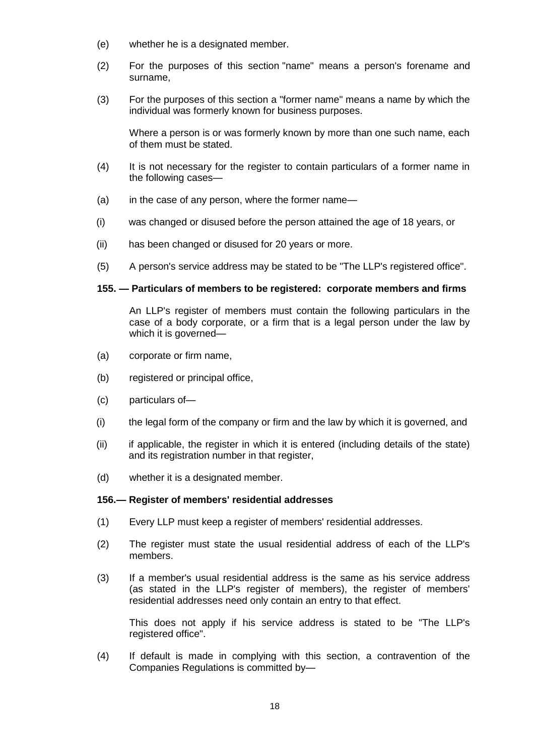(e) whether he is a designated member.

(2) For the purposes of this section "name" means a person's forename and surname,

(3) For the purposes of this section a "former name" means a name by which the individual was formerly known for business purposes.

Where a person is or was formerly known by more than one such name, each of them must be stated.

(4) It is not necessary for the register to contain particulars of a former name in the following cases—

(a) in the case of any person, where the former name—

(i) was changed or disused before the person attained the age of 18 years, or

(ii) has been changed or disused for 20 years or more.

(5) A person's service address may be stated to be "The LLP's registered office".

**155. — Particulars of members to be registered: corporate members and firms**

An LLP's register of members must contain the following particulars in the case of a body corporate, or a firm that is a legal person under the law by which it is governed—

(a) corporate or firm name,

(b) registered or principal office,

(c) particulars of—

(i) the legal form of the company or firm and the law by which it is governed, and

(ii) if applicable, the register in which it is entered (including details of the state) and its registration number in that register,

(d) whether it is a designated member.

**156.— Register of members' residential addresses**

(1) Every LLP must keep a register of members' residential addresses.

(2) The register must state the usual residential address of each of the LLP's members.

(3) If a member's usual residential address is the same as his service address (as stated in the LLP's register of members), the register of members' residential addresses need only contain an entry to that effect.

This does not apply if his service address is stated to be "The LLP's registered office".

(4) If default is made in complying with this section, a contravention of the Companies Regulations is committed by—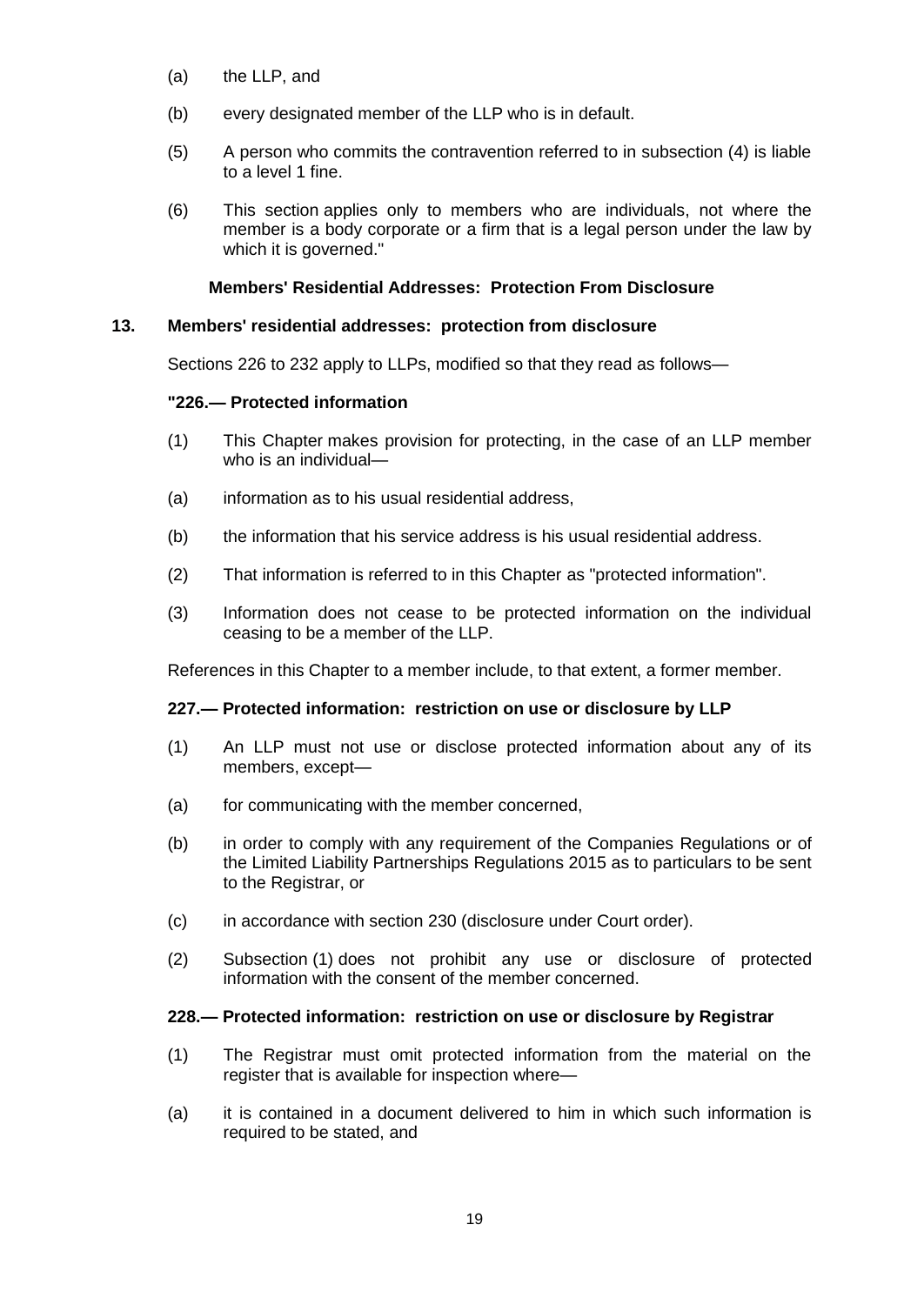(a) the LLP, and

(b) every designated member of the LLP who is in default.

(5) A person who commits the contravention referred to in subsection (4) is liable to a level 1 fine.

(6) This section applies only to members who are individuals, not where the member is a body corporate or a firm that is a legal person under the law by which it is governed."

### Members' Residential Addresses: Protection From Disclosure

### 13. Members' residential addresses: protection from disclosure

Sections 226 to 232 apply to LLPs, modified so that they read as follows—

**"226.— Protected information**

(1) This Chapter makes provision for protecting, in the case of an LLP member who is an individual—

(a) information as to his usual residential address,

(b) the information that his service address is his usual residential address.

(2) That information is referred to in this Chapter as "protected information".

(3) Information does not cease to be protected information on the individual ceasing to be a member of the LLP.

References in this Chapter to a member include, to that extent, a former member.

**227.— Protected information: restriction on use or disclosure by LLP**

(1) An LLP must not use or disclose protected information about any of its members, except—

(a) for communicating with the member concerned,

(b) in order to comply with any requirement of the Companies Regulations or of the Limited Liability Partnerships Regulations 2015 as to particulars to be sent to the Registrar, or

(c) in accordance with section 230 (disclosure under Court order).

(2) Subsection (1) does not prohibit any use or disclosure of protected information with the consent of the member concerned.

**228.— Protected information: restriction on use or disclosure by Registrar**

(1) The Registrar must omit protected information from the material on the register that is available for inspection where—

(a) it is contained in a document delivered to him in which such information is required to be stated, and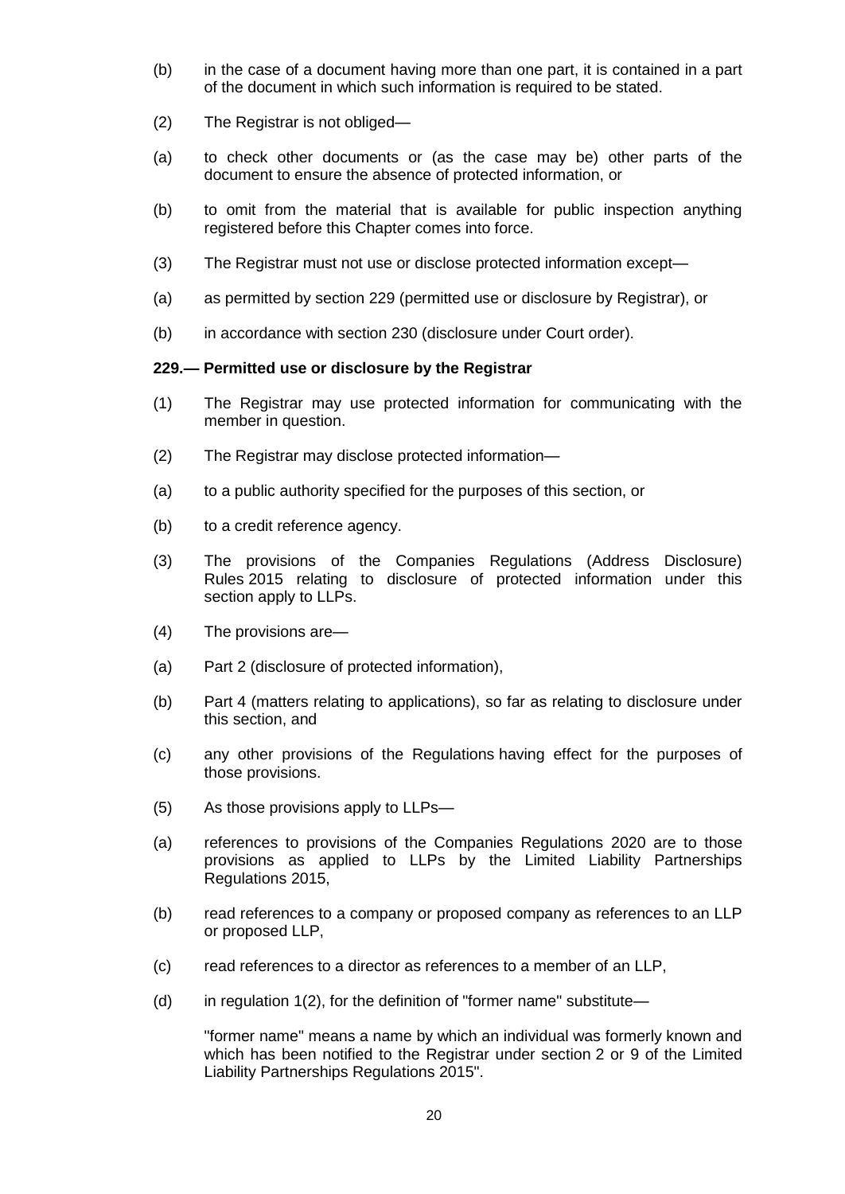(b) in the case of a document having more than one part, it is contained in a part of the document in which such information is required to be stated.

(2) The Registrar is not obliged—

(a) to check other documents or (as the case may be) other parts of the document to ensure the absence of protected information, or

(b) to omit from the material that is available for public inspection anything registered before this Chapter comes into force.

(3) The Registrar must not use or disclose protected information except—

(a) as permitted by section 229 (permitted use or disclosure by Registrar), or

(b) in accordance with section 230 (disclosure under Court order).

**229.— Permitted use or disclosure by the Registrar**

(1) The Registrar may use protected information for communicating with the member in question.

(2) The Registrar may disclose protected information—

(a) to a public authority specified for the purposes of this section, or

(b) to a credit reference agency.

(3) The provisions of the Companies Regulations (Address Disclosure) Rules 2015 relating to disclosure of protected information under this section apply to LLPs.

(4) The provisions are—

(a) Part 2 (disclosure of protected information),

(b) Part 4 (matters relating to applications), so far as relating to disclosure under this section, and

(c) any other provisions of the Regulations having effect for the purposes of those provisions.

(5) As those provisions apply to LLPs—

(a) references to provisions of the Companies Regulations 2020 are to those provisions as applied to LLPs by the Limited Liability Partnerships Regulations 2015,

(b) read references to a company or proposed company as references to an LLP or proposed LLP,

(c) read references to a director as references to a member of an LLP,

(d) in regulation 1(2), for the definition of "former name" substitute—

"former name" means a name by which an individual was formerly known and which has been notified to the Registrar under section 2 or 9 of the Limited Liability Partnerships Regulations 2015".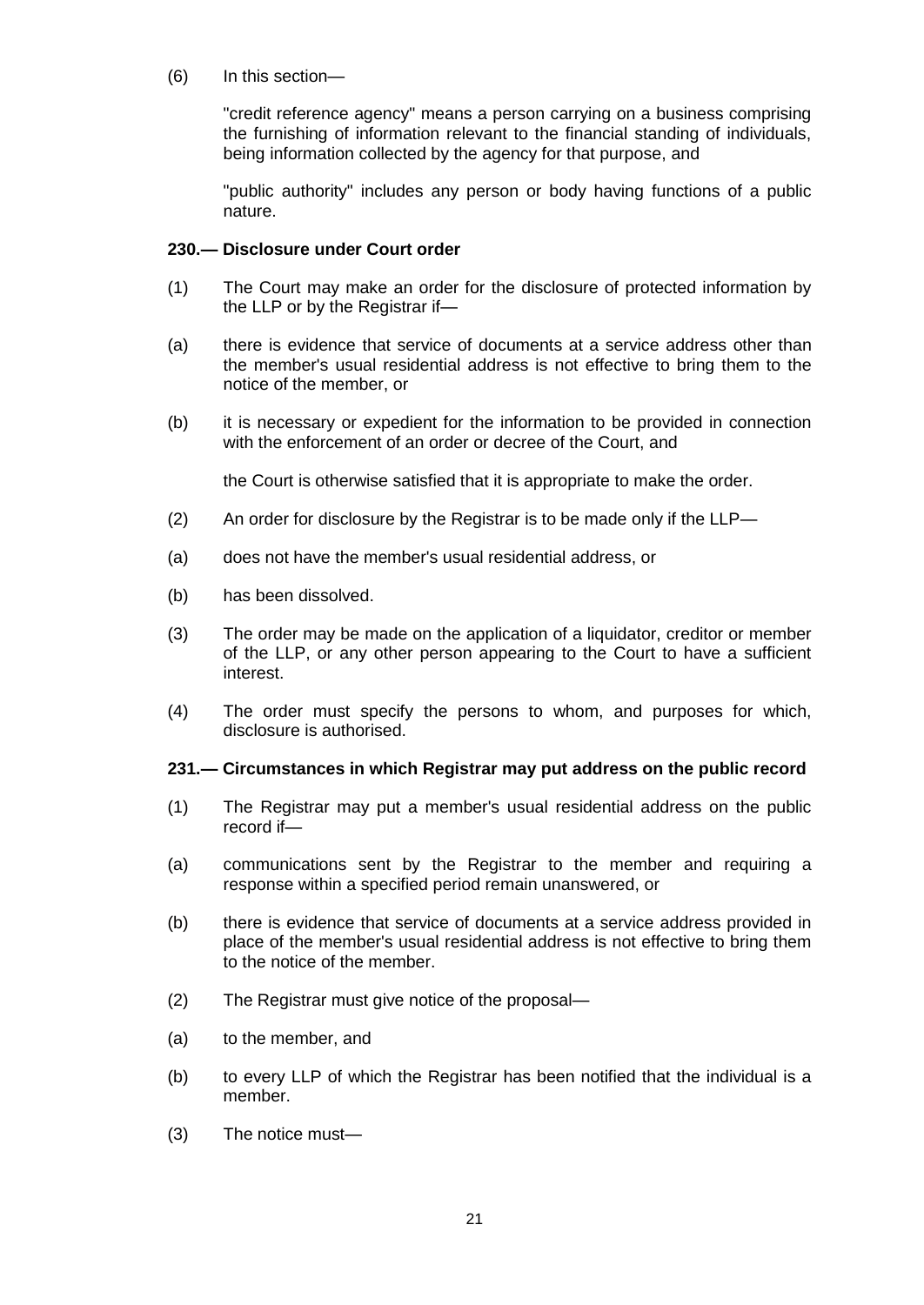(6) In this section—

"credit reference agency" means a person carrying on a business comprising the furnishing of information relevant to the financial standing of individuals, being information collected by the agency for that purpose, and

"public authority" includes any person or body having functions of a public nature.

**230.— Disclosure under Court order**

(1) The Court may make an order for the disclosure of protected information by the LLP or by the Registrar if—

(a) there is evidence that service of documents at a service address other than the member's usual residential address is not effective to bring them to the notice of the member, or

(b) it is necessary or expedient for the information to be provided in connection with the enforcement of an order or decree of the Court, and

the Court is otherwise satisfied that it is appropriate to make the order.

(2) An order for disclosure by the Registrar is to be made only if the LLP—

(a) does not have the member's usual residential address, or

(b) has been dissolved.

(3) The order may be made on the application of a liquidator, creditor or member of the LLP, or any other person appearing to the Court to have a sufficient interest.

(4) The order must specify the persons to whom, and purposes for which, disclosure is authorised.

**231.— Circumstances in which Registrar may put address on the public record**

(1) The Registrar may put a member's usual residential address on the public record if—

(a) communications sent by the Registrar to the member and requiring a response within a specified period remain unanswered, or

(b) there is evidence that service of documents at a service address provided in place of the member's usual residential address is not effective to bring them to the notice of the member.

(2) The Registrar must give notice of the proposal—

(a) to the member, and

(b) to every LLP of which the Registrar has been notified that the individual is a member.

(3) The notice must—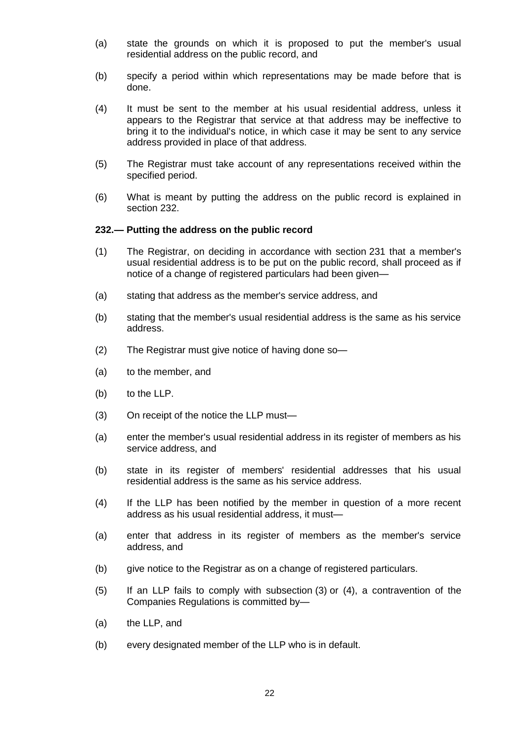(a) state the grounds on which it is proposed to put the member's usual residential address on the public record, and

(b) specify a period within which representations may be made before that is done.

(4) It must be sent to the member at his usual residential address, unless it appears to the Registrar that service at that address may be ineffective to bring it to the individual's notice, in which case it may be sent to any service address provided in place of that address.

(5) The Registrar must take account of any representations received within the specified period.

(6) What is meant by putting the address on the public record is explained in section 232.

**232.— Putting the address on the public record**

(1) The Registrar, on deciding in accordance with section 231 that a member's usual residential address is to be put on the public record, shall proceed as if notice of a change of registered particulars had been given—

(a) stating that address as the member's service address, and

(b) stating that the member's usual residential address is the same as his service address.

(2) The Registrar must give notice of having done so—

(a) to the member, and

(b) to the LLP.

(3) On receipt of the notice the LLP must—

(a) enter the member's usual residential address in its register of members as his service address, and

(b) state in its register of members' residential addresses that his usual residential address is the same as his service address.

(4) If the LLP has been notified by the member in question of a more recent address as his usual residential address, it must—

(a) enter that address in its register of members as the member's service address, and

(b) give notice to the Registrar as on a change of registered particulars.

(5) If an LLP fails to comply with subsection (3) or (4), a contravention of the Companies Regulations is committed by—

(a) the LLP, and

(b) every designated member of the LLP who is in default.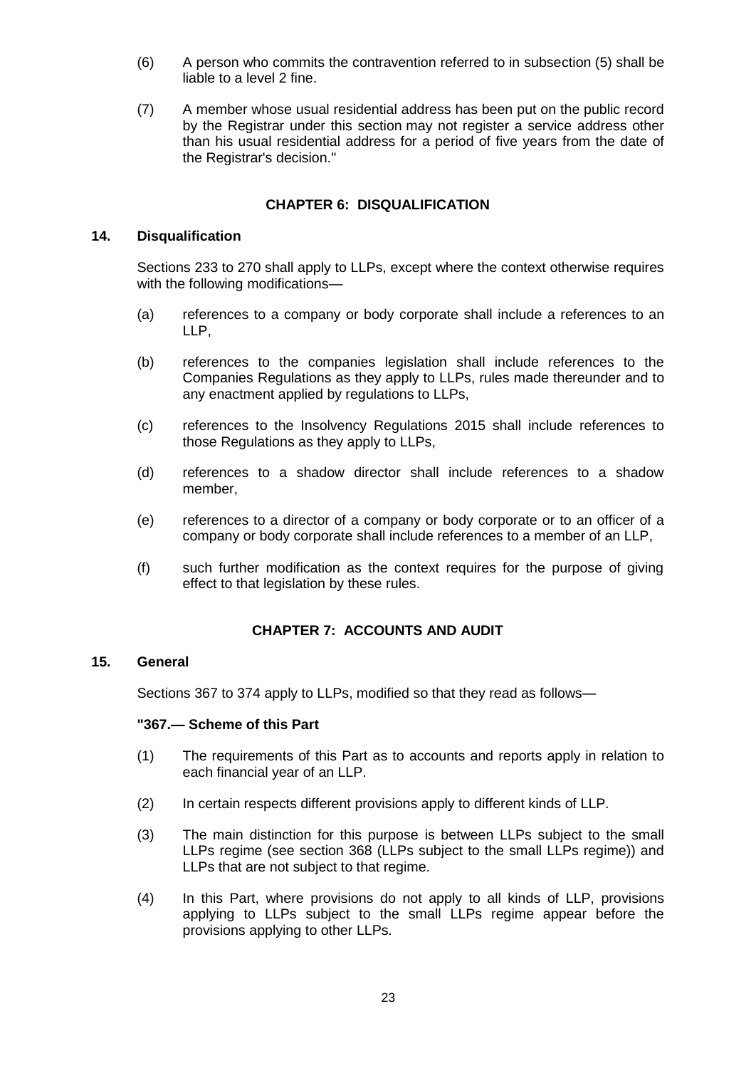(6) A person who commits the contravention referred to in subsection (5) shall be liable to a level 2 fine.

(7) A member whose usual residential address has been put on the public record by the Registrar under this section may not register a service address other than his usual residential address for a period of five years from the date of the Registrar's decision."

## CHAPTER 6: DISQUALIFICATION

### 14. Disqualification

Sections 233 to 270 shall apply to LLPs, except where the context otherwise requires with the following modifications—

(a) references to a company or body corporate shall include a references to an LLP,

(b) references to the companies legislation shall include references to the Companies Regulations as they apply to LLPs, rules made thereunder and to any enactment applied by regulations to LLPs,

(c) references to the Insolvency Regulations 2015 shall include references to those Regulations as they apply to LLPs,

(d) references to a shadow director shall include references to a shadow member,

(e) references to a director of a company or body corporate or to an officer of a company or body corporate shall include references to a member of an LLP,

(f) such further modification as the context requires for the purpose of giving effect to that legislation by these rules.

## CHAPTER 7: ACCOUNTS AND AUDIT

### 15. General

Sections 367 to 374 apply to LLPs, modified so that they read as follows—

**"367.— Scheme of this Part**

(1) The requirements of this Part as to accounts and reports apply in relation to each financial year of an LLP.

(2) In certain respects different provisions apply to different kinds of LLP.

(3) The main distinction for this purpose is between LLPs subject to the small LLPs regime (see section 368 (LLPs subject to the small LLPs regime)) and LLPs that are not subject to that regime.

(4) In this Part, where provisions do not apply to all kinds of LLP, provisions applying to LLPs subject to the small LLPs regime appear before the provisions applying to other LLPs.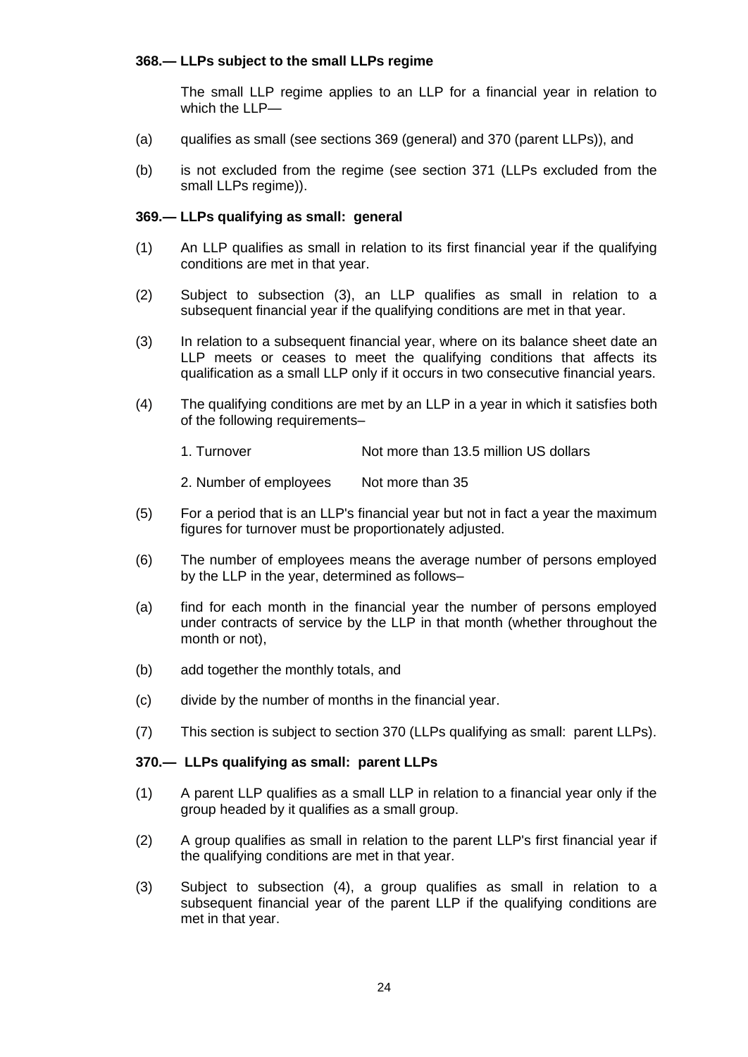**368.— LLPs subject to the small LLPs regime**

The small LLP regime applies to an LLP for a financial year in relation to which the LLP—

(a) qualifies as small (see sections 369 (general) and 370 (parent LLPs)), and

(b) is not excluded from the regime (see section 371 (LLPs excluded from the small LLPs regime)).

**369.— LLPs qualifying as small: general**

(1) An LLP qualifies as small in relation to its first financial year if the qualifying conditions are met in that year.

(2) Subject to subsection (3), an LLP qualifies as small in relation to a subsequent financial year if the qualifying conditions are met in that year.

(3) In relation to a subsequent financial year, where on its balance sheet date an LLP meets or ceases to meet the qualifying conditions that affects its qualification as a small LLP only if it occurs in two consecutive financial years.

(4) The qualifying conditions are met by an LLP in a year in which it satisfies both of the following requirements–

| | |
|---|---|
| 1. Turnover | Not more than 13.5 million US dollars |
| 2. Number of employees | Not more than 35 |

(5) For a period that is an LLP's financial year but not in fact a year the maximum figures for turnover must be proportionately adjusted.

(6) The number of employees means the average number of persons employed by the LLP in the year, determined as follows–

(a) find for each month in the financial year the number of persons employed under contracts of service by the LLP in that month (whether throughout the month or not),

(b) add together the monthly totals, and

(c) divide by the number of months in the financial year.

(7) This section is subject to section 370 (LLPs qualifying as small: parent LLPs).

**370.— LLPs qualifying as small: parent LLPs**

(1) A parent LLP qualifies as a small LLP in relation to a financial year only if the group headed by it qualifies as a small group.

(2) A group qualifies as small in relation to the parent LLP's first financial year if the qualifying conditions are met in that year.

(3) Subject to subsection (4), a group qualifies as small in relation to a subsequent financial year of the parent LLP if the qualifying conditions are met in that year.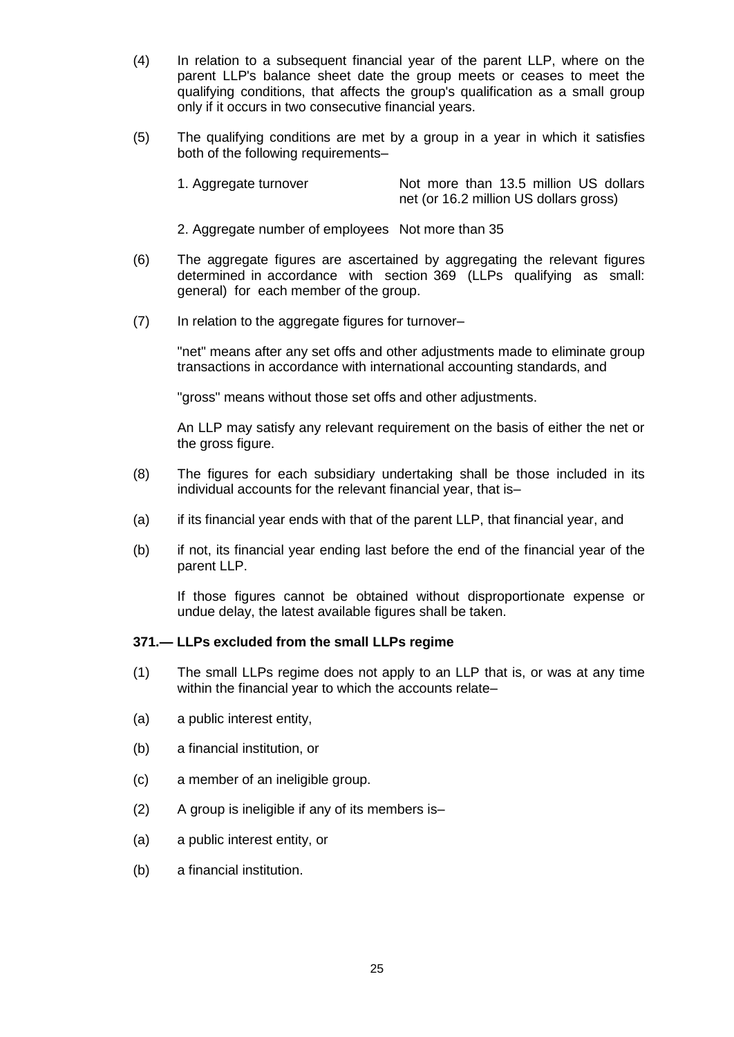(4) In relation to a subsequent financial year of the parent LLP, where on the parent LLP's balance sheet date the group meets or ceases to meet the qualifying conditions, that affects the group's qualification as a small group only if it occurs in two consecutive financial years.

(5) The qualifying conditions are met by a group in a year in which it satisfies both of the following requirements–

| | |
|---|---|
| 1. Aggregate turnover | Not more than 13.5 million US dollars net (or 16.2 million US dollars gross) |
| 2. Aggregate number of employees | Not more than 35 |

(6) The aggregate figures are ascertained by aggregating the relevant figures determined in accordance with section 369 (LLPs qualifying as small: general) for each member of the group.

(7) In relation to the aggregate figures for turnover–

"net" means after any set offs and other adjustments made to eliminate group transactions in accordance with international accounting standards, and

"gross" means without those set offs and other adjustments.

An LLP may satisfy any relevant requirement on the basis of either the net or the gross figure.

(8) The figures for each subsidiary undertaking shall be those included in its individual accounts for the relevant financial year, that is–

(a) if its financial year ends with that of the parent LLP, that financial year, and

(b) if not, its financial year ending last before the end of the financial year of the parent LLP.

If those figures cannot be obtained without disproportionate expense or undue delay, the latest available figures shall be taken.

**371.— LLPs excluded from the small LLPs regime**

(1) The small LLPs regime does not apply to an LLP that is, or was at any time within the financial year to which the accounts relate–

(a) a public interest entity,

(b) a financial institution, or

(c) a member of an ineligible group.

(2) A group is ineligible if any of its members is–

(a) a public interest entity, or

(b) a financial institution.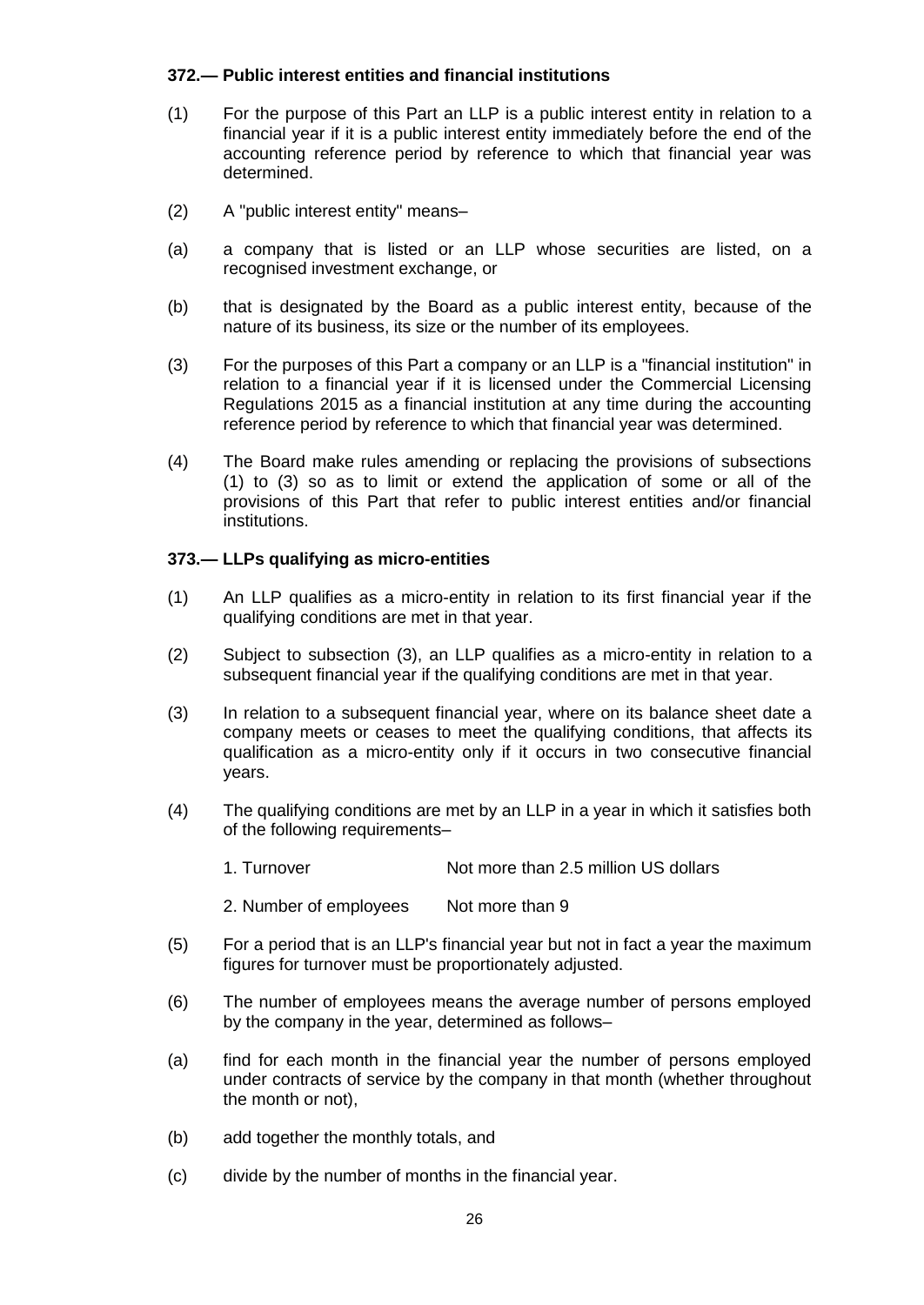### 372.— Public interest entities and financial institutions

(1) For the purpose of this Part an LLP is a public interest entity in relation to a financial year if it is a public interest entity immediately before the end of the accounting reference period by reference to which that financial year was determined.

(2) A "public interest entity" means–

(a) a company that is listed or an LLP whose securities are listed, on a recognised investment exchange, or

(b) that is designated by the Board as a public interest entity, because of the nature of its business, its size or the number of its employees.

(3) For the purposes of this Part a company or an LLP is a "financial institution" in relation to a financial year if it is licensed under the Commercial Licensing Regulations 2015 as a financial institution at any time during the accounting reference period by reference to which that financial year was determined.

(4) The Board make rules amending or replacing the provisions of subsections (1) to (3) so as to limit or extend the application of some or all of the provisions of this Part that refer to public interest entities and/or financial institutions.

### 373.— LLPs qualifying as micro-entities

(1) An LLP qualifies as a micro-entity in relation to its first financial year if the qualifying conditions are met in that year.

(2) Subject to subsection (3), an LLP qualifies as a micro-entity in relation to a subsequent financial year if the qualifying conditions are met in that year.

(3) In relation to a subsequent financial year, where on its balance sheet date a company meets or ceases to meet the qualifying conditions, that affects its qualification as a micro-entity only if it occurs in two consecutive financial years.

(4) The qualifying conditions are met by an LLP in a year in which it satisfies both of the following requirements–

| | |
|---|---|
| 1. Turnover | Not more than 2.5 million US dollars |
| 2. Number of employees | Not more than 9 |

(5) For a period that is an LLP's financial year but not in fact a year the maximum figures for turnover must be proportionately adjusted.

(6) The number of employees means the average number of persons employed by the company in the year, determined as follows–

(a) find for each month in the financial year the number of persons employed under contracts of service by the company in that month (whether throughout the month or not),

(b) add together the monthly totals, and

(c) divide by the number of months in the financial year.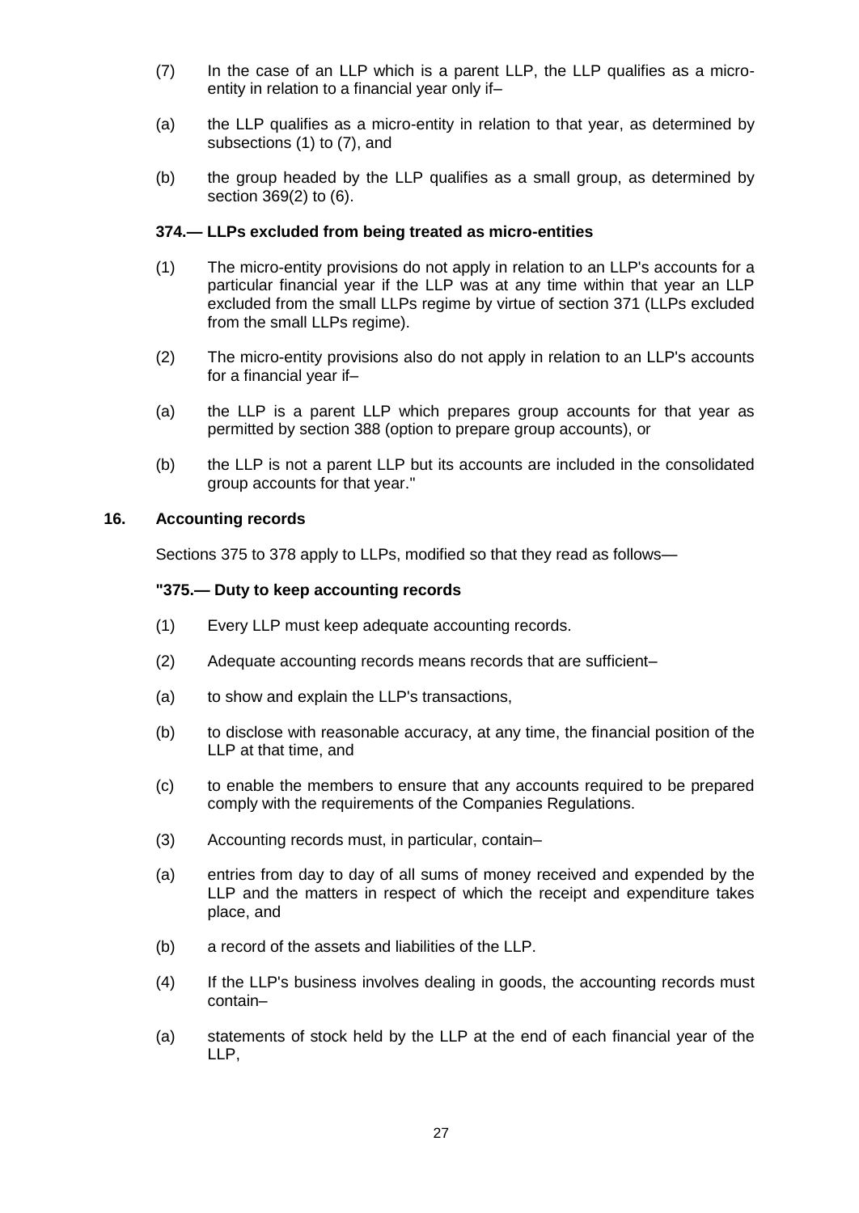(7) In the case of an LLP which is a parent LLP, the LLP qualifies as a micro-entity in relation to a financial year only if–

(a) the LLP qualifies as a micro-entity in relation to that year, as determined by subsections (1) to (7), and

(b) the group headed by the LLP qualifies as a small group, as determined by section 369(2) to (6).

**374.— LLPs excluded from being treated as micro-entities**

(1) The micro-entity provisions do not apply in relation to an LLP's accounts for a particular financial year if the LLP was at any time within that year an LLP excluded from the small LLPs regime by virtue of section 371 (LLPs excluded from the small LLPs regime).

(2) The micro-entity provisions also do not apply in relation to an LLP's accounts for a financial year if–

(a) the LLP is a parent LLP which prepares group accounts for that year as permitted by section 388 (option to prepare group accounts), or

(b) the LLP is not a parent LLP but its accounts are included in the consolidated group accounts for that year."

**16. Accounting records**

Sections 375 to 378 apply to LLPs, modified so that they read as follows—

**"375.— Duty to keep accounting records**

(1) Every LLP must keep adequate accounting records.

(2) Adequate accounting records means records that are sufficient–

(a) to show and explain the LLP's transactions,

(b) to disclose with reasonable accuracy, at any time, the financial position of the LLP at that time, and

(c) to enable the members to ensure that any accounts required to be prepared comply with the requirements of the Companies Regulations.

(3) Accounting records must, in particular, contain–

(a) entries from day to day of all sums of money received and expended by the LLP and the matters in respect of which the receipt and expenditure takes place, and

(b) a record of the assets and liabilities of the LLP.

(4) If the LLP's business involves dealing in goods, the accounting records must contain–

(a) statements of stock held by the LLP at the end of each financial year of the LLP,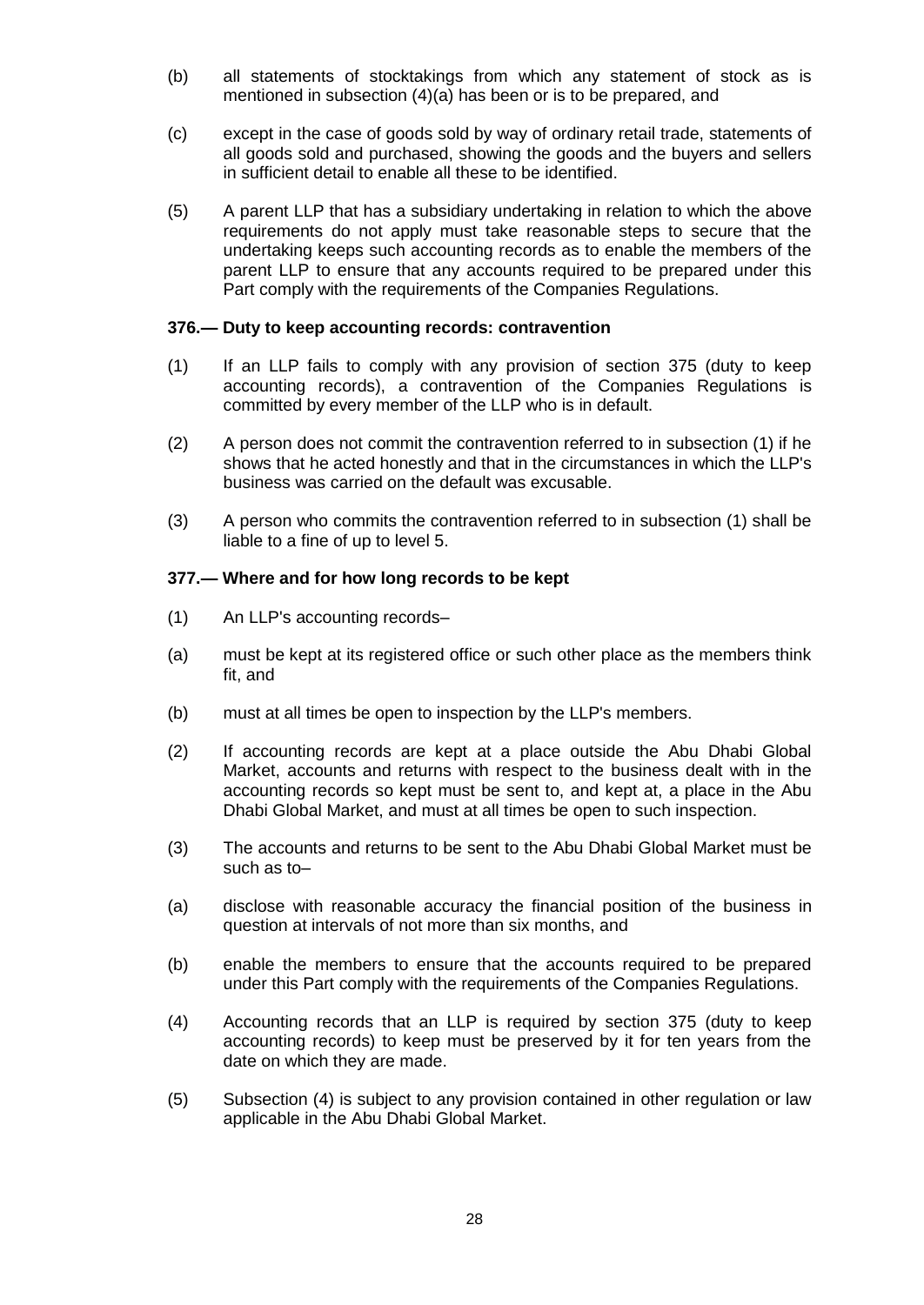(b) all statements of stocktakings from which any statement of stock as is mentioned in subsection (4)(a) has been or is to be prepared, and

(c) except in the case of goods sold by way of ordinary retail trade, statements of all goods sold and purchased, showing the goods and the buyers and sellers in sufficient detail to enable all these to be identified.

(5) A parent LLP that has a subsidiary undertaking in relation to which the above requirements do not apply must take reasonable steps to secure that the undertaking keeps such accounting records as to enable the members of the parent LLP to ensure that any accounts required to be prepared under this Part comply with the requirements of the Companies Regulations.

### 376.— Duty to keep accounting records: contravention

(1) If an LLP fails to comply with any provision of section 375 (duty to keep accounting records), a contravention of the Companies Regulations is committed by every member of the LLP who is in default.

(2) A person does not commit the contravention referred to in subsection (1) if he shows that he acted honestly and that in the circumstances in which the LLP's business was carried on the default was excusable.

(3) A person who commits the contravention referred to in subsection (1) shall be liable to a fine of up to level 5.

### 377.— Where and for how long records to be kept

(1) An LLP's accounting records–

(a) must be kept at its registered office or such other place as the members think fit, and

(b) must at all times be open to inspection by the LLP's members.

(2) If accounting records are kept at a place outside the Abu Dhabi Global Market, accounts and returns with respect to the business dealt with in the accounting records so kept must be sent to, and kept at, a place in the Abu Dhabi Global Market, and must at all times be open to such inspection.

(3) The accounts and returns to be sent to the Abu Dhabi Global Market must be such as to–

(a) disclose with reasonable accuracy the financial position of the business in question at intervals of not more than six months, and

(b) enable the members to ensure that the accounts required to be prepared under this Part comply with the requirements of the Companies Regulations.

(4) Accounting records that an LLP is required by section 375 (duty to keep accounting records) to keep must be preserved by it for ten years from the date on which they are made.

(5) Subsection (4) is subject to any provision contained in other regulation or law applicable in the Abu Dhabi Global Market.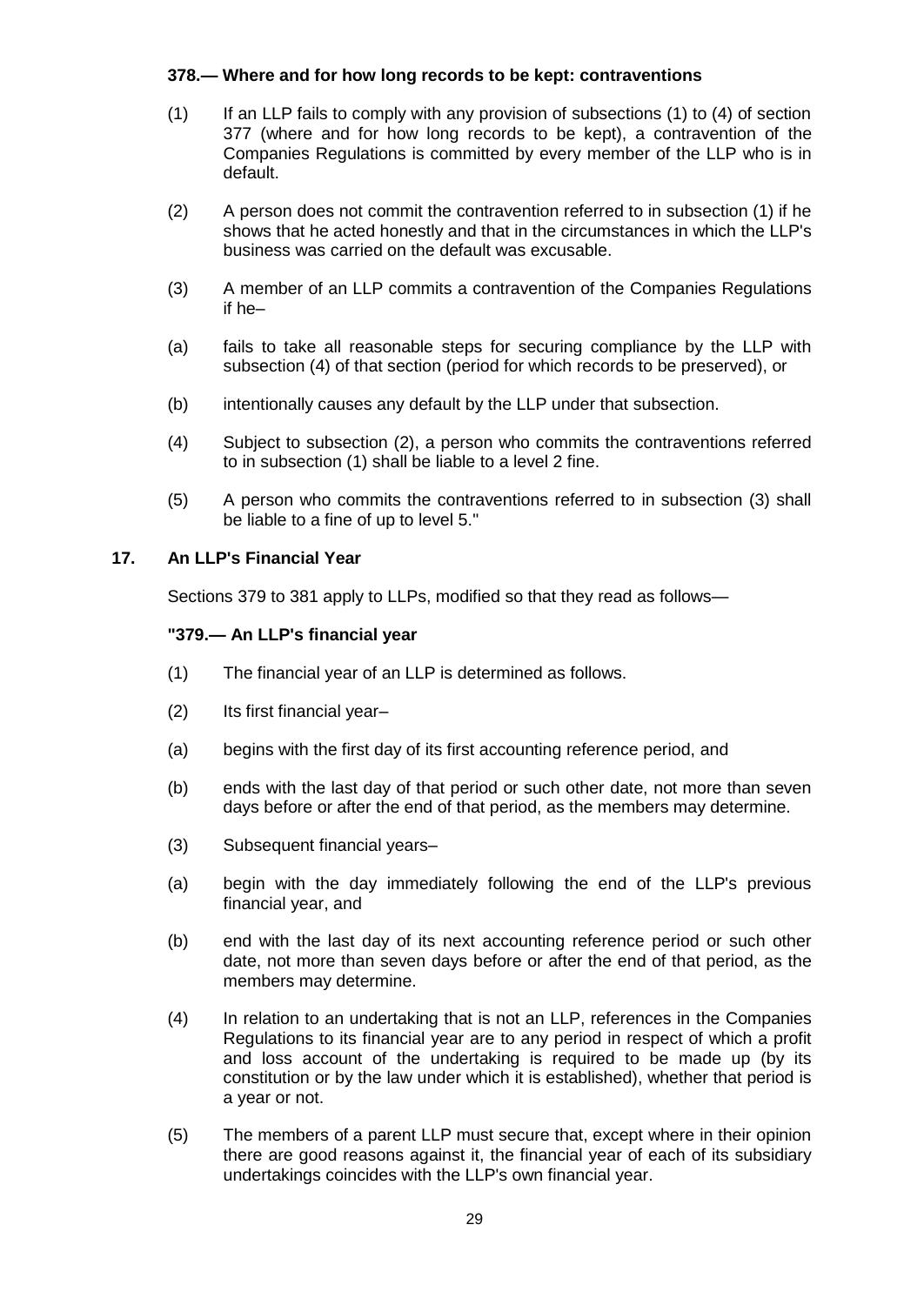**378.— Where and for how long records to be kept: contraventions**

(1) If an LLP fails to comply with any provision of subsections (1) to (4) of section 377 (where and for how long records to be kept), a contravention of the Companies Regulations is committed by every member of the LLP who is in default.

(2) A person does not commit the contravention referred to in subsection (1) if he shows that he acted honestly and that in the circumstances in which the LLP's business was carried on the default was excusable.

(3) A member of an LLP commits a contravention of the Companies Regulations if he–

(a) fails to take all reasonable steps for securing compliance by the LLP with subsection (4) of that section (period for which records to be preserved), or

(b) intentionally causes any default by the LLP under that subsection.

(4) Subject to subsection (2), a person who commits the contraventions referred to in subsection (1) shall be liable to a level 2 fine.

(5) A person who commits the contraventions referred to in subsection (3) shall be liable to a fine of up to level 5."

## 17. An LLP's Financial Year

Sections 379 to 381 apply to LLPs, modified so that they read as follows—

**"379.— An LLP's financial year**

(1) The financial year of an LLP is determined as follows.

(2) Its first financial year–

(a) begins with the first day of its first accounting reference period, and

(b) ends with the last day of that period or such other date, not more than seven days before or after the end of that period, as the members may determine.

(3) Subsequent financial years–

(a) begin with the day immediately following the end of the LLP's previous financial year, and

(b) end with the last day of its next accounting reference period or such other date, not more than seven days before or after the end of that period, as the members may determine.

(4) In relation to an undertaking that is not an LLP, references in the Companies Regulations to its financial year are to any period in respect of which a profit and loss account of the undertaking is required to be made up (by its constitution or by the law under which it is established), whether that period is a year or not.

(5) The members of a parent LLP must secure that, except where in their opinion there are good reasons against it, the financial year of each of its subsidiary undertakings coincides with the LLP's own financial year.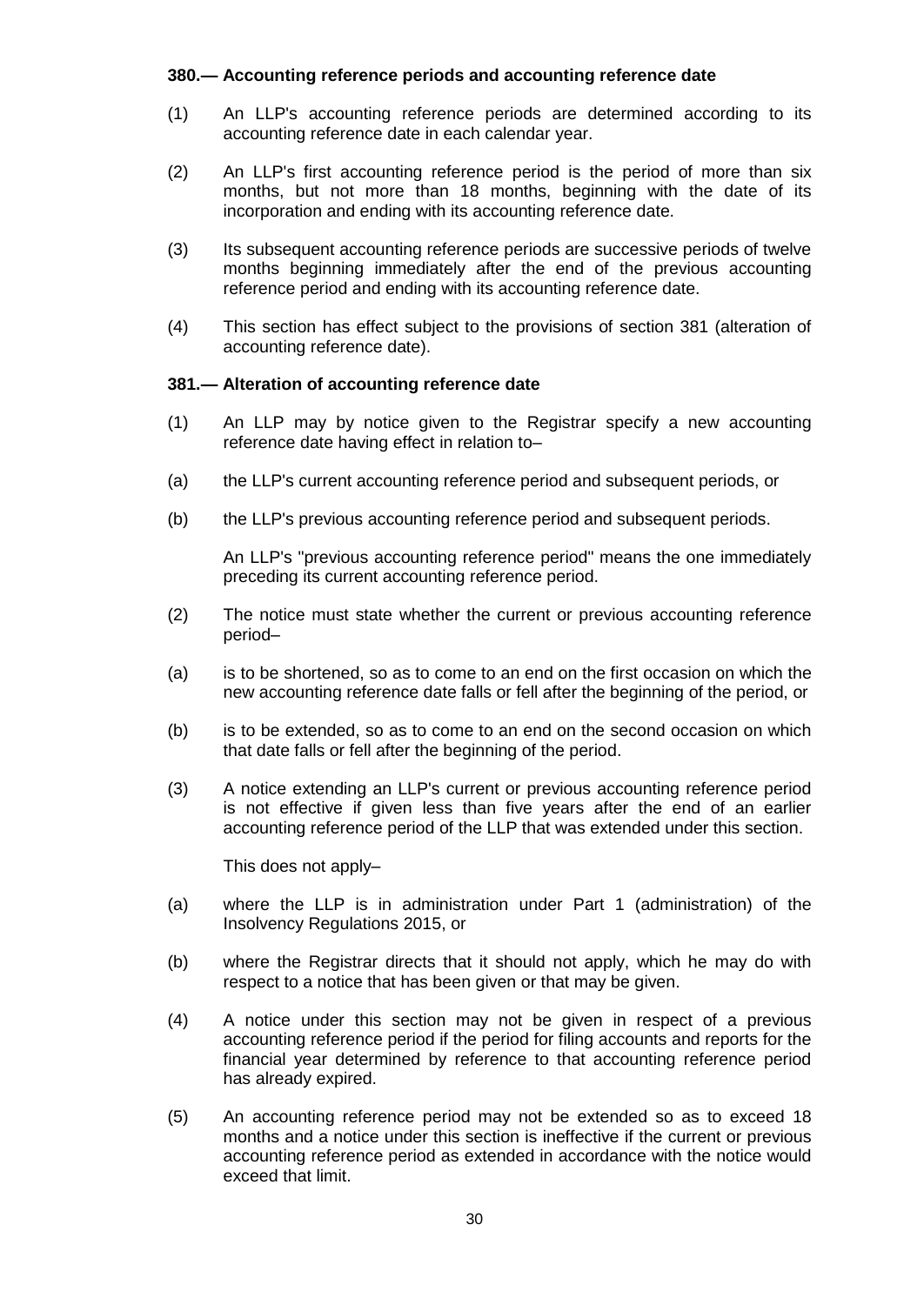**380.— Accounting reference periods and accounting reference date**

(1) An LLP's accounting reference periods are determined according to its accounting reference date in each calendar year.

(2) An LLP's first accounting reference period is the period of more than six months, but not more than 18 months, beginning with the date of its incorporation and ending with its accounting reference date.

(3) Its subsequent accounting reference periods are successive periods of twelve months beginning immediately after the end of the previous accounting reference period and ending with its accounting reference date.

(4) This section has effect subject to the provisions of section 381 (alteration of accounting reference date).

**381.— Alteration of accounting reference date**

(1) An LLP may by notice given to the Registrar specify a new accounting reference date having effect in relation to–

(a) the LLP's current accounting reference period and subsequent periods, or

(b) the LLP's previous accounting reference period and subsequent periods.

An LLP's "previous accounting reference period" means the one immediately preceding its current accounting reference period.

(2) The notice must state whether the current or previous accounting reference period–

(a) is to be shortened, so as to come to an end on the first occasion on which the new accounting reference date falls or fell after the beginning of the period, or

(b) is to be extended, so as to come to an end on the second occasion on which that date falls or fell after the beginning of the period.

(3) A notice extending an LLP's current or previous accounting reference period is not effective if given less than five years after the end of an earlier accounting reference period of the LLP that was extended under this section.

This does not apply–

(a) where the LLP is in administration under Part 1 (administration) of the Insolvency Regulations 2015, or

(b) where the Registrar directs that it should not apply, which he may do with respect to a notice that has been given or that may be given.

(4) A notice under this section may not be given in respect of a previous accounting reference period if the period for filing accounts and reports for the financial year determined by reference to that accounting reference period has already expired.

(5) An accounting reference period may not be extended so as to exceed 18 months and a notice under this section is ineffective if the current or previous accounting reference period as extended in accordance with the notice would exceed that limit.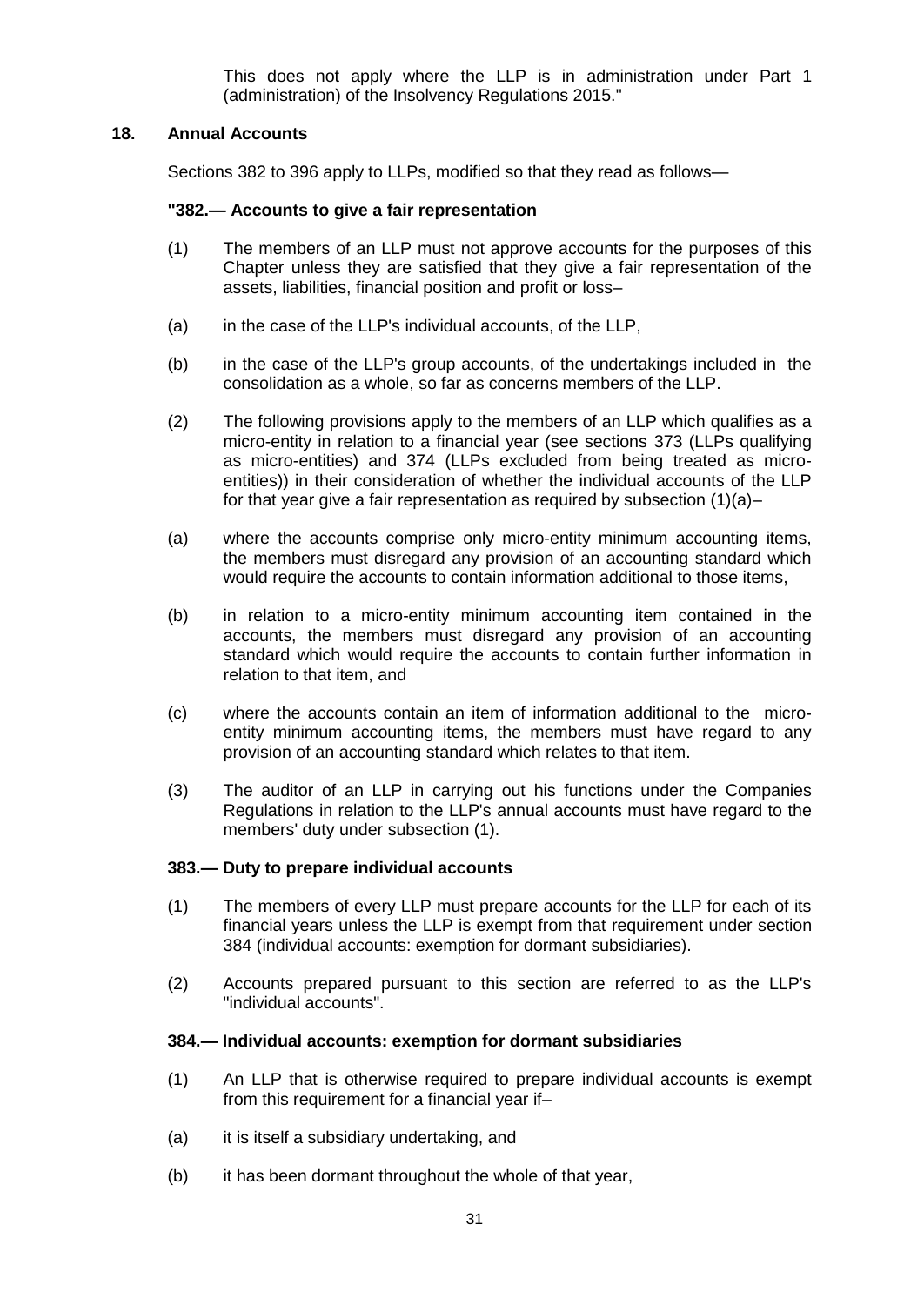This does not apply where the LLP is in administration under Part 1 (administration) of the Insolvency Regulations 2015."

## 18. Annual Accounts

Sections 382 to 396 apply to LLPs, modified so that they read as follows—

**"382.— Accounts to give a fair representation**

(1) The members of an LLP must not approve accounts for the purposes of this Chapter unless they are satisfied that they give a fair representation of the assets, liabilities, financial position and profit or loss–

(a) in the case of the LLP's individual accounts, of the LLP,

(b) in the case of the LLP's group accounts, of the undertakings included in the consolidation as a whole, so far as concerns members of the LLP.

(2) The following provisions apply to the members of an LLP which qualifies as a micro-entity in relation to a financial year (see sections 373 (LLPs qualifying as micro-entities) and 374 (LLPs excluded from being treated as micro-entities)) in their consideration of whether the individual accounts of the LLP for that year give a fair representation as required by subsection (1)(a)–

(a) where the accounts comprise only micro-entity minimum accounting items, the members must disregard any provision of an accounting standard which would require the accounts to contain information additional to those items,

(b) in relation to a micro-entity minimum accounting item contained in the accounts, the members must disregard any provision of an accounting standard which would require the accounts to contain further information in relation to that item, and

(c) where the accounts contain an item of information additional to the micro-entity minimum accounting items, the members must have regard to any provision of an accounting standard which relates to that item.

(3) The auditor of an LLP in carrying out his functions under the Companies Regulations in relation to the LLP's annual accounts must have regard to the members' duty under subsection (1).

**383.— Duty to prepare individual accounts**

(1) The members of every LLP must prepare accounts for the LLP for each of its financial years unless the LLP is exempt from that requirement under section 384 (individual accounts: exemption for dormant subsidiaries).

(2) Accounts prepared pursuant to this section are referred to as the LLP's "individual accounts".

**384.— Individual accounts: exemption for dormant subsidiaries**

(1) An LLP that is otherwise required to prepare individual accounts is exempt from this requirement for a financial year if–

(a) it is itself a subsidiary undertaking, and

(b) it has been dormant throughout the whole of that year,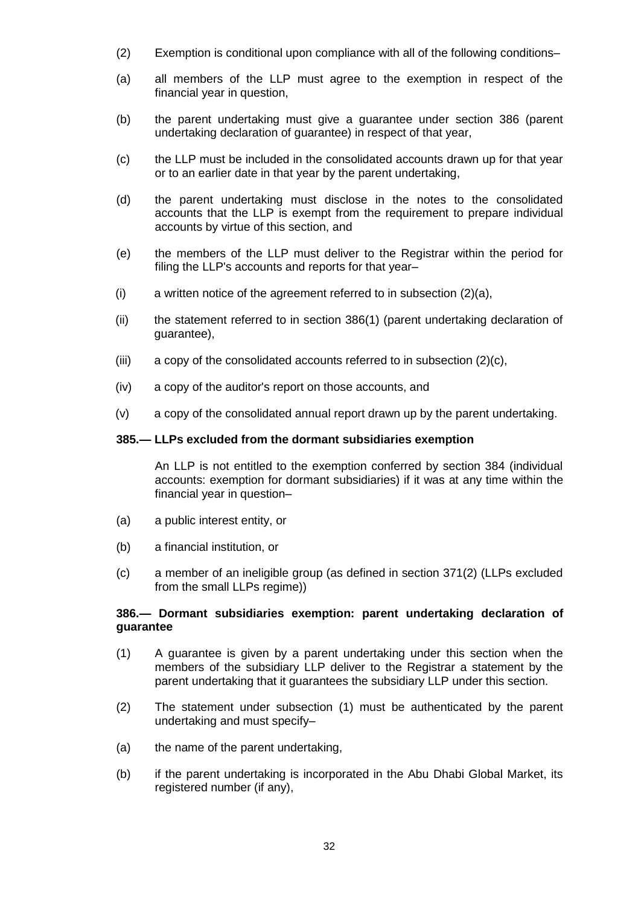(2) Exemption is conditional upon compliance with all of the following conditions–

(a) all members of the LLP must agree to the exemption in respect of the financial year in question,

(b) the parent undertaking must give a guarantee under section 386 (parent undertaking declaration of guarantee) in respect of that year,

(c) the LLP must be included in the consolidated accounts drawn up for that year or to an earlier date in that year by the parent undertaking,

(d) the parent undertaking must disclose in the notes to the consolidated accounts that the LLP is exempt from the requirement to prepare individual accounts by virtue of this section, and

(e) the members of the LLP must deliver to the Registrar within the period for filing the LLP's accounts and reports for that year–

(i) a written notice of the agreement referred to in subsection (2)(a),

(ii) the statement referred to in section 386(1) (parent undertaking declaration of guarantee),

(iii) a copy of the consolidated accounts referred to in subsection (2)(c),

(iv) a copy of the auditor's report on those accounts, and

(v) a copy of the consolidated annual report drawn up by the parent undertaking.

**385.— LLPs excluded from the dormant subsidiaries exemption**

An LLP is not entitled to the exemption conferred by section 384 (individual accounts: exemption for dormant subsidiaries) if it was at any time within the financial year in question–

(a) a public interest entity, or

(b) a financial institution, or

(c) a member of an ineligible group (as defined in section 371(2) (LLPs excluded from the small LLPs regime))

**386.— Dormant subsidiaries exemption: parent undertaking declaration of guarantee**

(1) A guarantee is given by a parent undertaking under this section when the members of the subsidiary LLP deliver to the Registrar a statement by the parent undertaking that it guarantees the subsidiary LLP under this section.

(2) The statement under subsection (1) must be authenticated by the parent undertaking and must specify–

(a) the name of the parent undertaking,

(b) if the parent undertaking is incorporated in the Abu Dhabi Global Market, its registered number (if any),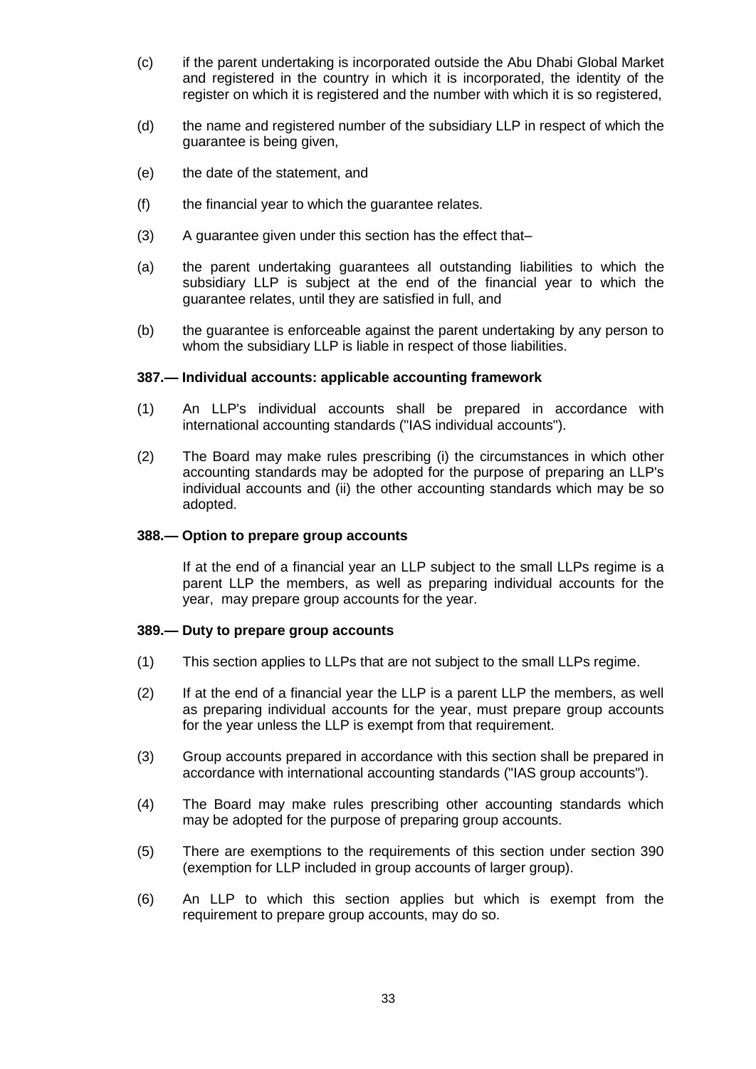(c) if the parent undertaking is incorporated outside the Abu Dhabi Global Market and registered in the country in which it is incorporated, the identity of the register on which it is registered and the number with which it is so registered,

(d) the name and registered number of the subsidiary LLP in respect of which the guarantee is being given,

(e) the date of the statement, and

(f) the financial year to which the guarantee relates.

(3) A guarantee given under this section has the effect that–

(a) the parent undertaking guarantees all outstanding liabilities to which the subsidiary LLP is subject at the end of the financial year to which the guarantee relates, until they are satisfied in full, and

(b) the guarantee is enforceable against the parent undertaking by any person to whom the subsidiary LLP is liable in respect of those liabilities.

**387.— Individual accounts: applicable accounting framework**

(1) An LLP's individual accounts shall be prepared in accordance with international accounting standards ("IAS individual accounts").

(2) The Board may make rules prescribing (i) the circumstances in which other accounting standards may be adopted for the purpose of preparing an LLP's individual accounts and (ii) the other accounting standards which may be so adopted.

**388.— Option to prepare group accounts**

If at the end of a financial year an LLP subject to the small LLPs regime is a parent LLP the members, as well as preparing individual accounts for the year, may prepare group accounts for the year.

**389.— Duty to prepare group accounts**

(1) This section applies to LLPs that are not subject to the small LLPs regime.

(2) If at the end of a financial year the LLP is a parent LLP the members, as well as preparing individual accounts for the year, must prepare group accounts for the year unless the LLP is exempt from that requirement.

(3) Group accounts prepared in accordance with this section shall be prepared in accordance with international accounting standards ("IAS group accounts").

(4) The Board may make rules prescribing other accounting standards which may be adopted for the purpose of preparing group accounts.

(5) There are exemptions to the requirements of this section under section 390 (exemption for LLP included in group accounts of larger group).

(6) An LLP to which this section applies but which is exempt from the requirement to prepare group accounts, may do so.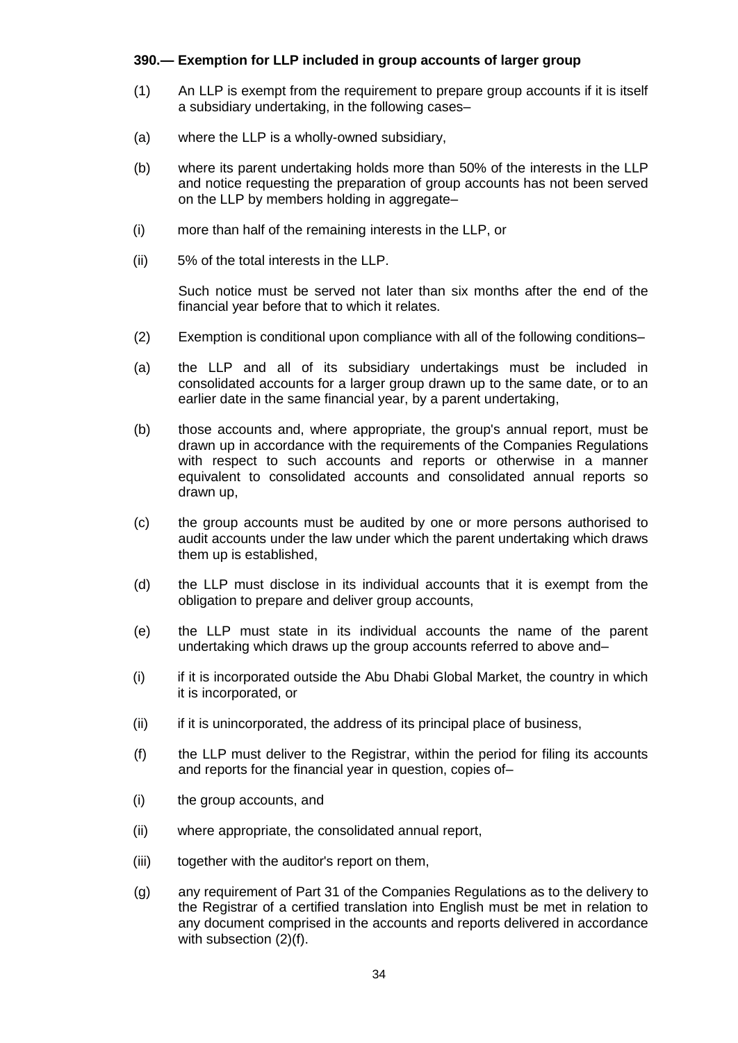**390.— Exemption for LLP included in group accounts of larger group**

(1) An LLP is exempt from the requirement to prepare group accounts if it is itself a subsidiary undertaking, in the following cases–

(a) where the LLP is a wholly-owned subsidiary,

(b) where its parent undertaking holds more than 50% of the interests in the LLP and notice requesting the preparation of group accounts has not been served on the LLP by members holding in aggregate–

(i) more than half of the remaining interests in the LLP, or

(ii) 5% of the total interests in the LLP.

Such notice must be served not later than six months after the end of the financial year before that to which it relates.

(2) Exemption is conditional upon compliance with all of the following conditions–

(a) the LLP and all of its subsidiary undertakings must be included in consolidated accounts for a larger group drawn up to the same date, or to an earlier date in the same financial year, by a parent undertaking,

(b) those accounts and, where appropriate, the group's annual report, must be drawn up in accordance with the requirements of the Companies Regulations with respect to such accounts and reports or otherwise in a manner equivalent to consolidated accounts and consolidated annual reports so drawn up,

(c) the group accounts must be audited by one or more persons authorised to audit accounts under the law under which the parent undertaking which draws them up is established,

(d) the LLP must disclose in its individual accounts that it is exempt from the obligation to prepare and deliver group accounts,

(e) the LLP must state in its individual accounts the name of the parent undertaking which draws up the group accounts referred to above and–

(i) if it is incorporated outside the Abu Dhabi Global Market, the country in which it is incorporated, or

(ii) if it is unincorporated, the address of its principal place of business,

(f) the LLP must deliver to the Registrar, within the period for filing its accounts and reports for the financial year in question, copies of–

(i) the group accounts, and

(ii) where appropriate, the consolidated annual report,

(iii) together with the auditor's report on them,

(g) any requirement of Part 31 of the Companies Regulations as to the delivery to the Registrar of a certified translation into English must be met in relation to any document comprised in the accounts and reports delivered in accordance with subsection (2)(f).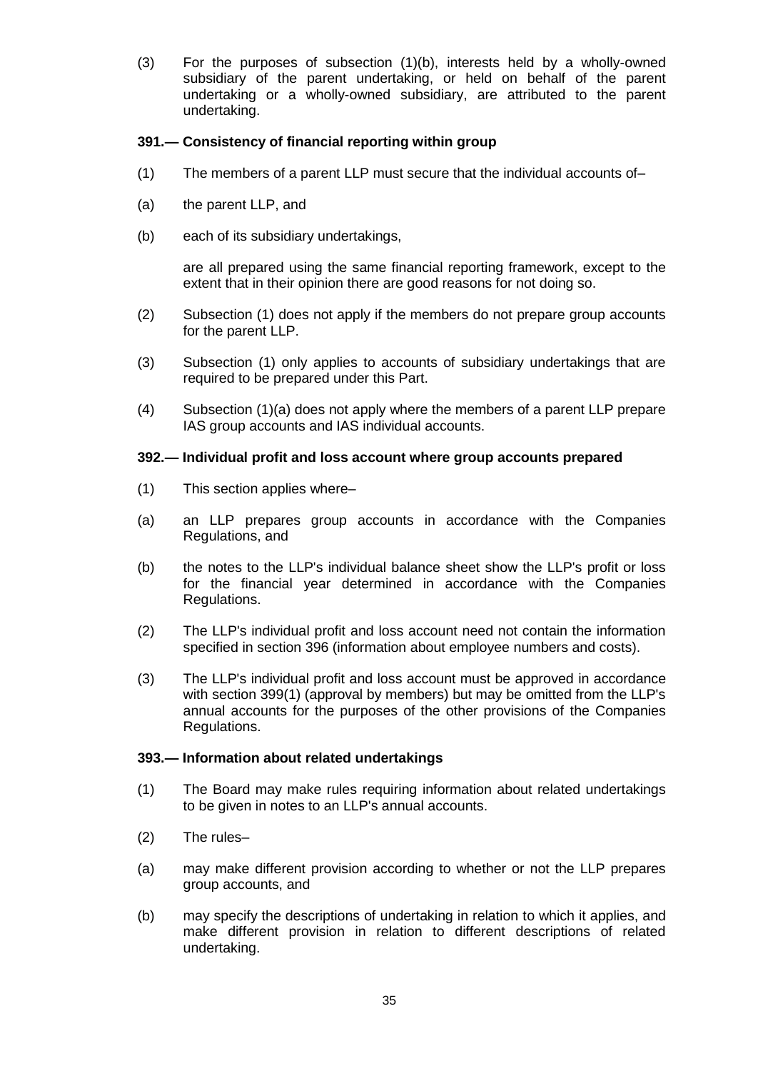(3) For the purposes of subsection (1)(b), interests held by a wholly-owned subsidiary of the parent undertaking, or held on behalf of the parent undertaking or a wholly-owned subsidiary, are attributed to the parent undertaking.

**391.— Consistency of financial reporting within group**

(1) The members of a parent LLP must secure that the individual accounts of–

(a) the parent LLP, and

(b) each of its subsidiary undertakings,

are all prepared using the same financial reporting framework, except to the extent that in their opinion there are good reasons for not doing so.

(2) Subsection (1) does not apply if the members do not prepare group accounts for the parent LLP.

(3) Subsection (1) only applies to accounts of subsidiary undertakings that are required to be prepared under this Part.

(4) Subsection (1)(a) does not apply where the members of a parent LLP prepare IAS group accounts and IAS individual accounts.

**392.— Individual profit and loss account where group accounts prepared**

(1) This section applies where–

(a) an LLP prepares group accounts in accordance with the Companies Regulations, and

(b) the notes to the LLP's individual balance sheet show the LLP's profit or loss for the financial year determined in accordance with the Companies Regulations.

(2) The LLP's individual profit and loss account need not contain the information specified in section 396 (information about employee numbers and costs).

(3) The LLP's individual profit and loss account must be approved in accordance with section 399(1) (approval by members) but may be omitted from the LLP's annual accounts for the purposes of the other provisions of the Companies Regulations.

**393.— Information about related undertakings**

(1) The Board may make rules requiring information about related undertakings to be given in notes to an LLP's annual accounts.

(2) The rules–

(a) may make different provision according to whether or not the LLP prepares group accounts, and

(b) may specify the descriptions of undertaking in relation to which it applies, and make different provision in relation to different descriptions of related undertaking.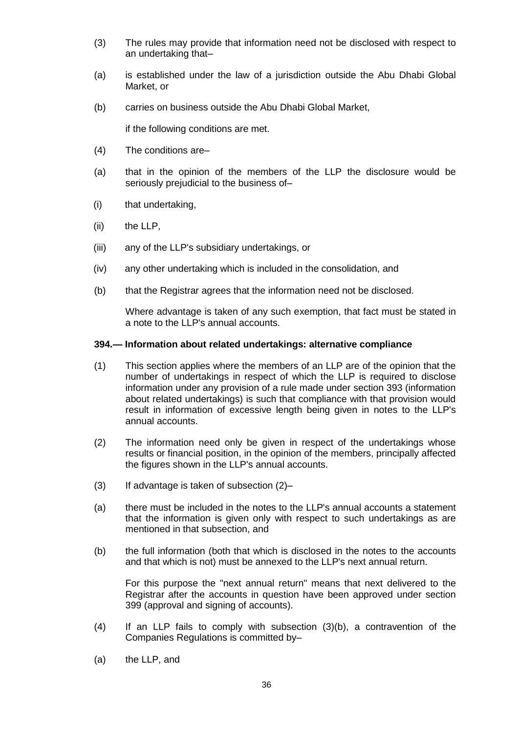(3) The rules may provide that information need not be disclosed with respect to an undertaking that–

(a) is established under the law of a jurisdiction outside the Abu Dhabi Global Market, or

(b) carries on business outside the Abu Dhabi Global Market,

if the following conditions are met.

(4) The conditions are–

(a) that in the opinion of the members of the LLP the disclosure would be seriously prejudicial to the business of–

(i) that undertaking,

(ii) the LLP,

(iii) any of the LLP's subsidiary undertakings, or

(iv) any other undertaking which is included in the consolidation, and

(b) that the Registrar agrees that the information need not be disclosed.

Where advantage is taken of any such exemption, that fact must be stated in a note to the LLP's annual accounts.

**394.— Information about related undertakings: alternative compliance**

(1) This section applies where the members of an LLP are of the opinion that the number of undertakings in respect of which the LLP is required to disclose information under any provision of a rule made under section 393 (information about related undertakings) is such that compliance with that provision would result in information of excessive length being given in notes to the LLP's annual accounts.

(2) The information need only be given in respect of the undertakings whose results or financial position, in the opinion of the members, principally affected the figures shown in the LLP's annual accounts.

(3) If advantage is taken of subsection (2)–

(a) there must be included in the notes to the LLP's annual accounts a statement that the information is given only with respect to such undertakings as are mentioned in that subsection, and

(b) the full information (both that which is disclosed in the notes to the accounts and that which is not) must be annexed to the LLP's next annual return.

For this purpose the "next annual return" means that next delivered to the Registrar after the accounts in question have been approved under section 399 (approval and signing of accounts).

(4) If an LLP fails to comply with subsection (3)(b), a contravention of the Companies Regulations is committed by–

(a) the LLP, and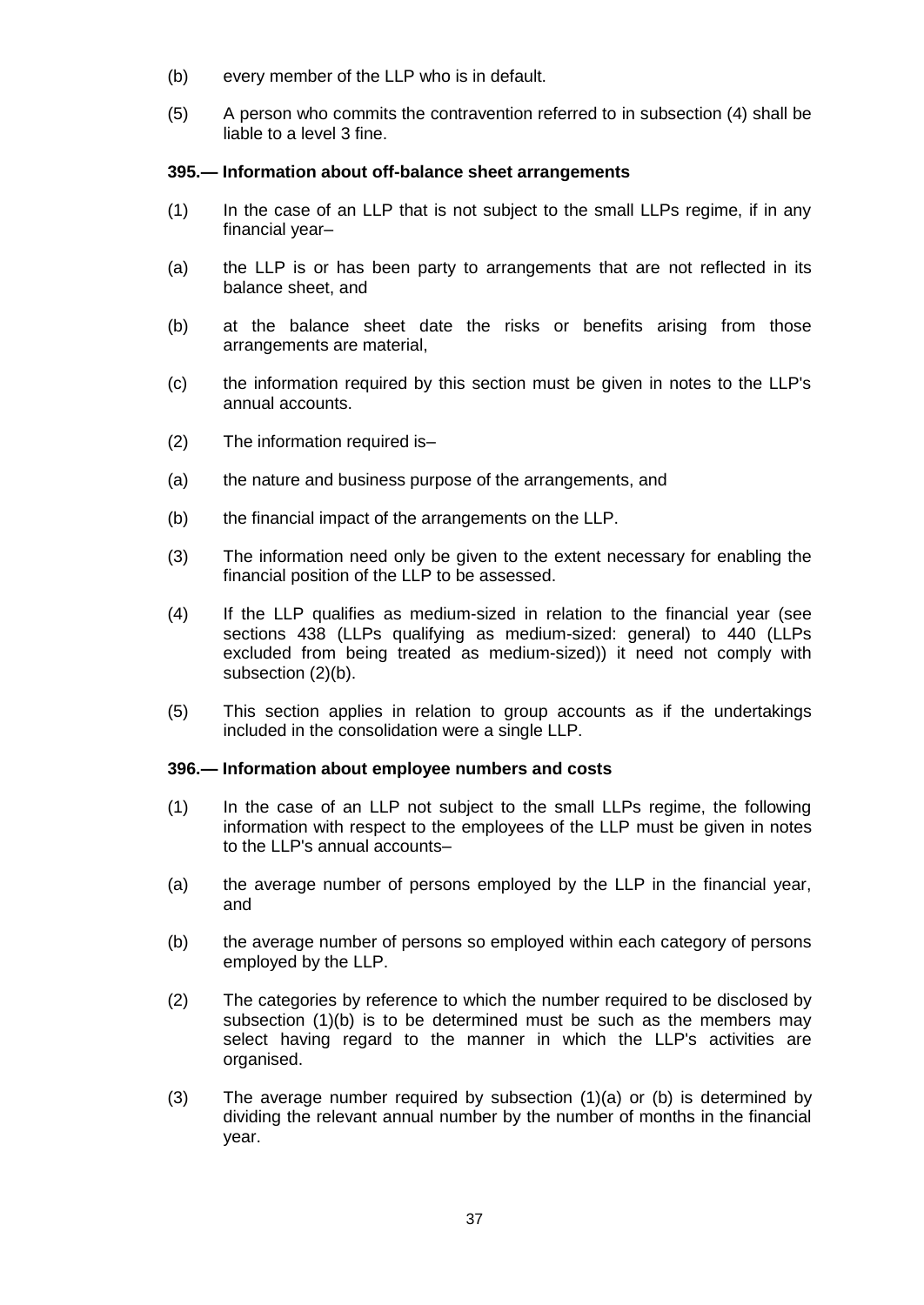(b) every member of the LLP who is in default.

(5) A person who commits the contravention referred to in subsection (4) shall be liable to a level 3 fine.

**395.— Information about off-balance sheet arrangements**

(1) In the case of an LLP that is not subject to the small LLPs regime, if in any financial year–

(a) the LLP is or has been party to arrangements that are not reflected in its balance sheet, and

(b) at the balance sheet date the risks or benefits arising from those arrangements are material,

(c) the information required by this section must be given in notes to the LLP's annual accounts.

(2) The information required is–

(a) the nature and business purpose of the arrangements, and

(b) the financial impact of the arrangements on the LLP.

(3) The information need only be given to the extent necessary for enabling the financial position of the LLP to be assessed.

(4) If the LLP qualifies as medium-sized in relation to the financial year (see sections 438 (LLPs qualifying as medium-sized: general) to 440 (LLPs excluded from being treated as medium-sized)) it need not comply with subsection (2)(b).

(5) This section applies in relation to group accounts as if the undertakings included in the consolidation were a single LLP.

**396.— Information about employee numbers and costs**

(1) In the case of an LLP not subject to the small LLPs regime, the following information with respect to the employees of the LLP must be given in notes to the LLP's annual accounts–

(a) the average number of persons employed by the LLP in the financial year, and

(b) the average number of persons so employed within each category of persons employed by the LLP.

(2) The categories by reference to which the number required to be disclosed by subsection (1)(b) is to be determined must be such as the members may select having regard to the manner in which the LLP's activities are organised.

(3) The average number required by subsection (1)(a) or (b) is determined by dividing the relevant annual number by the number of months in the financial year.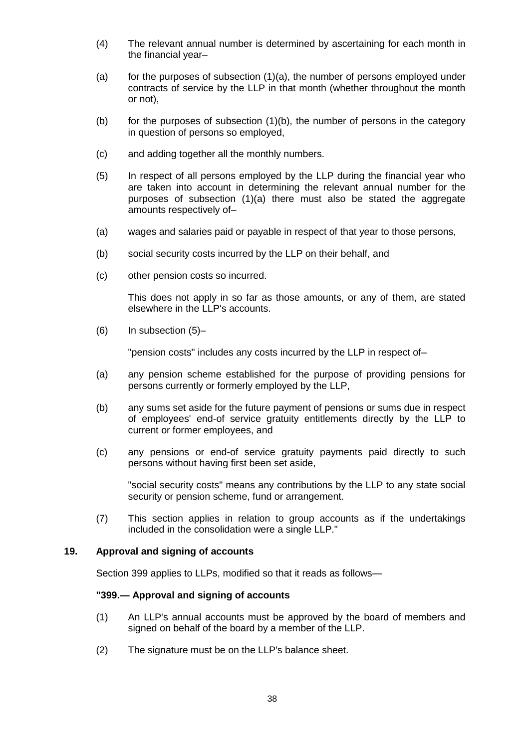(4) The relevant annual number is determined by ascertaining for each month in the financial year–

(a) for the purposes of subsection (1)(a), the number of persons employed under contracts of service by the LLP in that month (whether throughout the month or not),

(b) for the purposes of subsection (1)(b), the number of persons in the category in question of persons so employed,

(c) and adding together all the monthly numbers.

(5) In respect of all persons employed by the LLP during the financial year who are taken into account in determining the relevant annual number for the purposes of subsection (1)(a) there must also be stated the aggregate amounts respectively of–

(a) wages and salaries paid or payable in respect of that year to those persons,

(b) social security costs incurred by the LLP on their behalf, and

(c) other pension costs so incurred.

This does not apply in so far as those amounts, or any of them, are stated elsewhere in the LLP's accounts.

(6) In subsection (5)–

"pension costs" includes any costs incurred by the LLP in respect of–

(a) any pension scheme established for the purpose of providing pensions for persons currently or formerly employed by the LLP,

(b) any sums set aside for the future payment of pensions or sums due in respect of employees' end-of service gratuity entitlements directly by the LLP to current or former employees, and

(c) any pensions or end-of service gratuity payments paid directly to such persons without having first been set aside,

"social security costs" means any contributions by the LLP to any state social security or pension scheme, fund or arrangement.

(7) This section applies in relation to group accounts as if the undertakings included in the consolidation were a single LLP."

## 19. Approval and signing of accounts

Section 399 applies to LLPs, modified so that it reads as follows—

**"399.— Approval and signing of accounts**

(1) An LLP's annual accounts must be approved by the board of members and signed on behalf of the board by a member of the LLP.

(2) The signature must be on the LLP's balance sheet.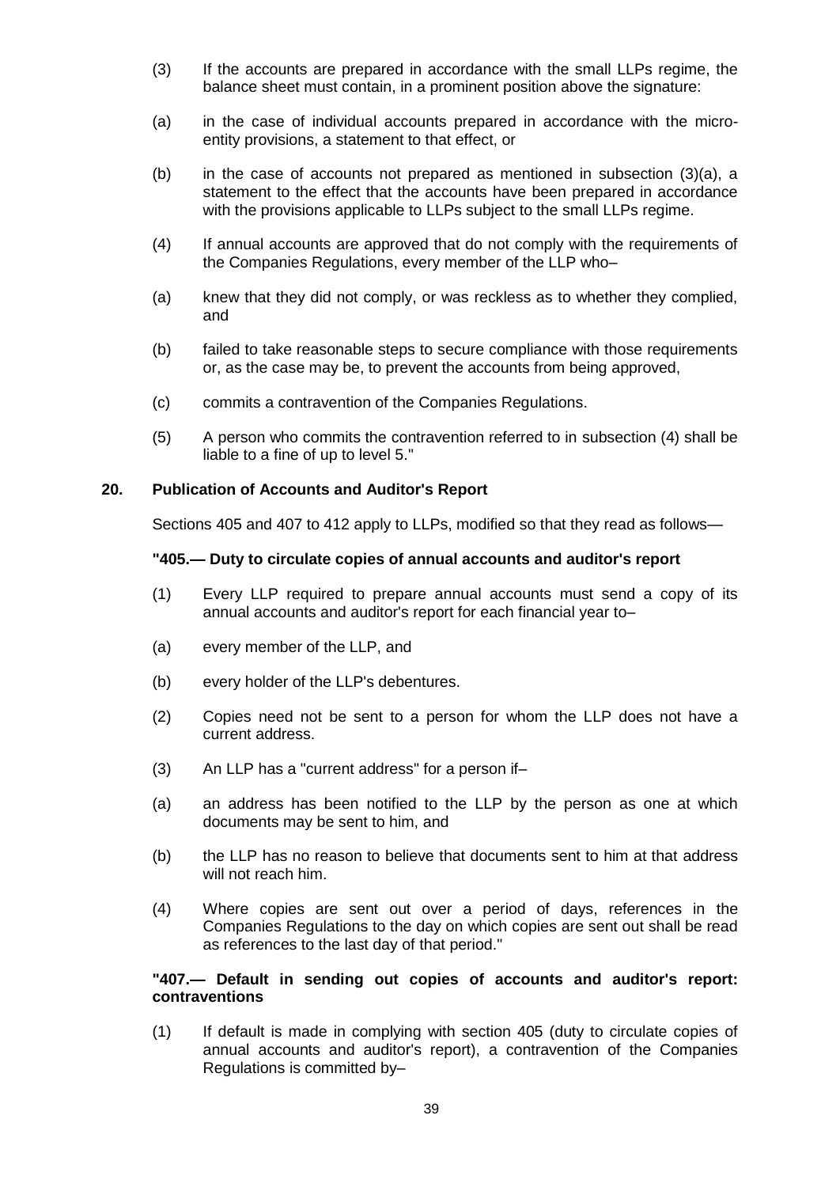(3) If the accounts are prepared in accordance with the small LLPs regime, the balance sheet must contain, in a prominent position above the signature:

(a) in the case of individual accounts prepared in accordance with the micro-entity provisions, a statement to that effect, or

(b) in the case of accounts not prepared as mentioned in subsection (3)(a), a statement to the effect that the accounts have been prepared in accordance with the provisions applicable to LLPs subject to the small LLPs regime.

(4) If annual accounts are approved that do not comply with the requirements of the Companies Regulations, every member of the LLP who–

(a) knew that they did not comply, or was reckless as to whether they complied, and

(b) failed to take reasonable steps to secure compliance with those requirements or, as the case may be, to prevent the accounts from being approved,

(c) commits a contravention of the Companies Regulations.

(5) A person who commits the contravention referred to in subsection (4) shall be liable to a fine of up to level 5."

## 20. Publication of Accounts and Auditor's Report

Sections 405 and 407 to 412 apply to LLPs, modified so that they read as follows—

**"405.— Duty to circulate copies of annual accounts and auditor's report**

(1) Every LLP required to prepare annual accounts must send a copy of its annual accounts and auditor's report for each financial year to–

(a) every member of the LLP, and

(b) every holder of the LLP's debentures.

(2) Copies need not be sent to a person for whom the LLP does not have a current address.

(3) An LLP has a "current address" for a person if–

(a) an address has been notified to the LLP by the person as one at which documents may be sent to him, and

(b) the LLP has no reason to believe that documents sent to him at that address will not reach him.

(4) Where copies are sent out over a period of days, references in the Companies Regulations to the day on which copies are sent out shall be read as references to the last day of that period."

**"407.— Default in sending out copies of accounts and auditor's report: contraventions**

(1) If default is made in complying with section 405 (duty to circulate copies of annual accounts and auditor's report), a contravention of the Companies Regulations is committed by–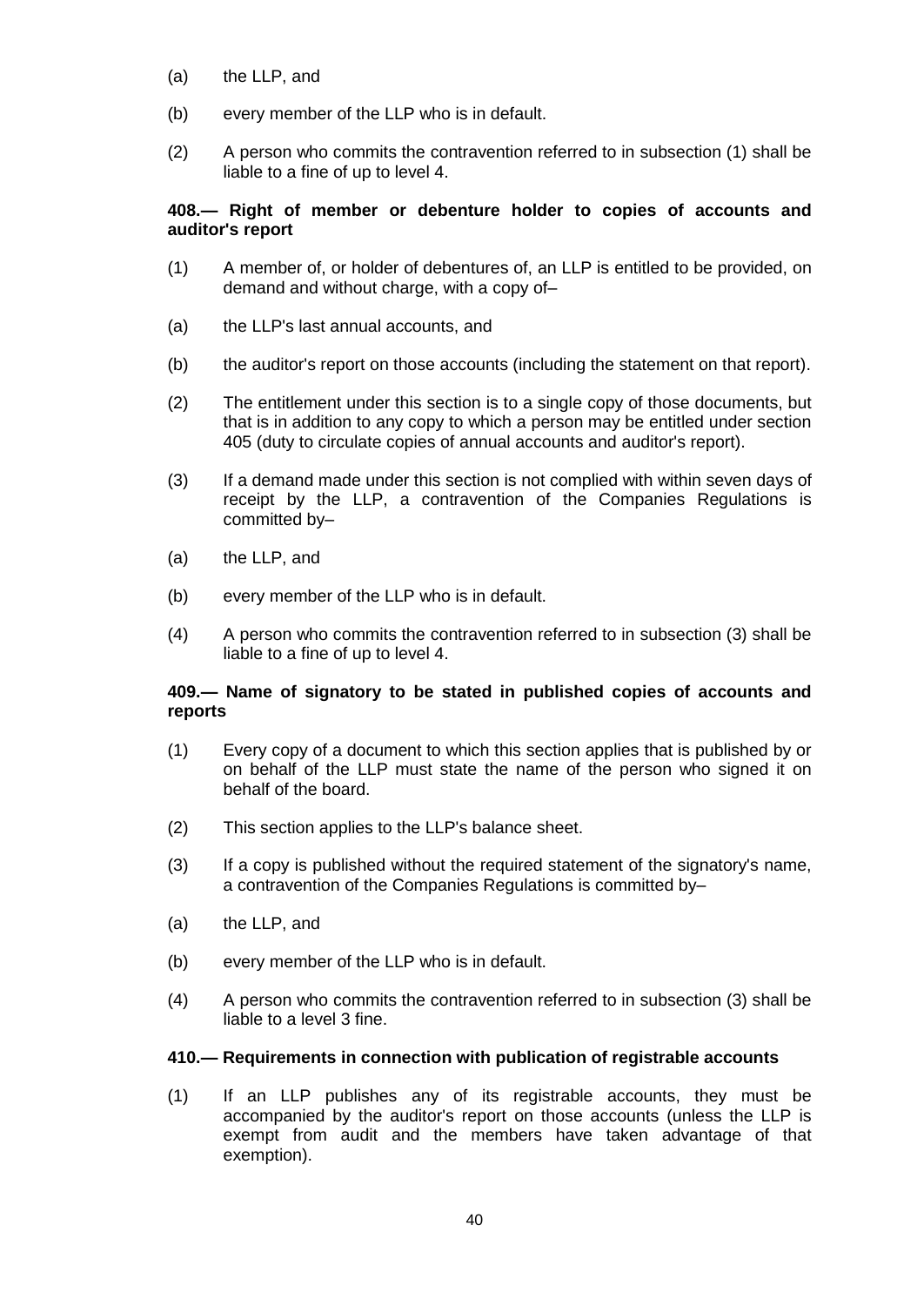(a) the LLP, and

(b) every member of the LLP who is in default.

(2) A person who commits the contravention referred to in subsection (1) shall be liable to a fine of up to level 4.

**408.— Right of member or debenture holder to copies of accounts and auditor's report**

(1) A member of, or holder of debentures of, an LLP is entitled to be provided, on demand and without charge, with a copy of–

(a) the LLP's last annual accounts, and

(b) the auditor's report on those accounts (including the statement on that report).

(2) The entitlement under this section is to a single copy of those documents, but that is in addition to any copy to which a person may be entitled under section 405 (duty to circulate copies of annual accounts and auditor's report).

(3) If a demand made under this section is not complied with within seven days of receipt by the LLP, a contravention of the Companies Regulations is committed by–

(a) the LLP, and

(b) every member of the LLP who is in default.

(4) A person who commits the contravention referred to in subsection (3) shall be liable to a fine of up to level 4.

**409.— Name of signatory to be stated in published copies of accounts and reports**

(1) Every copy of a document to which this section applies that is published by or on behalf of the LLP must state the name of the person who signed it on behalf of the board.

(2) This section applies to the LLP's balance sheet.

(3) If a copy is published without the required statement of the signatory's name, a contravention of the Companies Regulations is committed by–

(a) the LLP, and

(b) every member of the LLP who is in default.

(4) A person who commits the contravention referred to in subsection (3) shall be liable to a level 3 fine.

**410.— Requirements in connection with publication of registrable accounts**

(1) If an LLP publishes any of its registrable accounts, they must be accompanied by the auditor's report on those accounts (unless the LLP is exempt from audit and the members have taken advantage of that exemption).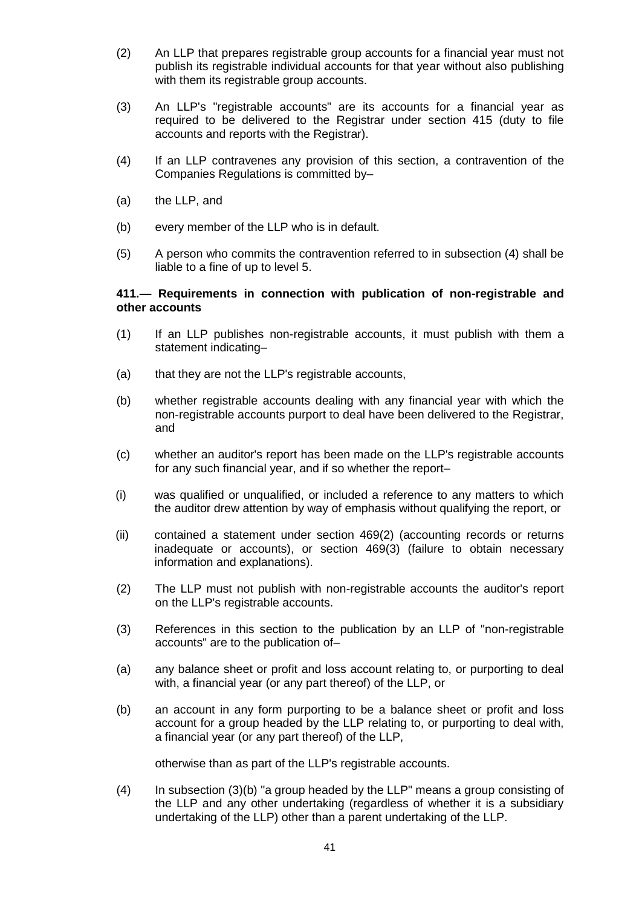(2) An LLP that prepares registrable group accounts for a financial year must not publish its registrable individual accounts for that year without also publishing with them its registrable group accounts.

(3) An LLP's "registrable accounts" are its accounts for a financial year as required to be delivered to the Registrar under section 415 (duty to file accounts and reports with the Registrar).

(4) If an LLP contravenes any provision of this section, a contravention of the Companies Regulations is committed by–

(a) the LLP, and

(b) every member of the LLP who is in default.

(5) A person who commits the contravention referred to in subsection (4) shall be liable to a fine of up to level 5.

**411.— Requirements in connection with publication of non-registrable and other accounts**

(1) If an LLP publishes non-registrable accounts, it must publish with them a statement indicating–

(a) that they are not the LLP's registrable accounts,

(b) whether registrable accounts dealing with any financial year with which the non-registrable accounts purport to deal have been delivered to the Registrar, and

(c) whether an auditor's report has been made on the LLP's registrable accounts for any such financial year, and if so whether the report–

(i) was qualified or unqualified, or included a reference to any matters to which the auditor drew attention by way of emphasis without qualifying the report, or

(ii) contained a statement under section 469(2) (accounting records or returns inadequate or accounts), or section 469(3) (failure to obtain necessary information and explanations).

(2) The LLP must not publish with non-registrable accounts the auditor's report on the LLP's registrable accounts.

(3) References in this section to the publication by an LLP of "non-registrable accounts" are to the publication of–

(a) any balance sheet or profit and loss account relating to, or purporting to deal with, a financial year (or any part thereof) of the LLP, or

(b) an account in any form purporting to be a balance sheet or profit and loss account for a group headed by the LLP relating to, or purporting to deal with, a financial year (or any part thereof) of the LLP,

otherwise than as part of the LLP's registrable accounts.

(4) In subsection (3)(b) "a group headed by the LLP" means a group consisting of the LLP and any other undertaking (regardless of whether it is a subsidiary undertaking of the LLP) other than a parent undertaking of the LLP.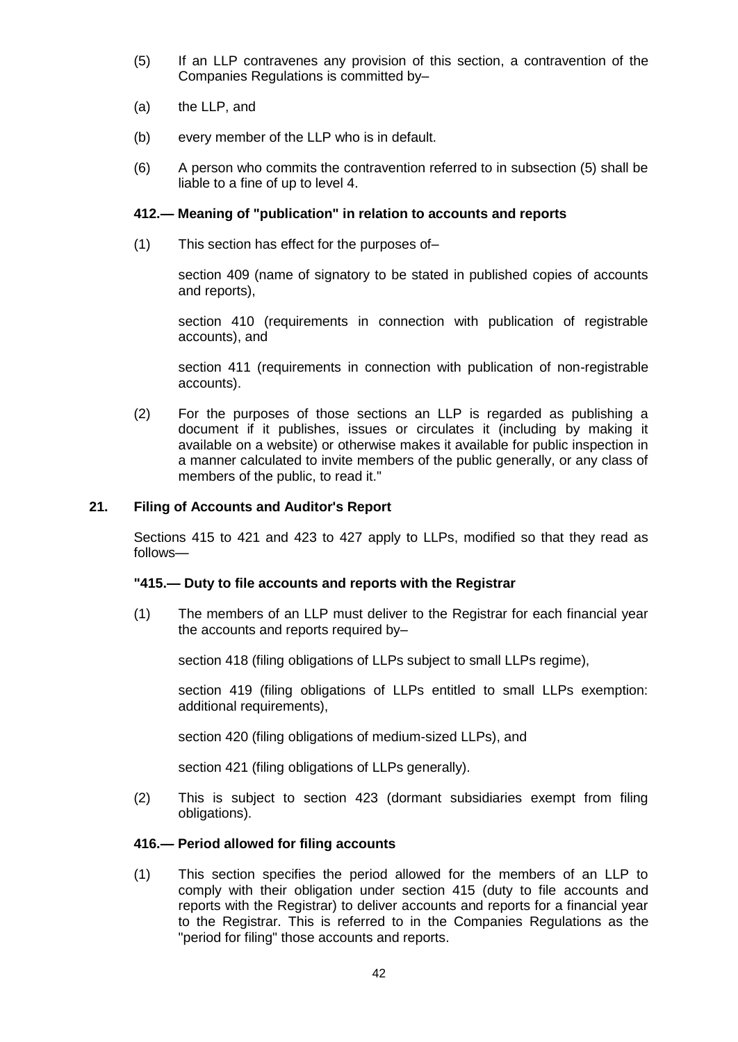(5) If an LLP contravenes any provision of this section, a contravention of the Companies Regulations is committed by–

(a) the LLP, and

(b) every member of the LLP who is in default.

(6) A person who commits the contravention referred to in subsection (5) shall be liable to a fine of up to level 4.

**412.— Meaning of "publication" in relation to accounts and reports**

(1) This section has effect for the purposes of–

section 409 (name of signatory to be stated in published copies of accounts and reports),

section 410 (requirements in connection with publication of registrable accounts), and

section 411 (requirements in connection with publication of non-registrable accounts).

(2) For the purposes of those sections an LLP is regarded as publishing a document if it publishes, issues or circulates it (including by making it available on a website) or otherwise makes it available for public inspection in a manner calculated to invite members of the public generally, or any class of members of the public, to read it."

## 21. Filing of Accounts and Auditor's Report

Sections 415 to 421 and 423 to 427 apply to LLPs, modified so that they read as follows—

**"415.— Duty to file accounts and reports with the Registrar**

(1) The members of an LLP must deliver to the Registrar for each financial year the accounts and reports required by–

section 418 (filing obligations of LLPs subject to small LLPs regime),

section 419 (filing obligations of LLPs entitled to small LLPs exemption: additional requirements),

section 420 (filing obligations of medium-sized LLPs), and

section 421 (filing obligations of LLPs generally).

(2) This is subject to section 423 (dormant subsidiaries exempt from filing obligations).

**416.— Period allowed for filing accounts**

(1) This section specifies the period allowed for the members of an LLP to comply with their obligation under section 415 (duty to file accounts and reports with the Registrar) to deliver accounts and reports for a financial year to the Registrar. This is referred to in the Companies Regulations as the "period for filing" those accounts and reports.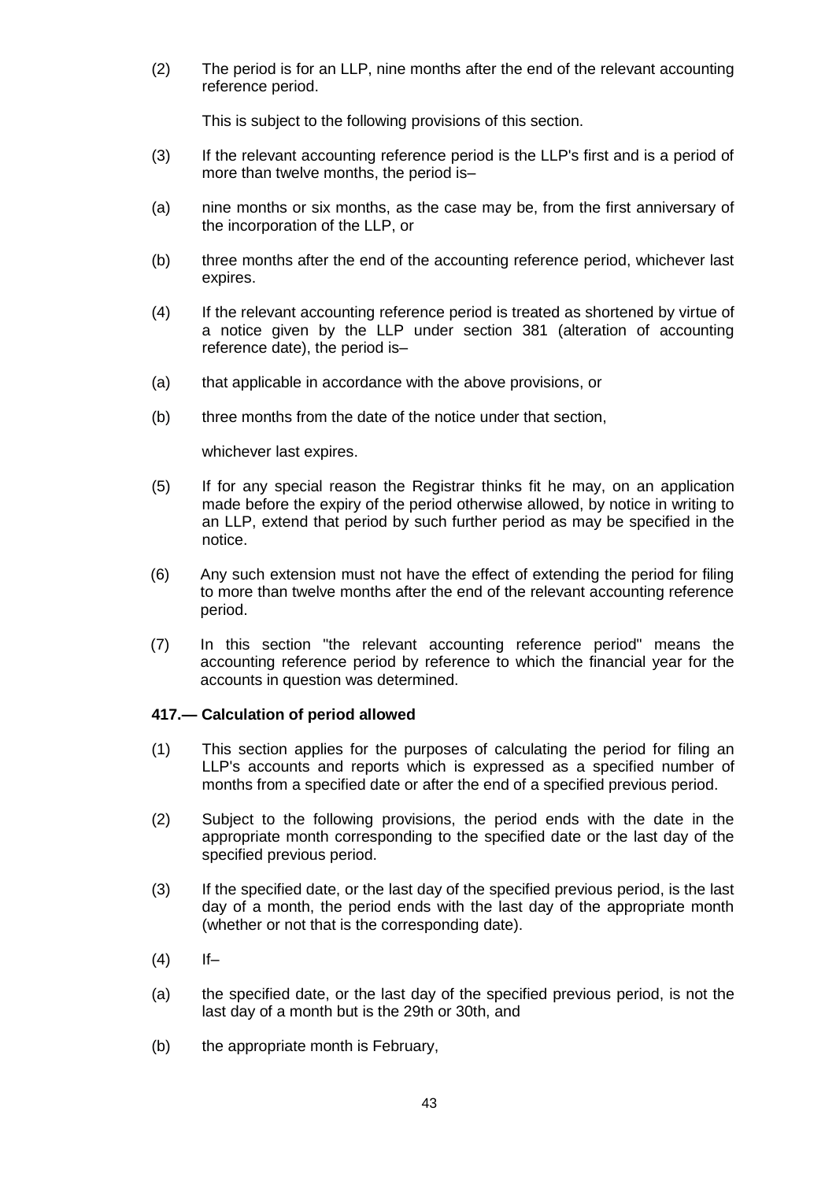(2) The period is for an LLP, nine months after the end of the relevant accounting reference period.

This is subject to the following provisions of this section.

(3) If the relevant accounting reference period is the LLP's first and is a period of more than twelve months, the period is–

(a) nine months or six months, as the case may be, from the first anniversary of the incorporation of the LLP, or

(b) three months after the end of the accounting reference period, whichever last expires.

(4) If the relevant accounting reference period is treated as shortened by virtue of a notice given by the LLP under section 381 (alteration of accounting reference date), the period is–

(a) that applicable in accordance with the above provisions, or

(b) three months from the date of the notice under that section,

whichever last expires.

(5) If for any special reason the Registrar thinks fit he may, on an application made before the expiry of the period otherwise allowed, by notice in writing to an LLP, extend that period by such further period as may be specified in the notice.

(6) Any such extension must not have the effect of extending the period for filing to more than twelve months after the end of the relevant accounting reference period.

(7) In this section "the relevant accounting reference period" means the accounting reference period by reference to which the financial year for the accounts in question was determined.

**417.— Calculation of period allowed**

(1) This section applies for the purposes of calculating the period for filing an LLP's accounts and reports which is expressed as a specified number of months from a specified date or after the end of a specified previous period.

(2) Subject to the following provisions, the period ends with the date in the appropriate month corresponding to the specified date or the last day of the specified previous period.

(3) If the specified date, or the last day of the specified previous period, is the last day of a month, the period ends with the last day of the appropriate month (whether or not that is the corresponding date).

(4) If–

(a) the specified date, or the last day of the specified previous period, is not the last day of a month but is the 29th or 30th, and

(b) the appropriate month is February,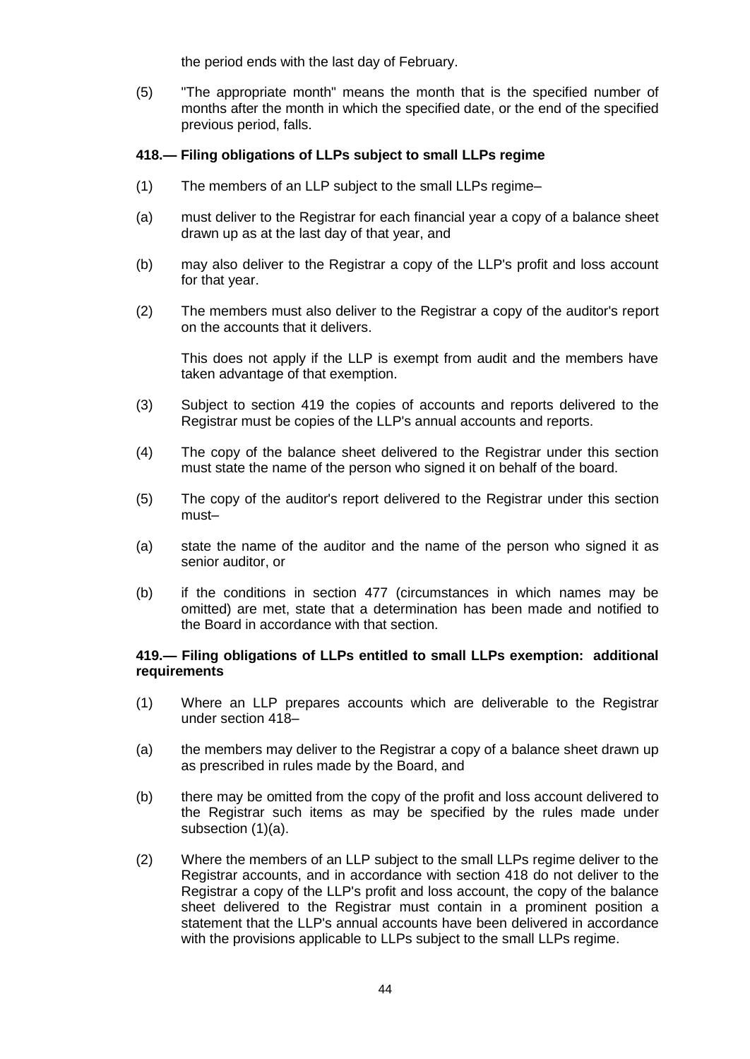the period ends with the last day of February.

(5) "The appropriate month" means the month that is the specified number of months after the month in which the specified date, or the end of the specified previous period, falls.

**418.— Filing obligations of LLPs subject to small LLPs regime**

(1) The members of an LLP subject to the small LLPs regime–

(a) must deliver to the Registrar for each financial year a copy of a balance sheet drawn up as at the last day of that year, and

(b) may also deliver to the Registrar a copy of the LLP's profit and loss account for that year.

(2) The members must also deliver to the Registrar a copy of the auditor's report on the accounts that it delivers.

This does not apply if the LLP is exempt from audit and the members have taken advantage of that exemption.

(3) Subject to section 419 the copies of accounts and reports delivered to the Registrar must be copies of the LLP's annual accounts and reports.

(4) The copy of the balance sheet delivered to the Registrar under this section must state the name of the person who signed it on behalf of the board.

(5) The copy of the auditor's report delivered to the Registrar under this section must–

(a) state the name of the auditor and the name of the person who signed it as senior auditor, or

(b) if the conditions in section 477 (circumstances in which names may be omitted) are met, state that a determination has been made and notified to the Board in accordance with that section.

**419.— Filing obligations of LLPs entitled to small LLPs exemption: additional requirements**

(1) Where an LLP prepares accounts which are deliverable to the Registrar under section 418–

(a) the members may deliver to the Registrar a copy of a balance sheet drawn up as prescribed in rules made by the Board, and

(b) there may be omitted from the copy of the profit and loss account delivered to the Registrar such items as may be specified by the rules made under subsection (1)(a).

(2) Where the members of an LLP subject to the small LLPs regime deliver to the Registrar accounts, and in accordance with section 418 do not deliver to the Registrar a copy of the LLP's profit and loss account, the copy of the balance sheet delivered to the Registrar must contain in a prominent position a statement that the LLP's annual accounts have been delivered in accordance with the provisions applicable to LLPs subject to the small LLPs regime.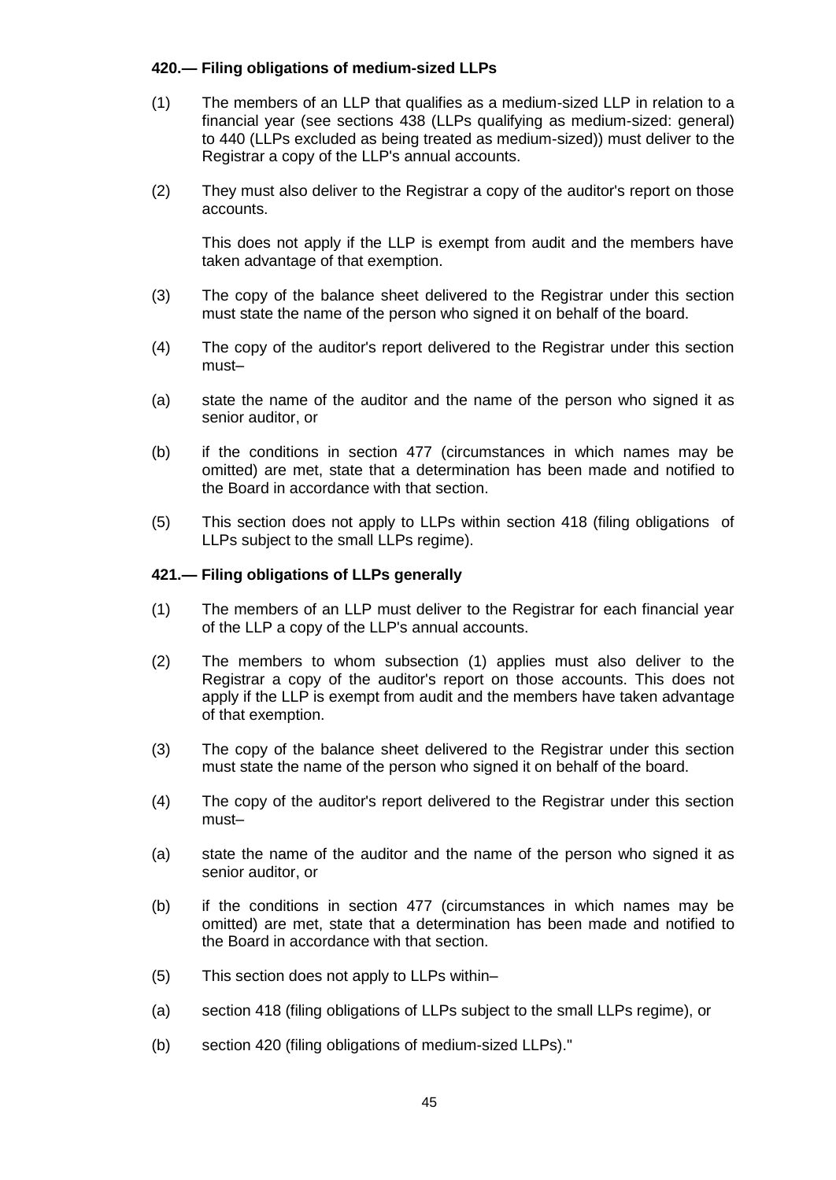**420.— Filing obligations of medium-sized LLPs**

(1) The members of an LLP that qualifies as a medium-sized LLP in relation to a financial year (see sections 438 (LLPs qualifying as medium-sized: general) to 440 (LLPs excluded as being treated as medium-sized)) must deliver to the Registrar a copy of the LLP's annual accounts.

(2) They must also deliver to the Registrar a copy of the auditor's report on those accounts.

This does not apply if the LLP is exempt from audit and the members have taken advantage of that exemption.

(3) The copy of the balance sheet delivered to the Registrar under this section must state the name of the person who signed it on behalf of the board.

(4) The copy of the auditor's report delivered to the Registrar under this section must–

(a) state the name of the auditor and the name of the person who signed it as senior auditor, or

(b) if the conditions in section 477 (circumstances in which names may be omitted) are met, state that a determination has been made and notified to the Board in accordance with that section.

(5) This section does not apply to LLPs within section 418 (filing obligations of LLPs subject to the small LLPs regime).

**421.— Filing obligations of LLPs generally**

(1) The members of an LLP must deliver to the Registrar for each financial year of the LLP a copy of the LLP's annual accounts.

(2) The members to whom subsection (1) applies must also deliver to the Registrar a copy of the auditor's report on those accounts. This does not apply if the LLP is exempt from audit and the members have taken advantage of that exemption.

(3) The copy of the balance sheet delivered to the Registrar under this section must state the name of the person who signed it on behalf of the board.

(4) The copy of the auditor's report delivered to the Registrar under this section must–

(a) state the name of the auditor and the name of the person who signed it as senior auditor, or

(b) if the conditions in section 477 (circumstances in which names may be omitted) are met, state that a determination has been made and notified to the Board in accordance with that section.

(5) This section does not apply to LLPs within–

(a) section 418 (filing obligations of LLPs subject to the small LLPs regime), or

(b) section 420 (filing obligations of medium-sized LLPs)."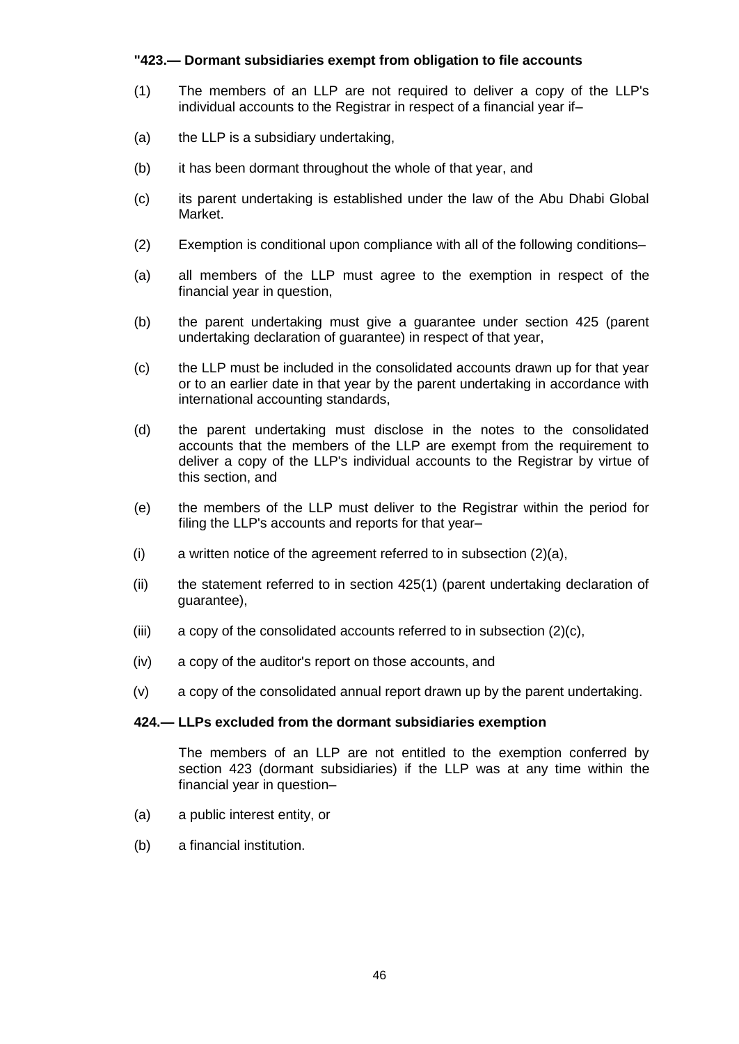**"423.— Dormant subsidiaries exempt from obligation to file accounts**

(1) The members of an LLP are not required to deliver a copy of the LLP's individual accounts to the Registrar in respect of a financial year if–

(a) the LLP is a subsidiary undertaking,

(b) it has been dormant throughout the whole of that year, and

(c) its parent undertaking is established under the law of the Abu Dhabi Global Market.

(2) Exemption is conditional upon compliance with all of the following conditions–

(a) all members of the LLP must agree to the exemption in respect of the financial year in question,

(b) the parent undertaking must give a guarantee under section 425 (parent undertaking declaration of guarantee) in respect of that year,

(c) the LLP must be included in the consolidated accounts drawn up for that year or to an earlier date in that year by the parent undertaking in accordance with international accounting standards,

(d) the parent undertaking must disclose in the notes to the consolidated accounts that the members of the LLP are exempt from the requirement to deliver a copy of the LLP's individual accounts to the Registrar by virtue of this section, and

(e) the members of the LLP must deliver to the Registrar within the period for filing the LLP's accounts and reports for that year–

(i) a written notice of the agreement referred to in subsection (2)(a),

(ii) the statement referred to in section 425(1) (parent undertaking declaration of guarantee),

(iii) a copy of the consolidated accounts referred to in subsection (2)(c),

(iv) a copy of the auditor's report on those accounts, and

(v) a copy of the consolidated annual report drawn up by the parent undertaking.

**424.— LLPs excluded from the dormant subsidiaries exemption**

The members of an LLP are not entitled to the exemption conferred by section 423 (dormant subsidiaries) if the LLP was at any time within the financial year in question–

(a) a public interest entity, or

(b) a financial institution.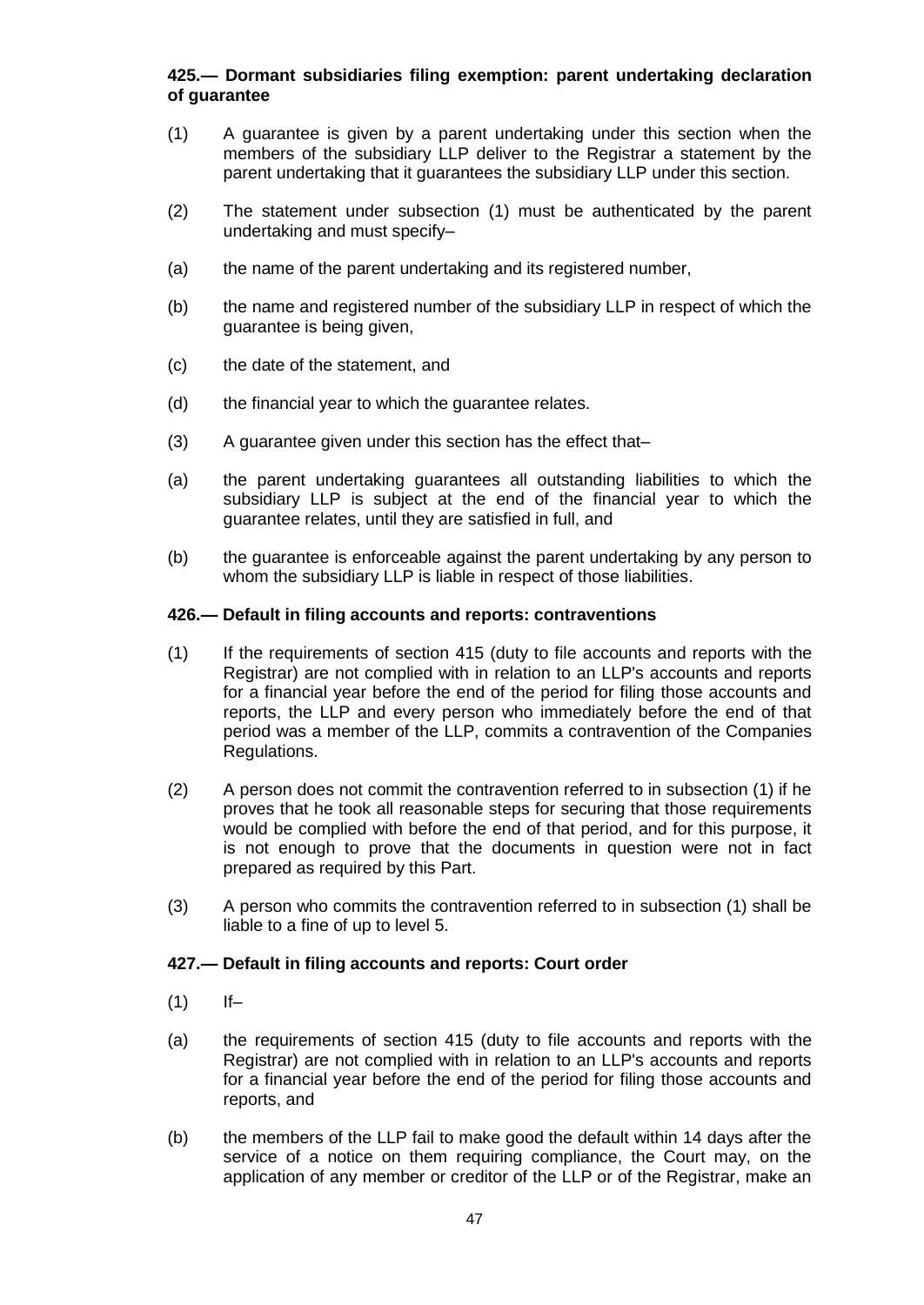**425.— Dormant subsidiaries filing exemption: parent undertaking declaration of guarantee**

(1) A guarantee is given by a parent undertaking under this section when the members of the subsidiary LLP deliver to the Registrar a statement by the parent undertaking that it guarantees the subsidiary LLP under this section.

(2) The statement under subsection (1) must be authenticated by the parent undertaking and must specify–

(a) the name of the parent undertaking and its registered number,

(b) the name and registered number of the subsidiary LLP in respect of which the guarantee is being given,

(c) the date of the statement, and

(d) the financial year to which the guarantee relates.

(3) A guarantee given under this section has the effect that–

(a) the parent undertaking guarantees all outstanding liabilities to which the subsidiary LLP is subject at the end of the financial year to which the guarantee relates, until they are satisfied in full, and

(b) the guarantee is enforceable against the parent undertaking by any person to whom the subsidiary LLP is liable in respect of those liabilities.

**426.— Default in filing accounts and reports: contraventions**

(1) If the requirements of section 415 (duty to file accounts and reports with the Registrar) are not complied with in relation to an LLP's accounts and reports for a financial year before the end of the period for filing those accounts and reports, the LLP and every person who immediately before the end of that period was a member of the LLP, commits a contravention of the Companies Regulations.

(2) A person does not commit the contravention referred to in subsection (1) if he proves that he took all reasonable steps for securing that those requirements would be complied with before the end of that period, and for this purpose, it is not enough to prove that the documents in question were not in fact prepared as required by this Part.

(3) A person who commits the contravention referred to in subsection (1) shall be liable to a fine of up to level 5.

**427.— Default in filing accounts and reports: Court order**

(1) If–

(a) the requirements of section 415 (duty to file accounts and reports with the Registrar) are not complied with in relation to an LLP's accounts and reports for a financial year before the end of the period for filing those accounts and reports, and

(b) the members of the LLP fail to make good the default within 14 days after the service of a notice on them requiring compliance, the Court may, on the application of any member or creditor of the LLP or of the Registrar, make an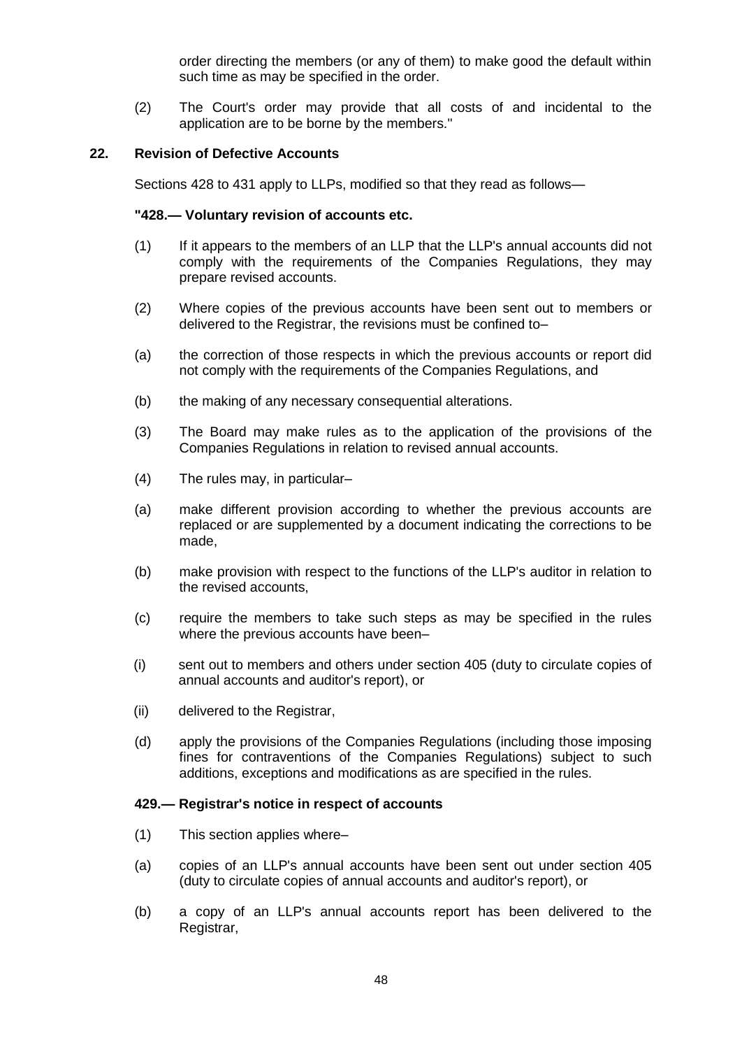order directing the members (or any of them) to make good the default within such time as may be specified in the order.

(2) The Court's order may provide that all costs of and incidental to the application are to be borne by the members."

## 22. Revision of Defective Accounts

Sections 428 to 431 apply to LLPs, modified so that they read as follows—

**"428.— Voluntary revision of accounts etc.**

(1) If it appears to the members of an LLP that the LLP's annual accounts did not comply with the requirements of the Companies Regulations, they may prepare revised accounts.

(2) Where copies of the previous accounts have been sent out to members or delivered to the Registrar, the revisions must be confined to–

(a) the correction of those respects in which the previous accounts or report did not comply with the requirements of the Companies Regulations, and

(b) the making of any necessary consequential alterations.

(3) The Board may make rules as to the application of the provisions of the Companies Regulations in relation to revised annual accounts.

(4) The rules may, in particular–

(a) make different provision according to whether the previous accounts are replaced or are supplemented by a document indicating the corrections to be made,

(b) make provision with respect to the functions of the LLP's auditor in relation to the revised accounts,

(c) require the members to take such steps as may be specified in the rules where the previous accounts have been–

(i) sent out to members and others under section 405 (duty to circulate copies of annual accounts and auditor's report), or

(ii) delivered to the Registrar,

(d) apply the provisions of the Companies Regulations (including those imposing fines for contraventions of the Companies Regulations) subject to such additions, exceptions and modifications as are specified in the rules.

**429.— Registrar's notice in respect of accounts**

(1) This section applies where–

(a) copies of an LLP's annual accounts have been sent out under section 405 (duty to circulate copies of annual accounts and auditor's report), or

(b) a copy of an LLP's annual accounts report has been delivered to the Registrar,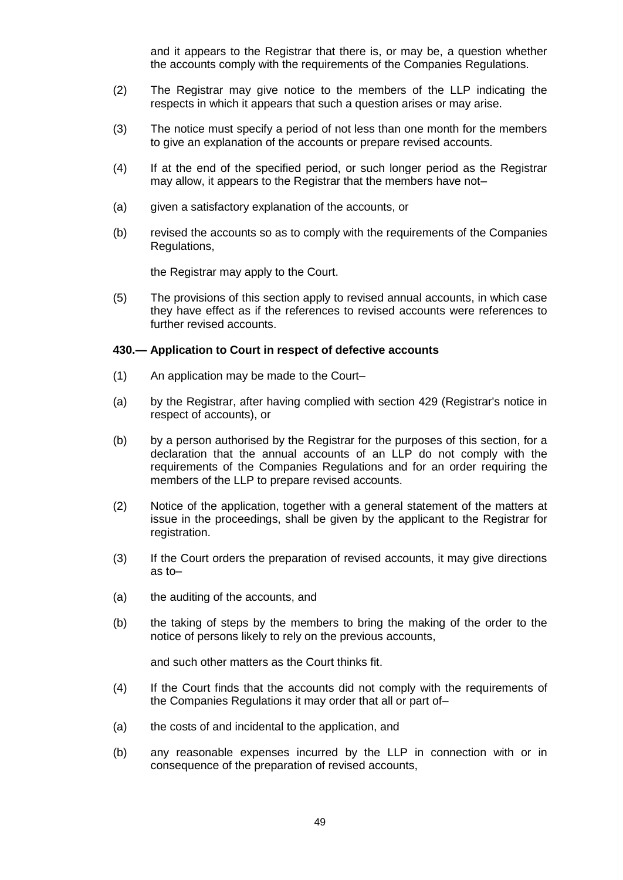and it appears to the Registrar that there is, or may be, a question whether the accounts comply with the requirements of the Companies Regulations.

(2) The Registrar may give notice to the members of the LLP indicating the respects in which it appears that such a question arises or may arise.

(3) The notice must specify a period of not less than one month for the members to give an explanation of the accounts or prepare revised accounts.

(4) If at the end of the specified period, or such longer period as the Registrar may allow, it appears to the Registrar that the members have not–

(a) given a satisfactory explanation of the accounts, or

(b) revised the accounts so as to comply with the requirements of the Companies Regulations,

the Registrar may apply to the Court.

(5) The provisions of this section apply to revised annual accounts, in which case they have effect as if the references to revised accounts were references to further revised accounts.

**430.— Application to Court in respect of defective accounts**

(1) An application may be made to the Court–

(a) by the Registrar, after having complied with section 429 (Registrar's notice in respect of accounts), or

(b) by a person authorised by the Registrar for the purposes of this section, for a declaration that the annual accounts of an LLP do not comply with the requirements of the Companies Regulations and for an order requiring the members of the LLP to prepare revised accounts.

(2) Notice of the application, together with a general statement of the matters at issue in the proceedings, shall be given by the applicant to the Registrar for registration.

(3) If the Court orders the preparation of revised accounts, it may give directions as to–

(a) the auditing of the accounts, and

(b) the taking of steps by the members to bring the making of the order to the notice of persons likely to rely on the previous accounts,

and such other matters as the Court thinks fit.

(4) If the Court finds that the accounts did not comply with the requirements of the Companies Regulations it may order that all or part of–

(a) the costs of and incidental to the application, and

(b) any reasonable expenses incurred by the LLP in connection with or in consequence of the preparation of revised accounts,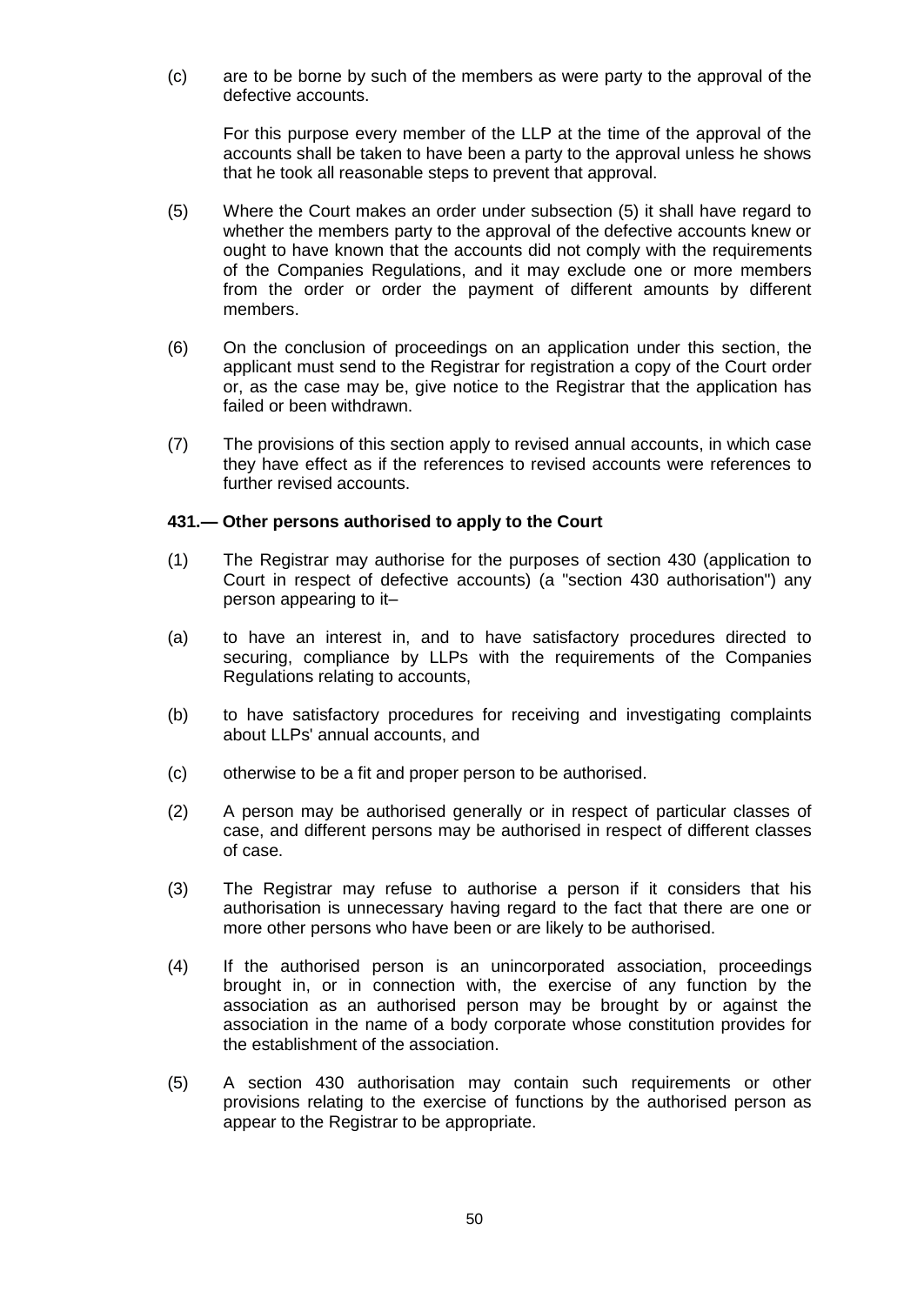(c) are to be borne by such of the members as were party to the approval of the defective accounts.

For this purpose every member of the LLP at the time of the approval of the accounts shall be taken to have been a party to the approval unless he shows that he took all reasonable steps to prevent that approval.

(5) Where the Court makes an order under subsection (5) it shall have regard to whether the members party to the approval of the defective accounts knew or ought to have known that the accounts did not comply with the requirements of the Companies Regulations, and it may exclude one or more members from the order or order the payment of different amounts by different members.

(6) On the conclusion of proceedings on an application under this section, the applicant must send to the Registrar for registration a copy of the Court order or, as the case may be, give notice to the Registrar that the application has failed or been withdrawn.

(7) The provisions of this section apply to revised annual accounts, in which case they have effect as if the references to revised accounts were references to further revised accounts.

**431.— Other persons authorised to apply to the Court**

(1) The Registrar may authorise for the purposes of section 430 (application to Court in respect of defective accounts) (a "section 430 authorisation") any person appearing to it–

(a) to have an interest in, and to have satisfactory procedures directed to securing, compliance by LLPs with the requirements of the Companies Regulations relating to accounts,

(b) to have satisfactory procedures for receiving and investigating complaints about LLPs' annual accounts, and

(c) otherwise to be a fit and proper person to be authorised.

(2) A person may be authorised generally or in respect of particular classes of case, and different persons may be authorised in respect of different classes of case.

(3) The Registrar may refuse to authorise a person if it considers that his authorisation is unnecessary having regard to the fact that there are one or more other persons who have been or are likely to be authorised.

(4) If the authorised person is an unincorporated association, proceedings brought in, or in connection with, the exercise of any function by the association as an authorised person may be brought by or against the association in the name of a body corporate whose constitution provides for the establishment of the association.

(5) A section 430 authorisation may contain such requirements or other provisions relating to the exercise of functions by the authorised person as appear to the Registrar to be appropriate.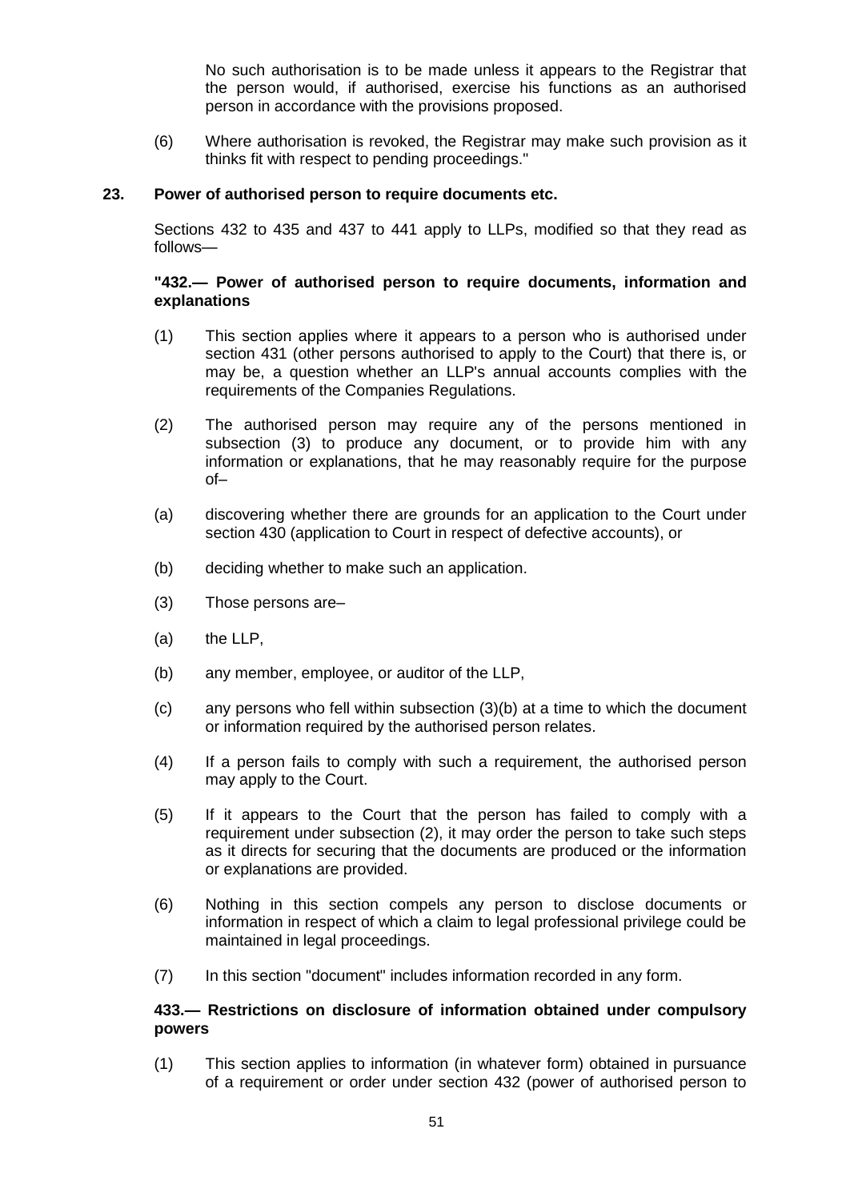No such authorisation is to be made unless it appears to the Registrar that the person would, if authorised, exercise his functions as an authorised person in accordance with the provisions proposed.

(6) Where authorisation is revoked, the Registrar may make such provision as it thinks fit with respect to pending proceedings."

**23. Power of authorised person to require documents etc.**

Sections 432 to 435 and 437 to 441 apply to LLPs, modified so that they read as follows—

**"432.— Power of authorised person to require documents, information and explanations**

(1) This section applies where it appears to a person who is authorised under section 431 (other persons authorised to apply to the Court) that there is, or may be, a question whether an LLP's annual accounts complies with the requirements of the Companies Regulations.

(2) The authorised person may require any of the persons mentioned in subsection (3) to produce any document, or to provide him with any information or explanations, that he may reasonably require for the purpose of–

(a) discovering whether there are grounds for an application to the Court under section 430 (application to Court in respect of defective accounts), or

(b) deciding whether to make such an application.

(3) Those persons are–

(a) the LLP,

(b) any member, employee, or auditor of the LLP,

(c) any persons who fell within subsection (3)(b) at a time to which the document or information required by the authorised person relates.

(4) If a person fails to comply with such a requirement, the authorised person may apply to the Court.

(5) If it appears to the Court that the person has failed to comply with a requirement under subsection (2), it may order the person to take such steps as it directs for securing that the documents are produced or the information or explanations are provided.

(6) Nothing in this section compels any person to disclose documents or information in respect of which a claim to legal professional privilege could be maintained in legal proceedings.

(7) In this section "document" includes information recorded in any form.

**433.— Restrictions on disclosure of information obtained under compulsory powers**

(1) This section applies to information (in whatever form) obtained in pursuance of a requirement or order under section 432 (power of authorised person to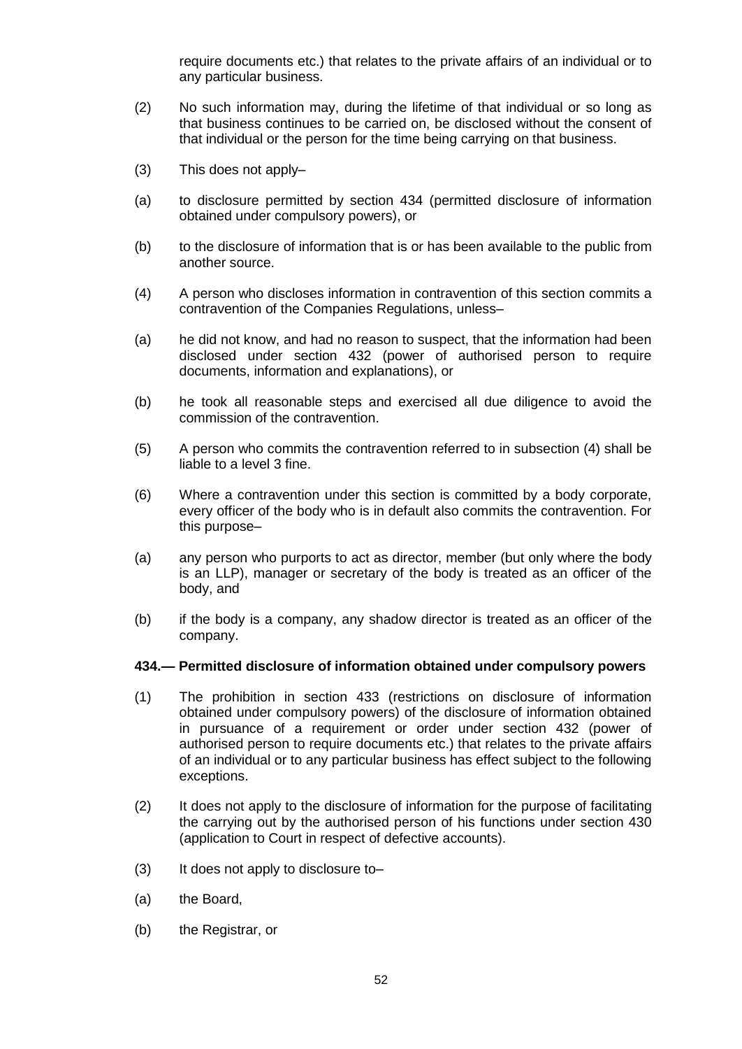require documents etc.) that relates to the private affairs of an individual or to any particular business.

(2) No such information may, during the lifetime of that individual or so long as that business continues to be carried on, be disclosed without the consent of that individual or the person for the time being carrying on that business.

(3) This does not apply–

(a) to disclosure permitted by section 434 (permitted disclosure of information obtained under compulsory powers), or

(b) to the disclosure of information that is or has been available to the public from another source.

(4) A person who discloses information in contravention of this section commits a contravention of the Companies Regulations, unless–

(a) he did not know, and had no reason to suspect, that the information had been disclosed under section 432 (power of authorised person to require documents, information and explanations), or

(b) he took all reasonable steps and exercised all due diligence to avoid the commission of the contravention.

(5) A person who commits the contravention referred to in subsection (4) shall be liable to a level 3 fine.

(6) Where a contravention under this section is committed by a body corporate, every officer of the body who is in default also commits the contravention. For this purpose–

(a) any person who purports to act as director, member (but only where the body is an LLP), manager or secretary of the body is treated as an officer of the body, and

(b) if the body is a company, any shadow director is treated as an officer of the company.

**434.— Permitted disclosure of information obtained under compulsory powers**

(1) The prohibition in section 433 (restrictions on disclosure of information obtained under compulsory powers) of the disclosure of information obtained in pursuance of a requirement or order under section 432 (power of authorised person to require documents etc.) that relates to the private affairs of an individual or to any particular business has effect subject to the following exceptions.

(2) It does not apply to the disclosure of information for the purpose of facilitating the carrying out by the authorised person of his functions under section 430 (application to Court in respect of defective accounts).

(3) It does not apply to disclosure to–

(a) the Board,

(b) the Registrar, or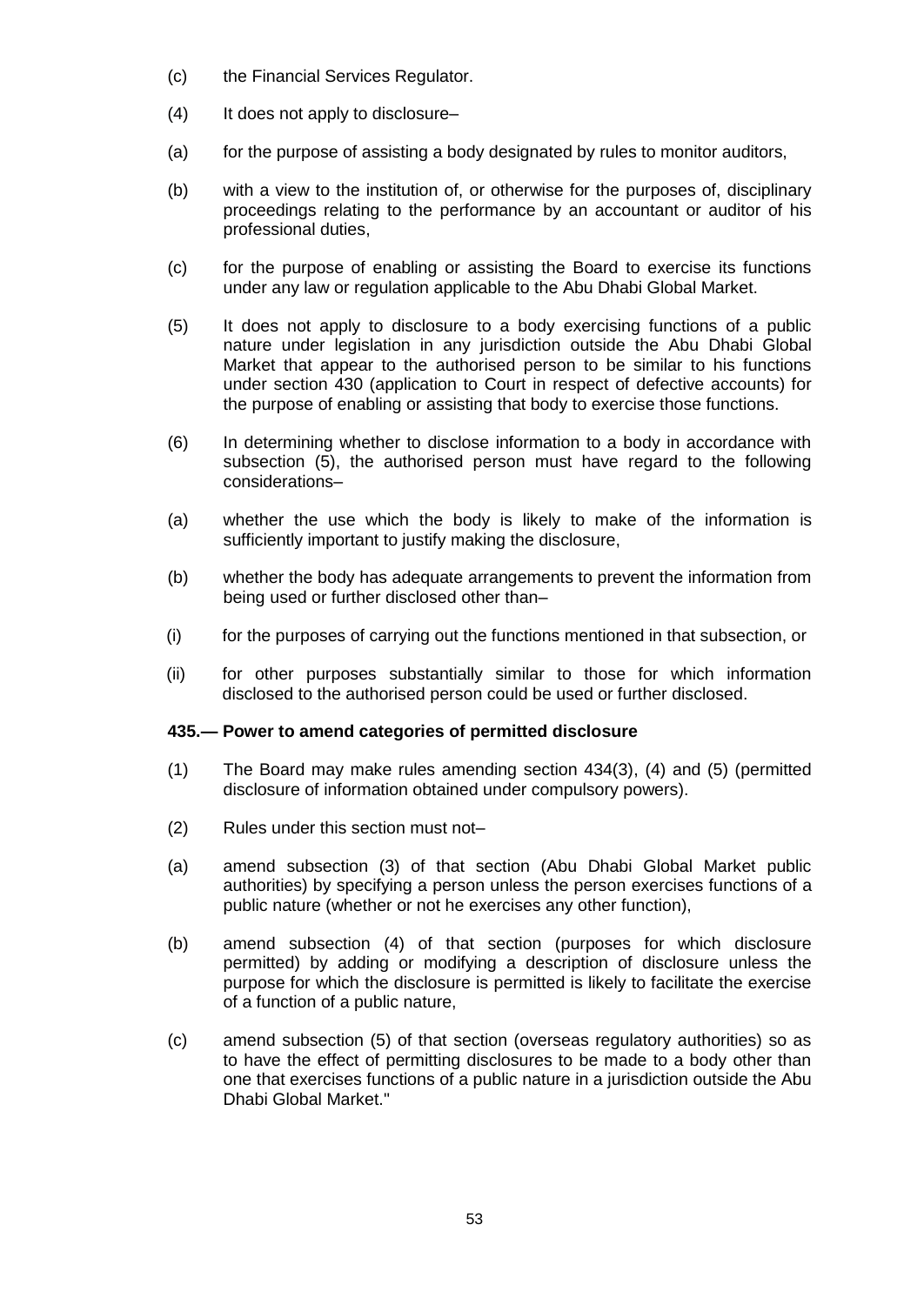(c) the Financial Services Regulator.

(4) It does not apply to disclosure–

(a) for the purpose of assisting a body designated by rules to monitor auditors,

(b) with a view to the institution of, or otherwise for the purposes of, disciplinary proceedings relating to the performance by an accountant or auditor of his professional duties,

(c) for the purpose of enabling or assisting the Board to exercise its functions under any law or regulation applicable to the Abu Dhabi Global Market.

(5) It does not apply to disclosure to a body exercising functions of a public nature under legislation in any jurisdiction outside the Abu Dhabi Global Market that appear to the authorised person to be similar to his functions under section 430 (application to Court in respect of defective accounts) for the purpose of enabling or assisting that body to exercise those functions.

(6) In determining whether to disclose information to a body in accordance with subsection (5), the authorised person must have regard to the following considerations–

(a) whether the use which the body is likely to make of the information is sufficiently important to justify making the disclosure,

(b) whether the body has adequate arrangements to prevent the information from being used or further disclosed other than–

(i) for the purposes of carrying out the functions mentioned in that subsection, or

(ii) for other purposes substantially similar to those for which information disclosed to the authorised person could be used or further disclosed.

**435.— Power to amend categories of permitted disclosure**

(1) The Board may make rules amending section 434(3), (4) and (5) (permitted disclosure of information obtained under compulsory powers).

(2) Rules under this section must not–

(a) amend subsection (3) of that section (Abu Dhabi Global Market public authorities) by specifying a person unless the person exercises functions of a public nature (whether or not he exercises any other function),

(b) amend subsection (4) of that section (purposes for which disclosure permitted) by adding or modifying a description of disclosure unless the purpose for which the disclosure is permitted is likely to facilitate the exercise of a function of a public nature,

(c) amend subsection (5) of that section (overseas regulatory authorities) so as to have the effect of permitting disclosures to be made to a body other than one that exercises functions of a public nature in a jurisdiction outside the Abu Dhabi Global Market."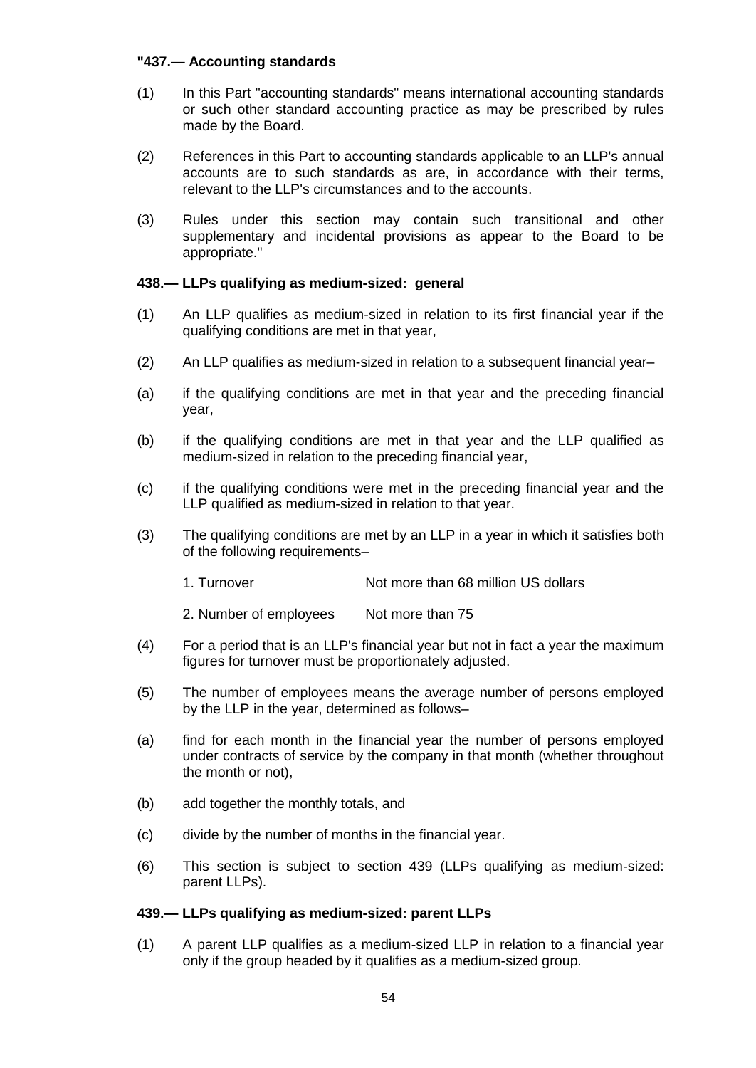**"437.— Accounting standards**

(1) In this Part "accounting standards" means international accounting standards or such other standard accounting practice as may be prescribed by rules made by the Board.

(2) References in this Part to accounting standards applicable to an LLP's annual accounts are to such standards as are, in accordance with their terms, relevant to the LLP's circumstances and to the accounts.

(3) Rules under this section may contain such transitional and other supplementary and incidental provisions as appear to the Board to be appropriate."

**438.— LLPs qualifying as medium-sized: general**

(1) An LLP qualifies as medium-sized in relation to its first financial year if the qualifying conditions are met in that year,

(2) An LLP qualifies as medium-sized in relation to a subsequent financial year–

(a) if the qualifying conditions are met in that year and the preceding financial year,

(b) if the qualifying conditions are met in that year and the LLP qualified as medium-sized in relation to the preceding financial year,

(c) if the qualifying conditions were met in the preceding financial year and the LLP qualified as medium-sized in relation to that year.

(3) The qualifying conditions are met by an LLP in a year in which it satisfies both of the following requirements–

| | |
|---|---|
| 1. Turnover | Not more than 68 million US dollars |
| 2. Number of employees | Not more than 75 |

(4) For a period that is an LLP's financial year but not in fact a year the maximum figures for turnover must be proportionately adjusted.

(5) The number of employees means the average number of persons employed by the LLP in the year, determined as follows–

(a) find for each month in the financial year the number of persons employed under contracts of service by the company in that month (whether throughout the month or not),

(b) add together the monthly totals, and

(c) divide by the number of months in the financial year.

(6) This section is subject to section 439 (LLPs qualifying as medium-sized: parent LLPs).

**439.— LLPs qualifying as medium-sized: parent LLPs**

(1) A parent LLP qualifies as a medium-sized LLP in relation to a financial year only if the group headed by it qualifies as a medium-sized group.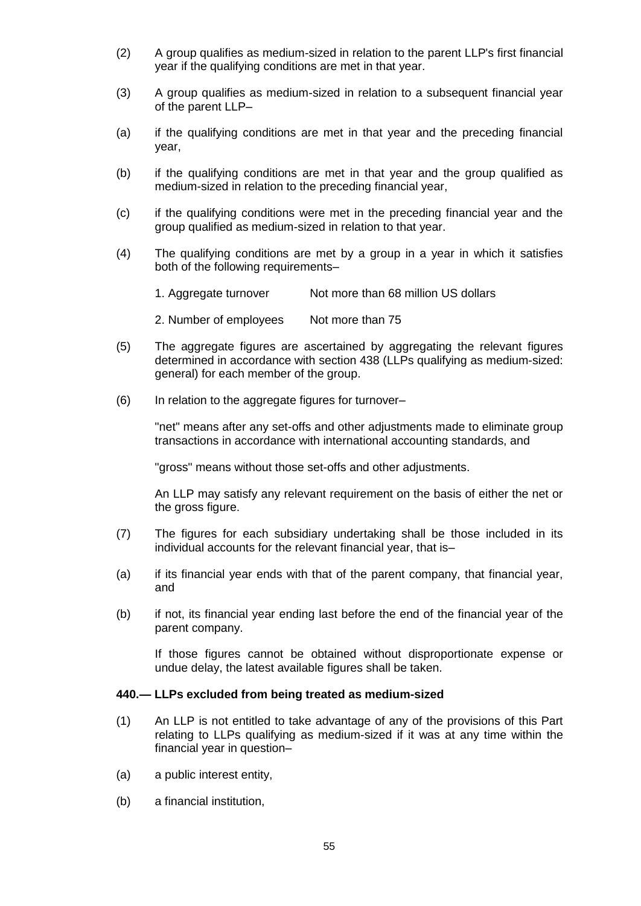(2) A group qualifies as medium-sized in relation to the parent LLP's first financial year if the qualifying conditions are met in that year.

(3) A group qualifies as medium-sized in relation to a subsequent financial year of the parent LLP–

(a) if the qualifying conditions are met in that year and the preceding financial year,

(b) if the qualifying conditions are met in that year and the group qualified as medium-sized in relation to the preceding financial year,

(c) if the qualifying conditions were met in the preceding financial year and the group qualified as medium-sized in relation to that year.

(4) The qualifying conditions are met by a group in a year in which it satisfies both of the following requirements–

| | |
|---|---|
| 1. Aggregate turnover | Not more than 68 million US dollars |
| 2. Number of employees | Not more than 75 |

(5) The aggregate figures are ascertained by aggregating the relevant figures determined in accordance with section 438 (LLPs qualifying as medium-sized: general) for each member of the group.

(6) In relation to the aggregate figures for turnover–

"net" means after any set-offs and other adjustments made to eliminate group transactions in accordance with international accounting standards, and

"gross" means without those set-offs and other adjustments.

An LLP may satisfy any relevant requirement on the basis of either the net or the gross figure.

(7) The figures for each subsidiary undertaking shall be those included in its individual accounts for the relevant financial year, that is–

(a) if its financial year ends with that of the parent company, that financial year, and

(b) if not, its financial year ending last before the end of the financial year of the parent company.

If those figures cannot be obtained without disproportionate expense or undue delay, the latest available figures shall be taken.

**440.— LLPs excluded from being treated as medium-sized**

(1) An LLP is not entitled to take advantage of any of the provisions of this Part relating to LLPs qualifying as medium-sized if it was at any time within the financial year in question–

(a) a public interest entity,

(b) a financial institution,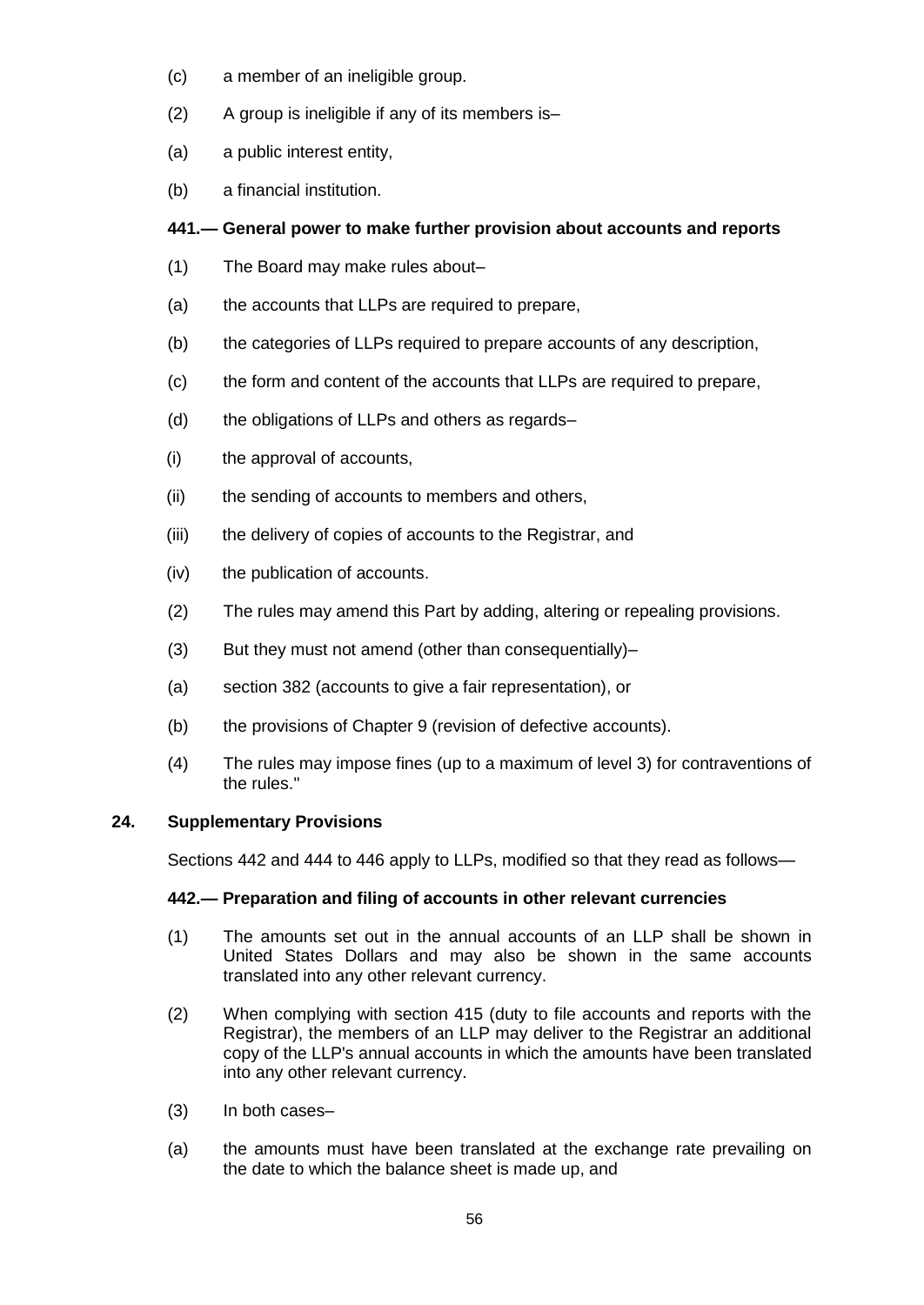(c) a member of an ineligible group.

(2) A group is ineligible if any of its members is–

(a) a public interest entity,

(b) a financial institution.

**441.— General power to make further provision about accounts and reports**

(1) The Board may make rules about–

(a) the accounts that LLPs are required to prepare,

(b) the categories of LLPs required to prepare accounts of any description,

(c) the form and content of the accounts that LLPs are required to prepare,

(d) the obligations of LLPs and others as regards–

(i) the approval of accounts,

(ii) the sending of accounts to members and others,

(iii) the delivery of copies of accounts to the Registrar, and

(iv) the publication of accounts.

(2) The rules may amend this Part by adding, altering or repealing provisions.

(3) But they must not amend (other than consequentially)–

(a) section 382 (accounts to give a fair representation), or

(b) the provisions of Chapter 9 (revision of defective accounts).

(4) The rules may impose fines (up to a maximum of level 3) for contraventions of the rules."

## 24. Supplementary Provisions

Sections 442 and 444 to 446 apply to LLPs, modified so that they read as follows—

**442.— Preparation and filing of accounts in other relevant currencies**

(1) The amounts set out in the annual accounts of an LLP shall be shown in United States Dollars and may also be shown in the same accounts translated into any other relevant currency.

(2) When complying with section 415 (duty to file accounts and reports with the Registrar), the members of an LLP may deliver to the Registrar an additional copy of the LLP's annual accounts in which the amounts have been translated into any other relevant currency.

(3) In both cases–

(a) the amounts must have been translated at the exchange rate prevailing on the date to which the balance sheet is made up, and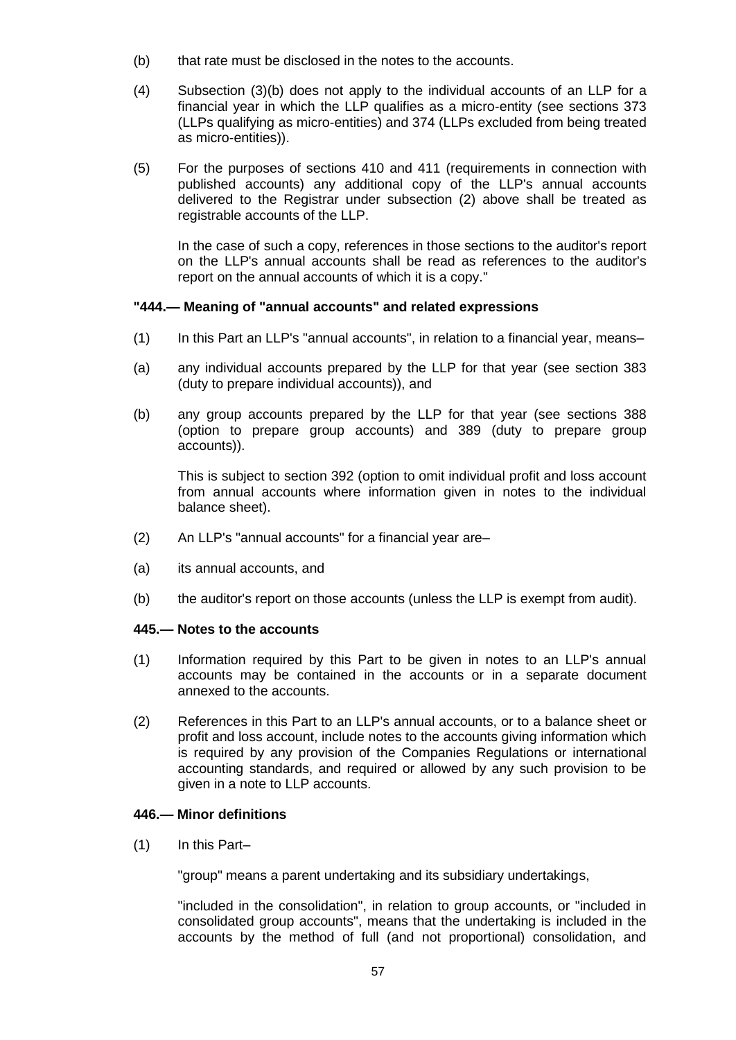(b) that rate must be disclosed in the notes to the accounts.

(4) Subsection (3)(b) does not apply to the individual accounts of an LLP for a financial year in which the LLP qualifies as a micro-entity (see sections 373 (LLPs qualifying as micro-entities) and 374 (LLPs excluded from being treated as micro-entities)).

(5) For the purposes of sections 410 and 411 (requirements in connection with published accounts) any additional copy of the LLP's annual accounts delivered to the Registrar under subsection (2) above shall be treated as registrable accounts of the LLP.

In the case of such a copy, references in those sections to the auditor's report on the LLP's annual accounts shall be read as references to the auditor's report on the annual accounts of which it is a copy."

**"444.— Meaning of "annual accounts" and related expressions**

(1) In this Part an LLP's "annual accounts", in relation to a financial year, means–

(a) any individual accounts prepared by the LLP for that year (see section 383 (duty to prepare individual accounts)), and

(b) any group accounts prepared by the LLP for that year (see sections 388 (option to prepare group accounts) and 389 (duty to prepare group accounts)).

This is subject to section 392 (option to omit individual profit and loss account from annual accounts where information given in notes to the individual balance sheet).

(2) An LLP's "annual accounts" for a financial year are–

(a) its annual accounts, and

(b) the auditor's report on those accounts (unless the LLP is exempt from audit).

**445.— Notes to the accounts**

(1) Information required by this Part to be given in notes to an LLP's annual accounts may be contained in the accounts or in a separate document annexed to the accounts.

(2) References in this Part to an LLP's annual accounts, or to a balance sheet or profit and loss account, include notes to the accounts giving information which is required by any provision of the Companies Regulations or international accounting standards, and required or allowed by any such provision to be given in a note to LLP accounts.

**446.— Minor definitions**

(1) In this Part–

"group" means a parent undertaking and its subsidiary undertakings,

"included in the consolidation", in relation to group accounts, or "included in consolidated group accounts", means that the undertaking is included in the accounts by the method of full (and not proportional) consolidation, and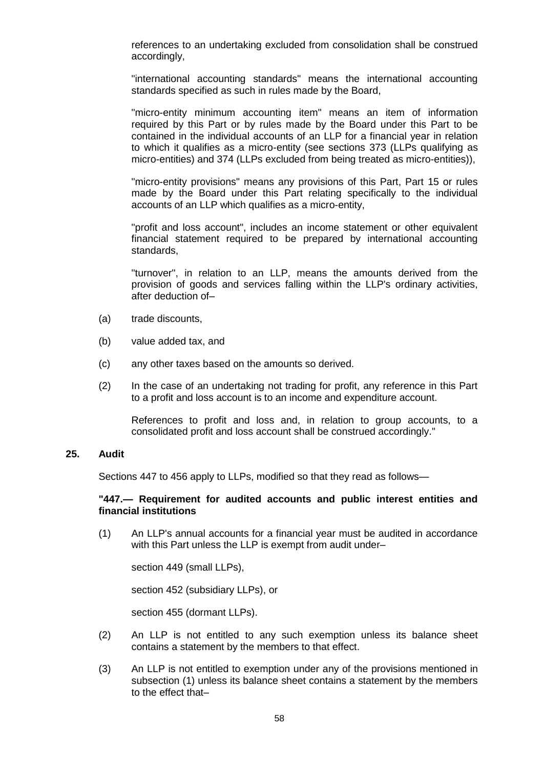references to an undertaking excluded from consolidation shall be construed accordingly,

"international accounting standards" means the international accounting standards specified as such in rules made by the Board,

"micro-entity minimum accounting item" means an item of information required by this Part or by rules made by the Board under this Part to be contained in the individual accounts of an LLP for a financial year in relation to which it qualifies as a micro-entity (see sections 373 (LLPs qualifying as micro-entities) and 374 (LLPs excluded from being treated as micro-entities)),

"micro-entity provisions" means any provisions of this Part, Part 15 or rules made by the Board under this Part relating specifically to the individual accounts of an LLP which qualifies as a micro-entity,

"profit and loss account", includes an income statement or other equivalent financial statement required to be prepared by international accounting standards,

"turnover", in relation to an LLP, means the amounts derived from the provision of goods and services falling within the LLP's ordinary activities, after deduction of–

(a) trade discounts,

(b) value added tax, and

(c) any other taxes based on the amounts so derived.

(2) In the case of an undertaking not trading for profit, any reference in this Part to a profit and loss account is to an income and expenditure account.

References to profit and loss and, in relation to group accounts, to a consolidated profit and loss account shall be construed accordingly."

## 25. Audit

Sections 447 to 456 apply to LLPs, modified so that they read as follows—

**"447.— Requirement for audited accounts and public interest entities and financial institutions**

(1) An LLP's annual accounts for a financial year must be audited in accordance with this Part unless the LLP is exempt from audit under–

section 449 (small LLPs),

section 452 (subsidiary LLPs), or

section 455 (dormant LLPs).

(2) An LLP is not entitled to any such exemption unless its balance sheet contains a statement by the members to that effect.

(3) An LLP is not entitled to exemption under any of the provisions mentioned in subsection (1) unless its balance sheet contains a statement by the members to the effect that–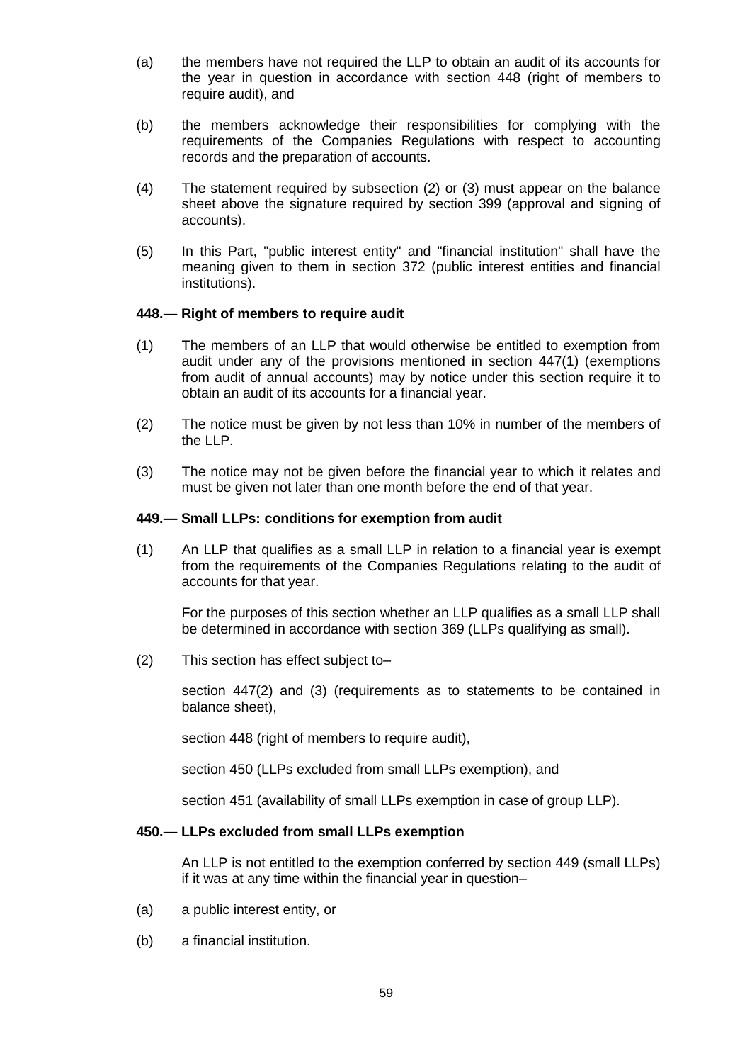(a) the members have not required the LLP to obtain an audit of its accounts for the year in question in accordance with section 448 (right of members to require audit), and

(b) the members acknowledge their responsibilities for complying with the requirements of the Companies Regulations with respect to accounting records and the preparation of accounts.

(4) The statement required by subsection (2) or (3) must appear on the balance sheet above the signature required by section 399 (approval and signing of accounts).

(5) In this Part, "public interest entity" and "financial institution" shall have the meaning given to them in section 372 (public interest entities and financial institutions).

**448.— Right of members to require audit**

(1) The members of an LLP that would otherwise be entitled to exemption from audit under any of the provisions mentioned in section 447(1) (exemptions from audit of annual accounts) may by notice under this section require it to obtain an audit of its accounts for a financial year.

(2) The notice must be given by not less than 10% in number of the members of the LLP.

(3) The notice may not be given before the financial year to which it relates and must be given not later than one month before the end of that year.

**449.— Small LLPs: conditions for exemption from audit**

(1) An LLP that qualifies as a small LLP in relation to a financial year is exempt from the requirements of the Companies Regulations relating to the audit of accounts for that year.

For the purposes of this section whether an LLP qualifies as a small LLP shall be determined in accordance with section 369 (LLPs qualifying as small).

(2) This section has effect subject to–

section 447(2) and (3) (requirements as to statements to be contained in balance sheet),

section 448 (right of members to require audit),

section 450 (LLPs excluded from small LLPs exemption), and

section 451 (availability of small LLPs exemption in case of group LLP).

**450.— LLPs excluded from small LLPs exemption**

An LLP is not entitled to the exemption conferred by section 449 (small LLPs) if it was at any time within the financial year in question–

(a) a public interest entity, or

(b) a financial institution.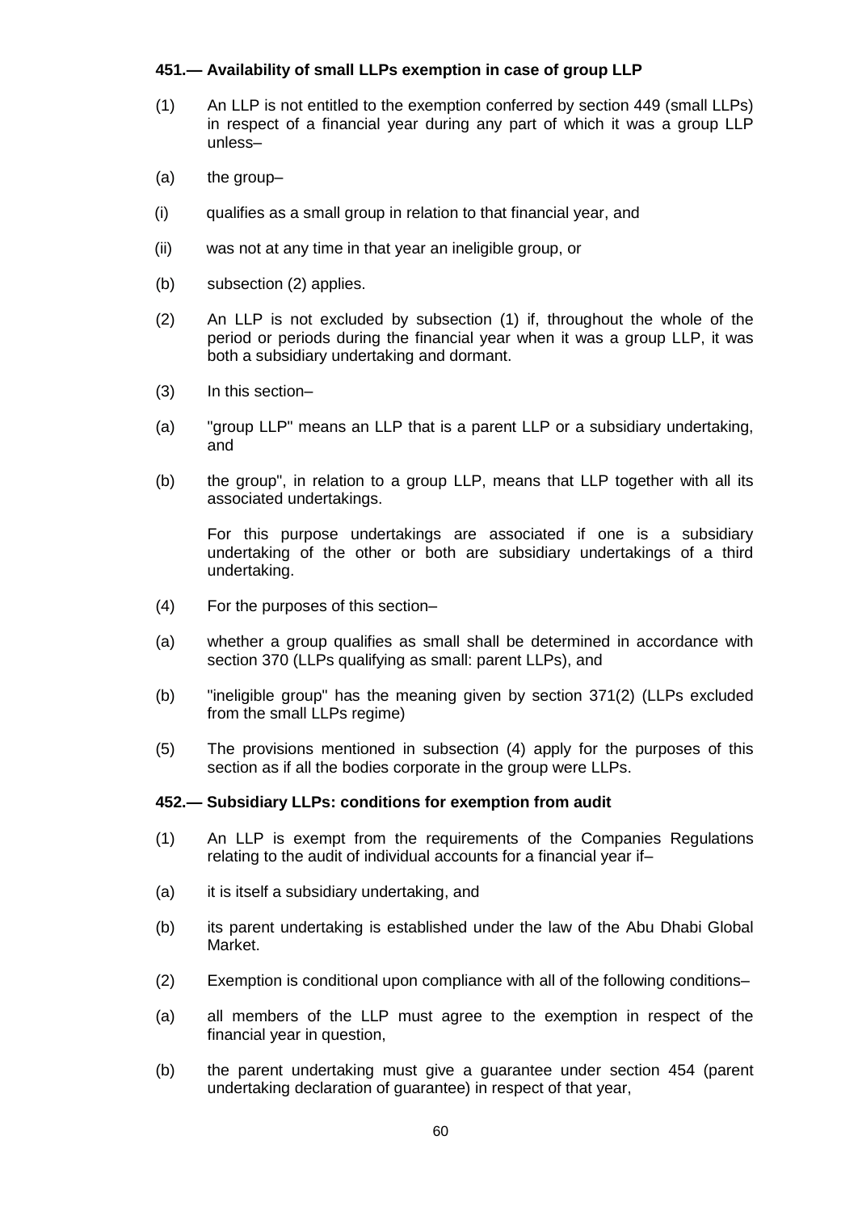**451.— Availability of small LLPs exemption in case of group LLP**

(1) An LLP is not entitled to the exemption conferred by section 449 (small LLPs) in respect of a financial year during any part of which it was a group LLP unless–

(a) the group–

(i) qualifies as a small group in relation to that financial year, and

(ii) was not at any time in that year an ineligible group, or

(b) subsection (2) applies.

(2) An LLP is not excluded by subsection (1) if, throughout the whole of the period or periods during the financial year when it was a group LLP, it was both a subsidiary undertaking and dormant.

(3) In this section–

(a) "group LLP" means an LLP that is a parent LLP or a subsidiary undertaking, and

(b) the group", in relation to a group LLP, means that LLP together with all its associated undertakings.

For this purpose undertakings are associated if one is a subsidiary undertaking of the other or both are subsidiary undertakings of a third undertaking.

(4) For the purposes of this section–

(a) whether a group qualifies as small shall be determined in accordance with section 370 (LLPs qualifying as small: parent LLPs), and

(b) "ineligible group" has the meaning given by section 371(2) (LLPs excluded from the small LLPs regime)

(5) The provisions mentioned in subsection (4) apply for the purposes of this section as if all the bodies corporate in the group were LLPs.

**452.— Subsidiary LLPs: conditions for exemption from audit**

(1) An LLP is exempt from the requirements of the Companies Regulations relating to the audit of individual accounts for a financial year if–

(a) it is itself a subsidiary undertaking, and

(b) its parent undertaking is established under the law of the Abu Dhabi Global Market.

(2) Exemption is conditional upon compliance with all of the following conditions–

(a) all members of the LLP must agree to the exemption in respect of the financial year in question,

(b) the parent undertaking must give a guarantee under section 454 (parent undertaking declaration of guarantee) in respect of that year,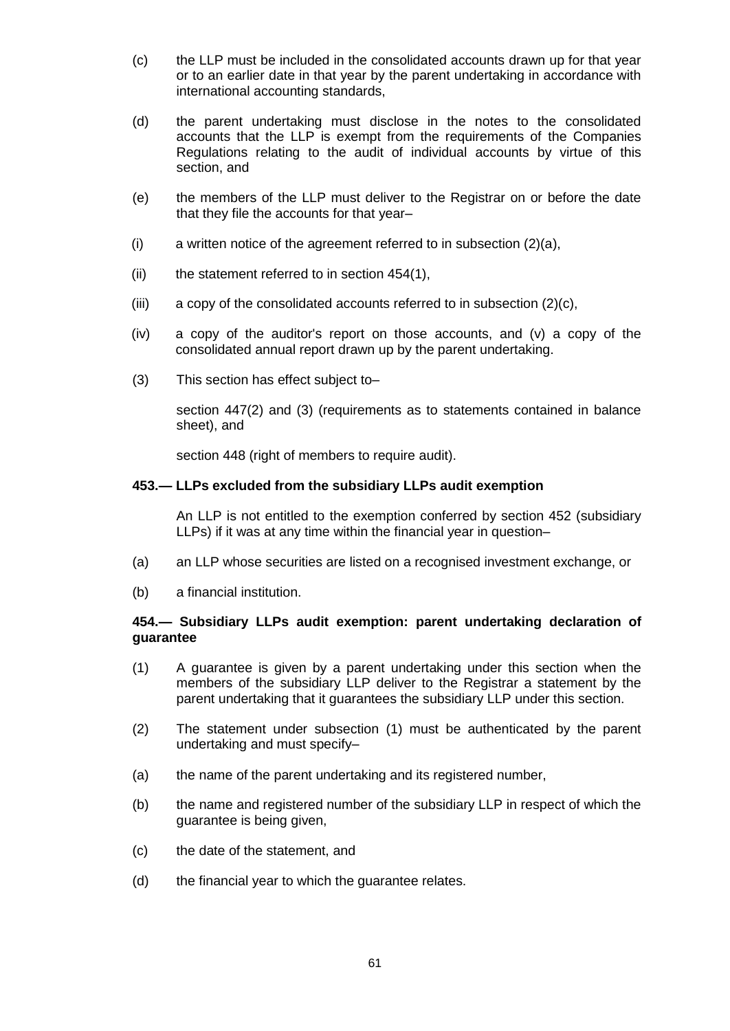(c) the LLP must be included in the consolidated accounts drawn up for that year or to an earlier date in that year by the parent undertaking in accordance with international accounting standards,

(d) the parent undertaking must disclose in the notes to the consolidated accounts that the LLP is exempt from the requirements of the Companies Regulations relating to the audit of individual accounts by virtue of this section, and

(e) the members of the LLP must deliver to the Registrar on or before the date that they file the accounts for that year–

(i) a written notice of the agreement referred to in subsection (2)(a),

(ii) the statement referred to in section 454(1),

(iii) a copy of the consolidated accounts referred to in subsection (2)(c),

(iv) a copy of the auditor's report on those accounts, and (v) a copy of the consolidated annual report drawn up by the parent undertaking.

(3) This section has effect subject to–

section 447(2) and (3) (requirements as to statements contained in balance sheet), and

section 448 (right of members to require audit).

**453.— LLPs excluded from the subsidiary LLPs audit exemption**

An LLP is not entitled to the exemption conferred by section 452 (subsidiary LLPs) if it was at any time within the financial year in question–

(a) an LLP whose securities are listed on a recognised investment exchange, or

(b) a financial institution.

**454.— Subsidiary LLPs audit exemption: parent undertaking declaration of guarantee**

(1) A guarantee is given by a parent undertaking under this section when the members of the subsidiary LLP deliver to the Registrar a statement by the parent undertaking that it guarantees the subsidiary LLP under this section.

(2) The statement under subsection (1) must be authenticated by the parent undertaking and must specify–

(a) the name of the parent undertaking and its registered number,

(b) the name and registered number of the subsidiary LLP in respect of which the guarantee is being given,

(c) the date of the statement, and

(d) the financial year to which the guarantee relates.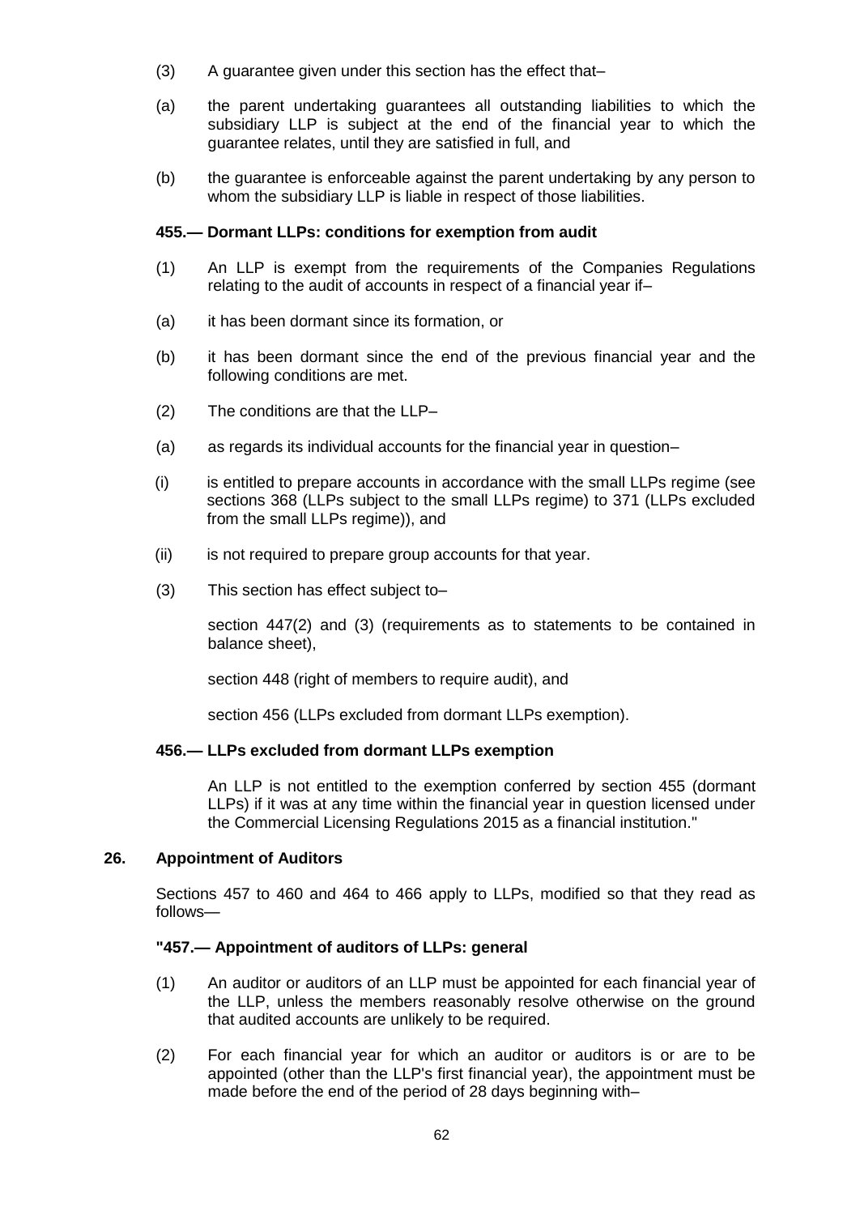(3) A guarantee given under this section has the effect that–

(a) the parent undertaking guarantees all outstanding liabilities to which the subsidiary LLP is subject at the end of the financial year to which the guarantee relates, until they are satisfied in full, and

(b) the guarantee is enforceable against the parent undertaking by any person to whom the subsidiary LLP is liable in respect of those liabilities.

**455.— Dormant LLPs: conditions for exemption from audit**

(1) An LLP is exempt from the requirements of the Companies Regulations relating to the audit of accounts in respect of a financial year if–

(a) it has been dormant since its formation, or

(b) it has been dormant since the end of the previous financial year and the following conditions are met.

(2) The conditions are that the LLP–

(a) as regards its individual accounts for the financial year in question–

(i) is entitled to prepare accounts in accordance with the small LLPs regime (see sections 368 (LLPs subject to the small LLPs regime) to 371 (LLPs excluded from the small LLPs regime)), and

(ii) is not required to prepare group accounts for that year.

(3) This section has effect subject to–

section 447(2) and (3) (requirements as to statements to be contained in balance sheet),

section 448 (right of members to require audit), and

section 456 (LLPs excluded from dormant LLPs exemption).

**456.— LLPs excluded from dormant LLPs exemption**

An LLP is not entitled to the exemption conferred by section 455 (dormant LLPs) if it was at any time within the financial year in question licensed under the Commercial Licensing Regulations 2015 as a financial institution."

## 26. Appointment of Auditors

Sections 457 to 460 and 464 to 466 apply to LLPs, modified so that they read as follows—

**"457.— Appointment of auditors of LLPs: general**

(1) An auditor or auditors of an LLP must be appointed for each financial year of the LLP, unless the members reasonably resolve otherwise on the ground that audited accounts are unlikely to be required.

(2) For each financial year for which an auditor or auditors is or are to be appointed (other than the LLP's first financial year), the appointment must be made before the end of the period of 28 days beginning with–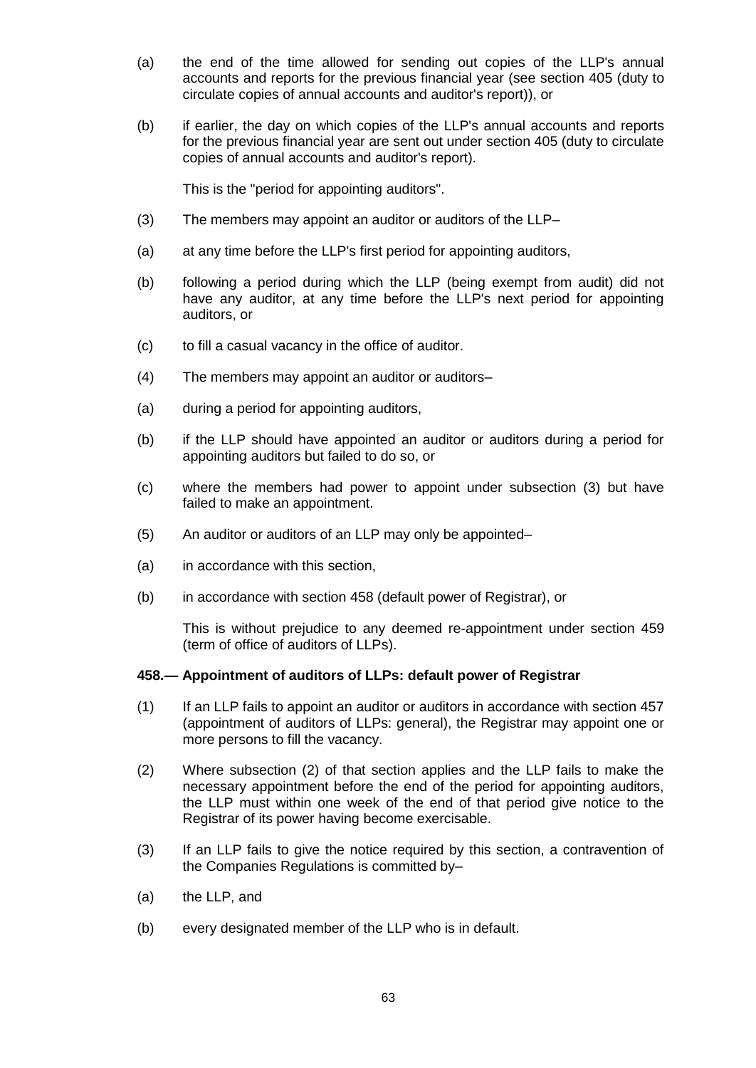(a) the end of the time allowed for sending out copies of the LLP's annual accounts and reports for the previous financial year (see section 405 (duty to circulate copies of annual accounts and auditor's report)), or

(b) if earlier, the day on which copies of the LLP's annual accounts and reports for the previous financial year are sent out under section 405 (duty to circulate copies of annual accounts and auditor's report).

This is the "period for appointing auditors".

(3) The members may appoint an auditor or auditors of the LLP–

(a) at any time before the LLP's first period for appointing auditors,

(b) following a period during which the LLP (being exempt from audit) did not have any auditor, at any time before the LLP's next period for appointing auditors, or

(c) to fill a casual vacancy in the office of auditor.

(4) The members may appoint an auditor or auditors–

(a) during a period for appointing auditors,

(b) if the LLP should have appointed an auditor or auditors during a period for appointing auditors but failed to do so, or

(c) where the members had power to appoint under subsection (3) but have failed to make an appointment.

(5) An auditor or auditors of an LLP may only be appointed–

(a) in accordance with this section,

(b) in accordance with section 458 (default power of Registrar), or

This is without prejudice to any deemed re-appointment under section 459 (term of office of auditors of LLPs).

**458.— Appointment of auditors of LLPs: default power of Registrar**

(1) If an LLP fails to appoint an auditor or auditors in accordance with section 457 (appointment of auditors of LLPs: general), the Registrar may appoint one or more persons to fill the vacancy.

(2) Where subsection (2) of that section applies and the LLP fails to make the necessary appointment before the end of the period for appointing auditors, the LLP must within one week of the end of that period give notice to the Registrar of its power having become exercisable.

(3) If an LLP fails to give the notice required by this section, a contravention of the Companies Regulations is committed by–

(a) the LLP, and

(b) every designated member of the LLP who is in default.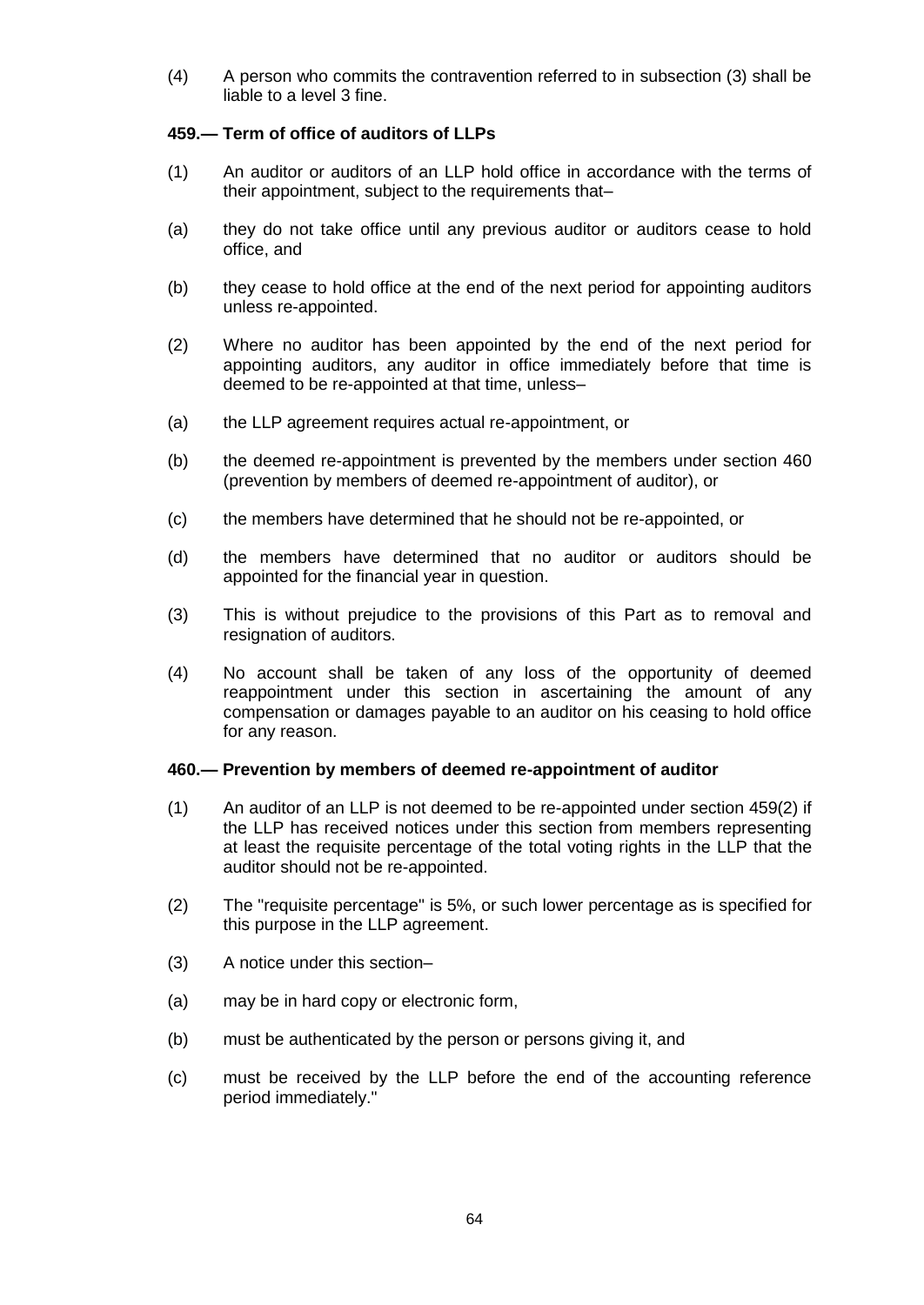(4) A person who commits the contravention referred to in subsection (3) shall be liable to a level 3 fine.

**459.— Term of office of auditors of LLPs**

(1) An auditor or auditors of an LLP hold office in accordance with the terms of their appointment, subject to the requirements that–

(a) they do not take office until any previous auditor or auditors cease to hold office, and

(b) they cease to hold office at the end of the next period for appointing auditors unless re-appointed.

(2) Where no auditor has been appointed by the end of the next period for appointing auditors, any auditor in office immediately before that time is deemed to be re-appointed at that time, unless–

(a) the LLP agreement requires actual re-appointment, or

(b) the deemed re-appointment is prevented by the members under section 460 (prevention by members of deemed re-appointment of auditor), or

(c) the members have determined that he should not be re-appointed, or

(d) the members have determined that no auditor or auditors should be appointed for the financial year in question.

(3) This is without prejudice to the provisions of this Part as to removal and resignation of auditors.

(4) No account shall be taken of any loss of the opportunity of deemed reappointment under this section in ascertaining the amount of any compensation or damages payable to an auditor on his ceasing to hold office for any reason.

**460.— Prevention by members of deemed re-appointment of auditor**

(1) An auditor of an LLP is not deemed to be re-appointed under section 459(2) if the LLP has received notices under this section from members representing at least the requisite percentage of the total voting rights in the LLP that the auditor should not be re-appointed.

(2) The "requisite percentage" is 5%, or such lower percentage as is specified for this purpose in the LLP agreement.

(3) A notice under this section–

(a) may be in hard copy or electronic form,

(b) must be authenticated by the person or persons giving it, and

(c) must be received by the LLP before the end of the accounting reference period immediately."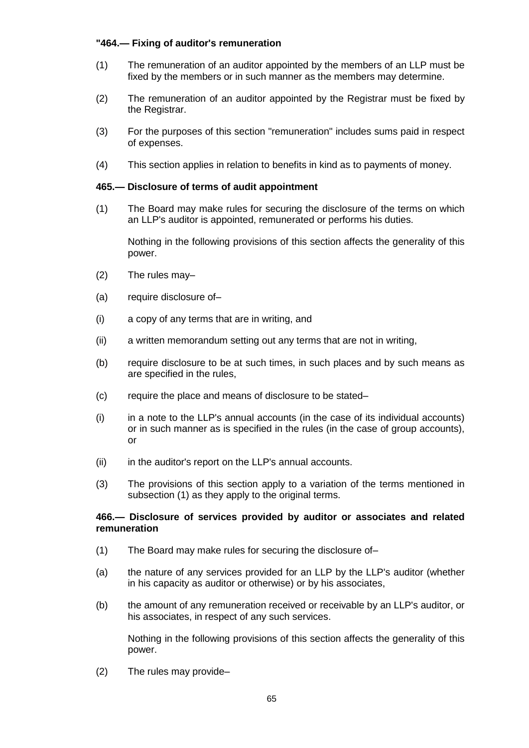**"464.— Fixing of auditor's remuneration**

(1) The remuneration of an auditor appointed by the members of an LLP must be fixed by the members or in such manner as the members may determine.

(2) The remuneration of an auditor appointed by the Registrar must be fixed by the Registrar.

(3) For the purposes of this section "remuneration" includes sums paid in respect of expenses.

(4) This section applies in relation to benefits in kind as to payments of money.

**465.— Disclosure of terms of audit appointment**

(1) The Board may make rules for securing the disclosure of the terms on which an LLP's auditor is appointed, remunerated or performs his duties.

Nothing in the following provisions of this section affects the generality of this power.

(2) The rules may–

(a) require disclosure of–

(i) a copy of any terms that are in writing, and

(ii) a written memorandum setting out any terms that are not in writing,

(b) require disclosure to be at such times, in such places and by such means as are specified in the rules,

(c) require the place and means of disclosure to be stated–

(i) in a note to the LLP's annual accounts (in the case of its individual accounts) or in such manner as is specified in the rules (in the case of group accounts), or

(ii) in the auditor's report on the LLP's annual accounts.

(3) The provisions of this section apply to a variation of the terms mentioned in subsection (1) as they apply to the original terms.

**466.— Disclosure of services provided by auditor or associates and related remuneration**

(1) The Board may make rules for securing the disclosure of–

(a) the nature of any services provided for an LLP by the LLP's auditor (whether in his capacity as auditor or otherwise) or by his associates,

(b) the amount of any remuneration received or receivable by an LLP's auditor, or his associates, in respect of any such services.

Nothing in the following provisions of this section affects the generality of this power.

(2) The rules may provide–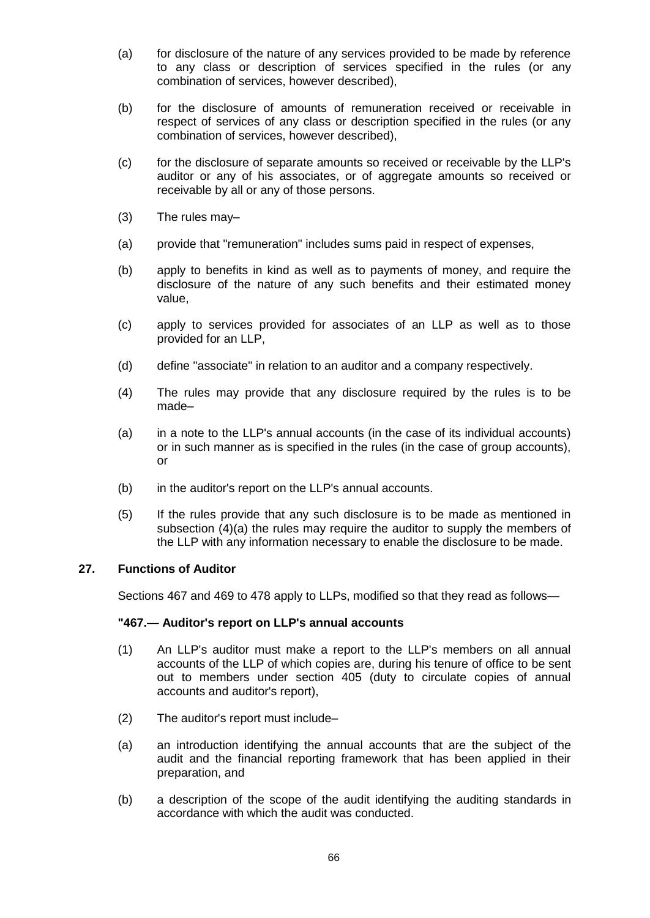(a) for disclosure of the nature of any services provided to be made by reference to any class or description of services specified in the rules (or any combination of services, however described),

(b) for the disclosure of amounts of remuneration received or receivable in respect of services of any class or description specified in the rules (or any combination of services, however described),

(c) for the disclosure of separate amounts so received or receivable by the LLP's auditor or any of his associates, or of aggregate amounts so received or receivable by all or any of those persons.

(3) The rules may–

(a) provide that "remuneration" includes sums paid in respect of expenses,

(b) apply to benefits in kind as well as to payments of money, and require the disclosure of the nature of any such benefits and their estimated money value,

(c) apply to services provided for associates of an LLP as well as to those provided for an LLP,

(d) define "associate" in relation to an auditor and a company respectively.

(4) The rules may provide that any disclosure required by the rules is to be made–

(a) in a note to the LLP's annual accounts (in the case of its individual accounts) or in such manner as is specified in the rules (in the case of group accounts), or

(b) in the auditor's report on the LLP's annual accounts.

(5) If the rules provide that any such disclosure is to be made as mentioned in subsection (4)(a) the rules may require the auditor to supply the members of the LLP with any information necessary to enable the disclosure to be made.

## 27. Functions of Auditor

Sections 467 and 469 to 478 apply to LLPs, modified so that they read as follows—

**"467.— Auditor's report on LLP's annual accounts**

(1) An LLP's auditor must make a report to the LLP's members on all annual accounts of the LLP of which copies are, during his tenure of office to be sent out to members under section 405 (duty to circulate copies of annual accounts and auditor's report),

(2) The auditor's report must include–

(a) an introduction identifying the annual accounts that are the subject of the audit and the financial reporting framework that has been applied in their preparation, and

(b) a description of the scope of the audit identifying the auditing standards in accordance with which the audit was conducted.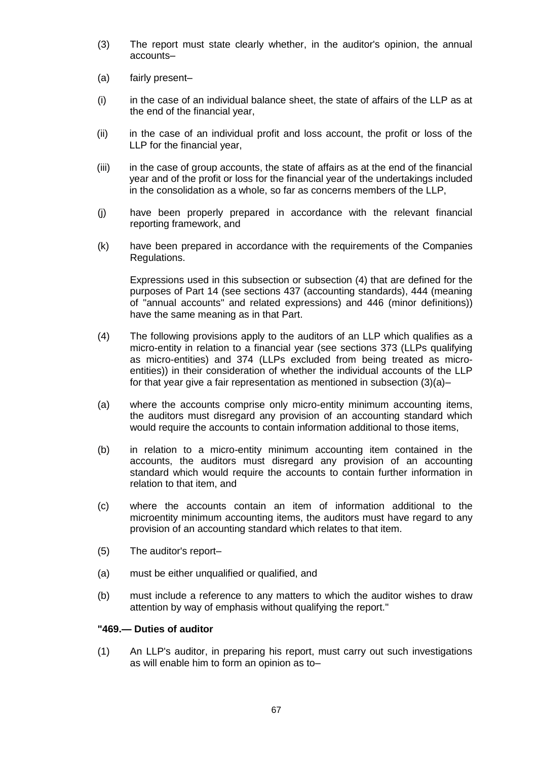(3) The report must state clearly whether, in the auditor's opinion, the annual accounts–

(a) fairly present–

(i) in the case of an individual balance sheet, the state of affairs of the LLP as at the end of the financial year,

(ii) in the case of an individual profit and loss account, the profit or loss of the LLP for the financial year,

(iii) in the case of group accounts, the state of affairs as at the end of the financial year and of the profit or loss for the financial year of the undertakings included in the consolidation as a whole, so far as concerns members of the LLP,

(j) have been properly prepared in accordance with the relevant financial reporting framework, and

(k) have been prepared in accordance with the requirements of the Companies Regulations.

Expressions used in this subsection or subsection (4) that are defined for the purposes of Part 14 (see sections 437 (accounting standards), 444 (meaning of "annual accounts" and related expressions) and 446 (minor definitions)) have the same meaning as in that Part.

(4) The following provisions apply to the auditors of an LLP which qualifies as a micro-entity in relation to a financial year (see sections 373 (LLPs qualifying as micro-entities) and 374 (LLPs excluded from being treated as micro-entities)) in their consideration of whether the individual accounts of the LLP for that year give a fair representation as mentioned in subsection (3)(a)–

(a) where the accounts comprise only micro-entity minimum accounting items, the auditors must disregard any provision of an accounting standard which would require the accounts to contain information additional to those items,

(b) in relation to a micro-entity minimum accounting item contained in the accounts, the auditors must disregard any provision of an accounting standard which would require the accounts to contain further information in relation to that item, and

(c) where the accounts contain an item of information additional to the microentity minimum accounting items, the auditors must have regard to any provision of an accounting standard which relates to that item.

(5) The auditor's report–

(a) must be either unqualified or qualified, and

(b) must include a reference to any matters to which the auditor wishes to draw attention by way of emphasis without qualifying the report."

**"469.— Duties of auditor**

(1) An LLP's auditor, in preparing his report, must carry out such investigations as will enable him to form an opinion as to–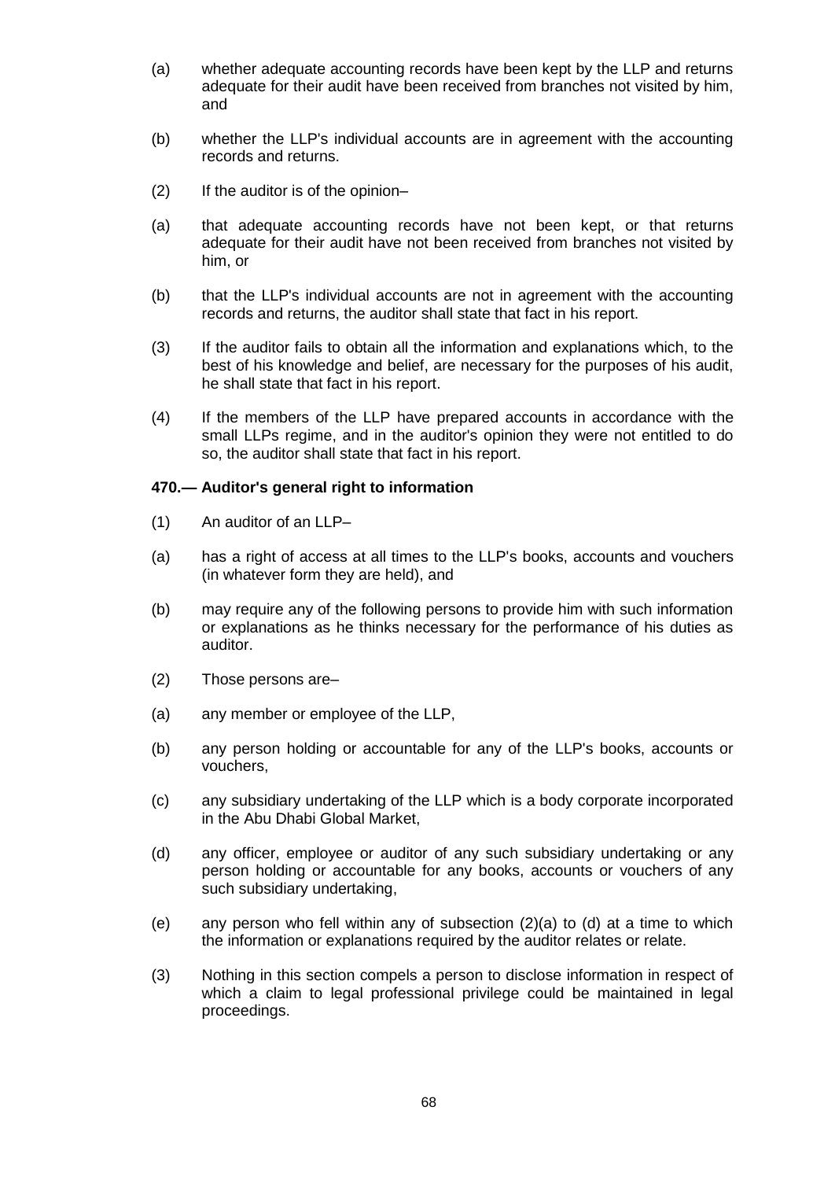(a) whether adequate accounting records have been kept by the LLP and returns adequate for their audit have been received from branches not visited by him, and

(b) whether the LLP's individual accounts are in agreement with the accounting records and returns.

(2) If the auditor is of the opinion–

(a) that adequate accounting records have not been kept, or that returns adequate for their audit have not been received from branches not visited by him, or

(b) that the LLP's individual accounts are not in agreement with the accounting records and returns, the auditor shall state that fact in his report.

(3) If the auditor fails to obtain all the information and explanations which, to the best of his knowledge and belief, are necessary for the purposes of his audit, he shall state that fact in his report.

(4) If the members of the LLP have prepared accounts in accordance with the small LLPs regime, and in the auditor's opinion they were not entitled to do so, the auditor shall state that fact in his report.

**470.— Auditor's general right to information**

(1) An auditor of an LLP–

(a) has a right of access at all times to the LLP's books, accounts and vouchers (in whatever form they are held), and

(b) may require any of the following persons to provide him with such information or explanations as he thinks necessary for the performance of his duties as auditor.

(2) Those persons are–

(a) any member or employee of the LLP,

(b) any person holding or accountable for any of the LLP's books, accounts or vouchers,

(c) any subsidiary undertaking of the LLP which is a body corporate incorporated in the Abu Dhabi Global Market,

(d) any officer, employee or auditor of any such subsidiary undertaking or any person holding or accountable for any books, accounts or vouchers of any such subsidiary undertaking,

(e) any person who fell within any of subsection (2)(a) to (d) at a time to which the information or explanations required by the auditor relates or relate.

(3) Nothing in this section compels a person to disclose information in respect of which a claim to legal professional privilege could be maintained in legal proceedings.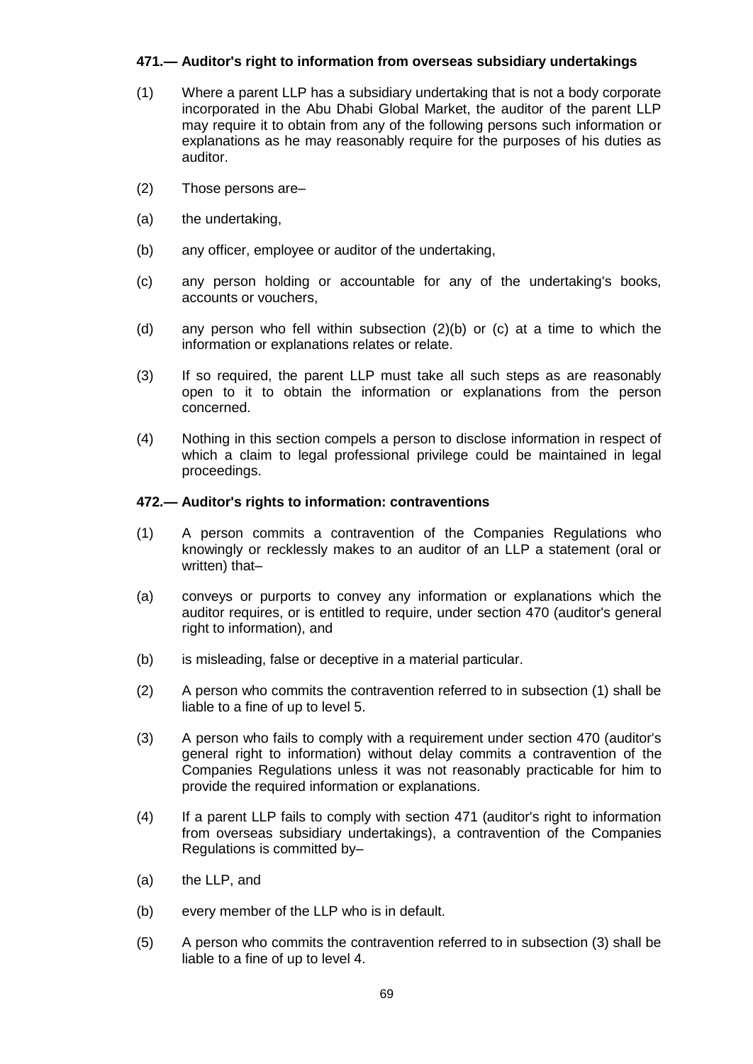**471.— Auditor's right to information from overseas subsidiary undertakings**

(1) Where a parent LLP has a subsidiary undertaking that is not a body corporate incorporated in the Abu Dhabi Global Market, the auditor of the parent LLP may require it to obtain from any of the following persons such information or explanations as he may reasonably require for the purposes of his duties as auditor.

(2) Those persons are–

(a) the undertaking,

(b) any officer, employee or auditor of the undertaking,

(c) any person holding or accountable for any of the undertaking's books, accounts or vouchers,

(d) any person who fell within subsection (2)(b) or (c) at a time to which the information or explanations relates or relate.

(3) If so required, the parent LLP must take all such steps as are reasonably open to it to obtain the information or explanations from the person concerned.

(4) Nothing in this section compels a person to disclose information in respect of which a claim to legal professional privilege could be maintained in legal proceedings.

**472.— Auditor's rights to information: contraventions**

(1) A person commits a contravention of the Companies Regulations who knowingly or recklessly makes to an auditor of an LLP a statement (oral or written) that–

(a) conveys or purports to convey any information or explanations which the auditor requires, or is entitled to require, under section 470 (auditor's general right to information), and

(b) is misleading, false or deceptive in a material particular.

(2) A person who commits the contravention referred to in subsection (1) shall be liable to a fine of up to level 5.

(3) A person who fails to comply with a requirement under section 470 (auditor's general right to information) without delay commits a contravention of the Companies Regulations unless it was not reasonably practicable for him to provide the required information or explanations.

(4) If a parent LLP fails to comply with section 471 (auditor's right to information from overseas subsidiary undertakings), a contravention of the Companies Regulations is committed by–

(a) the LLP, and

(b) every member of the LLP who is in default.

(5) A person who commits the contravention referred to in subsection (3) shall be liable to a fine of up to level 4.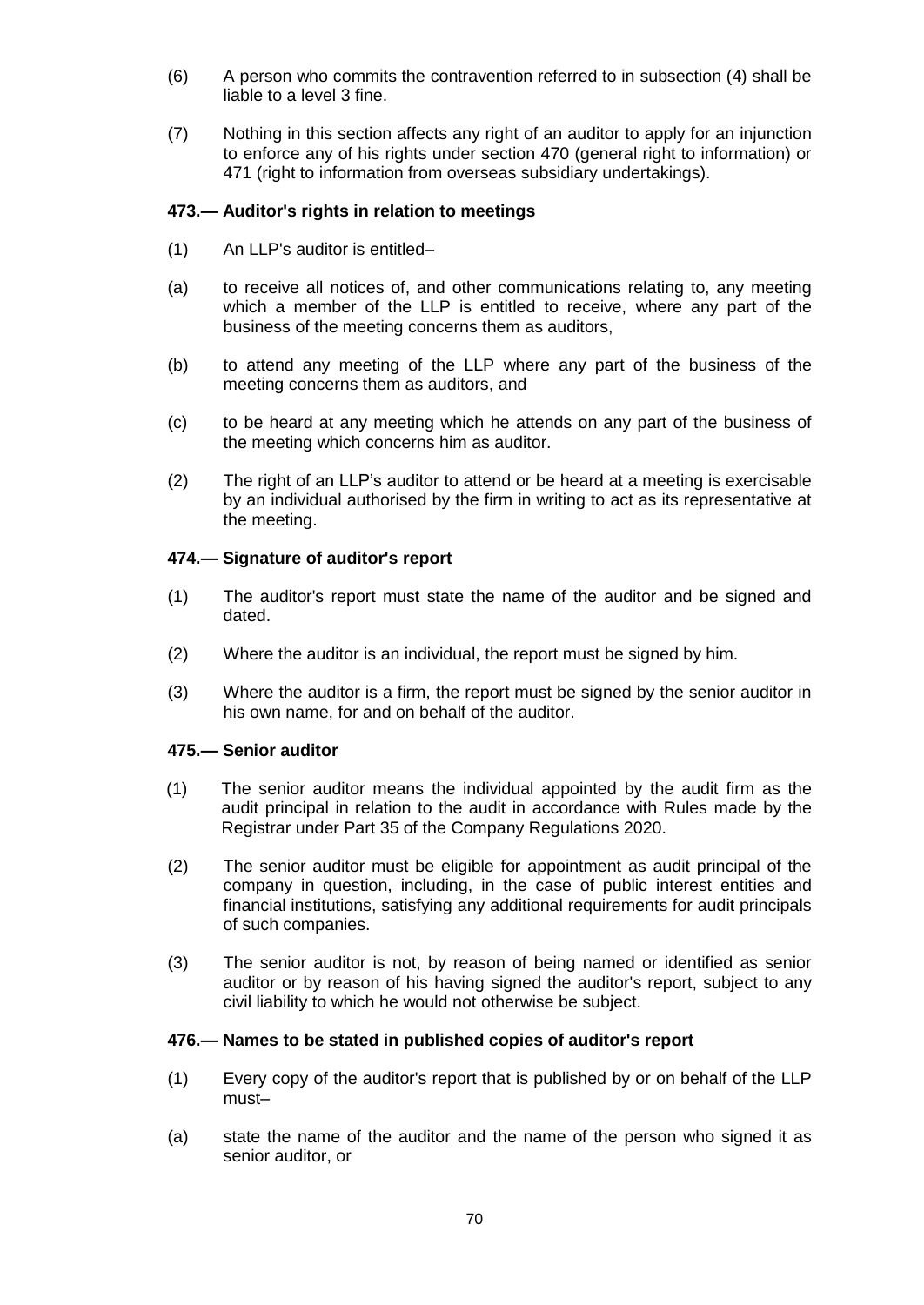(6) A person who commits the contravention referred to in subsection (4) shall be liable to a level 3 fine.

(7) Nothing in this section affects any right of an auditor to apply for an injunction to enforce any of his rights under section 470 (general right to information) or 471 (right to information from overseas subsidiary undertakings).

### 473.— Auditor's rights in relation to meetings

(1) An LLP's auditor is entitled–

(a) to receive all notices of, and other communications relating to, any meeting which a member of the LLP is entitled to receive, where any part of the business of the meeting concerns them as auditors,

(b) to attend any meeting of the LLP where any part of the business of the meeting concerns them as auditors, and

(c) to be heard at any meeting which he attends on any part of the business of the meeting which concerns him as auditor.

(2) The right of an LLP's auditor to attend or be heard at a meeting is exercisable by an individual authorised by the firm in writing to act as its representative at the meeting.

### 474.— Signature of auditor's report

(1) The auditor's report must state the name of the auditor and be signed and dated.

(2) Where the auditor is an individual, the report must be signed by him.

(3) Where the auditor is a firm, the report must be signed by the senior auditor in his own name, for and on behalf of the auditor.

### 475.— Senior auditor

(1) The senior auditor means the individual appointed by the audit firm as the audit principal in relation to the audit in accordance with Rules made by the Registrar under Part 35 of the Company Regulations 2020.

(2) The senior auditor must be eligible for appointment as audit principal of the company in question, including, in the case of public interest entities and financial institutions, satisfying any additional requirements for audit principals of such companies.

(3) The senior auditor is not, by reason of being named or identified as senior auditor or by reason of his having signed the auditor's report, subject to any civil liability to which he would not otherwise be subject.

### 476.— Names to be stated in published copies of auditor's report

(1) Every copy of the auditor's report that is published by or on behalf of the LLP must–

(a) state the name of the auditor and the name of the person who signed it as senior auditor, or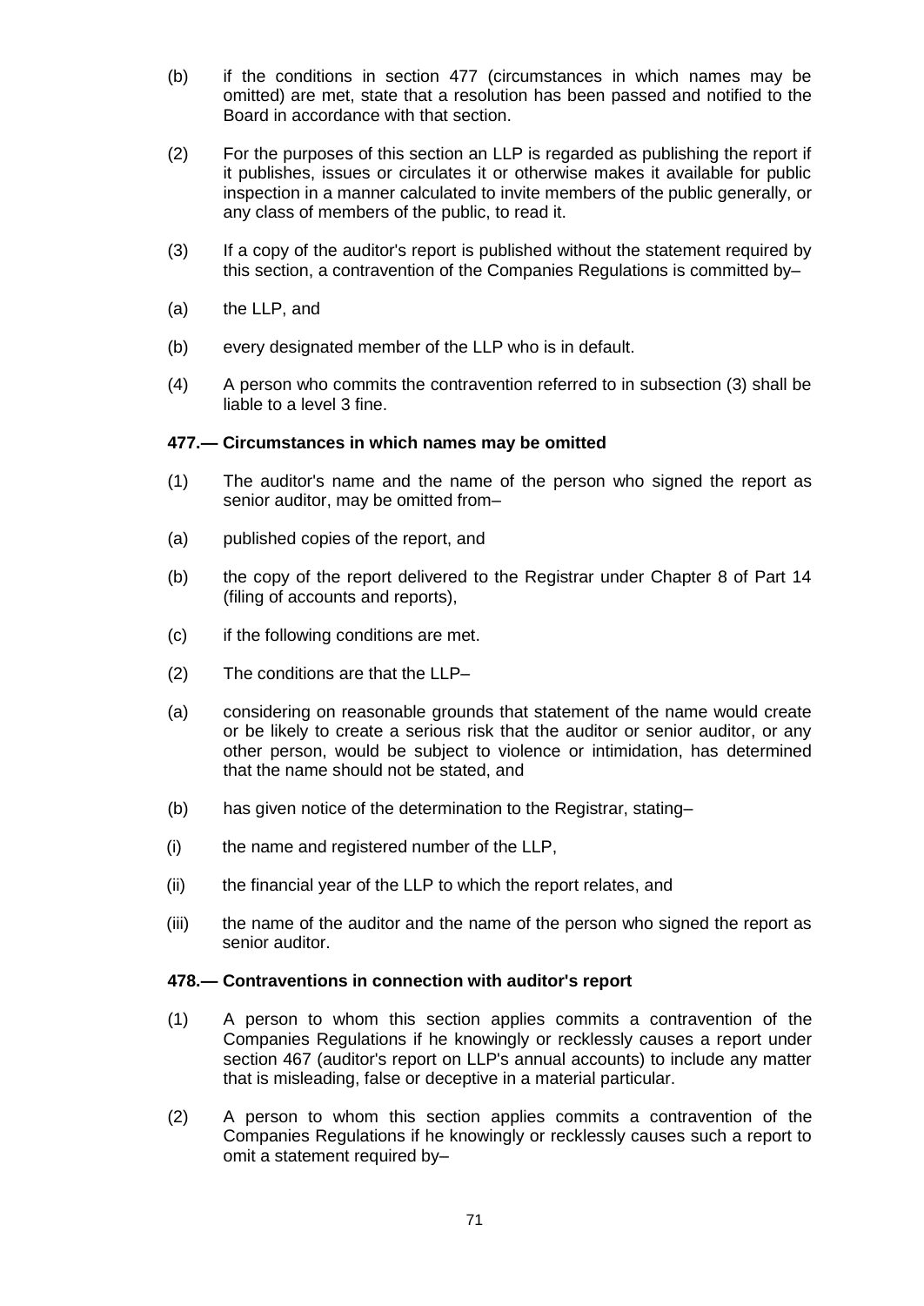(b) if the conditions in section 477 (circumstances in which names may be omitted) are met, state that a resolution has been passed and notified to the Board in accordance with that section.

(2) For the purposes of this section an LLP is regarded as publishing the report if it publishes, issues or circulates it or otherwise makes it available for public inspection in a manner calculated to invite members of the public generally, or any class of members of the public, to read it.

(3) If a copy of the auditor's report is published without the statement required by this section, a contravention of the Companies Regulations is committed by–

(a) the LLP, and

(b) every designated member of the LLP who is in default.

(4) A person who commits the contravention referred to in subsection (3) shall be liable to a level 3 fine.

**477.— Circumstances in which names may be omitted**

(1) The auditor's name and the name of the person who signed the report as senior auditor, may be omitted from–

(a) published copies of the report, and

(b) the copy of the report delivered to the Registrar under Chapter 8 of Part 14 (filing of accounts and reports),

(c) if the following conditions are met.

(2) The conditions are that the LLP–

(a) considering on reasonable grounds that statement of the name would create or be likely to create a serious risk that the auditor or senior auditor, or any other person, would be subject to violence or intimidation, has determined that the name should not be stated, and

(b) has given notice of the determination to the Registrar, stating–

(i) the name and registered number of the LLP,

(ii) the financial year of the LLP to which the report relates, and

(iii) the name of the auditor and the name of the person who signed the report as senior auditor.

**478.— Contraventions in connection with auditor's report**

(1) A person to whom this section applies commits a contravention of the Companies Regulations if he knowingly or recklessly causes a report under section 467 (auditor's report on LLP's annual accounts) to include any matter that is misleading, false or deceptive in a material particular.

(2) A person to whom this section applies commits a contravention of the Companies Regulations if he knowingly or recklessly causes such a report to omit a statement required by–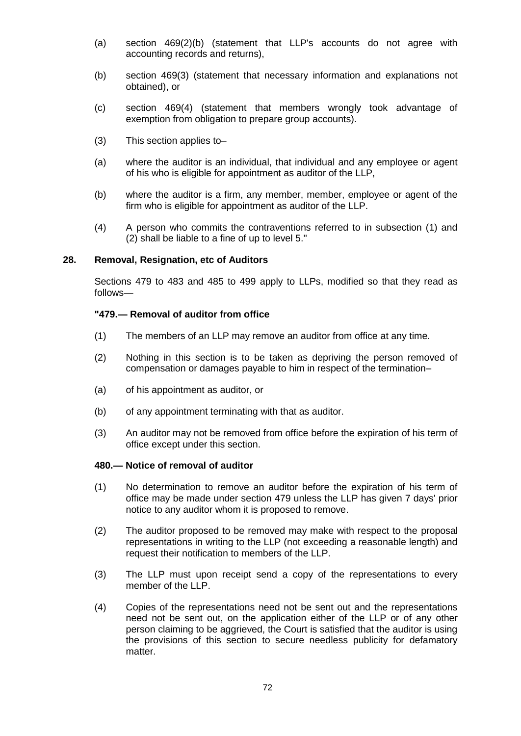(a) section 469(2)(b) (statement that LLP's accounts do not agree with accounting records and returns),

(b) section 469(3) (statement that necessary information and explanations not obtained), or

(c) section 469(4) (statement that members wrongly took advantage of exemption from obligation to prepare group accounts).

(3) This section applies to–

(a) where the auditor is an individual, that individual and any employee or agent of his who is eligible for appointment as auditor of the LLP,

(b) where the auditor is a firm, any member, member, employee or agent of the firm who is eligible for appointment as auditor of the LLP.

(4) A person who commits the contraventions referred to in subsection (1) and (2) shall be liable to a fine of up to level 5."

## 28. Removal, Resignation, etc of Auditors

Sections 479 to 483 and 485 to 499 apply to LLPs, modified so that they read as follows—

**"479.— Removal of auditor from office**

(1) The members of an LLP may remove an auditor from office at any time.

(2) Nothing in this section is to be taken as depriving the person removed of compensation or damages payable to him in respect of the termination–

(a) of his appointment as auditor, or

(b) of any appointment terminating with that as auditor.

(3) An auditor may not be removed from office before the expiration of his term of office except under this section.

**480.— Notice of removal of auditor**

(1) No determination to remove an auditor before the expiration of his term of office may be made under section 479 unless the LLP has given 7 days' prior notice to any auditor whom it is proposed to remove.

(2) The auditor proposed to be removed may make with respect to the proposal representations in writing to the LLP (not exceeding a reasonable length) and request their notification to members of the LLP.

(3) The LLP must upon receipt send a copy of the representations to every member of the LLP.

(4) Copies of the representations need not be sent out and the representations need not be sent out, on the application either of the LLP or of any other person claiming to be aggrieved, the Court is satisfied that the auditor is using the provisions of this section to secure needless publicity for defamatory matter.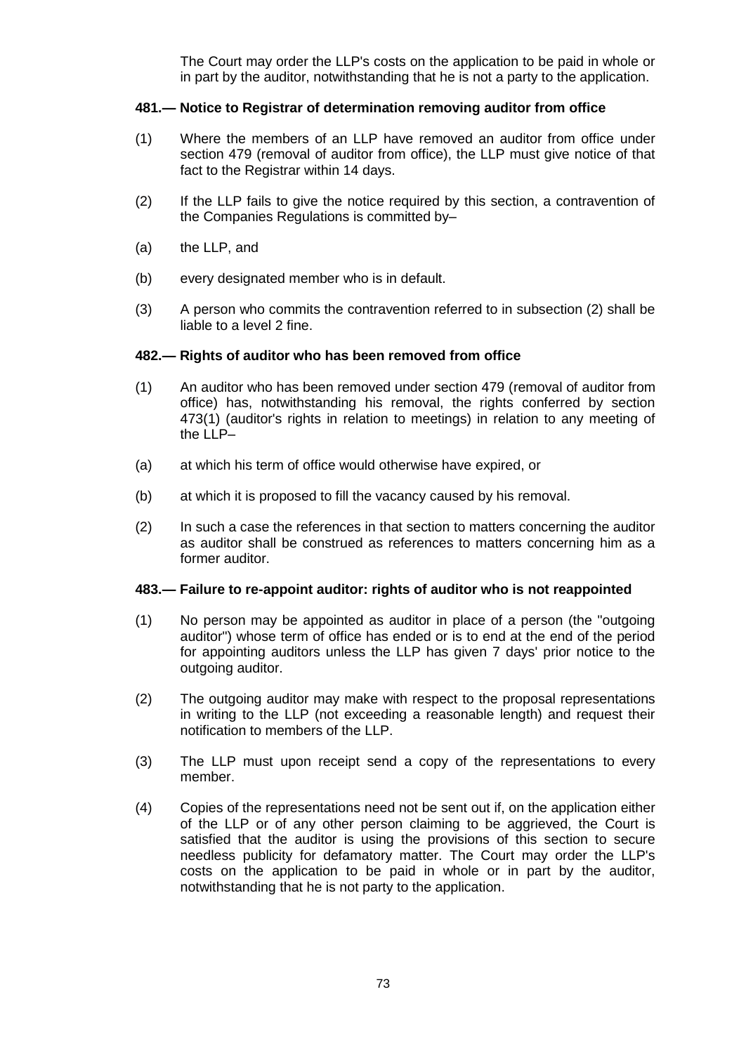The Court may order the LLP's costs on the application to be paid in whole or in part by the auditor, notwithstanding that he is not a party to the application.

**481.— Notice to Registrar of determination removing auditor from office**

(1) Where the members of an LLP have removed an auditor from office under section 479 (removal of auditor from office), the LLP must give notice of that fact to the Registrar within 14 days.

(2) If the LLP fails to give the notice required by this section, a contravention of the Companies Regulations is committed by–

(a) the LLP, and

(b) every designated member who is in default.

(3) A person who commits the contravention referred to in subsection (2) shall be liable to a level 2 fine.

**482.— Rights of auditor who has been removed from office**

(1) An auditor who has been removed under section 479 (removal of auditor from office) has, notwithstanding his removal, the rights conferred by section 473(1) (auditor's rights in relation to meetings) in relation to any meeting of the LLP–

(a) at which his term of office would otherwise have expired, or

(b) at which it is proposed to fill the vacancy caused by his removal.

(2) In such a case the references in that section to matters concerning the auditor as auditor shall be construed as references to matters concerning him as a former auditor.

**483.— Failure to re-appoint auditor: rights of auditor who is not reappointed**

(1) No person may be appointed as auditor in place of a person (the "outgoing auditor") whose term of office has ended or is to end at the end of the period for appointing auditors unless the LLP has given 7 days' prior notice to the outgoing auditor.

(2) The outgoing auditor may make with respect to the proposal representations in writing to the LLP (not exceeding a reasonable length) and request their notification to members of the LLP.

(3) The LLP must upon receipt send a copy of the representations to every member.

(4) Copies of the representations need not be sent out if, on the application either of the LLP or of any other person claiming to be aggrieved, the Court is satisfied that the auditor is using the provisions of this section to secure needless publicity for defamatory matter. The Court may order the LLP's costs on the application to be paid in whole or in part by the auditor, notwithstanding that he is not party to the application.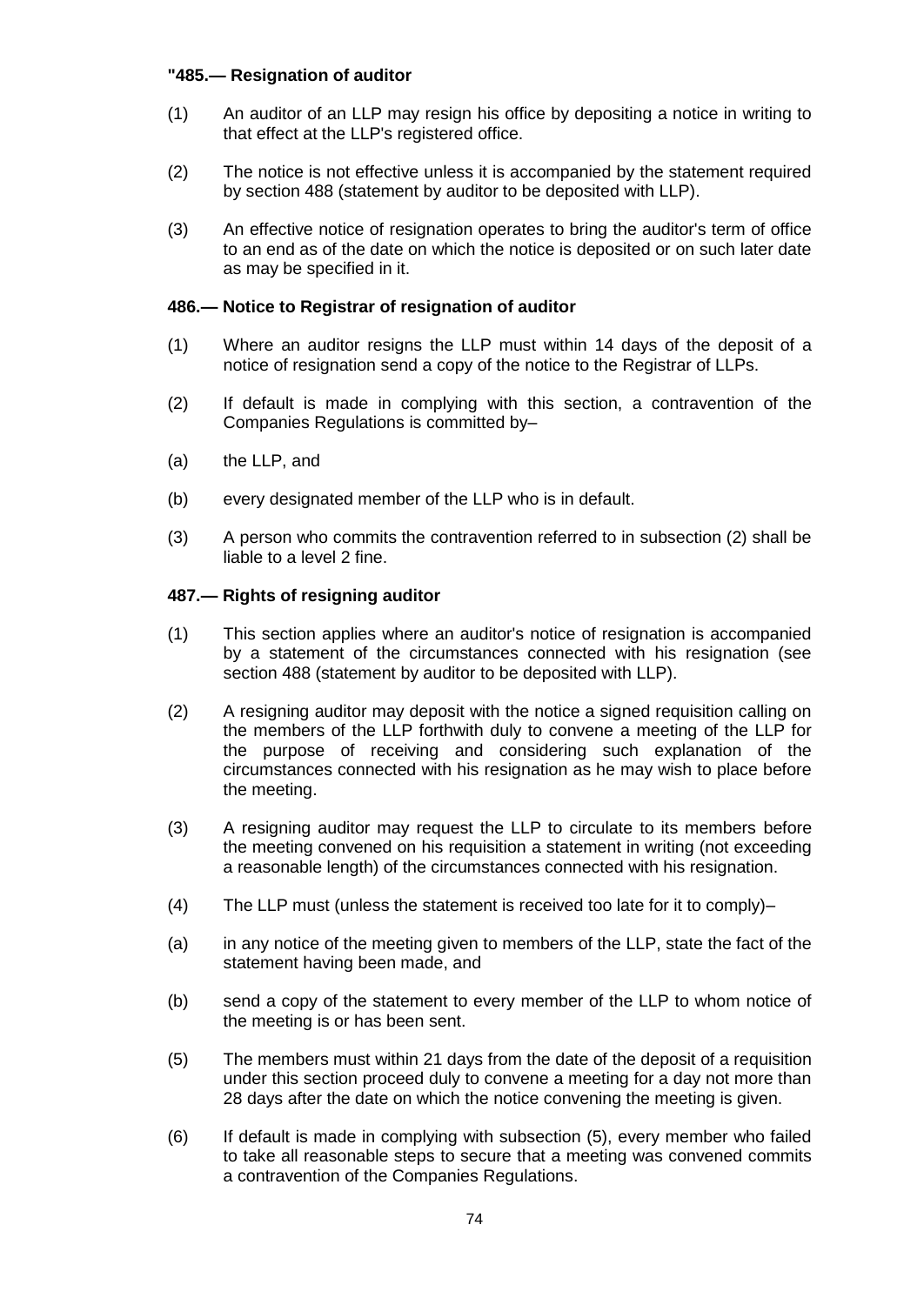**"485.— Resignation of auditor**

(1) An auditor of an LLP may resign his office by depositing a notice in writing to that effect at the LLP's registered office.

(2) The notice is not effective unless it is accompanied by the statement required by section 488 (statement by auditor to be deposited with LLP).

(3) An effective notice of resignation operates to bring the auditor's term of office to an end as of the date on which the notice is deposited or on such later date as may be specified in it.

**486.— Notice to Registrar of resignation of auditor**

(1) Where an auditor resigns the LLP must within 14 days of the deposit of a notice of resignation send a copy of the notice to the Registrar of LLPs.

(2) If default is made in complying with this section, a contravention of the Companies Regulations is committed by–

(a) the LLP, and

(b) every designated member of the LLP who is in default.

(3) A person who commits the contravention referred to in subsection (2) shall be liable to a level 2 fine.

**487.— Rights of resigning auditor**

(1) This section applies where an auditor's notice of resignation is accompanied by a statement of the circumstances connected with his resignation (see section 488 (statement by auditor to be deposited with LLP).

(2) A resigning auditor may deposit with the notice a signed requisition calling on the members of the LLP forthwith duly to convene a meeting of the LLP for the purpose of receiving and considering such explanation of the circumstances connected with his resignation as he may wish to place before the meeting.

(3) A resigning auditor may request the LLP to circulate to its members before the meeting convened on his requisition a statement in writing (not exceeding a reasonable length) of the circumstances connected with his resignation.

(4) The LLP must (unless the statement is received too late for it to comply)–

(a) in any notice of the meeting given to members of the LLP, state the fact of the statement having been made, and

(b) send a copy of the statement to every member of the LLP to whom notice of the meeting is or has been sent.

(5) The members must within 21 days from the date of the deposit of a requisition under this section proceed duly to convene a meeting for a day not more than 28 days after the date on which the notice convening the meeting is given.

(6) If default is made in complying with subsection (5), every member who failed to take all reasonable steps to secure that a meeting was convened commits a contravention of the Companies Regulations.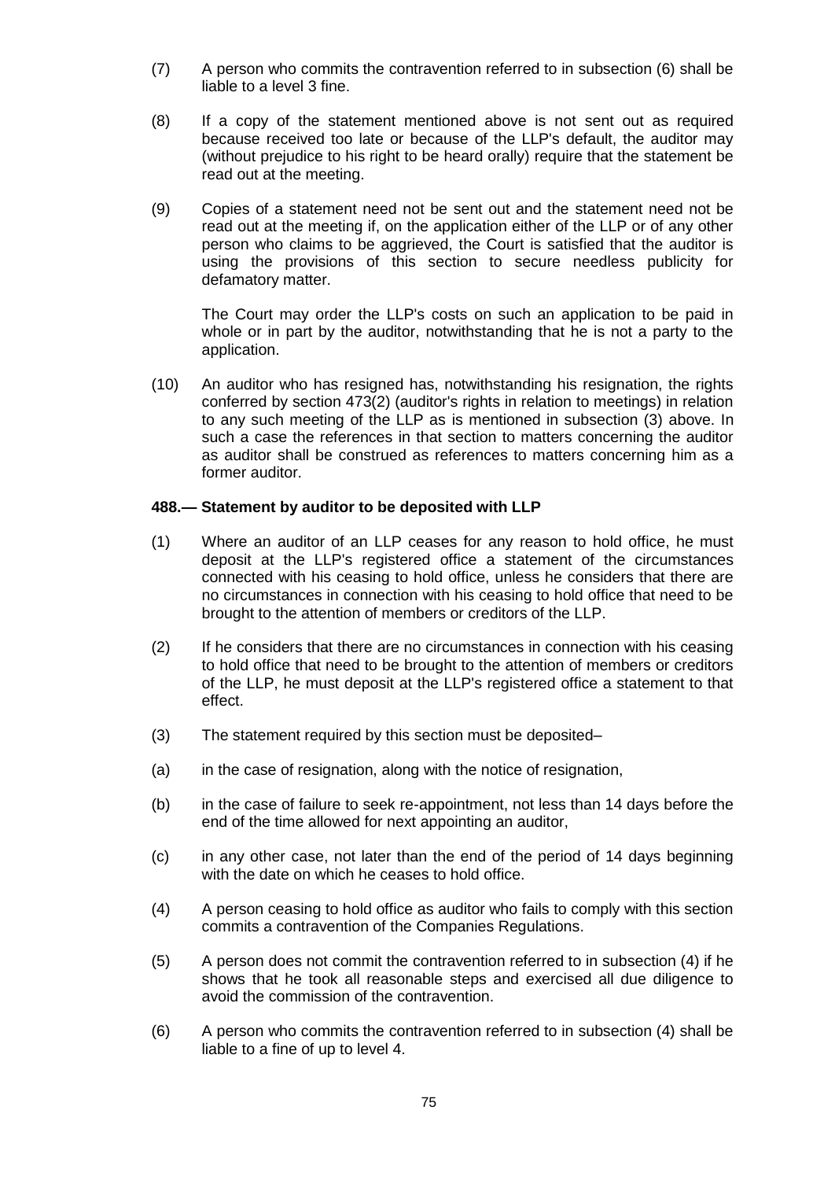(7) A person who commits the contravention referred to in subsection (6) shall be liable to a level 3 fine.

(8) If a copy of the statement mentioned above is not sent out as required because received too late or because of the LLP's default, the auditor may (without prejudice to his right to be heard orally) require that the statement be read out at the meeting.

(9) Copies of a statement need not be sent out and the statement need not be read out at the meeting if, on the application either of the LLP or of any other person who claims to be aggrieved, the Court is satisfied that the auditor is using the provisions of this section to secure needless publicity for defamatory matter.

The Court may order the LLP's costs on such an application to be paid in whole or in part by the auditor, notwithstanding that he is not a party to the application.

(10) An auditor who has resigned has, notwithstanding his resignation, the rights conferred by section 473(2) (auditor's rights in relation to meetings) in relation to any such meeting of the LLP as is mentioned in subsection (3) above. In such a case the references in that section to matters concerning the auditor as auditor shall be construed as references to matters concerning him as a former auditor.

**488.— Statement by auditor to be deposited with LLP**

(1) Where an auditor of an LLP ceases for any reason to hold office, he must deposit at the LLP's registered office a statement of the circumstances connected with his ceasing to hold office, unless he considers that there are no circumstances in connection with his ceasing to hold office that need to be brought to the attention of members or creditors of the LLP.

(2) If he considers that there are no circumstances in connection with his ceasing to hold office that need to be brought to the attention of members or creditors of the LLP, he must deposit at the LLP's registered office a statement to that effect.

(3) The statement required by this section must be deposited–

(a) in the case of resignation, along with the notice of resignation,

(b) in the case of failure to seek re-appointment, not less than 14 days before the end of the time allowed for next appointing an auditor,

(c) in any other case, not later than the end of the period of 14 days beginning with the date on which he ceases to hold office.

(4) A person ceasing to hold office as auditor who fails to comply with this section commits a contravention of the Companies Regulations.

(5) A person does not commit the contravention referred to in subsection (4) if he shows that he took all reasonable steps and exercised all due diligence to avoid the commission of the contravention.

(6) A person who commits the contravention referred to in subsection (4) shall be liable to a fine of up to level 4.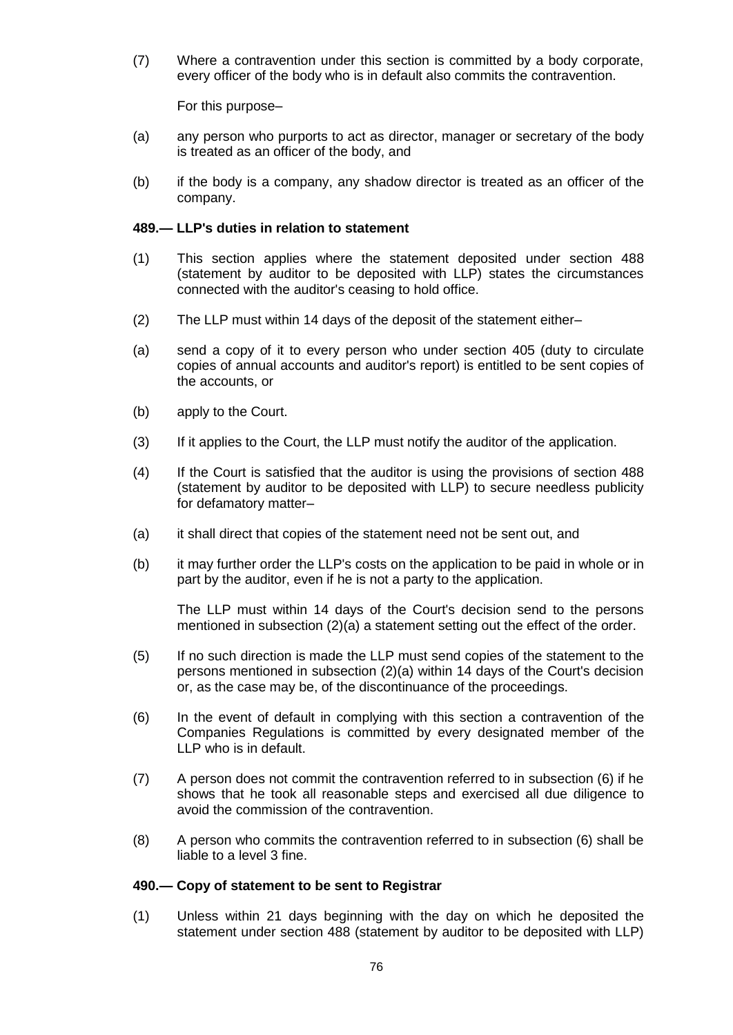(7) Where a contravention under this section is committed by a body corporate, every officer of the body who is in default also commits the contravention.

For this purpose–

(a) any person who purports to act as director, manager or secretary of the body is treated as an officer of the body, and

(b) if the body is a company, any shadow director is treated as an officer of the company.

**489.— LLP's duties in relation to statement**

(1) This section applies where the statement deposited under section 488 (statement by auditor to be deposited with LLP) states the circumstances connected with the auditor's ceasing to hold office.

(2) The LLP must within 14 days of the deposit of the statement either–

(a) send a copy of it to every person who under section 405 (duty to circulate copies of annual accounts and auditor's report) is entitled to be sent copies of the accounts, or

(b) apply to the Court.

(3) If it applies to the Court, the LLP must notify the auditor of the application.

(4) If the Court is satisfied that the auditor is using the provisions of section 488 (statement by auditor to be deposited with LLP) to secure needless publicity for defamatory matter–

(a) it shall direct that copies of the statement need not be sent out, and

(b) it may further order the LLP's costs on the application to be paid in whole or in part by the auditor, even if he is not a party to the application.

The LLP must within 14 days of the Court's decision send to the persons mentioned in subsection (2)(a) a statement setting out the effect of the order.

(5) If no such direction is made the LLP must send copies of the statement to the persons mentioned in subsection (2)(a) within 14 days of the Court's decision or, as the case may be, of the discontinuance of the proceedings.

(6) In the event of default in complying with this section a contravention of the Companies Regulations is committed by every designated member of the LLP who is in default.

(7) A person does not commit the contravention referred to in subsection (6) if he shows that he took all reasonable steps and exercised all due diligence to avoid the commission of the contravention.

(8) A person who commits the contravention referred to in subsection (6) shall be liable to a level 3 fine.

**490.— Copy of statement to be sent to Registrar**

(1) Unless within 21 days beginning with the day on which he deposited the statement under section 488 (statement by auditor to be deposited with LLP)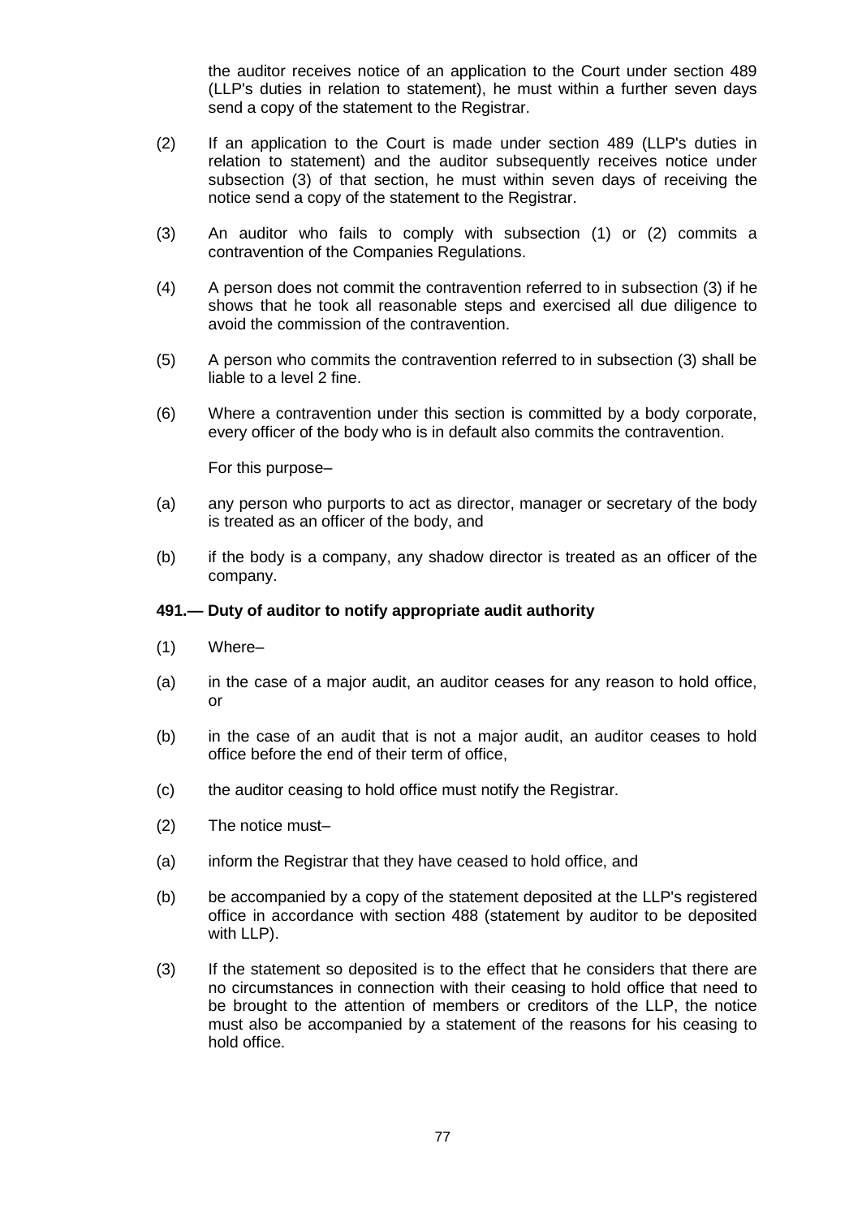the auditor receives notice of an application to the Court under section 489 (LLP's duties in relation to statement), he must within a further seven days send a copy of the statement to the Registrar.

(2) If an application to the Court is made under section 489 (LLP's duties in relation to statement) and the auditor subsequently receives notice under subsection (3) of that section, he must within seven days of receiving the notice send a copy of the statement to the Registrar.

(3) An auditor who fails to comply with subsection (1) or (2) commits a contravention of the Companies Regulations.

(4) A person does not commit the contravention referred to in subsection (3) if he shows that he took all reasonable steps and exercised all due diligence to avoid the commission of the contravention.

(5) A person who commits the contravention referred to in subsection (3) shall be liable to a level 2 fine.

(6) Where a contravention under this section is committed by a body corporate, every officer of the body who is in default also commits the contravention.

For this purpose–

(a) any person who purports to act as director, manager or secretary of the body is treated as an officer of the body, and

(b) if the body is a company, any shadow director is treated as an officer of the company.

**491.— Duty of auditor to notify appropriate audit authority**

(1) Where–

(a) in the case of a major audit, an auditor ceases for any reason to hold office, or

(b) in the case of an audit that is not a major audit, an auditor ceases to hold office before the end of their term of office,

(c) the auditor ceasing to hold office must notify the Registrar.

(2) The notice must–

(a) inform the Registrar that they have ceased to hold office, and

(b) be accompanied by a copy of the statement deposited at the LLP's registered office in accordance with section 488 (statement by auditor to be deposited with LLP).

(3) If the statement so deposited is to the effect that he considers that there are no circumstances in connection with their ceasing to hold office that need to be brought to the attention of members or creditors of the LLP, the notice must also be accompanied by a statement of the reasons for his ceasing to hold office.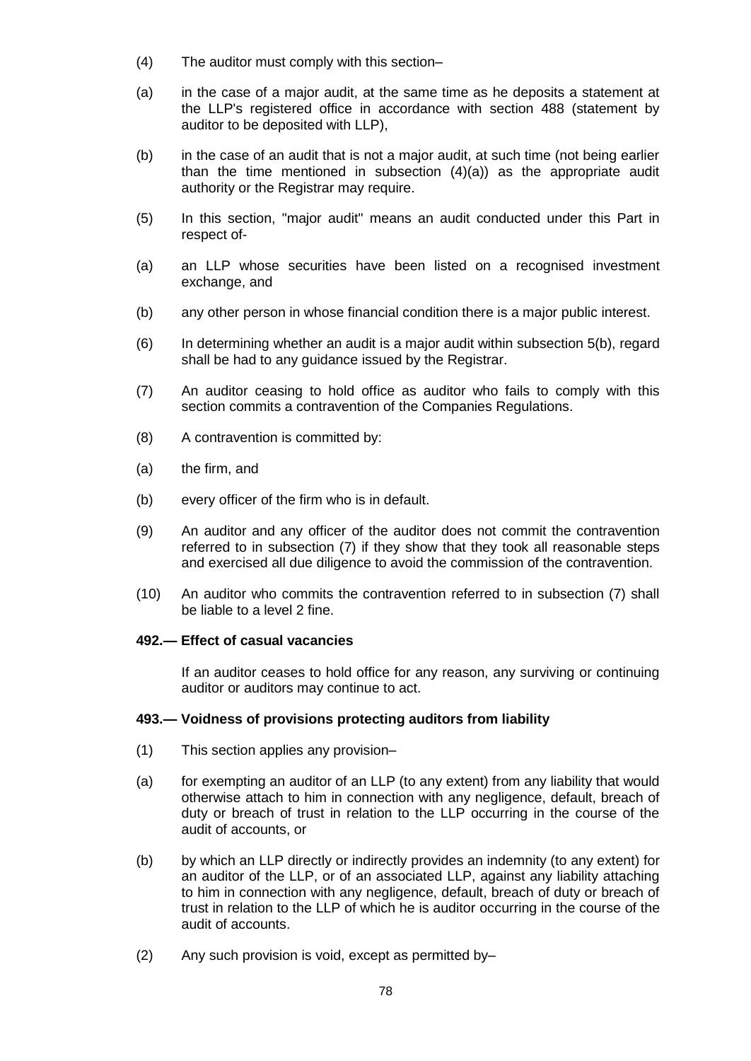(4) The auditor must comply with this section–

(a) in the case of a major audit, at the same time as he deposits a statement at the LLP's registered office in accordance with section 488 (statement by auditor to be deposited with LLP),

(b) in the case of an audit that is not a major audit, at such time (not being earlier than the time mentioned in subsection (4)(a)) as the appropriate audit authority or the Registrar may require.

(5) In this section, "major audit" means an audit conducted under this Part in respect of-

(a) an LLP whose securities have been listed on a recognised investment exchange, and

(b) any other person in whose financial condition there is a major public interest.

(6) In determining whether an audit is a major audit within subsection 5(b), regard shall be had to any guidance issued by the Registrar.

(7) An auditor ceasing to hold office as auditor who fails to comply with this section commits a contravention of the Companies Regulations.

(8) A contravention is committed by:

(a) the firm, and

(b) every officer of the firm who is in default.

(9) An auditor and any officer of the auditor does not commit the contravention referred to in subsection (7) if they show that they took all reasonable steps and exercised all due diligence to avoid the commission of the contravention.

(10) An auditor who commits the contravention referred to in subsection (7) shall be liable to a level 2 fine.

**492.— Effect of casual vacancies**

If an auditor ceases to hold office for any reason, any surviving or continuing auditor or auditors may continue to act.

**493.— Voidness of provisions protecting auditors from liability**

(1) This section applies any provision–

(a) for exempting an auditor of an LLP (to any extent) from any liability that would otherwise attach to him in connection with any negligence, default, breach of duty or breach of trust in relation to the LLP occurring in the course of the audit of accounts, or

(b) by which an LLP directly or indirectly provides an indemnity (to any extent) for an auditor of the LLP, or of an associated LLP, against any liability attaching to him in connection with any negligence, default, breach of duty or breach of trust in relation to the LLP of which he is auditor occurring in the course of the audit of accounts.

(2) Any such provision is void, except as permitted by–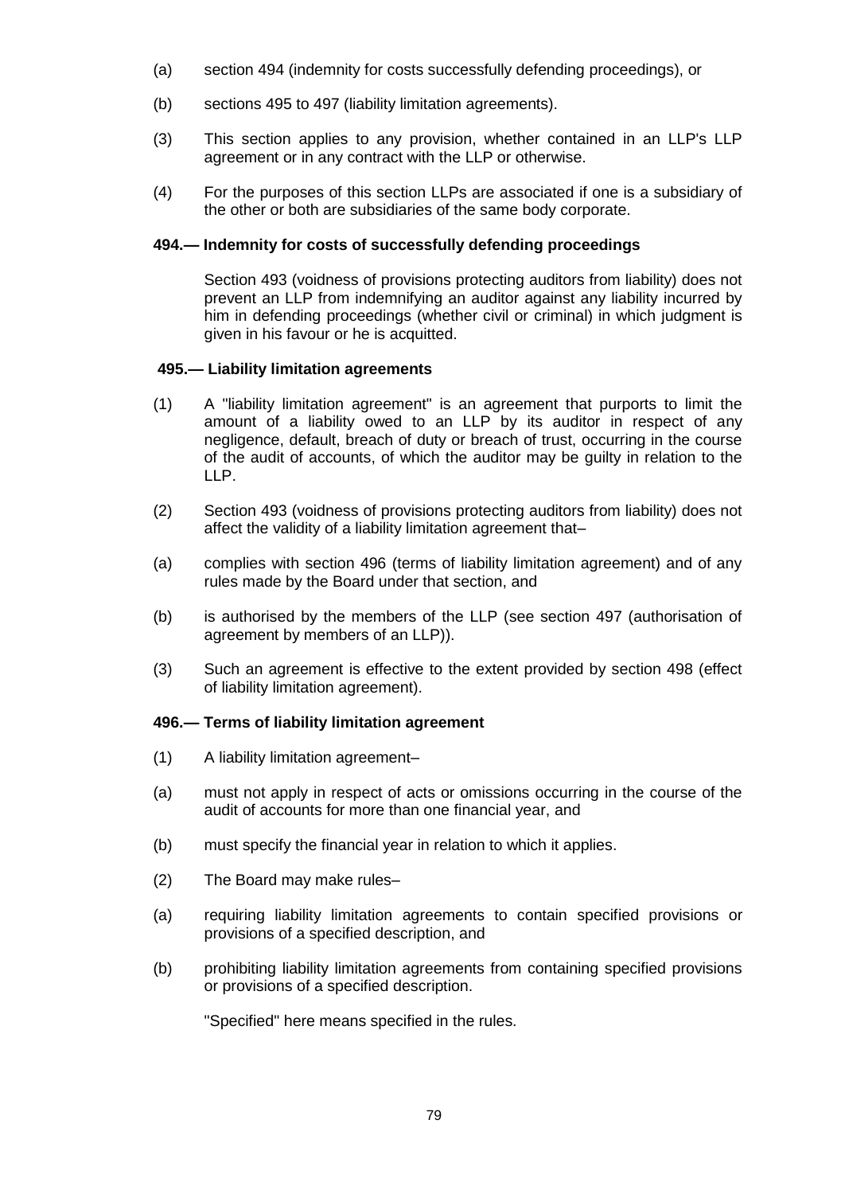(a) section 494 (indemnity for costs successfully defending proceedings), or

(b) sections 495 to 497 (liability limitation agreements).

(3) This section applies to any provision, whether contained in an LLP's LLP agreement or in any contract with the LLP or otherwise.

(4) For the purposes of this section LLPs are associated if one is a subsidiary of the other or both are subsidiaries of the same body corporate.

**494.— Indemnity for costs of successfully defending proceedings**

Section 493 (voidness of provisions protecting auditors from liability) does not prevent an LLP from indemnifying an auditor against any liability incurred by him in defending proceedings (whether civil or criminal) in which judgment is given in his favour or he is acquitted.

**495.— Liability limitation agreements**

(1) A "liability limitation agreement" is an agreement that purports to limit the amount of a liability owed to an LLP by its auditor in respect of any negligence, default, breach of duty or breach of trust, occurring in the course of the audit of accounts, of which the auditor may be guilty in relation to the LLP.

(2) Section 493 (voidness of provisions protecting auditors from liability) does not affect the validity of a liability limitation agreement that–

(a) complies with section 496 (terms of liability limitation agreement) and of any rules made by the Board under that section, and

(b) is authorised by the members of the LLP (see section 497 (authorisation of agreement by members of an LLP)).

(3) Such an agreement is effective to the extent provided by section 498 (effect of liability limitation agreement).

**496.— Terms of liability limitation agreement**

(1) A liability limitation agreement–

(a) must not apply in respect of acts or omissions occurring in the course of the audit of accounts for more than one financial year, and

(b) must specify the financial year in relation to which it applies.

(2) The Board may make rules–

(a) requiring liability limitation agreements to contain specified provisions or provisions of a specified description, and

(b) prohibiting liability limitation agreements from containing specified provisions or provisions of a specified description.

"Specified" here means specified in the rules.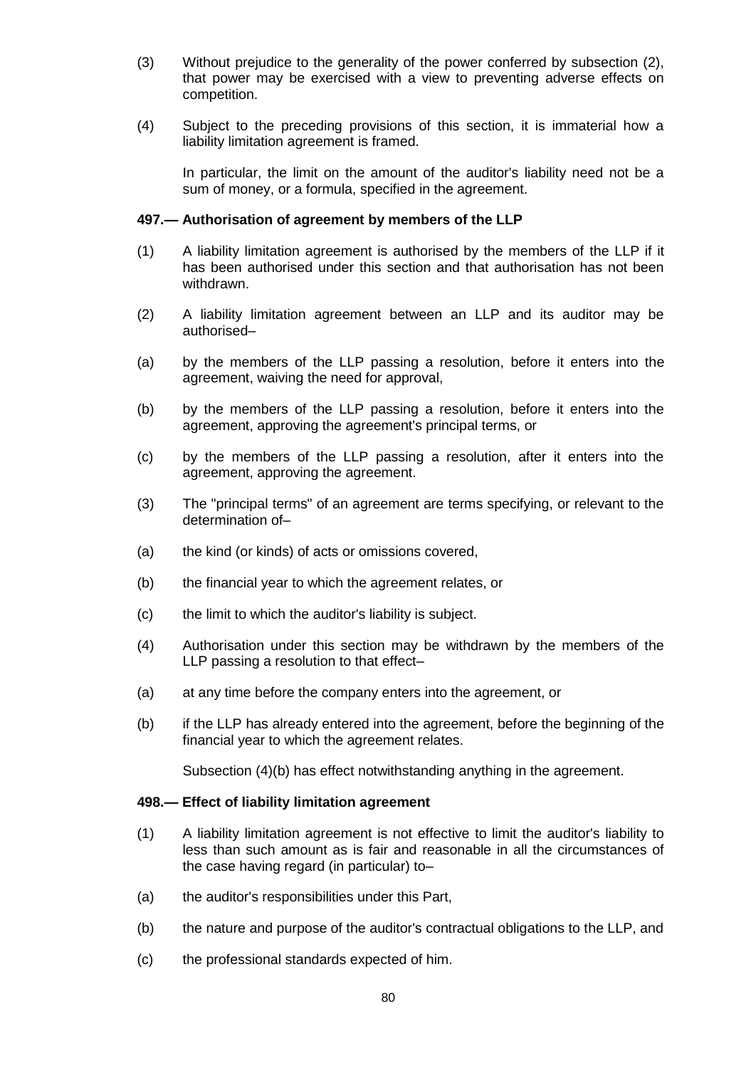(3) Without prejudice to the generality of the power conferred by subsection (2), that power may be exercised with a view to preventing adverse effects on competition.

(4) Subject to the preceding provisions of this section, it is immaterial how a liability limitation agreement is framed.

In particular, the limit on the amount of the auditor's liability need not be a sum of money, or a formula, specified in the agreement.

**497.— Authorisation of agreement by members of the LLP**

(1) A liability limitation agreement is authorised by the members of the LLP if it has been authorised under this section and that authorisation has not been withdrawn.

(2) A liability limitation agreement between an LLP and its auditor may be authorised–

(a) by the members of the LLP passing a resolution, before it enters into the agreement, waiving the need for approval,

(b) by the members of the LLP passing a resolution, before it enters into the agreement, approving the agreement's principal terms, or

(c) by the members of the LLP passing a resolution, after it enters into the agreement, approving the agreement.

(3) The "principal terms" of an agreement are terms specifying, or relevant to the determination of–

(a) the kind (or kinds) of acts or omissions covered,

(b) the financial year to which the agreement relates, or

(c) the limit to which the auditor's liability is subject.

(4) Authorisation under this section may be withdrawn by the members of the LLP passing a resolution to that effect–

(a) at any time before the company enters into the agreement, or

(b) if the LLP has already entered into the agreement, before the beginning of the financial year to which the agreement relates.

Subsection (4)(b) has effect notwithstanding anything in the agreement.

**498.— Effect of liability limitation agreement**

(1) A liability limitation agreement is not effective to limit the auditor's liability to less than such amount as is fair and reasonable in all the circumstances of the case having regard (in particular) to–

(a) the auditor's responsibilities under this Part,

(b) the nature and purpose of the auditor's contractual obligations to the LLP, and

(c) the professional standards expected of him.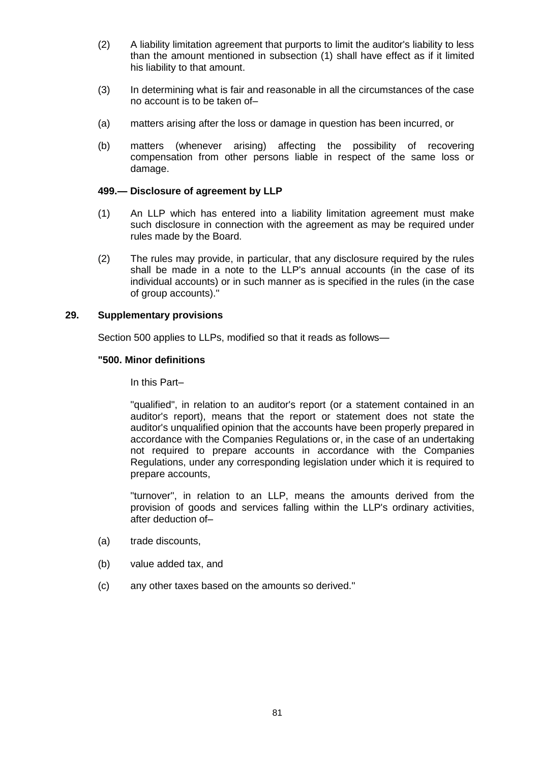(2) A liability limitation agreement that purports to limit the auditor's liability to less than the amount mentioned in subsection (1) shall have effect as if it limited his liability to that amount.

(3) In determining what is fair and reasonable in all the circumstances of the case no account is to be taken of–

(a) matters arising after the loss or damage in question has been incurred, or

(b) matters (whenever arising) affecting the possibility of recovering compensation from other persons liable in respect of the same loss or damage.

**499.— Disclosure of agreement by LLP**

(1) An LLP which has entered into a liability limitation agreement must make such disclosure in connection with the agreement as may be required under rules made by the Board.

(2) The rules may provide, in particular, that any disclosure required by the rules shall be made in a note to the LLP's annual accounts (in the case of its individual accounts) or in such manner as is specified in the rules (in the case of group accounts)."

### 29. Supplementary provisions

Section 500 applies to LLPs, modified so that it reads as follows—

**"500. Minor definitions**

In this Part–

"qualified", in relation to an auditor's report (or a statement contained in an auditor's report), means that the report or statement does not state the auditor's unqualified opinion that the accounts have been properly prepared in accordance with the Companies Regulations or, in the case of an undertaking not required to prepare accounts in accordance with the Companies Regulations, under any corresponding legislation under which it is required to prepare accounts,

"turnover", in relation to an LLP, means the amounts derived from the provision of goods and services falling within the LLP's ordinary activities, after deduction of–

(a) trade discounts,

(b) value added tax, and

(c) any other taxes based on the amounts so derived."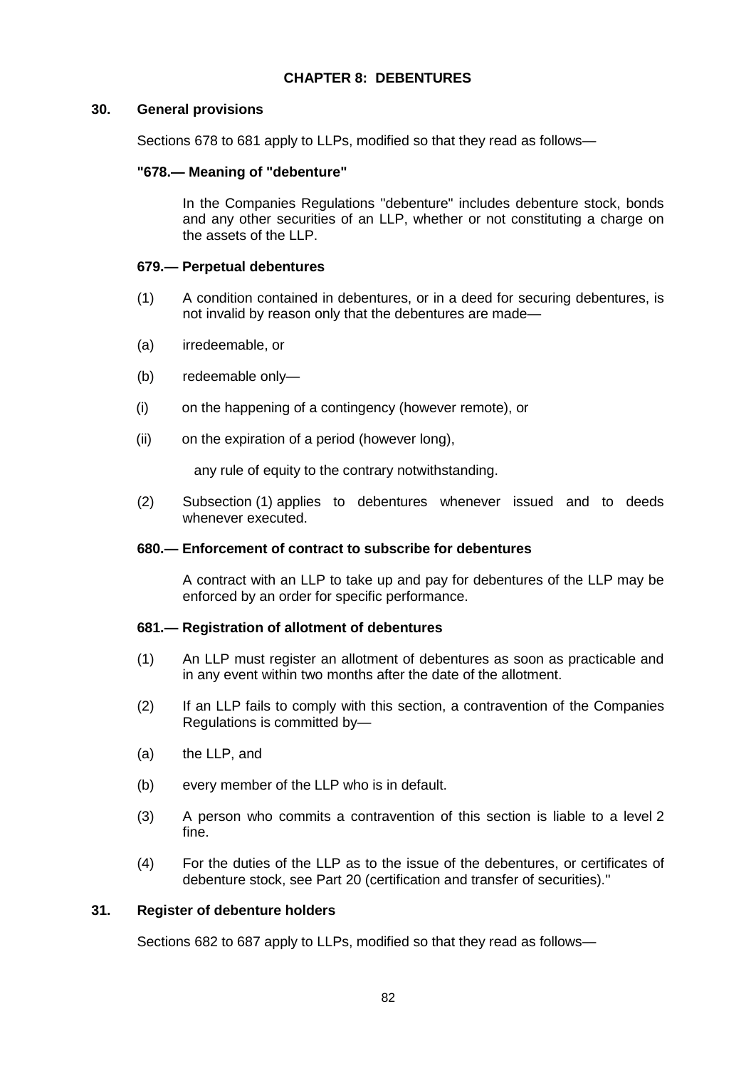## CHAPTER 8: DEBENTURES

### 30. General provisions

Sections 678 to 681 apply to LLPs, modified so that they read as follows—

**"678.— Meaning of "debenture"**

In the Companies Regulations "debenture" includes debenture stock, bonds and any other securities of an LLP, whether or not constituting a charge on the assets of the LLP.

**679.— Perpetual debentures**

(1) A condition contained in debentures, or in a deed for securing debentures, is not invalid by reason only that the debentures are made—

(a) irredeemable, or

(b) redeemable only—

(i) on the happening of a contingency (however remote), or

(ii) on the expiration of a period (however long),

any rule of equity to the contrary notwithstanding.

(2) Subsection (1) applies to debentures whenever issued and to deeds whenever executed.

**680.— Enforcement of contract to subscribe for debentures**

A contract with an LLP to take up and pay for debentures of the LLP may be enforced by an order for specific performance.

**681.— Registration of allotment of debentures**

(1) An LLP must register an allotment of debentures as soon as practicable and in any event within two months after the date of the allotment.

(2) If an LLP fails to comply with this section, a contravention of the Companies Regulations is committed by—

(a) the LLP, and

(b) every member of the LLP who is in default.

(3) A person who commits a contravention of this section is liable to a level 2 fine.

(4) For the duties of the LLP as to the issue of the debentures, or certificates of debenture stock, see Part 20 (certification and transfer of securities)."

### 31. Register of debenture holders

Sections 682 to 687 apply to LLPs, modified so that they read as follows—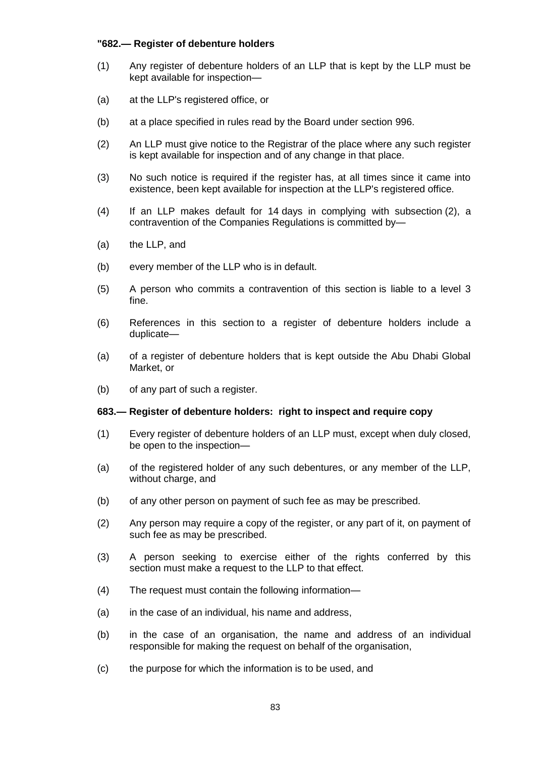**"682.— Register of debenture holders**

(1) Any register of debenture holders of an LLP that is kept by the LLP must be kept available for inspection—

(a) at the LLP's registered office, or

(b) at a place specified in rules read by the Board under section 996.

(2) An LLP must give notice to the Registrar of the place where any such register is kept available for inspection and of any change in that place.

(3) No such notice is required if the register has, at all times since it came into existence, been kept available for inspection at the LLP's registered office.

(4) If an LLP makes default for 14 days in complying with subsection (2), a contravention of the Companies Regulations is committed by—

(a) the LLP, and

(b) every member of the LLP who is in default.

(5) A person who commits a contravention of this section is liable to a level 3 fine.

(6) References in this section to a register of debenture holders include a duplicate—

(a) of a register of debenture holders that is kept outside the Abu Dhabi Global Market, or

(b) of any part of such a register.

**683.— Register of debenture holders: right to inspect and require copy**

(1) Every register of debenture holders of an LLP must, except when duly closed, be open to the inspection—

(a) of the registered holder of any such debentures, or any member of the LLP, without charge, and

(b) of any other person on payment of such fee as may be prescribed.

(2) Any person may require a copy of the register, or any part of it, on payment of such fee as may be prescribed.

(3) A person seeking to exercise either of the rights conferred by this section must make a request to the LLP to that effect.

(4) The request must contain the following information—

(a) in the case of an individual, his name and address,

(b) in the case of an organisation, the name and address of an individual responsible for making the request on behalf of the organisation,

(c) the purpose for which the information is to be used, and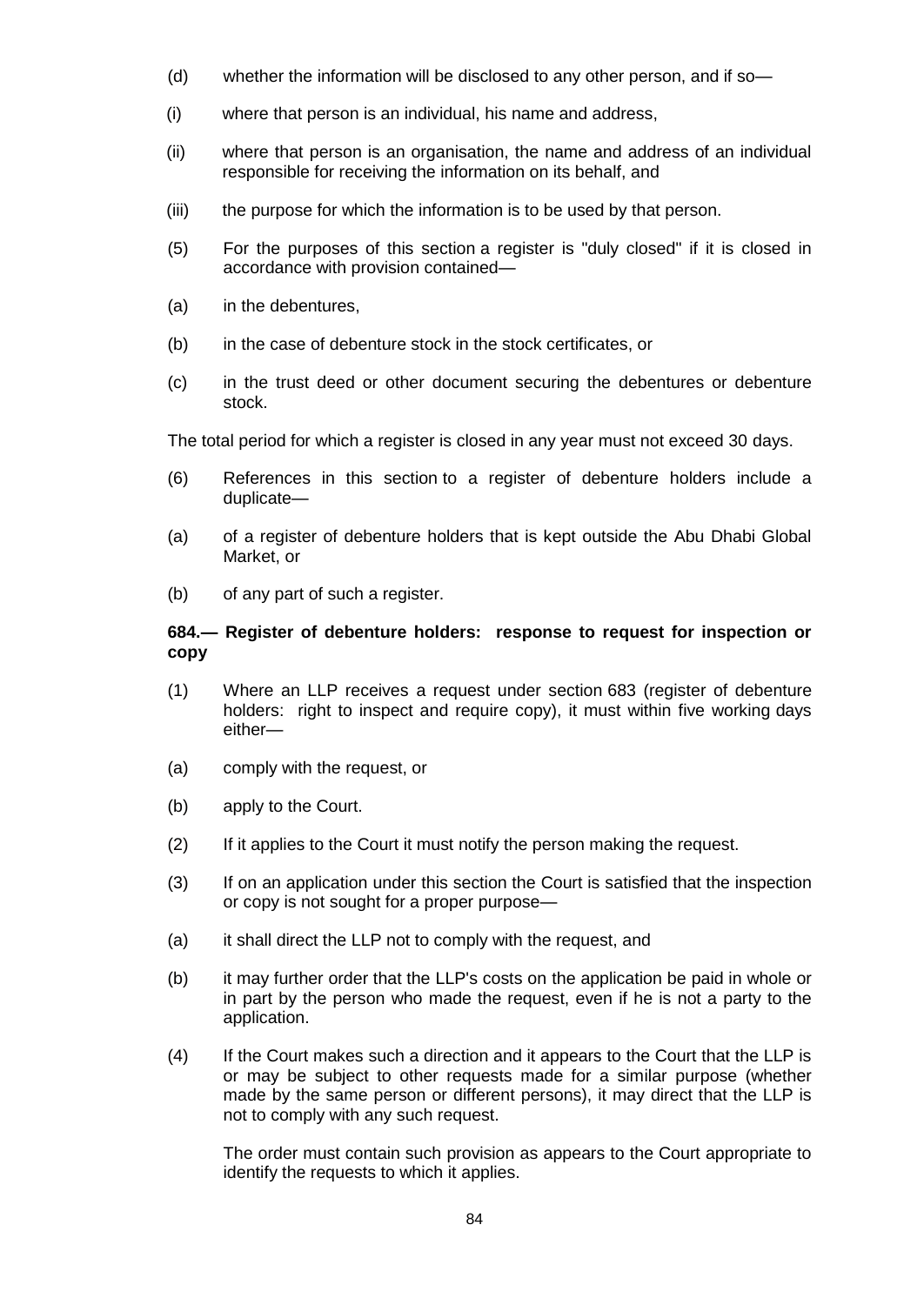(d) whether the information will be disclosed to any other person, and if so—

(i) where that person is an individual, his name and address,

(ii) where that person is an organisation, the name and address of an individual responsible for receiving the information on its behalf, and

(iii) the purpose for which the information is to be used by that person.

(5) For the purposes of this section a register is "duly closed" if it is closed in accordance with provision contained—

(a) in the debentures,

(b) in the case of debenture stock in the stock certificates, or

(c) in the trust deed or other document securing the debentures or debenture stock.

The total period for which a register is closed in any year must not exceed 30 days.

(6) References in this section to a register of debenture holders include a duplicate—

(a) of a register of debenture holders that is kept outside the Abu Dhabi Global Market, or

(b) of any part of such a register.

**684.— Register of debenture holders: response to request for inspection or copy**

(1) Where an LLP receives a request under section 683 (register of debenture holders: right to inspect and require copy), it must within five working days either—

(a) comply with the request, or

(b) apply to the Court.

(2) If it applies to the Court it must notify the person making the request.

(3) If on an application under this section the Court is satisfied that the inspection or copy is not sought for a proper purpose—

(a) it shall direct the LLP not to comply with the request, and

(b) it may further order that the LLP's costs on the application be paid in whole or in part by the person who made the request, even if he is not a party to the application.

(4) If the Court makes such a direction and it appears to the Court that the LLP is or may be subject to other requests made for a similar purpose (whether made by the same person or different persons), it may direct that the LLP is not to comply with any such request.

The order must contain such provision as appears to the Court appropriate to identify the requests to which it applies.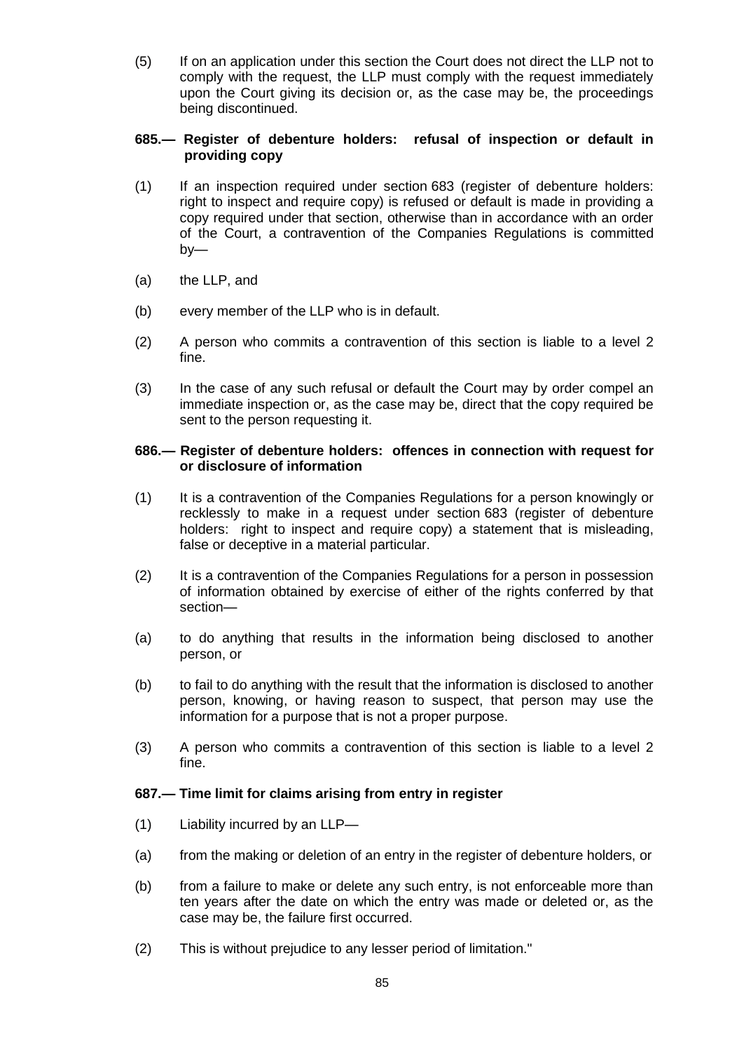(5) If on an application under this section the Court does not direct the LLP not to comply with the request, the LLP must comply with the request immediately upon the Court giving its decision or, as the case may be, the proceedings being discontinued.

**685.— Register of debenture holders: refusal of inspection or default in providing copy**

(1) If an inspection required under section 683 (register of debenture holders: right to inspect and require copy) is refused or default is made in providing a copy required under that section, otherwise than in accordance with an order of the Court, a contravention of the Companies Regulations is committed by—

(a) the LLP, and

(b) every member of the LLP who is in default.

(2) A person who commits a contravention of this section is liable to a level 2 fine.

(3) In the case of any such refusal or default the Court may by order compel an immediate inspection or, as the case may be, direct that the copy required be sent to the person requesting it.

**686.— Register of debenture holders: offences in connection with request for or disclosure of information**

(1) It is a contravention of the Companies Regulations for a person knowingly or recklessly to make in a request under section 683 (register of debenture holders: right to inspect and require copy) a statement that is misleading, false or deceptive in a material particular.

(2) It is a contravention of the Companies Regulations for a person in possession of information obtained by exercise of either of the rights conferred by that section—

(a) to do anything that results in the information being disclosed to another person, or

(b) to fail to do anything with the result that the information is disclosed to another person, knowing, or having reason to suspect, that person may use the information for a purpose that is not a proper purpose.

(3) A person who commits a contravention of this section is liable to a level 2 fine.

**687.— Time limit for claims arising from entry in register**

(1) Liability incurred by an LLP—

(a) from the making or deletion of an entry in the register of debenture holders, or

(b) from a failure to make or delete any such entry, is not enforceable more than ten years after the date on which the entry was made or deleted or, as the case may be, the failure first occurred.

(2) This is without prejudice to any lesser period of limitation."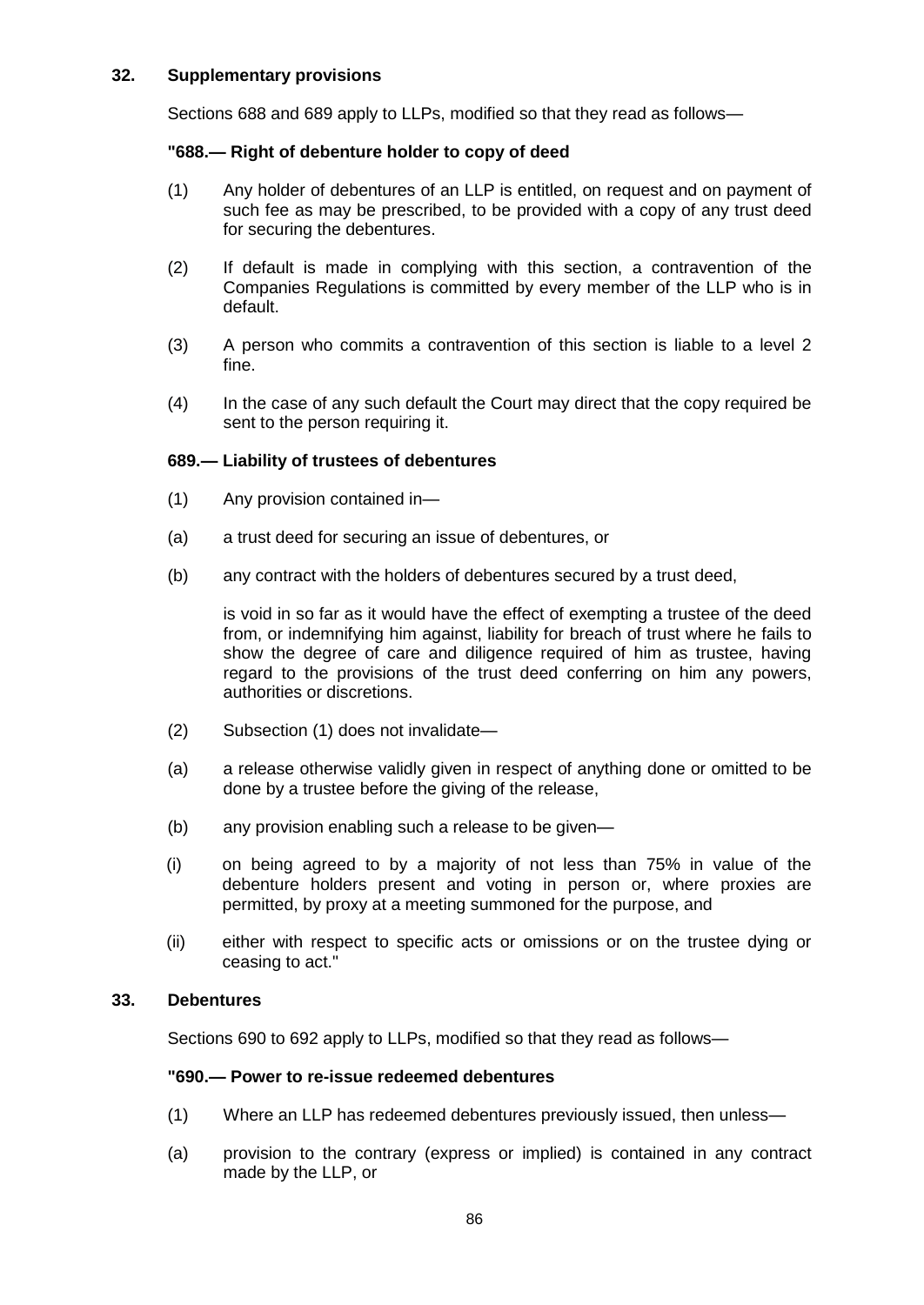## 32. Supplementary provisions

Sections 688 and 689 apply to LLPs, modified so that they read as follows—

**"688.— Right of debenture holder to copy of deed**

(1) Any holder of debentures of an LLP is entitled, on request and on payment of such fee as may be prescribed, to be provided with a copy of any trust deed for securing the debentures.

(2) If default is made in complying with this section, a contravention of the Companies Regulations is committed by every member of the LLP who is in default.

(3) A person who commits a contravention of this section is liable to a level 2 fine.

(4) In the case of any such default the Court may direct that the copy required be sent to the person requiring it.

**689.— Liability of trustees of debentures**

(1) Any provision contained in—

(a) a trust deed for securing an issue of debentures, or

(b) any contract with the holders of debentures secured by a trust deed,

is void in so far as it would have the effect of exempting a trustee of the deed from, or indemnifying him against, liability for breach of trust where he fails to show the degree of care and diligence required of him as trustee, having regard to the provisions of the trust deed conferring on him any powers, authorities or discretions.

(2) Subsection (1) does not invalidate—

(a) a release otherwise validly given in respect of anything done or omitted to be done by a trustee before the giving of the release,

(b) any provision enabling such a release to be given—

(i) on being agreed to by a majority of not less than 75% in value of the debenture holders present and voting in person or, where proxies are permitted, by proxy at a meeting summoned for the purpose, and

(ii) either with respect to specific acts or omissions or on the trustee dying or ceasing to act."

## 33. Debentures

Sections 690 to 692 apply to LLPs, modified so that they read as follows—

**"690.— Power to re-issue redeemed debentures**

(1) Where an LLP has redeemed debentures previously issued, then unless—

(a) provision to the contrary (express or implied) is contained in any contract made by the LLP, or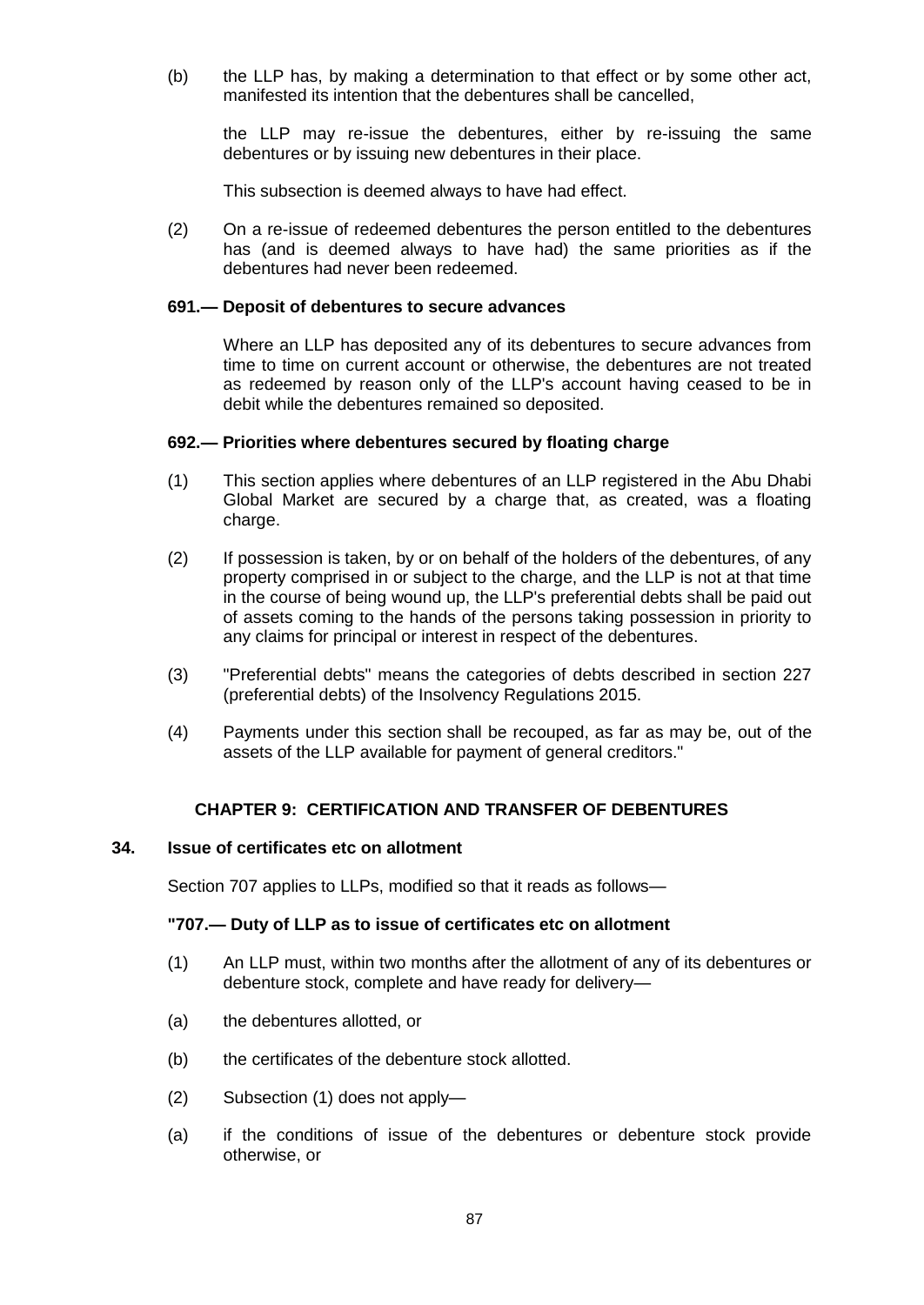(b) the LLP has, by making a determination to that effect or by some other act, manifested its intention that the debentures shall be cancelled,

the LLP may re-issue the debentures, either by re-issuing the same debentures or by issuing new debentures in their place.

This subsection is deemed always to have had effect.

(2) On a re-issue of redeemed debentures the person entitled to the debentures has (and is deemed always to have had) the same priorities as if the debentures had never been redeemed.

**691.— Deposit of debentures to secure advances**

Where an LLP has deposited any of its debentures to secure advances from time to time on current account or otherwise, the debentures are not treated as redeemed by reason only of the LLP's account having ceased to be in debit while the debentures remained so deposited.

**692.— Priorities where debentures secured by floating charge**

(1) This section applies where debentures of an LLP registered in the Abu Dhabi Global Market are secured by a charge that, as created, was a floating charge.

(2) If possession is taken, by or on behalf of the holders of the debentures, of any property comprised in or subject to the charge, and the LLP is not at that time in the course of being wound up, the LLP's preferential debts shall be paid out of assets coming to the hands of the persons taking possession in priority to any claims for principal or interest in respect of the debentures.

(3) "Preferential debts" means the categories of debts described in section 227 (preferential debts) of the Insolvency Regulations 2015.

(4) Payments under this section shall be recouped, as far as may be, out of the assets of the LLP available for payment of general creditors."

## CHAPTER 9: CERTIFICATION AND TRANSFER OF DEBENTURES

### 34. Issue of certificates etc on allotment

Section 707 applies to LLPs, modified so that it reads as follows—

**"707.— Duty of LLP as to issue of certificates etc on allotment**

(1) An LLP must, within two months after the allotment of any of its debentures or debenture stock, complete and have ready for delivery—

(a) the debentures allotted, or

(b) the certificates of the debenture stock allotted.

(2) Subsection (1) does not apply—

(a) if the conditions of issue of the debentures or debenture stock provide otherwise, or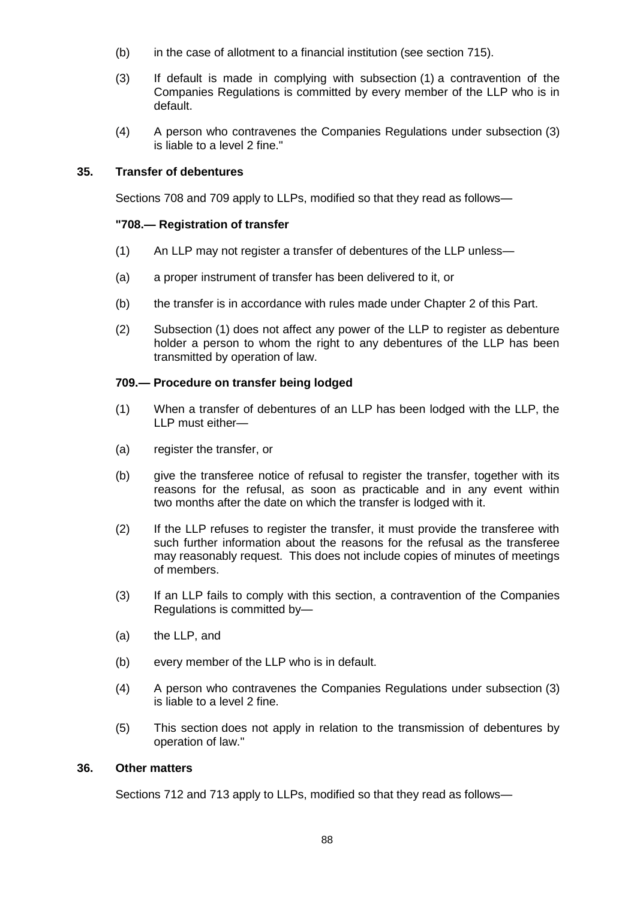(b) in the case of allotment to a financial institution (see section 715).

(3) If default is made in complying with subsection (1) a contravention of the Companies Regulations is committed by every member of the LLP who is in default.

(4) A person who contravenes the Companies Regulations under subsection (3) is liable to a level 2 fine."

**35. Transfer of debentures**

Sections 708 and 709 apply to LLPs, modified so that they read as follows—

**"708.— Registration of transfer**

(1) An LLP may not register a transfer of debentures of the LLP unless—

(a) a proper instrument of transfer has been delivered to it, or

(b) the transfer is in accordance with rules made under Chapter 2 of this Part.

(2) Subsection (1) does not affect any power of the LLP to register as debenture holder a person to whom the right to any debentures of the LLP has been transmitted by operation of law.

**709.— Procedure on transfer being lodged**

(1) When a transfer of debentures of an LLP has been lodged with the LLP, the LLP must either—

(a) register the transfer, or

(b) give the transferee notice of refusal to register the transfer, together with its reasons for the refusal, as soon as practicable and in any event within two months after the date on which the transfer is lodged with it.

(2) If the LLP refuses to register the transfer, it must provide the transferee with such further information about the reasons for the refusal as the transferee may reasonably request. This does not include copies of minutes of meetings of members.

(3) If an LLP fails to comply with this section, a contravention of the Companies Regulations is committed by—

(a) the LLP, and

(b) every member of the LLP who is in default.

(4) A person who contravenes the Companies Regulations under subsection (3) is liable to a level 2 fine.

(5) This section does not apply in relation to the transmission of debentures by operation of law."

**36. Other matters**

Sections 712 and 713 apply to LLPs, modified so that they read as follows—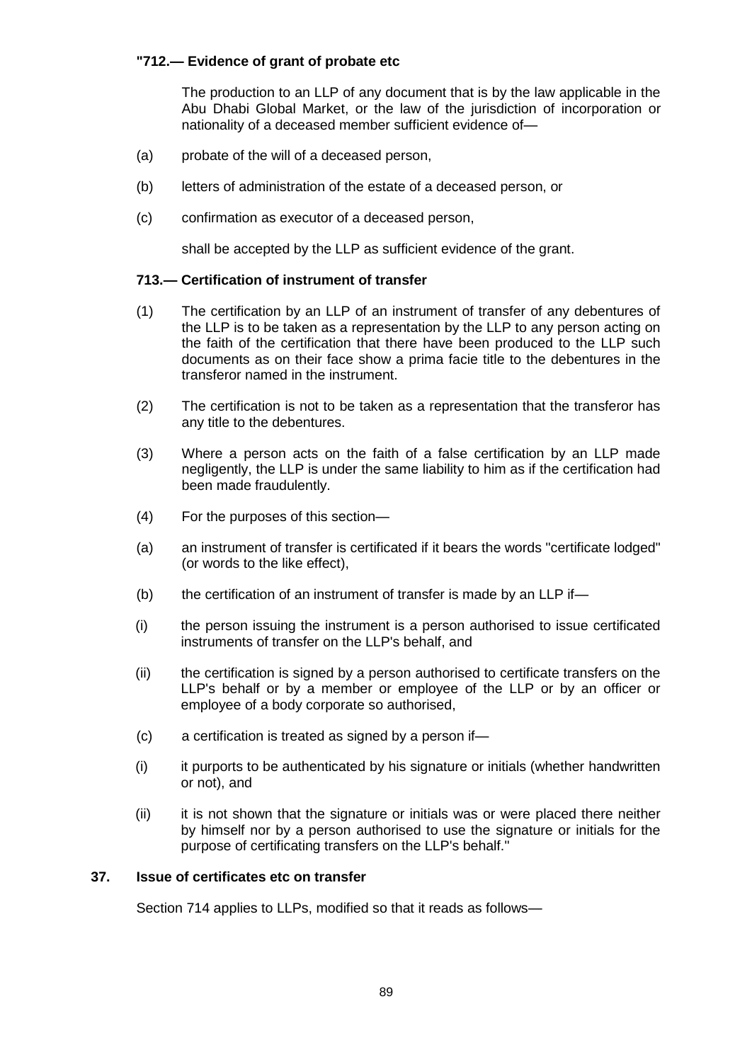**"712.— Evidence of grant of probate etc**

The production to an LLP of any document that is by the law applicable in the Abu Dhabi Global Market, or the law of the jurisdiction of incorporation or nationality of a deceased member sufficient evidence of—

(a) probate of the will of a deceased person,

(b) letters of administration of the estate of a deceased person, or

(c) confirmation as executor of a deceased person,

shall be accepted by the LLP as sufficient evidence of the grant.

**713.— Certification of instrument of transfer**

(1) The certification by an LLP of an instrument of transfer of any debentures of the LLP is to be taken as a representation by the LLP to any person acting on the faith of the certification that there have been produced to the LLP such documents as on their face show a prima facie title to the debentures in the transferor named in the instrument.

(2) The certification is not to be taken as a representation that the transferor has any title to the debentures.

(3) Where a person acts on the faith of a false certification by an LLP made negligently, the LLP is under the same liability to him as if the certification had been made fraudulently.

(4) For the purposes of this section—

(a) an instrument of transfer is certificated if it bears the words "certificate lodged" (or words to the like effect),

(b) the certification of an instrument of transfer is made by an LLP if—

(i) the person issuing the instrument is a person authorised to issue certificated instruments of transfer on the LLP's behalf, and

(ii) the certification is signed by a person authorised to certificate transfers on the LLP's behalf or by a member or employee of the LLP or by an officer or employee of a body corporate so authorised,

(c) a certification is treated as signed by a person if—

(i) it purports to be authenticated by his signature or initials (whether handwritten or not), and

(ii) it is not shown that the signature or initials was or were placed there neither by himself nor by a person authorised to use the signature or initials for the purpose of certificating transfers on the LLP's behalf."

**37. Issue of certificates etc on transfer**

Section 714 applies to LLPs, modified so that it reads as follows—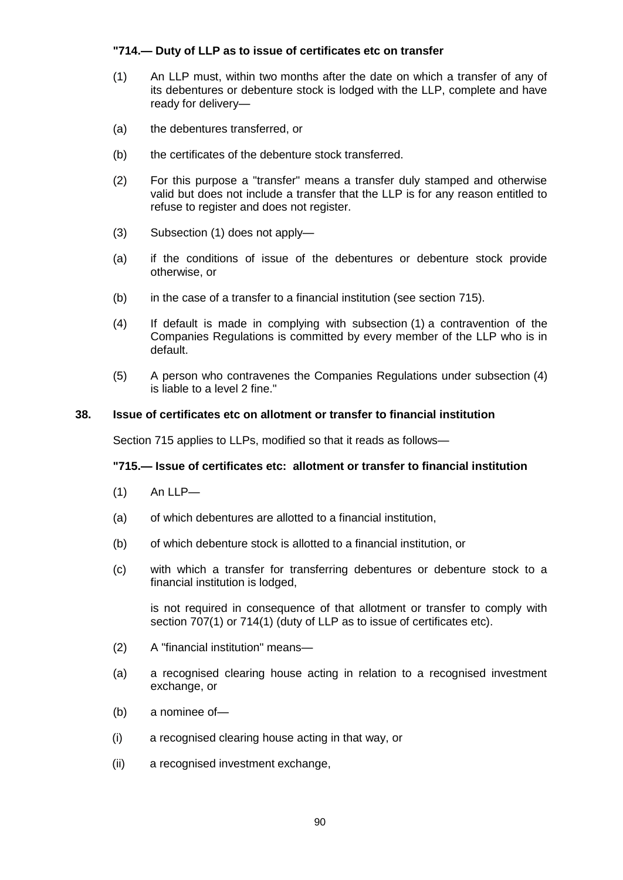**"714.— Duty of LLP as to issue of certificates etc on transfer**

(1) An LLP must, within two months after the date on which a transfer of any of its debentures or debenture stock is lodged with the LLP, complete and have ready for delivery—

(a) the debentures transferred, or

(b) the certificates of the debenture stock transferred.

(2) For this purpose a "transfer" means a transfer duly stamped and otherwise valid but does not include a transfer that the LLP is for any reason entitled to refuse to register and does not register.

(3) Subsection (1) does not apply—

(a) if the conditions of issue of the debentures or debenture stock provide otherwise, or

(b) in the case of a transfer to a financial institution (see section 715).

(4) If default is made in complying with subsection (1) a contravention of the Companies Regulations is committed by every member of the LLP who is in default.

(5) A person who contravenes the Companies Regulations under subsection (4) is liable to a level 2 fine."

**38. Issue of certificates etc on allotment or transfer to financial institution**

Section 715 applies to LLPs, modified so that it reads as follows—

**"715.— Issue of certificates etc: allotment or transfer to financial institution**

(1) An LLP—

(a) of which debentures are allotted to a financial institution,

(b) of which debenture stock is allotted to a financial institution, or

(c) with which a transfer for transferring debentures or debenture stock to a financial institution is lodged,

is not required in consequence of that allotment or transfer to comply with section 707(1) or 714(1) (duty of LLP as to issue of certificates etc).

(2) A "financial institution" means—

(a) a recognised clearing house acting in relation to a recognised investment exchange, or

(b) a nominee of—

(i) a recognised clearing house acting in that way, or

(ii) a recognised investment exchange,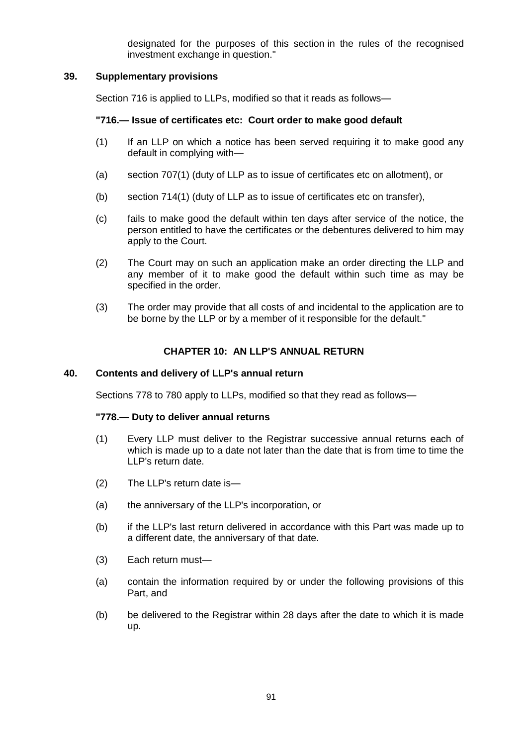designated for the purposes of this section in the rules of the recognised investment exchange in question."

**39. Supplementary provisions**

Section 716 is applied to LLPs, modified so that it reads as follows—

**"716.— Issue of certificates etc: Court order to make good default**

(1) If an LLP on which a notice has been served requiring it to make good any default in complying with—

(a) section 707(1) (duty of LLP as to issue of certificates etc on allotment), or

(b) section 714(1) (duty of LLP as to issue of certificates etc on transfer),

(c) fails to make good the default within ten days after service of the notice, the person entitled to have the certificates or the debentures delivered to him may apply to the Court.

(2) The Court may on such an application make an order directing the LLP and any member of it to make good the default within such time as may be specified in the order.

(3) The order may provide that all costs of and incidental to the application are to be borne by the LLP or by a member of it responsible for the default."

**CHAPTER 10: AN LLP'S ANNUAL RETURN**

**40. Contents and delivery of LLP's annual return**

Sections 778 to 780 apply to LLPs, modified so that they read as follows—

**"778.— Duty to deliver annual returns**

(1) Every LLP must deliver to the Registrar successive annual returns each of which is made up to a date not later than the date that is from time to time the LLP's return date.

(2) The LLP's return date is—

(a) the anniversary of the LLP's incorporation, or

(b) if the LLP's last return delivered in accordance with this Part was made up to a different date, the anniversary of that date.

(3) Each return must—

(a) contain the information required by or under the following provisions of this Part, and

(b) be delivered to the Registrar within 28 days after the date to which it is made up.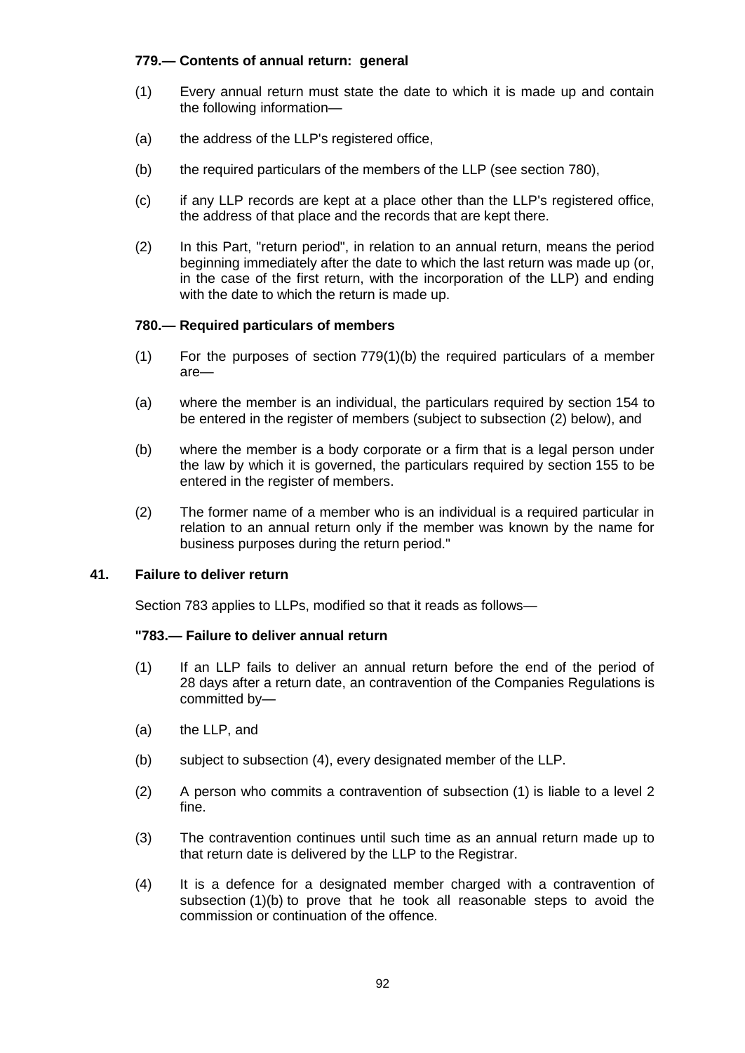**779.— Contents of annual return: general**

(1) Every annual return must state the date to which it is made up and contain the following information—

(a) the address of the LLP's registered office,

(b) the required particulars of the members of the LLP (see section 780),

(c) if any LLP records are kept at a place other than the LLP's registered office, the address of that place and the records that are kept there.

(2) In this Part, "return period", in relation to an annual return, means the period beginning immediately after the date to which the last return was made up (or, in the case of the first return, with the incorporation of the LLP) and ending with the date to which the return is made up.

**780.— Required particulars of members**

(1) For the purposes of section 779(1)(b) the required particulars of a member are—

(a) where the member is an individual, the particulars required by section 154 to be entered in the register of members (subject to subsection (2) below), and

(b) where the member is a body corporate or a firm that is a legal person under the law by which it is governed, the particulars required by section 155 to be entered in the register of members.

(2) The former name of a member who is an individual is a required particular in relation to an annual return only if the member was known by the name for business purposes during the return period."

**41. Failure to deliver return**

Section 783 applies to LLPs, modified so that it reads as follows—

**"783.— Failure to deliver annual return**

(1) If an LLP fails to deliver an annual return before the end of the period of 28 days after a return date, an contravention of the Companies Regulations is committed by—

(a) the LLP, and

(b) subject to subsection (4), every designated member of the LLP.

(2) A person who commits a contravention of subsection (1) is liable to a level 2 fine.

(3) The contravention continues until such time as an annual return made up to that return date is delivered by the LLP to the Registrar.

(4) It is a defence for a designated member charged with a contravention of subsection (1)(b) to prove that he took all reasonable steps to avoid the commission or continuation of the offence.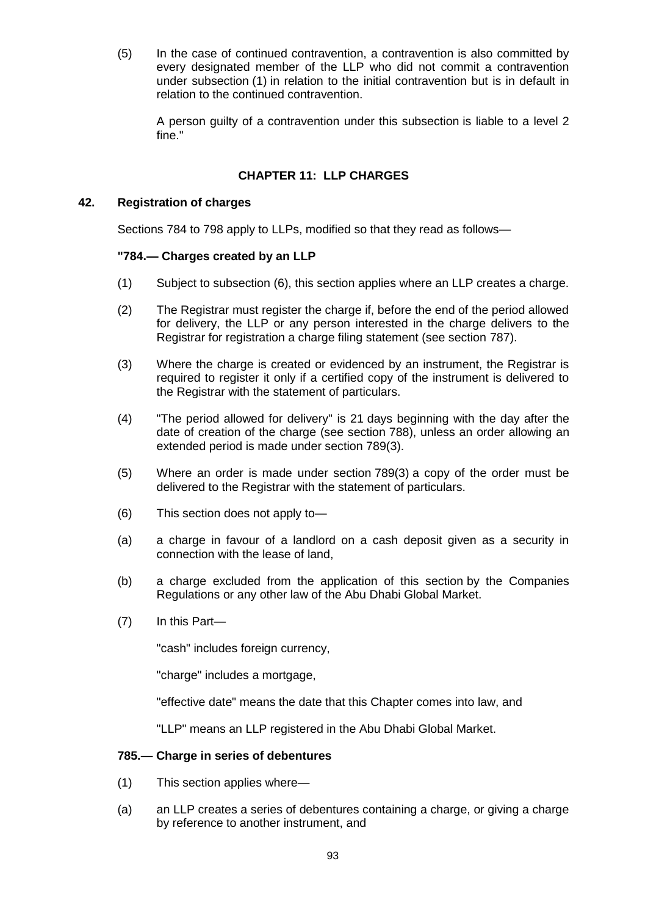(5) In the case of continued contravention, a contravention is also committed by every designated member of the LLP who did not commit a contravention under subsection (1) in relation to the initial contravention but is in default in relation to the continued contravention.

A person guilty of a contravention under this subsection is liable to a level 2 fine."

## CHAPTER 11: LLP CHARGES

### 42. Registration of charges

Sections 784 to 798 apply to LLPs, modified so that they read as follows—

**"784.— Charges created by an LLP**

(1) Subject to subsection (6), this section applies where an LLP creates a charge.

(2) The Registrar must register the charge if, before the end of the period allowed for delivery, the LLP or any person interested in the charge delivers to the Registrar for registration a charge filing statement (see section 787).

(3) Where the charge is created or evidenced by an instrument, the Registrar is required to register it only if a certified copy of the instrument is delivered to the Registrar with the statement of particulars.

(4) "The period allowed for delivery" is 21 days beginning with the day after the date of creation of the charge (see section 788), unless an order allowing an extended period is made under section 789(3).

(5) Where an order is made under section 789(3) a copy of the order must be delivered to the Registrar with the statement of particulars.

(6) This section does not apply to—

(a) a charge in favour of a landlord on a cash deposit given as a security in connection with the lease of land,

(b) a charge excluded from the application of this section by the Companies Regulations or any other law of the Abu Dhabi Global Market.

(7) In this Part—

"cash" includes foreign currency,

"charge" includes a mortgage,

"effective date" means the date that this Chapter comes into law, and

"LLP" means an LLP registered in the Abu Dhabi Global Market.

**785.— Charge in series of debentures**

(1) This section applies where—

(a) an LLP creates a series of debentures containing a charge, or giving a charge by reference to another instrument, and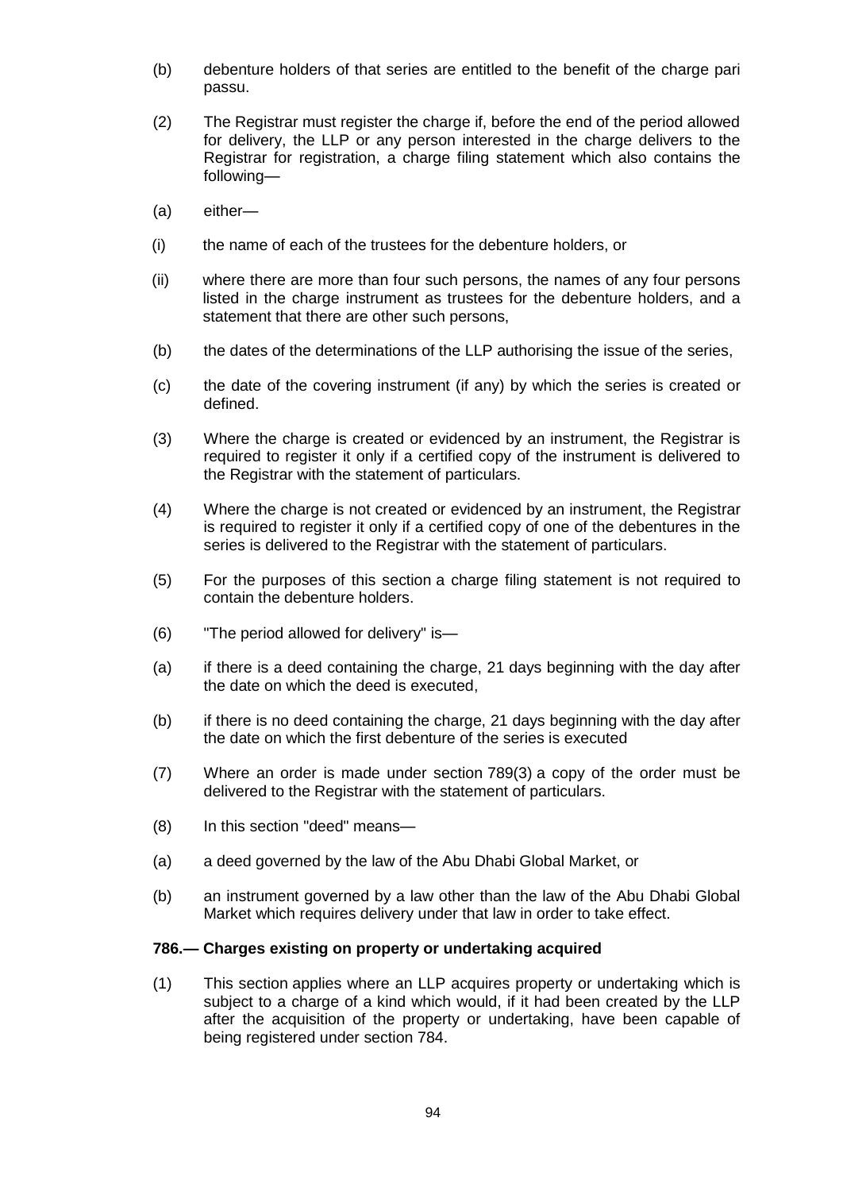(b) debenture holders of that series are entitled to the benefit of the charge pari passu.

(2) The Registrar must register the charge if, before the end of the period allowed for delivery, the LLP or any person interested in the charge delivers to the Registrar for registration, a charge filing statement which also contains the following—

(a) either—

(i) the name of each of the trustees for the debenture holders, or

(ii) where there are more than four such persons, the names of any four persons listed in the charge instrument as trustees for the debenture holders, and a statement that there are other such persons,

(b) the dates of the determinations of the LLP authorising the issue of the series,

(c) the date of the covering instrument (if any) by which the series is created or defined.

(3) Where the charge is created or evidenced by an instrument, the Registrar is required to register it only if a certified copy of the instrument is delivered to the Registrar with the statement of particulars.

(4) Where the charge is not created or evidenced by an instrument, the Registrar is required to register it only if a certified copy of one of the debentures in the series is delivered to the Registrar with the statement of particulars.

(5) For the purposes of this section a charge filing statement is not required to contain the debenture holders.

(6) "The period allowed for delivery" is—

(a) if there is a deed containing the charge, 21 days beginning with the day after the date on which the deed is executed,

(b) if there is no deed containing the charge, 21 days beginning with the day after the date on which the first debenture of the series is executed

(7) Where an order is made under section 789(3) a copy of the order must be delivered to the Registrar with the statement of particulars.

(8) In this section "deed" means—

(a) a deed governed by the law of the Abu Dhabi Global Market, or

(b) an instrument governed by a law other than the law of the Abu Dhabi Global Market which requires delivery under that law in order to take effect.

**786.— Charges existing on property or undertaking acquired**

(1) This section applies where an LLP acquires property or undertaking which is subject to a charge of a kind which would, if it had been created by the LLP after the acquisition of the property or undertaking, have been capable of being registered under section 784.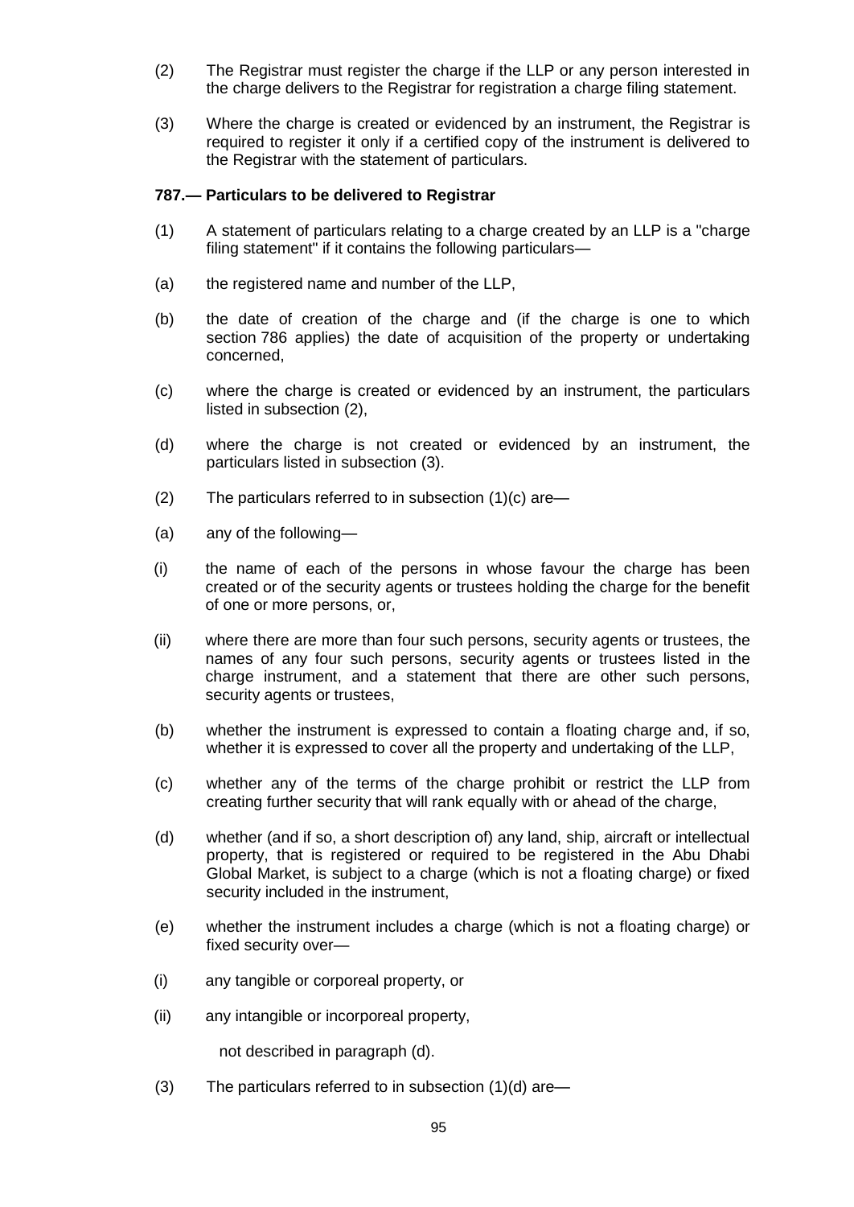(2) The Registrar must register the charge if the LLP or any person interested in the charge delivers to the Registrar for registration a charge filing statement.

(3) Where the charge is created or evidenced by an instrument, the Registrar is required to register it only if a certified copy of the instrument is delivered to the Registrar with the statement of particulars.

**787.— Particulars to be delivered to Registrar**

(1) A statement of particulars relating to a charge created by an LLP is a "charge filing statement" if it contains the following particulars—

(a) the registered name and number of the LLP,

(b) the date of creation of the charge and (if the charge is one to which section 786 applies) the date of acquisition of the property or undertaking concerned,

(c) where the charge is created or evidenced by an instrument, the particulars listed in subsection (2),

(d) where the charge is not created or evidenced by an instrument, the particulars listed in subsection (3).

(2) The particulars referred to in subsection (1)(c) are—

(a) any of the following—

(i) the name of each of the persons in whose favour the charge has been created or of the security agents or trustees holding the charge for the benefit of one or more persons, or,

(ii) where there are more than four such persons, security agents or trustees, the names of any four such persons, security agents or trustees listed in the charge instrument, and a statement that there are other such persons, security agents or trustees,

(b) whether the instrument is expressed to contain a floating charge and, if so, whether it is expressed to cover all the property and undertaking of the LLP,

(c) whether any of the terms of the charge prohibit or restrict the LLP from creating further security that will rank equally with or ahead of the charge,

(d) whether (and if so, a short description of) any land, ship, aircraft or intellectual property, that is registered or required to be registered in the Abu Dhabi Global Market, is subject to a charge (which is not a floating charge) or fixed security included in the instrument,

(e) whether the instrument includes a charge (which is not a floating charge) or fixed security over—

(i) any tangible or corporeal property, or

(ii) any intangible or incorporeal property,

not described in paragraph (d).

(3) The particulars referred to in subsection (1)(d) are—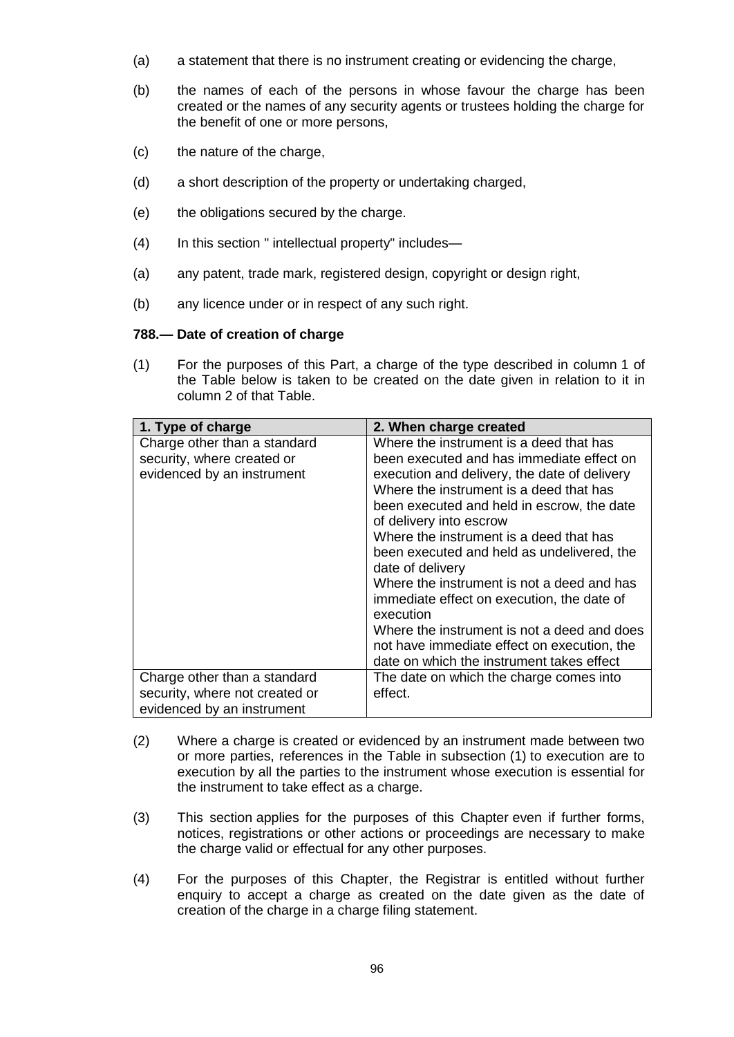(a) a statement that there is no instrument creating or evidencing the charge,

(b) the names of each of the persons in whose favour the charge has been created or the names of any security agents or trustees holding the charge for the benefit of one or more persons,

(c) the nature of the charge,

(d) a short description of the property or undertaking charged,

(e) the obligations secured by the charge.

(4) In this section " intellectual property" includes—

(a) any patent, trade mark, registered design, copyright or design right,

(b) any licence under or in respect of any such right.

**788.— Date of creation of charge**

(1) For the purposes of this Part, a charge of the type described in column 1 of the Table below is taken to be created on the date given in relation to it in column 2 of that Table.

| 1. Type of charge | 2. When charge created |
|---|---|
| Charge other than a standard security, where created or evidenced by an instrument | Where the instrument is a deed that has been executed and has immediate effect on execution and delivery, the date of delivery<br>Where the instrument is a deed that has been executed and held in escrow, the date of delivery into escrow<br>Where the instrument is a deed that has been executed and held as undelivered, the date of delivery<br>Where the instrument is not a deed and has immediate effect on execution, the date of execution<br>Where the instrument is not a deed and does not have immediate effect on execution, the date on which the instrument takes effect |
| Charge other than a standard security, where not created or evidenced by an instrument | The date on which the charge comes into effect. |

(2) Where a charge is created or evidenced by an instrument made between two or more parties, references in the Table in subsection (1) to execution are to execution by all the parties to the instrument whose execution is essential for the instrument to take effect as a charge.

(3) This section applies for the purposes of this Chapter even if further forms, notices, registrations or other actions or proceedings are necessary to make the charge valid or effectual for any other purposes.

(4) For the purposes of this Chapter, the Registrar is entitled without further enquiry to accept a charge as created on the date given as the date of creation of the charge in a charge filing statement.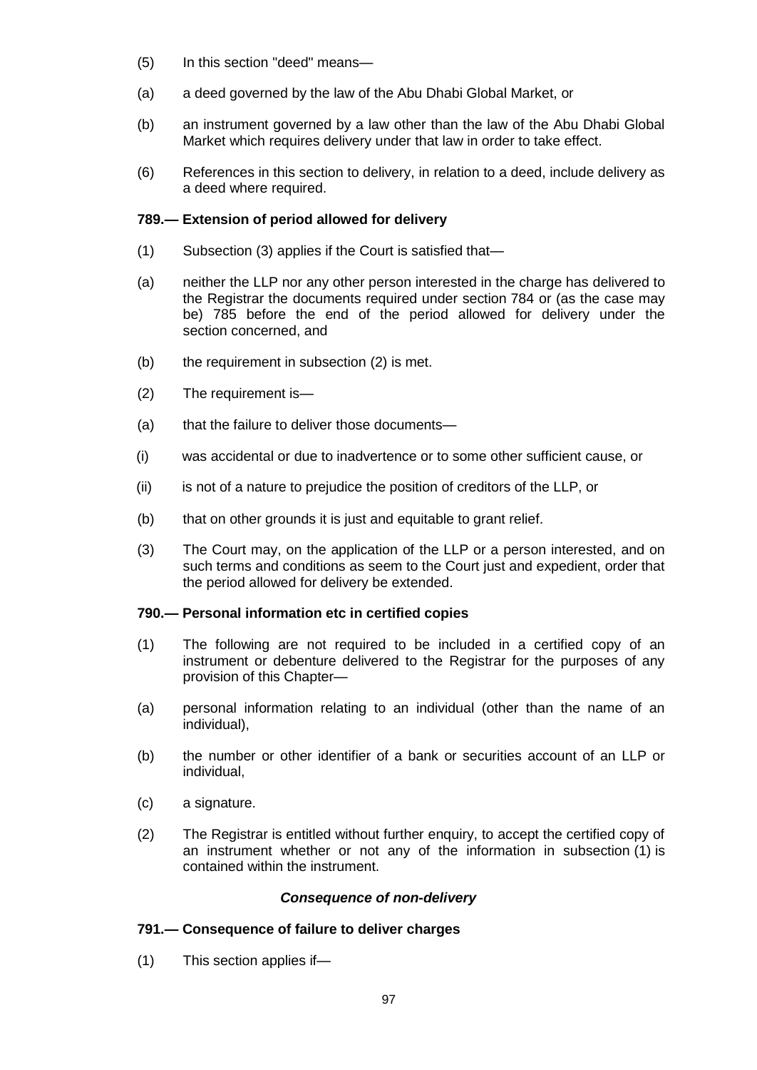(5) In this section "deed" means—

(a) a deed governed by the law of the Abu Dhabi Global Market, or

(b) an instrument governed by a law other than the law of the Abu Dhabi Global Market which requires delivery under that law in order to take effect.

(6) References in this section to delivery, in relation to a deed, include delivery as a deed where required.

**789.— Extension of period allowed for delivery**

(1) Subsection (3) applies if the Court is satisfied that—

(a) neither the LLP nor any other person interested in the charge has delivered to the Registrar the documents required under section 784 or (as the case may be) 785 before the end of the period allowed for delivery under the section concerned, and

(b) the requirement in subsection (2) is met.

(2) The requirement is—

(a) that the failure to deliver those documents—

(i) was accidental or due to inadvertence or to some other sufficient cause, or

(ii) is not of a nature to prejudice the position of creditors of the LLP, or

(b) that on other grounds it is just and equitable to grant relief.

(3) The Court may, on the application of the LLP or a person interested, and on such terms and conditions as seem to the Court just and expedient, order that the period allowed for delivery be extended.

**790.— Personal information etc in certified copies**

(1) The following are not required to be included in a certified copy of an instrument or debenture delivered to the Registrar for the purposes of any provision of this Chapter—

(a) personal information relating to an individual (other than the name of an individual),

(b) the number or other identifier of a bank or securities account of an LLP or individual,

(c) a signature.

(2) The Registrar is entitled without further enquiry, to accept the certified copy of an instrument whether or not any of the information in subsection (1) is contained within the instrument.

***Consequence of non-delivery***

**791.— Consequence of failure to deliver charges**

(1) This section applies if—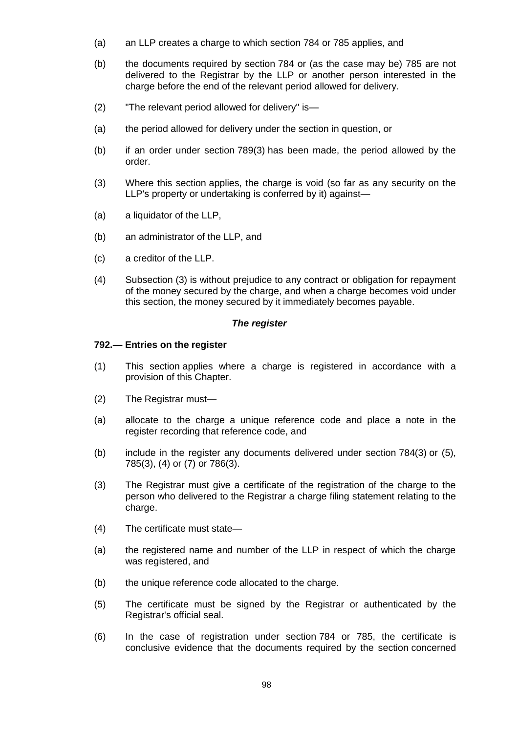(a) an LLP creates a charge to which section 784 or 785 applies, and

(b) the documents required by section 784 or (as the case may be) 785 are not delivered to the Registrar by the LLP or another person interested in the charge before the end of the relevant period allowed for delivery.

(2) "The relevant period allowed for delivery" is—

(a) the period allowed for delivery under the section in question, or

(b) if an order under section 789(3) has been made, the period allowed by the order.

(3) Where this section applies, the charge is void (so far as any security on the LLP's property or undertaking is conferred by it) against—

(a) a liquidator of the LLP,

(b) an administrator of the LLP, and

(c) a creditor of the LLP.

(4) Subsection (3) is without prejudice to any contract or obligation for repayment of the money secured by the charge, and when a charge becomes void under this section, the money secured by it immediately becomes payable.

***The register***

**792.— Entries on the register**

(1) This section applies where a charge is registered in accordance with a provision of this Chapter.

(2) The Registrar must—

(a) allocate to the charge a unique reference code and place a note in the register recording that reference code, and

(b) include in the register any documents delivered under section 784(3) or (5), 785(3), (4) or (7) or 786(3).

(3) The Registrar must give a certificate of the registration of the charge to the person who delivered to the Registrar a charge filing statement relating to the charge.

(4) The certificate must state—

(a) the registered name and number of the LLP in respect of which the charge was registered, and

(b) the unique reference code allocated to the charge.

(5) The certificate must be signed by the Registrar or authenticated by the Registrar's official seal.

(6) In the case of registration under section 784 or 785, the certificate is conclusive evidence that the documents required by the section concerned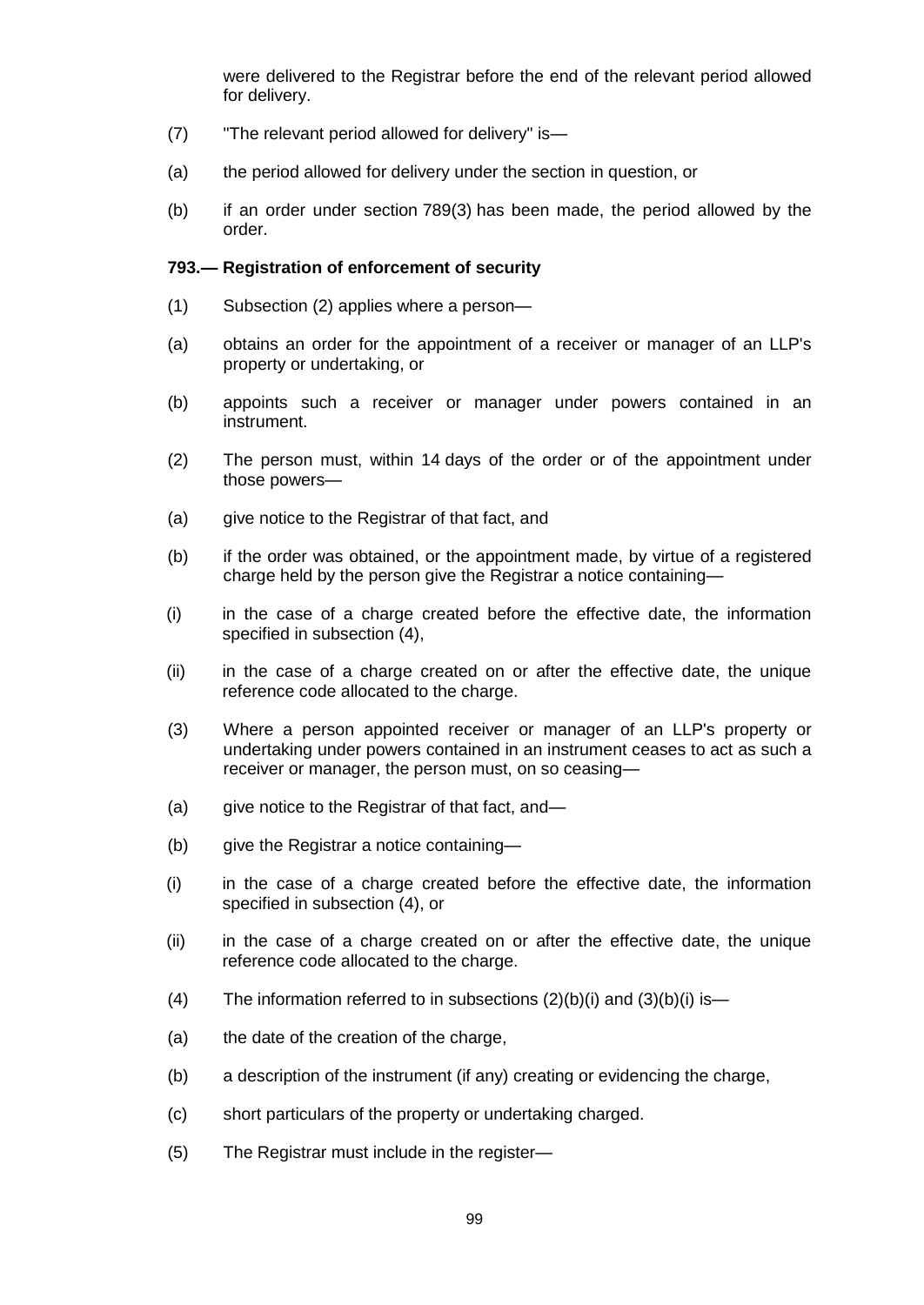were delivered to the Registrar before the end of the relevant period allowed for delivery.

(7) "The relevant period allowed for delivery" is—

(a) the period allowed for delivery under the section in question, or

(b) if an order under section 789(3) has been made, the period allowed by the order.

**793.— Registration of enforcement of security**

(1) Subsection (2) applies where a person—

(a) obtains an order for the appointment of a receiver or manager of an LLP's property or undertaking, or

(b) appoints such a receiver or manager under powers contained in an instrument.

(2) The person must, within 14 days of the order or of the appointment under those powers—

(a) give notice to the Registrar of that fact, and

(b) if the order was obtained, or the appointment made, by virtue of a registered charge held by the person give the Registrar a notice containing—

(i) in the case of a charge created before the effective date, the information specified in subsection (4),

(ii) in the case of a charge created on or after the effective date, the unique reference code allocated to the charge.

(3) Where a person appointed receiver or manager of an LLP's property or undertaking under powers contained in an instrument ceases to act as such a receiver or manager, the person must, on so ceasing—

(a) give notice to the Registrar of that fact, and—

(b) give the Registrar a notice containing—

(i) in the case of a charge created before the effective date, the information specified in subsection (4), or

(ii) in the case of a charge created on or after the effective date, the unique reference code allocated to the charge.

(4) The information referred to in subsections (2)(b)(i) and (3)(b)(i) is—

(a) the date of the creation of the charge,

(b) a description of the instrument (if any) creating or evidencing the charge,

(c) short particulars of the property or undertaking charged.

(5) The Registrar must include in the register—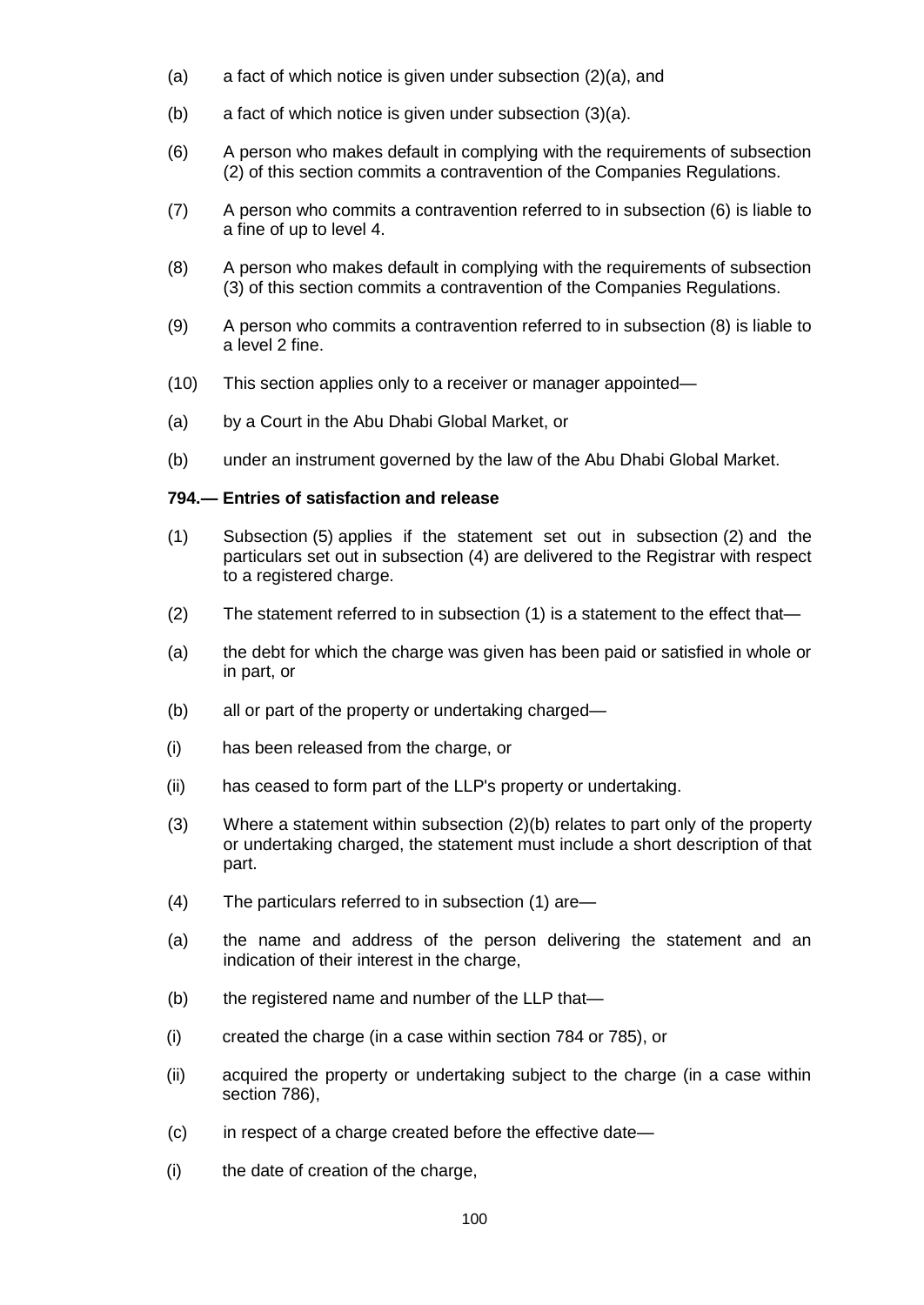(a) a fact of which notice is given under subsection (2)(a), and

(b) a fact of which notice is given under subsection (3)(a).

(6) A person who makes default in complying with the requirements of subsection (2) of this section commits a contravention of the Companies Regulations.

(7) A person who commits a contravention referred to in subsection (6) is liable to a fine of up to level 4.

(8) A person who makes default in complying with the requirements of subsection (3) of this section commits a contravention of the Companies Regulations.

(9) A person who commits a contravention referred to in subsection (8) is liable to a level 2 fine.

(10) This section applies only to a receiver or manager appointed—

(a) by a Court in the Abu Dhabi Global Market, or

(b) under an instrument governed by the law of the Abu Dhabi Global Market.

**794.— Entries of satisfaction and release**

(1) Subsection (5) applies if the statement set out in subsection (2) and the particulars set out in subsection (4) are delivered to the Registrar with respect to a registered charge.

(2) The statement referred to in subsection (1) is a statement to the effect that—

(a) the debt for which the charge was given has been paid or satisfied in whole or in part, or

(b) all or part of the property or undertaking charged—

(i) has been released from the charge, or

(ii) has ceased to form part of the LLP's property or undertaking.

(3) Where a statement within subsection (2)(b) relates to part only of the property or undertaking charged, the statement must include a short description of that part.

(4) The particulars referred to in subsection (1) are—

(a) the name and address of the person delivering the statement and an indication of their interest in the charge,

(b) the registered name and number of the LLP that—

(i) created the charge (in a case within section 784 or 785), or

(ii) acquired the property or undertaking subject to the charge (in a case within section 786),

(c) in respect of a charge created before the effective date—

(i) the date of creation of the charge,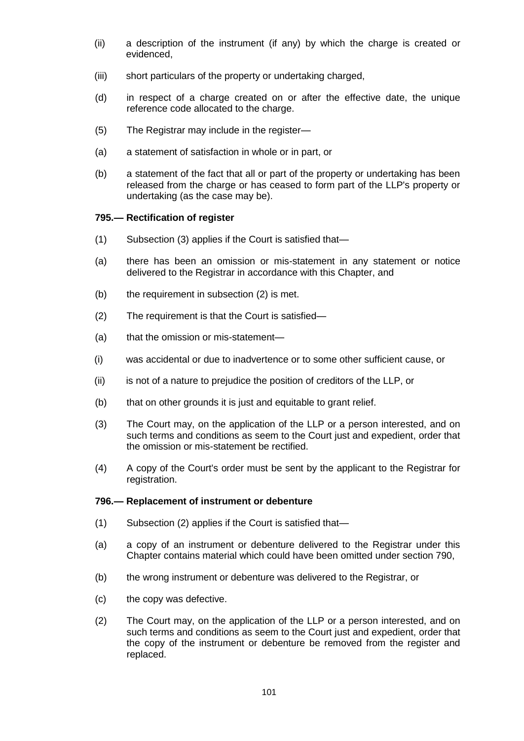(ii) a description of the instrument (if any) by which the charge is created or evidenced,

(iii) short particulars of the property or undertaking charged,

(d) in respect of a charge created on or after the effective date, the unique reference code allocated to the charge.

(5) The Registrar may include in the register—

(a) a statement of satisfaction in whole or in part, or

(b) a statement of the fact that all or part of the property or undertaking has been released from the charge or has ceased to form part of the LLP's property or undertaking (as the case may be).

**795.— Rectification of register**

(1) Subsection (3) applies if the Court is satisfied that—

(a) there has been an omission or mis-statement in any statement or notice delivered to the Registrar in accordance with this Chapter, and

(b) the requirement in subsection (2) is met.

(2) The requirement is that the Court is satisfied—

(a) that the omission or mis-statement—

(i) was accidental or due to inadvertence or to some other sufficient cause, or

(ii) is not of a nature to prejudice the position of creditors of the LLP, or

(b) that on other grounds it is just and equitable to grant relief.

(3) The Court may, on the application of the LLP or a person interested, and on such terms and conditions as seem to the Court just and expedient, order that the omission or mis-statement be rectified.

(4) A copy of the Court's order must be sent by the applicant to the Registrar for registration.

**796.— Replacement of instrument or debenture**

(1) Subsection (2) applies if the Court is satisfied that—

(a) a copy of an instrument or debenture delivered to the Registrar under this Chapter contains material which could have been omitted under section 790,

(b) the wrong instrument or debenture was delivered to the Registrar, or

(c) the copy was defective.

(2) The Court may, on the application of the LLP or a person interested, and on such terms and conditions as seem to the Court just and expedient, order that the copy of the instrument or debenture be removed from the register and replaced.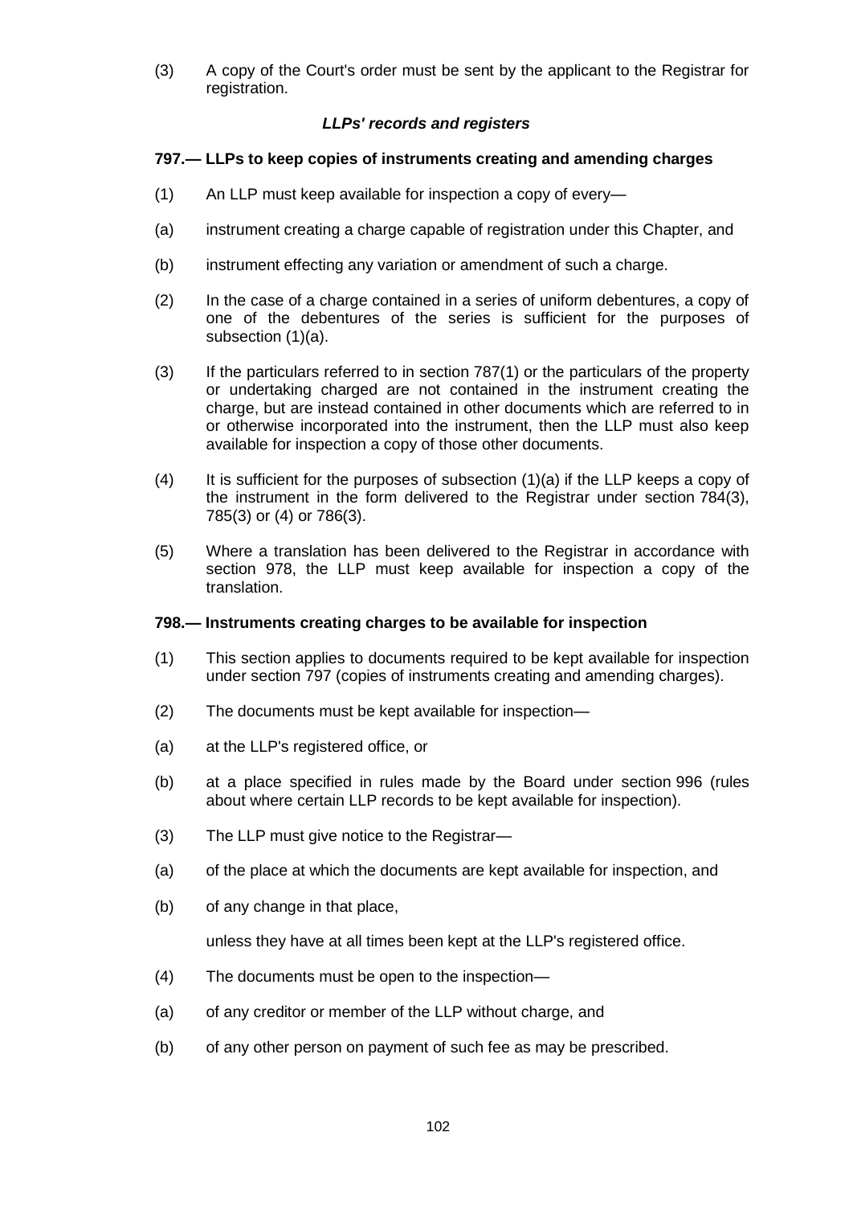(3) A copy of the Court's order must be sent by the applicant to the Registrar for registration.

### *LLPs' records and registers*

**797.— LLPs to keep copies of instruments creating and amending charges**

(1) An LLP must keep available for inspection a copy of every—

(a) instrument creating a charge capable of registration under this Chapter, and

(b) instrument effecting any variation or amendment of such a charge.

(2) In the case of a charge contained in a series of uniform debentures, a copy of one of the debentures of the series is sufficient for the purposes of subsection (1)(a).

(3) If the particulars referred to in section 787(1) or the particulars of the property or undertaking charged are not contained in the instrument creating the charge, but are instead contained in other documents which are referred to in or otherwise incorporated into the instrument, then the LLP must also keep available for inspection a copy of those other documents.

(4) It is sufficient for the purposes of subsection (1)(a) if the LLP keeps a copy of the instrument in the form delivered to the Registrar under section 784(3), 785(3) or (4) or 786(3).

(5) Where a translation has been delivered to the Registrar in accordance with section 978, the LLP must keep available for inspection a copy of the translation.

**798.— Instruments creating charges to be available for inspection**

(1) This section applies to documents required to be kept available for inspection under section 797 (copies of instruments creating and amending charges).

(2) The documents must be kept available for inspection—

(a) at the LLP's registered office, or

(b) at a place specified in rules made by the Board under section 996 (rules about where certain LLP records to be kept available for inspection).

(3) The LLP must give notice to the Registrar—

(a) of the place at which the documents are kept available for inspection, and

(b) of any change in that place,

unless they have at all times been kept at the LLP's registered office.

(4) The documents must be open to the inspection—

(a) of any creditor or member of the LLP without charge, and

(b) of any other person on payment of such fee as may be prescribed.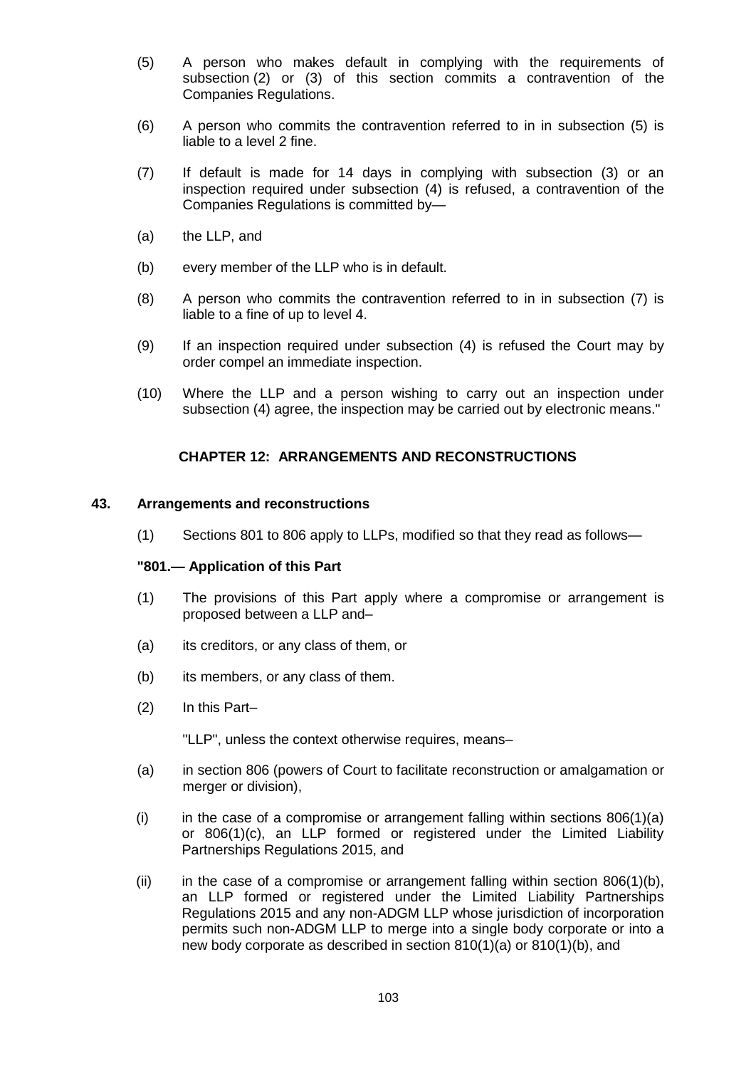(5) A person who makes default in complying with the requirements of subsection (2) or (3) of this section commits a contravention of the Companies Regulations.

(6) A person who commits the contravention referred to in in subsection (5) is liable to a level 2 fine.

(7) If default is made for 14 days in complying with subsection (3) or an inspection required under subsection (4) is refused, a contravention of the Companies Regulations is committed by—

(a) the LLP, and

(b) every member of the LLP who is in default.

(8) A person who commits the contravention referred to in in subsection (7) is liable to a fine of up to level 4.

(9) If an inspection required under subsection (4) is refused the Court may by order compel an immediate inspection.

(10) Where the LLP and a person wishing to carry out an inspection under subsection (4) agree, the inspection may be carried out by electronic means."

## CHAPTER 12: ARRANGEMENTS AND RECONSTRUCTIONS

### 43. Arrangements and reconstructions

(1) Sections 801 to 806 apply to LLPs, modified so that they read as follows—

**"801.— Application of this Part**

(1) The provisions of this Part apply where a compromise or arrangement is proposed between a LLP and–

(a) its creditors, or any class of them, or

(b) its members, or any class of them.

(2) In this Part–

"LLP", unless the context otherwise requires, means–

(a) in section 806 (powers of Court to facilitate reconstruction or amalgamation or merger or division),

(i) in the case of a compromise or arrangement falling within sections 806(1)(a) or 806(1)(c), an LLP formed or registered under the Limited Liability Partnerships Regulations 2015, and

(ii) in the case of a compromise or arrangement falling within section 806(1)(b), an LLP formed or registered under the Limited Liability Partnerships Regulations 2015 and any non-ADGM LLP whose jurisdiction of incorporation permits such non-ADGM LLP to merge into a single body corporate or into a new body corporate as described in section 810(1)(a) or 810(1)(b), and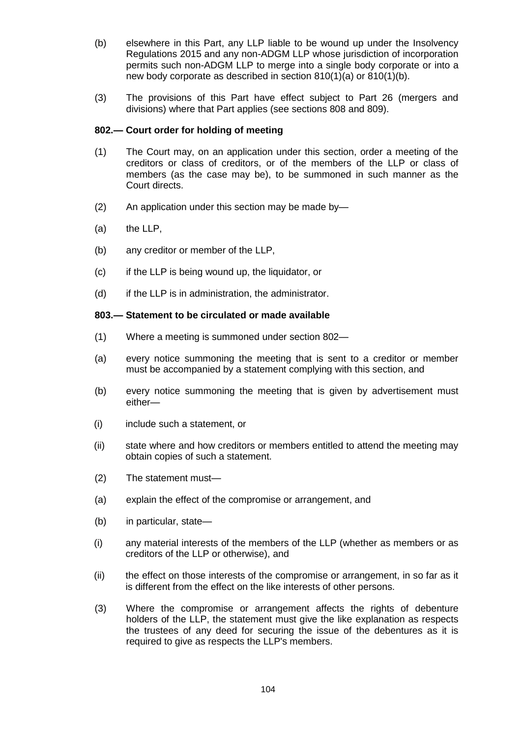(b) elsewhere in this Part, any LLP liable to be wound up under the Insolvency Regulations 2015 and any non-ADGM LLP whose jurisdiction of incorporation permits such non-ADGM LLP to merge into a single body corporate or into a new body corporate as described in section 810(1)(a) or 810(1)(b).

(3) The provisions of this Part have effect subject to Part 26 (mergers and divisions) where that Part applies (see sections 808 and 809).

**802.— Court order for holding of meeting**

(1) The Court may, on an application under this section, order a meeting of the creditors or class of creditors, or of the members of the LLP or class of members (as the case may be), to be summoned in such manner as the Court directs.

(2) An application under this section may be made by—

(a) the LLP,

(b) any creditor or member of the LLP,

(c) if the LLP is being wound up, the liquidator, or

(d) if the LLP is in administration, the administrator.

**803.— Statement to be circulated or made available**

(1) Where a meeting is summoned under section 802—

(a) every notice summoning the meeting that is sent to a creditor or member must be accompanied by a statement complying with this section, and

(b) every notice summoning the meeting that is given by advertisement must either—

(i) include such a statement, or

(ii) state where and how creditors or members entitled to attend the meeting may obtain copies of such a statement.

(2) The statement must—

(a) explain the effect of the compromise or arrangement, and

(b) in particular, state—

(i) any material interests of the members of the LLP (whether as members or as creditors of the LLP or otherwise), and

(ii) the effect on those interests of the compromise or arrangement, in so far as it is different from the effect on the like interests of other persons.

(3) Where the compromise or arrangement affects the rights of debenture holders of the LLP, the statement must give the like explanation as respects the trustees of any deed for securing the issue of the debentures as it is required to give as respects the LLP's members.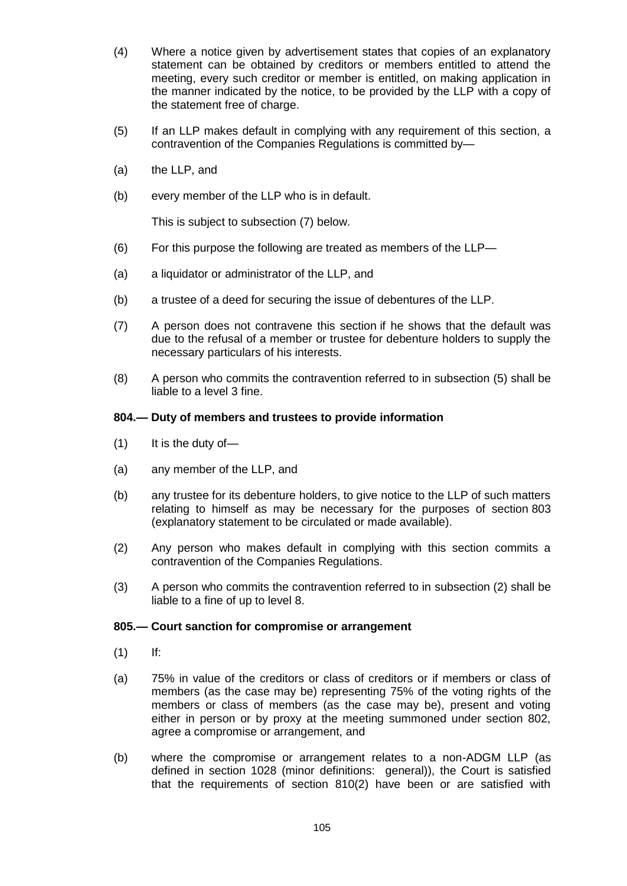(4) Where a notice given by advertisement states that copies of an explanatory statement can be obtained by creditors or members entitled to attend the meeting, every such creditor or member is entitled, on making application in the manner indicated by the notice, to be provided by the LLP with a copy of the statement free of charge.

(5) If an LLP makes default in complying with any requirement of this section, a contravention of the Companies Regulations is committed by—

(a) the LLP, and

(b) every member of the LLP who is in default.

This is subject to subsection (7) below.

(6) For this purpose the following are treated as members of the LLP—

(a) a liquidator or administrator of the LLP, and

(b) a trustee of a deed for securing the issue of debentures of the LLP.

(7) A person does not contravene this section if he shows that the default was due to the refusal of a member or trustee for debenture holders to supply the necessary particulars of his interests.

(8) A person who commits the contravention referred to in subsection (5) shall be liable to a level 3 fine.

**804.— Duty of members and trustees to provide information**

(1) It is the duty of—

(a) any member of the LLP, and

(b) any trustee for its debenture holders, to give notice to the LLP of such matters relating to himself as may be necessary for the purposes of section 803 (explanatory statement to be circulated or made available).

(2) Any person who makes default in complying with this section commits a contravention of the Companies Regulations.

(3) A person who commits the contravention referred to in subsection (2) shall be liable to a fine of up to level 8.

**805.— Court sanction for compromise or arrangement**

(1) If:

(a) 75% in value of the creditors or class of creditors or if members or class of members (as the case may be) representing 75% of the voting rights of the members or class of members (as the case may be), present and voting either in person or by proxy at the meeting summoned under section 802, agree a compromise or arrangement, and

(b) where the compromise or arrangement relates to a non-ADGM LLP (as defined in section 1028 (minor definitions: general)), the Court is satisfied that the requirements of section 810(2) have been or are satisfied with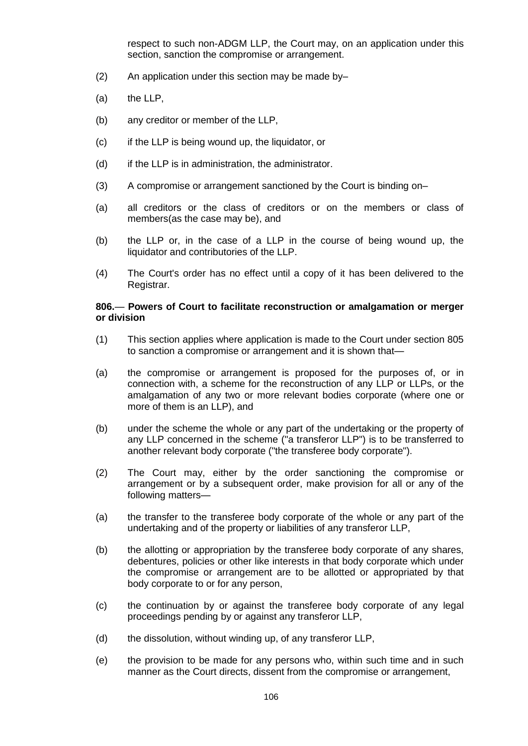respect to such non-ADGM LLP, the Court may, on an application under this section, sanction the compromise or arrangement.

(2) An application under this section may be made by–

(a) the LLP,

(b) any creditor or member of the LLP,

(c) if the LLP is being wound up, the liquidator, or

(d) if the LLP is in administration, the administrator.

(3) A compromise or arrangement sanctioned by the Court is binding on–

(a) all creditors or the class of creditors or on the members or class of members(as the case may be), and

(b) the LLP or, in the case of a LLP in the course of being wound up, the liquidator and contributories of the LLP.

(4) The Court's order has no effect until a copy of it has been delivered to the Registrar.

**806.— Powers of Court to facilitate reconstruction or amalgamation or merger or division**

(1) This section applies where application is made to the Court under section 805 to sanction a compromise or arrangement and it is shown that—

(a) the compromise or arrangement is proposed for the purposes of, or in connection with, a scheme for the reconstruction of any LLP or LLPs, or the amalgamation of any two or more relevant bodies corporate (where one or more of them is an LLP), and

(b) under the scheme the whole or any part of the undertaking or the property of any LLP concerned in the scheme ("a transferor LLP") is to be transferred to another relevant body corporate ("the transferee body corporate").

(2) The Court may, either by the order sanctioning the compromise or arrangement or by a subsequent order, make provision for all or any of the following matters—

(a) the transfer to the transferee body corporate of the whole or any part of the undertaking and of the property or liabilities of any transferor LLP,

(b) the allotting or appropriation by the transferee body corporate of any shares, debentures, policies or other like interests in that body corporate which under the compromise or arrangement are to be allotted or appropriated by that body corporate to or for any person,

(c) the continuation by or against the transferee body corporate of any legal proceedings pending by or against any transferor LLP,

(d) the dissolution, without winding up, of any transferor LLP,

(e) the provision to be made for any persons who, within such time and in such manner as the Court directs, dissent from the compromise or arrangement,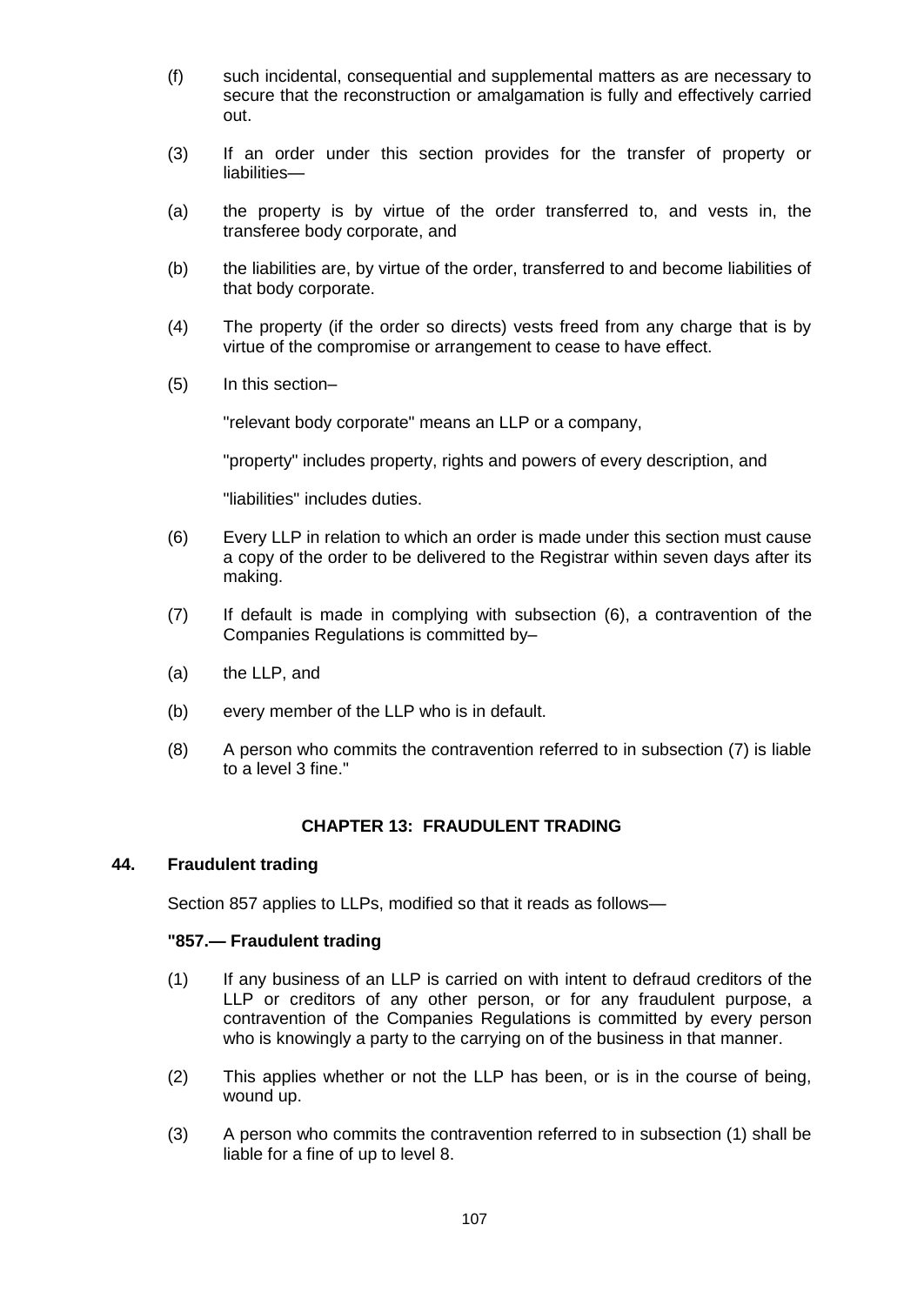(f) such incidental, consequential and supplemental matters as are necessary to secure that the reconstruction or amalgamation is fully and effectively carried out.

(3) If an order under this section provides for the transfer of property or liabilities—

(a) the property is by virtue of the order transferred to, and vests in, the transferee body corporate, and

(b) the liabilities are, by virtue of the order, transferred to and become liabilities of that body corporate.

(4) The property (if the order so directs) vests freed from any charge that is by virtue of the compromise or arrangement to cease to have effect.

(5) In this section–

"relevant body corporate" means an LLP or a company,

"property" includes property, rights and powers of every description, and

"liabilities" includes duties.

(6) Every LLP in relation to which an order is made under this section must cause a copy of the order to be delivered to the Registrar within seven days after its making.

(7) If default is made in complying with subsection (6), a contravention of the Companies Regulations is committed by–

(a) the LLP, and

(b) every member of the LLP who is in default.

(8) A person who commits the contravention referred to in subsection (7) is liable to a level 3 fine."

## CHAPTER 13: FRAUDULENT TRADING

### 44. Fraudulent trading

Section 857 applies to LLPs, modified so that it reads as follows—

**"857.— Fraudulent trading**

(1) If any business of an LLP is carried on with intent to defraud creditors of the LLP or creditors of any other person, or for any fraudulent purpose, a contravention of the Companies Regulations is committed by every person who is knowingly a party to the carrying on of the business in that manner.

(2) This applies whether or not the LLP has been, or is in the course of being, wound up.

(3) A person who commits the contravention referred to in subsection (1) shall be liable for a fine of up to level 8.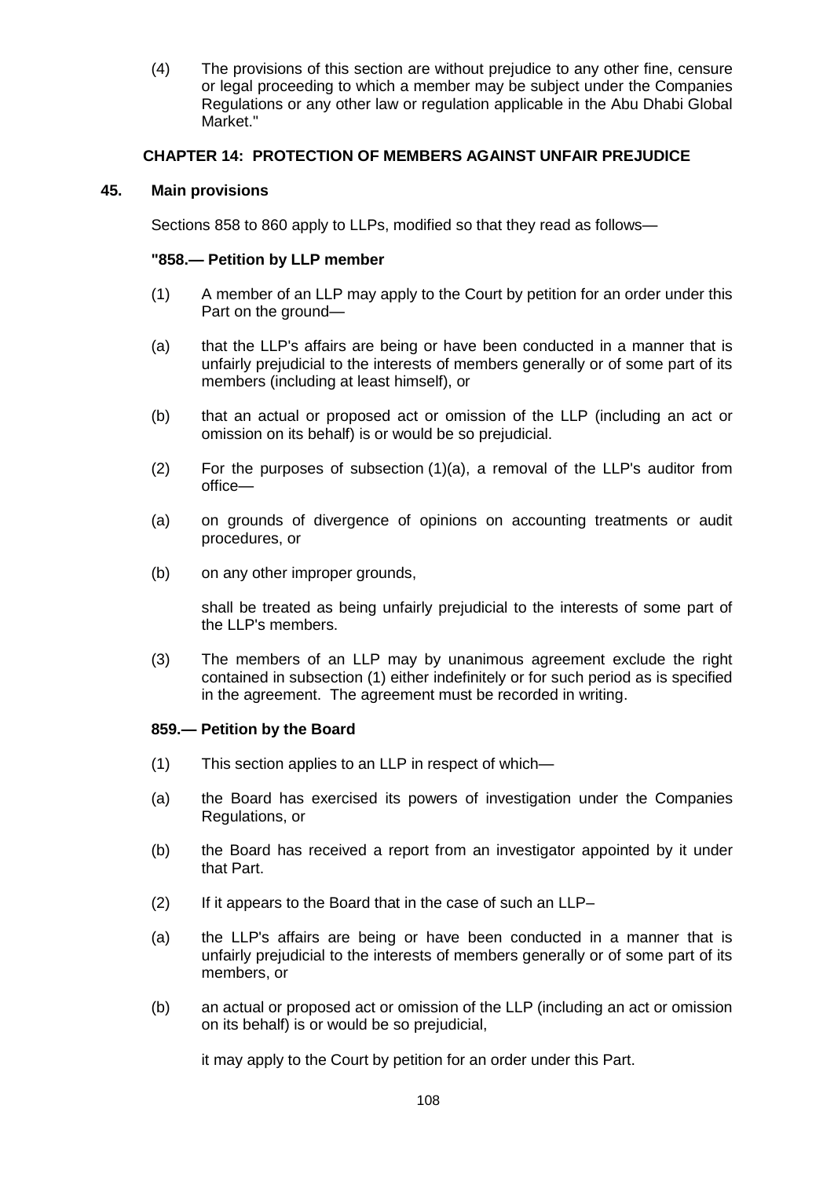(4) The provisions of this section are without prejudice to any other fine, censure or legal proceeding to which a member may be subject under the Companies Regulations or any other law or regulation applicable in the Abu Dhabi Global Market."

## CHAPTER 14: PROTECTION OF MEMBERS AGAINST UNFAIR PREJUDICE

### 45. Main provisions

Sections 858 to 860 apply to LLPs, modified so that they read as follows—

**"858.— Petition by LLP member**

(1) A member of an LLP may apply to the Court by petition for an order under this Part on the ground—

(a) that the LLP's affairs are being or have been conducted in a manner that is unfairly prejudicial to the interests of members generally or of some part of its members (including at least himself), or

(b) that an actual or proposed act or omission of the LLP (including an act or omission on its behalf) is or would be so prejudicial.

(2) For the purposes of subsection (1)(a), a removal of the LLP's auditor from office—

(a) on grounds of divergence of opinions on accounting treatments or audit procedures, or

(b) on any other improper grounds,

shall be treated as being unfairly prejudicial to the interests of some part of the LLP's members.

(3) The members of an LLP may by unanimous agreement exclude the right contained in subsection (1) either indefinitely or for such period as is specified in the agreement. The agreement must be recorded in writing.

**859.— Petition by the Board**

(1) This section applies to an LLP in respect of which—

(a) the Board has exercised its powers of investigation under the Companies Regulations, or

(b) the Board has received a report from an investigator appointed by it under that Part.

(2) If it appears to the Board that in the case of such an LLP–

(a) the LLP's affairs are being or have been conducted in a manner that is unfairly prejudicial to the interests of members generally or of some part of its members, or

(b) an actual or proposed act or omission of the LLP (including an act or omission on its behalf) is or would be so prejudicial,

it may apply to the Court by petition for an order under this Part.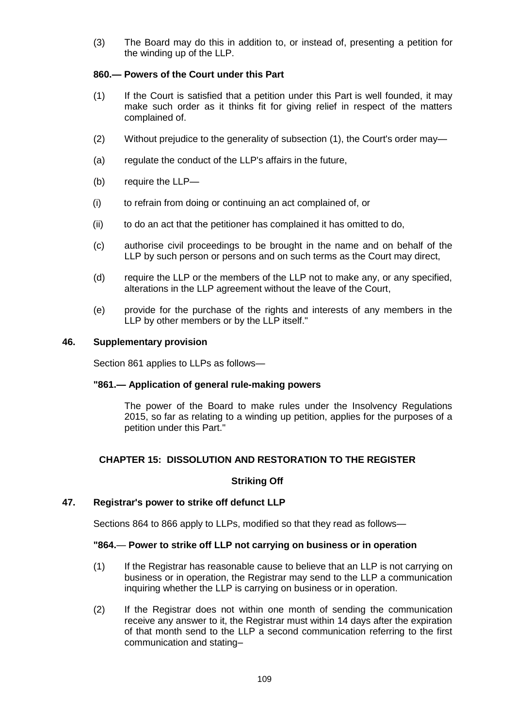(3) The Board may do this in addition to, or instead of, presenting a petition for the winding up of the LLP.

**860.— Powers of the Court under this Part**

(1) If the Court is satisfied that a petition under this Part is well founded, it may make such order as it thinks fit for giving relief in respect of the matters complained of.

(2) Without prejudice to the generality of subsection (1), the Court's order may—

(a) regulate the conduct of the LLP's affairs in the future,

(b) require the LLP—

(i) to refrain from doing or continuing an act complained of, or

(ii) to do an act that the petitioner has complained it has omitted to do,

(c) authorise civil proceedings to be brought in the name and on behalf of the LLP by such person or persons and on such terms as the Court may direct,

(d) require the LLP or the members of the LLP not to make any, or any specified, alterations in the LLP agreement without the leave of the Court,

(e) provide for the purchase of the rights and interests of any members in the LLP by other members or by the LLP itself."

### 46. Supplementary provision

Section 861 applies to LLPs as follows—

**"861.— Application of general rule-making powers**

The power of the Board to make rules under the Insolvency Regulations 2015, so far as relating to a winding up petition, applies for the purposes of a petition under this Part."

## CHAPTER 15: DISSOLUTION AND RESTORATION TO THE REGISTER

**Striking Off**

### 47. Registrar's power to strike off defunct LLP

Sections 864 to 866 apply to LLPs, modified so that they read as follows—

**"864.— Power to strike off LLP not carrying on business or in operation**

(1) If the Registrar has reasonable cause to believe that an LLP is not carrying on business or in operation, the Registrar may send to the LLP a communication inquiring whether the LLP is carrying on business or in operation.

(2) If the Registrar does not within one month of sending the communication receive any answer to it, the Registrar must within 14 days after the expiration of that month send to the LLP a second communication referring to the first communication and stating–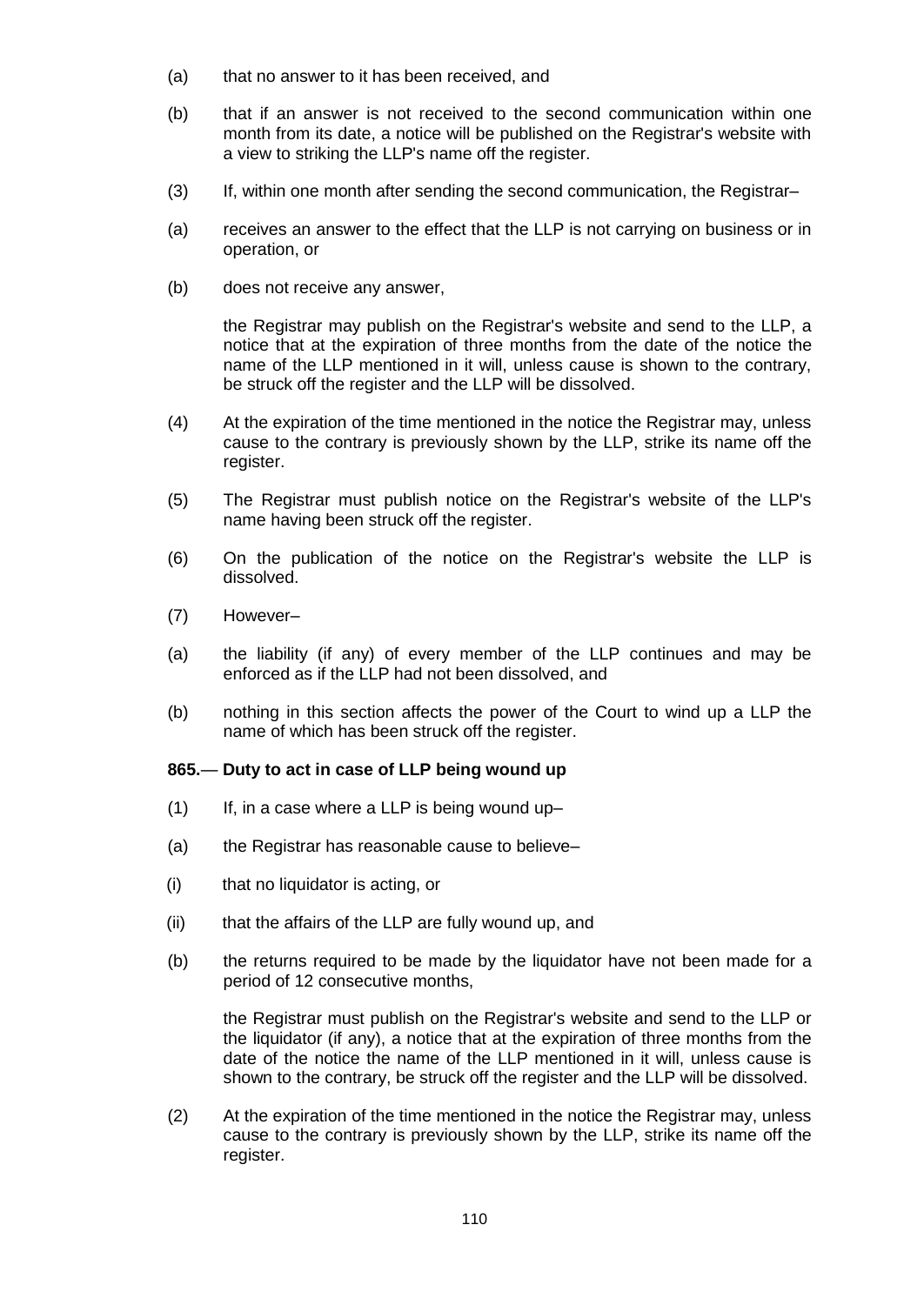(a) that no answer to it has been received, and

(b) that if an answer is not received to the second communication within one month from its date, a notice will be published on the Registrar's website with a view to striking the LLP's name off the register.

(3) If, within one month after sending the second communication, the Registrar–

(a) receives an answer to the effect that the LLP is not carrying on business or in operation, or

(b) does not receive any answer,

the Registrar may publish on the Registrar's website and send to the LLP, a notice that at the expiration of three months from the date of the notice the name of the LLP mentioned in it will, unless cause is shown to the contrary, be struck off the register and the LLP will be dissolved.

(4) At the expiration of the time mentioned in the notice the Registrar may, unless cause to the contrary is previously shown by the LLP, strike its name off the register.

(5) The Registrar must publish notice on the Registrar's website of the LLP's name having been struck off the register.

(6) On the publication of the notice on the Registrar's website the LLP is dissolved.

(7) However–

(a) the liability (if any) of every member of the LLP continues and may be enforced as if the LLP had not been dissolved, and

(b) nothing in this section affects the power of the Court to wind up a LLP the name of which has been struck off the register.

**865.— Duty to act in case of LLP being wound up**

(1) If, in a case where a LLP is being wound up–

(a) the Registrar has reasonable cause to believe–

(i) that no liquidator is acting, or

(ii) that the affairs of the LLP are fully wound up, and

(b) the returns required to be made by the liquidator have not been made for a period of 12 consecutive months,

the Registrar must publish on the Registrar's website and send to the LLP or the liquidator (if any), a notice that at the expiration of three months from the date of the notice the name of the LLP mentioned in it will, unless cause is shown to the contrary, be struck off the register and the LLP will be dissolved.

(2) At the expiration of the time mentioned in the notice the Registrar may, unless cause to the contrary is previously shown by the LLP, strike its name off the register.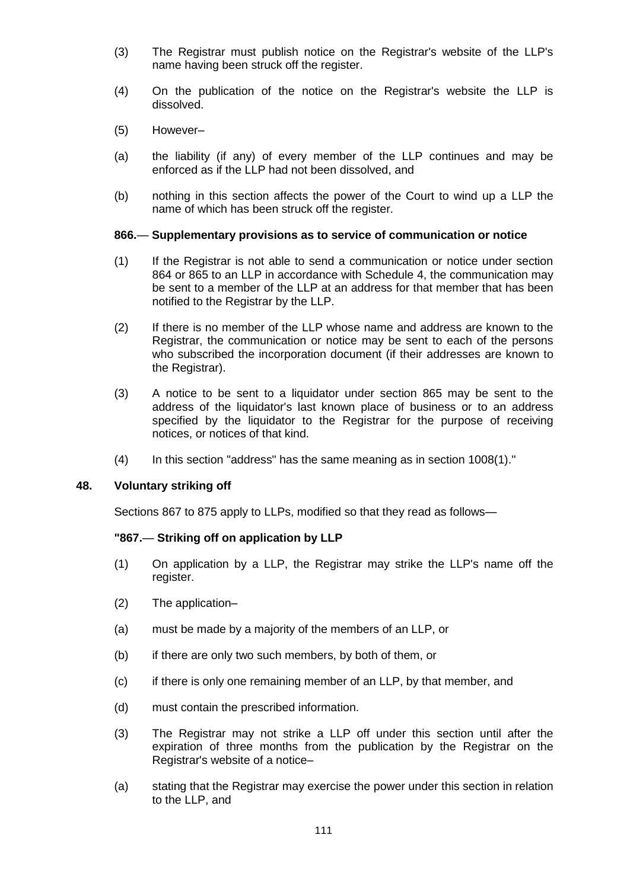(3) The Registrar must publish notice on the Registrar's website of the LLP's name having been struck off the register.

(4) On the publication of the notice on the Registrar's website the LLP is dissolved.

(5) However–

(a) the liability (if any) of every member of the LLP continues and may be enforced as if the LLP had not been dissolved, and

(b) nothing in this section affects the power of the Court to wind up a LLP the name of which has been struck off the register.

**866.— Supplementary provisions as to service of communication or notice**

(1) If the Registrar is not able to send a communication or notice under section 864 or 865 to an LLP in accordance with Schedule 4, the communication may be sent to a member of the LLP at an address for that member that has been notified to the Registrar by the LLP.

(2) If there is no member of the LLP whose name and address are known to the Registrar, the communication or notice may be sent to each of the persons who subscribed the incorporation document (if their addresses are known to the Registrar).

(3) A notice to be sent to a liquidator under section 865 may be sent to the address of the liquidator's last known place of business or to an address specified by the liquidator to the Registrar for the purpose of receiving notices, or notices of that kind.

(4) In this section "address" has the same meaning as in section 1008(1)."

**48. Voluntary striking off**

Sections 867 to 875 apply to LLPs, modified so that they read as follows—

**"867.— Striking off on application by LLP**

(1) On application by a LLP, the Registrar may strike the LLP's name off the register.

(2) The application–

(a) must be made by a majority of the members of an LLP, or

(b) if there are only two such members, by both of them, or

(c) if there is only one remaining member of an LLP, by that member, and

(d) must contain the prescribed information.

(3) The Registrar may not strike a LLP off under this section until after the expiration of three months from the publication by the Registrar on the Registrar's website of a notice–

(a) stating that the Registrar may exercise the power under this section in relation to the LLP, and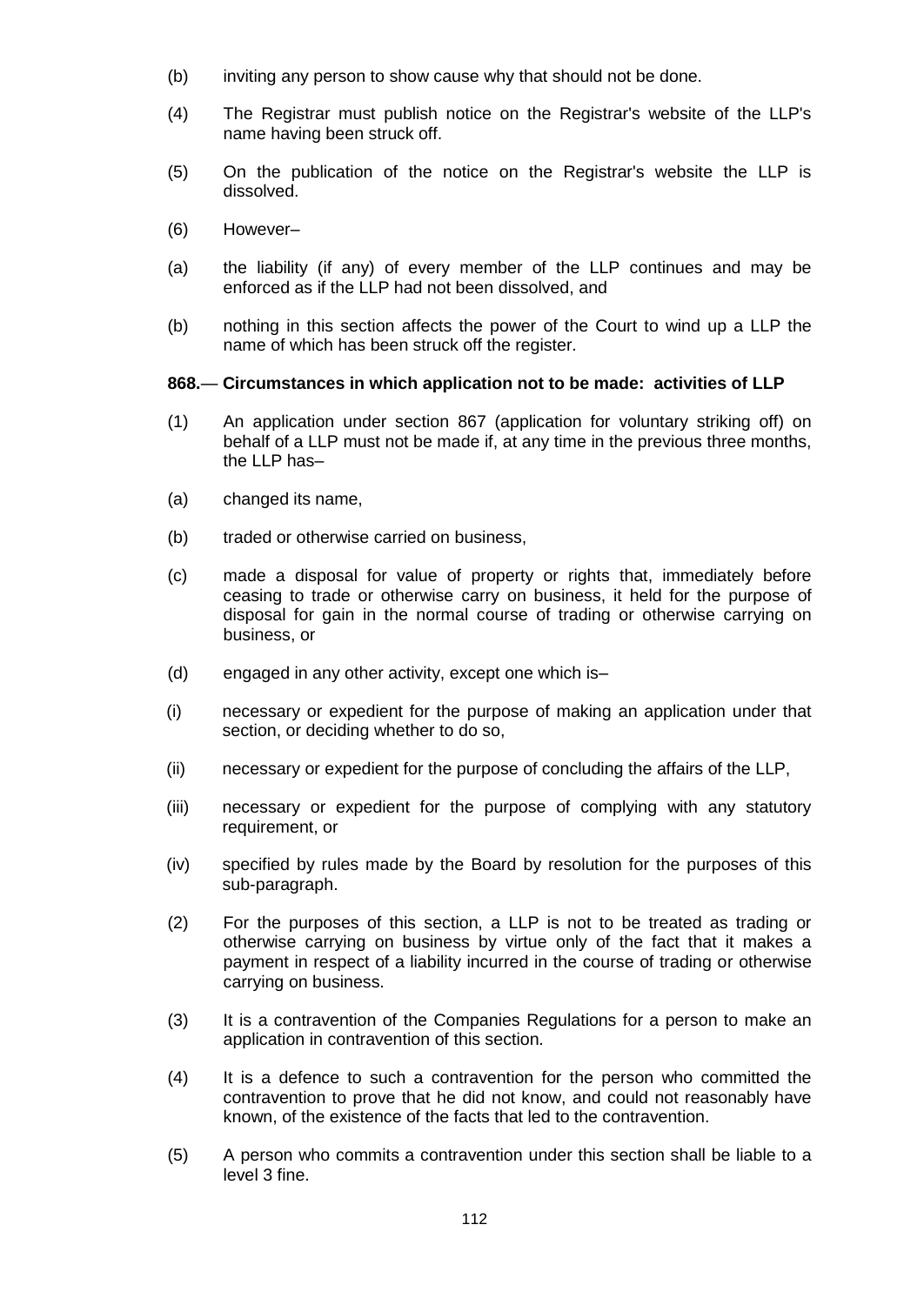(b) inviting any person to show cause why that should not be done.

(4) The Registrar must publish notice on the Registrar's website of the LLP's name having been struck off.

(5) On the publication of the notice on the Registrar's website the LLP is dissolved.

(6) However–

(a) the liability (if any) of every member of the LLP continues and may be enforced as if the LLP had not been dissolved, and

(b) nothing in this section affects the power of the Court to wind up a LLP the name of which has been struck off the register.

**868.— Circumstances in which application not to be made: activities of LLP**

(1) An application under section 867 (application for voluntary striking off) on behalf of a LLP must not be made if, at any time in the previous three months, the LLP has–

(a) changed its name,

(b) traded or otherwise carried on business,

(c) made a disposal for value of property or rights that, immediately before ceasing to trade or otherwise carry on business, it held for the purpose of disposal for gain in the normal course of trading or otherwise carrying on business, or

(d) engaged in any other activity, except one which is–

(i) necessary or expedient for the purpose of making an application under that section, or deciding whether to do so,

(ii) necessary or expedient for the purpose of concluding the affairs of the LLP,

(iii) necessary or expedient for the purpose of complying with any statutory requirement, or

(iv) specified by rules made by the Board by resolution for the purposes of this sub-paragraph.

(2) For the purposes of this section, a LLP is not to be treated as trading or otherwise carrying on business by virtue only of the fact that it makes a payment in respect of a liability incurred in the course of trading or otherwise carrying on business.

(3) It is a contravention of the Companies Regulations for a person to make an application in contravention of this section.

(4) It is a defence to such a contravention for the person who committed the contravention to prove that he did not know, and could not reasonably have known, of the existence of the facts that led to the contravention.

(5) A person who commits a contravention under this section shall be liable to a level 3 fine.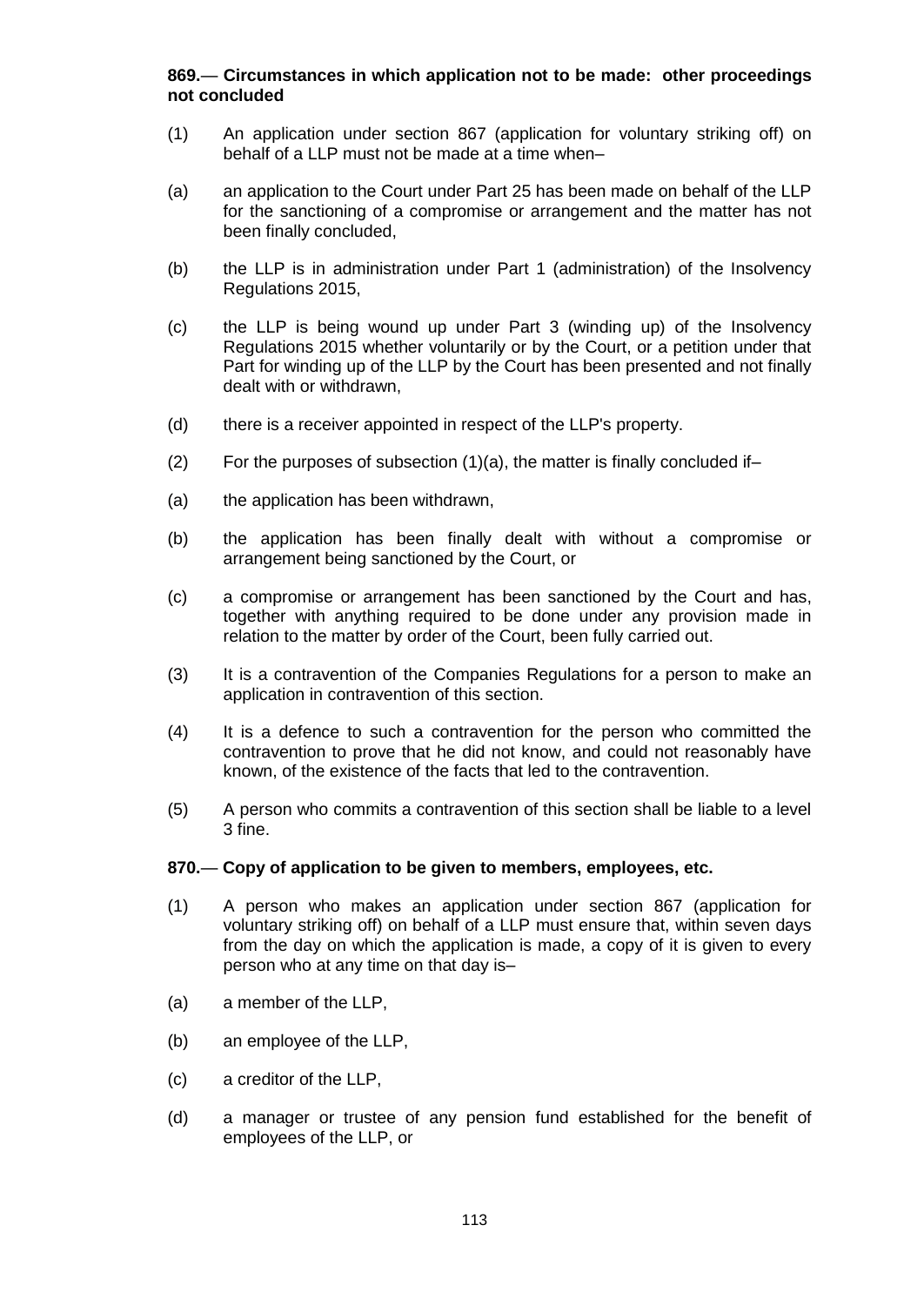**869.— Circumstances in which application not to be made: other proceedings not concluded**

(1) An application under section 867 (application for voluntary striking off) on behalf of a LLP must not be made at a time when–

(a) an application to the Court under Part 25 has been made on behalf of the LLP for the sanctioning of a compromise or arrangement and the matter has not been finally concluded,

(b) the LLP is in administration under Part 1 (administration) of the Insolvency Regulations 2015,

(c) the LLP is being wound up under Part 3 (winding up) of the Insolvency Regulations 2015 whether voluntarily or by the Court, or a petition under that Part for winding up of the LLP by the Court has been presented and not finally dealt with or withdrawn,

(d) there is a receiver appointed in respect of the LLP's property.

(2) For the purposes of subsection (1)(a), the matter is finally concluded if–

(a) the application has been withdrawn,

(b) the application has been finally dealt with without a compromise or arrangement being sanctioned by the Court, or

(c) a compromise or arrangement has been sanctioned by the Court and has, together with anything required to be done under any provision made in relation to the matter by order of the Court, been fully carried out.

(3) It is a contravention of the Companies Regulations for a person to make an application in contravention of this section.

(4) It is a defence to such a contravention for the person who committed the contravention to prove that he did not know, and could not reasonably have known, of the existence of the facts that led to the contravention.

(5) A person who commits a contravention of this section shall be liable to a level 3 fine.

**870.— Copy of application to be given to members, employees, etc.**

(1) A person who makes an application under section 867 (application for voluntary striking off) on behalf of a LLP must ensure that, within seven days from the day on which the application is made, a copy of it is given to every person who at any time on that day is–

(a) a member of the LLP,

(b) an employee of the LLP,

(c) a creditor of the LLP,

(d) a manager or trustee of any pension fund established for the benefit of employees of the LLP, or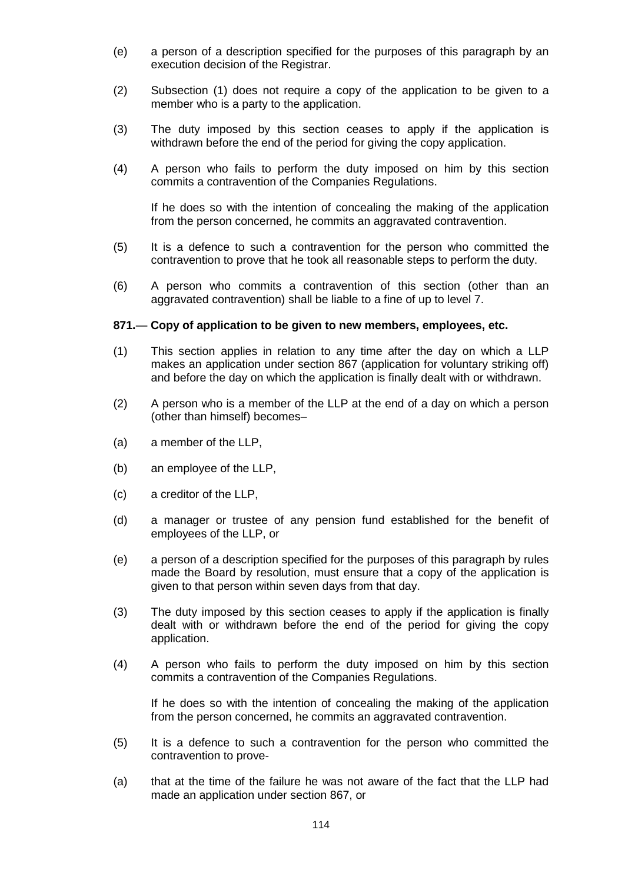(e) a person of a description specified for the purposes of this paragraph by an execution decision of the Registrar.

(2) Subsection (1) does not require a copy of the application to be given to a member who is a party to the application.

(3) The duty imposed by this section ceases to apply if the application is withdrawn before the end of the period for giving the copy application.

(4) A person who fails to perform the duty imposed on him by this section commits a contravention of the Companies Regulations.

If he does so with the intention of concealing the making of the application from the person concerned, he commits an aggravated contravention.

(5) It is a defence to such a contravention for the person who committed the contravention to prove that he took all reasonable steps to perform the duty.

(6) A person who commits a contravention of this section (other than an aggravated contravention) shall be liable to a fine of up to level 7.

**871.— Copy of application to be given to new members, employees, etc.**

(1) This section applies in relation to any time after the day on which a LLP makes an application under section 867 (application for voluntary striking off) and before the day on which the application is finally dealt with or withdrawn.

(2) A person who is a member of the LLP at the end of a day on which a person (other than himself) becomes–

(a) a member of the LLP,

(b) an employee of the LLP,

(c) a creditor of the LLP,

(d) a manager or trustee of any pension fund established for the benefit of employees of the LLP, or

(e) a person of a description specified for the purposes of this paragraph by rules made the Board by resolution, must ensure that a copy of the application is given to that person within seven days from that day.

(3) The duty imposed by this section ceases to apply if the application is finally dealt with or withdrawn before the end of the period for giving the copy application.

(4) A person who fails to perform the duty imposed on him by this section commits a contravention of the Companies Regulations.

If he does so with the intention of concealing the making of the application from the person concerned, he commits an aggravated contravention.

(5) It is a defence to such a contravention for the person who committed the contravention to prove-

(a) that at the time of the failure he was not aware of the fact that the LLP had made an application under section 867, or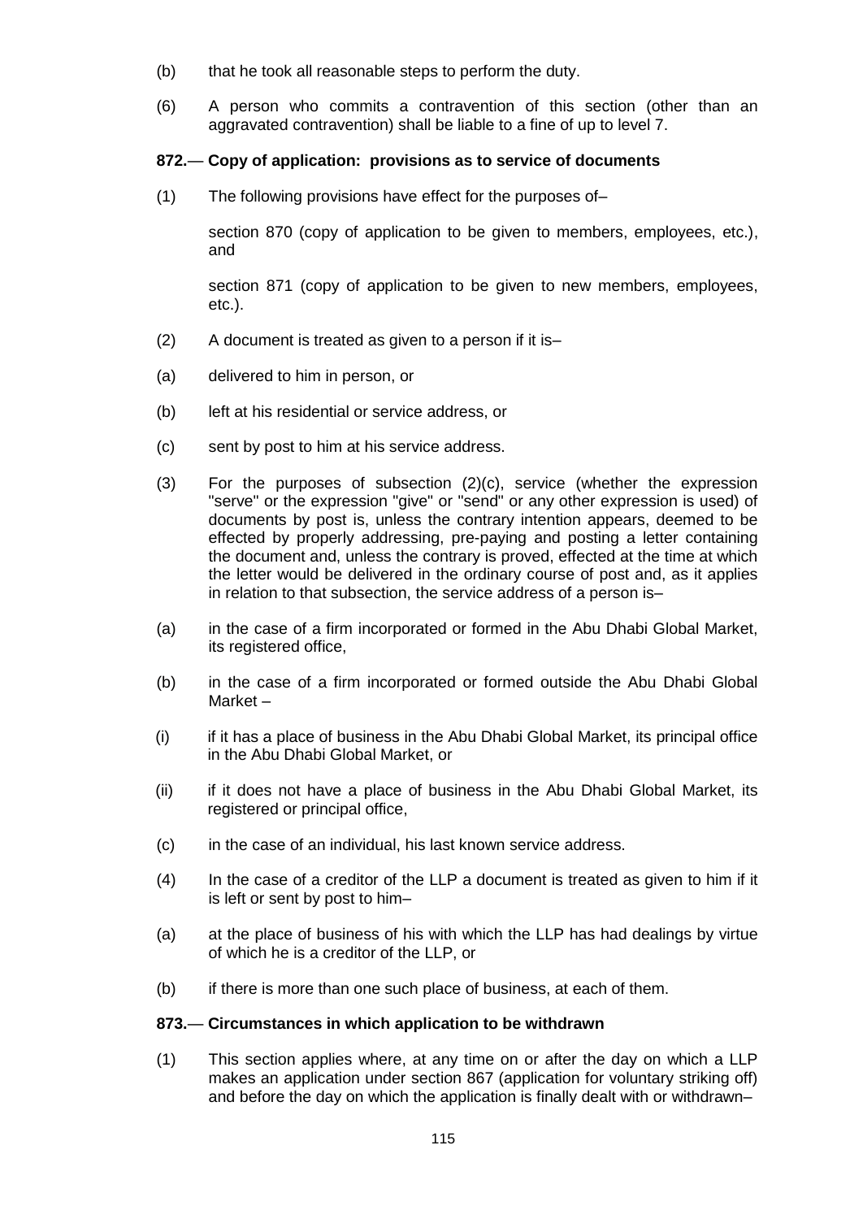(b) that he took all reasonable steps to perform the duty.

(6) A person who commits a contravention of this section (other than an aggravated contravention) shall be liable to a fine of up to level 7.

**872.— Copy of application: provisions as to service of documents**

(1) The following provisions have effect for the purposes of–

section 870 (copy of application to be given to members, employees, etc.), and

section 871 (copy of application to be given to new members, employees, etc.).

(2) A document is treated as given to a person if it is–

(a) delivered to him in person, or

(b) left at his residential or service address, or

(c) sent by post to him at his service address.

(3) For the purposes of subsection (2)(c), service (whether the expression "serve" or the expression "give" or "send" or any other expression is used) of documents by post is, unless the contrary intention appears, deemed to be effected by properly addressing, pre-paying and posting a letter containing the document and, unless the contrary is proved, effected at the time at which the letter would be delivered in the ordinary course of post and, as it applies in relation to that subsection, the service address of a person is–

(a) in the case of a firm incorporated or formed in the Abu Dhabi Global Market, its registered office,

(b) in the case of a firm incorporated or formed outside the Abu Dhabi Global Market –

(i) if it has a place of business in the Abu Dhabi Global Market, its principal office in the Abu Dhabi Global Market, or

(ii) if it does not have a place of business in the Abu Dhabi Global Market, its registered or principal office,

(c) in the case of an individual, his last known service address.

(4) In the case of a creditor of the LLP a document is treated as given to him if it is left or sent by post to him–

(a) at the place of business of his with which the LLP has had dealings by virtue of which he is a creditor of the LLP, or

(b) if there is more than one such place of business, at each of them.

**873.— Circumstances in which application to be withdrawn**

(1) This section applies where, at any time on or after the day on which a LLP makes an application under section 867 (application for voluntary striking off) and before the day on which the application is finally dealt with or withdrawn–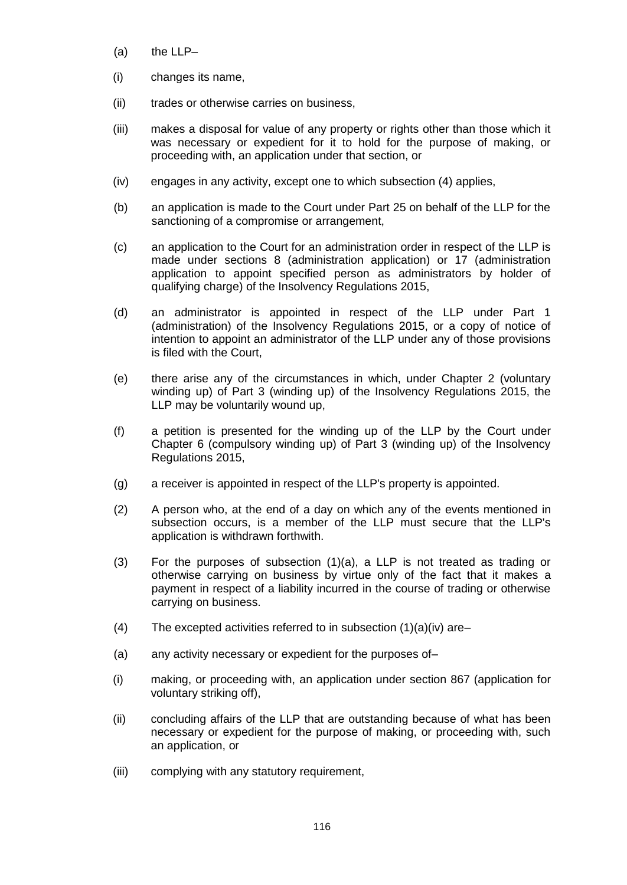(a) the LLP–

(i) changes its name,

(ii) trades or otherwise carries on business,

(iii) makes a disposal for value of any property or rights other than those which it was necessary or expedient for it to hold for the purpose of making, or proceeding with, an application under that section, or

(iv) engages in any activity, except one to which subsection (4) applies,

(b) an application is made to the Court under Part 25 on behalf of the LLP for the sanctioning of a compromise or arrangement,

(c) an application to the Court for an administration order in respect of the LLP is made under sections 8 (administration application) or 17 (administration application to appoint specified person as administrators by holder of qualifying charge) of the Insolvency Regulations 2015,

(d) an administrator is appointed in respect of the LLP under Part 1 (administration) of the Insolvency Regulations 2015, or a copy of notice of intention to appoint an administrator of the LLP under any of those provisions is filed with the Court,

(e) there arise any of the circumstances in which, under Chapter 2 (voluntary winding up) of Part 3 (winding up) of the Insolvency Regulations 2015, the LLP may be voluntarily wound up,

(f) a petition is presented for the winding up of the LLP by the Court under Chapter 6 (compulsory winding up) of Part 3 (winding up) of the Insolvency Regulations 2015,

(g) a receiver is appointed in respect of the LLP's property is appointed.

(2) A person who, at the end of a day on which any of the events mentioned in subsection occurs, is a member of the LLP must secure that the LLP's application is withdrawn forthwith.

(3) For the purposes of subsection (1)(a), a LLP is not treated as trading or otherwise carrying on business by virtue only of the fact that it makes a payment in respect of a liability incurred in the course of trading or otherwise carrying on business.

(4) The excepted activities referred to in subsection (1)(a)(iv) are–

(a) any activity necessary or expedient for the purposes of–

(i) making, or proceeding with, an application under section 867 (application for voluntary striking off),

(ii) concluding affairs of the LLP that are outstanding because of what has been necessary or expedient for the purpose of making, or proceeding with, such an application, or

(iii) complying with any statutory requirement,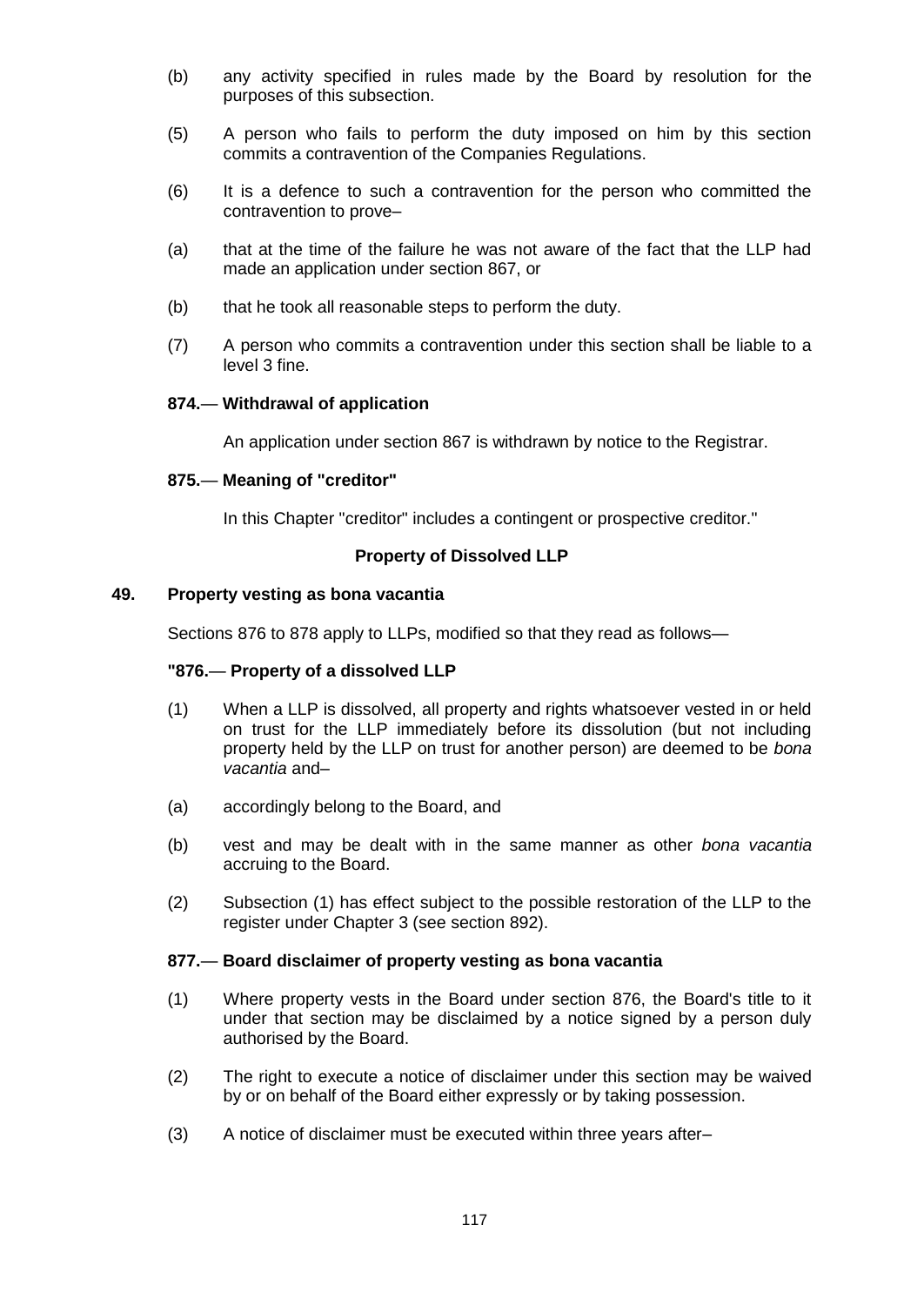(b) any activity specified in rules made by the Board by resolution for the purposes of this subsection.

(5) A person who fails to perform the duty imposed on him by this section commits a contravention of the Companies Regulations.

(6) It is a defence to such a contravention for the person who committed the contravention to prove–

(a) that at the time of the failure he was not aware of the fact that the LLP had made an application under section 867, or

(b) that he took all reasonable steps to perform the duty.

(7) A person who commits a contravention under this section shall be liable to a level 3 fine.

**874.— Withdrawal of application**

An application under section 867 is withdrawn by notice to the Registrar.

**875.— Meaning of "creditor"**

In this Chapter "creditor" includes a contingent or prospective creditor."

**Property of Dissolved LLP**

**49. Property vesting as bona vacantia**

Sections 876 to 878 apply to LLPs, modified so that they read as follows—

**"876.— Property of a dissolved LLP**

(1) When a LLP is dissolved, all property and rights whatsoever vested in or held on trust for the LLP immediately before its dissolution (but not including property held by the LLP on trust for another person) are deemed to be *bona vacantia* and–

(a) accordingly belong to the Board, and

(b) vest and may be dealt with in the same manner as other *bona vacantia* accruing to the Board.

(2) Subsection (1) has effect subject to the possible restoration of the LLP to the register under Chapter 3 (see section 892).

**877.— Board disclaimer of property vesting as bona vacantia**

(1) Where property vests in the Board under section 876, the Board's title to it under that section may be disclaimed by a notice signed by a person duly authorised by the Board.

(2) The right to execute a notice of disclaimer under this section may be waived by or on behalf of the Board either expressly or by taking possession.

(3) A notice of disclaimer must be executed within three years after–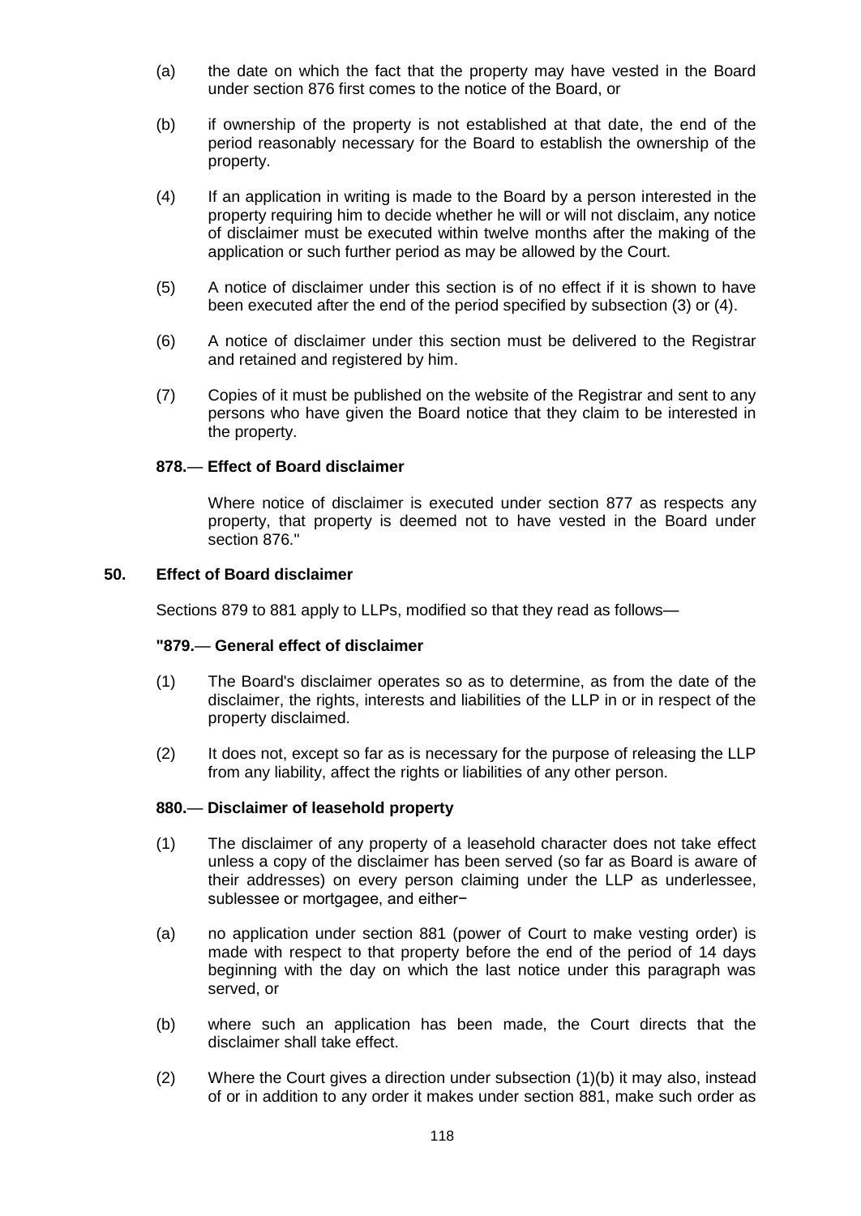(a) the date on which the fact that the property may have vested in the Board under section 876 first comes to the notice of the Board, or

(b) if ownership of the property is not established at that date, the end of the period reasonably necessary for the Board to establish the ownership of the property.

(4) If an application in writing is made to the Board by a person interested in the property requiring him to decide whether he will or will not disclaim, any notice of disclaimer must be executed within twelve months after the making of the application or such further period as may be allowed by the Court.

(5) A notice of disclaimer under this section is of no effect if it is shown to have been executed after the end of the period specified by subsection (3) or (4).

(6) A notice of disclaimer under this section must be delivered to the Registrar and retained and registered by him.

(7) Copies of it must be published on the website of the Registrar and sent to any persons who have given the Board notice that they claim to be interested in the property.

**878.— Effect of Board disclaimer**

Where notice of disclaimer is executed under section 877 as respects any property, that property is deemed not to have vested in the Board under section 876."

**50. Effect of Board disclaimer**

Sections 879 to 881 apply to LLPs, modified so that they read as follows—

**"879.— General effect of disclaimer**

(1) The Board's disclaimer operates so as to determine, as from the date of the disclaimer, the rights, interests and liabilities of the LLP in or in respect of the property disclaimed.

(2) It does not, except so far as is necessary for the purpose of releasing the LLP from any liability, affect the rights or liabilities of any other person.

**880.— Disclaimer of leasehold property**

(1) The disclaimer of any property of a leasehold character does not take effect unless a copy of the disclaimer has been served (so far as Board is aware of their addresses) on every person claiming under the LLP as underlessee, sublessee or mortgagee, and either−

(a) no application under section 881 (power of Court to make vesting order) is made with respect to that property before the end of the period of 14 days beginning with the day on which the last notice under this paragraph was served, or

(b) where such an application has been made, the Court directs that the disclaimer shall take effect.

(2) Where the Court gives a direction under subsection (1)(b) it may also, instead of or in addition to any order it makes under section 881, make such order as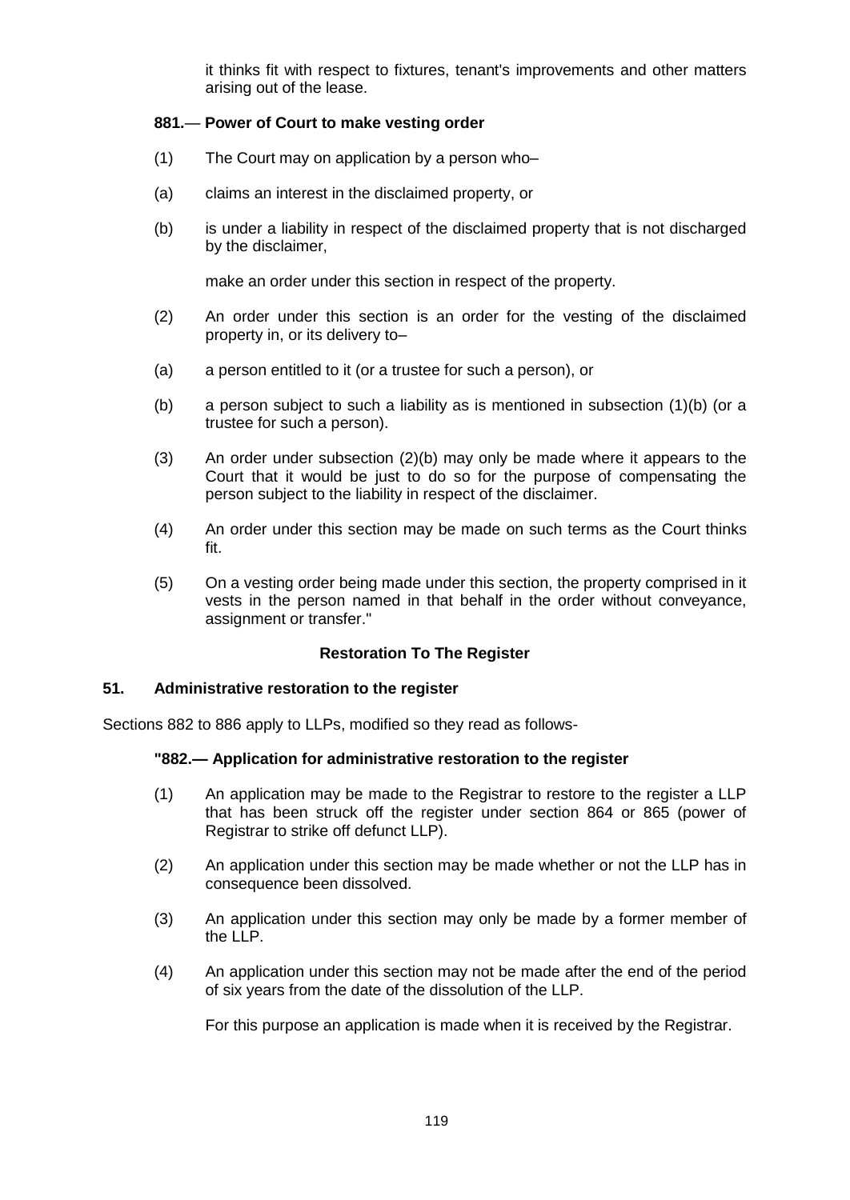it thinks fit with respect to fixtures, tenant's improvements and other matters arising out of the lease.

**881.— Power of Court to make vesting order**

(1) The Court may on application by a person who–

(a) claims an interest in the disclaimed property, or

(b) is under a liability in respect of the disclaimed property that is not discharged by the disclaimer,

make an order under this section in respect of the property.

(2) An order under this section is an order for the vesting of the disclaimed property in, or its delivery to–

(a) a person entitled to it (or a trustee for such a person), or

(b) a person subject to such a liability as is mentioned in subsection (1)(b) (or a trustee for such a person).

(3) An order under subsection (2)(b) may only be made where it appears to the Court that it would be just to do so for the purpose of compensating the person subject to the liability in respect of the disclaimer.

(4) An order under this section may be made on such terms as the Court thinks fit.

(5) On a vesting order being made under this section, the property comprised in it vests in the person named in that behalf in the order without conveyance, assignment or transfer."

**Restoration To The Register**

**51. Administrative restoration to the register**

Sections 882 to 886 apply to LLPs, modified so they read as follows-

**"882.— Application for administrative restoration to the register**

(1) An application may be made to the Registrar to restore to the register a LLP that has been struck off the register under section 864 or 865 (power of Registrar to strike off defunct LLP).

(2) An application under this section may be made whether or not the LLP has in consequence been dissolved.

(3) An application under this section may only be made by a former member of the LLP.

(4) An application under this section may not be made after the end of the period of six years from the date of the dissolution of the LLP.

For this purpose an application is made when it is received by the Registrar.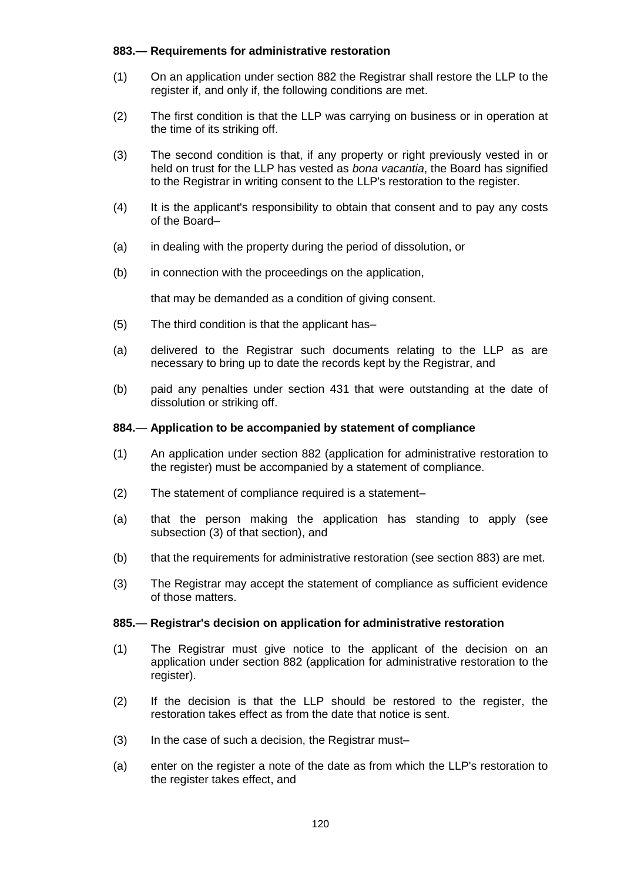**883.— Requirements for administrative restoration**

(1) On an application under section 882 the Registrar shall restore the LLP to the register if, and only if, the following conditions are met.

(2) The first condition is that the LLP was carrying on business or in operation at the time of its striking off.

(3) The second condition is that, if any property or right previously vested in or held on trust for the LLP has vested as *bona vacantia*, the Board has signified to the Registrar in writing consent to the LLP's restoration to the register.

(4) It is the applicant's responsibility to obtain that consent and to pay any costs of the Board–

(a) in dealing with the property during the period of dissolution, or

(b) in connection with the proceedings on the application,

that may be demanded as a condition of giving consent.

(5) The third condition is that the applicant has–

(a) delivered to the Registrar such documents relating to the LLP as are necessary to bring up to date the records kept by the Registrar, and

(b) paid any penalties under section 431 that were outstanding at the date of dissolution or striking off.

**884.— Application to be accompanied by statement of compliance**

(1) An application under section 882 (application for administrative restoration to the register) must be accompanied by a statement of compliance.

(2) The statement of compliance required is a statement–

(a) that the person making the application has standing to apply (see subsection (3) of that section), and

(b) that the requirements for administrative restoration (see section 883) are met.

(3) The Registrar may accept the statement of compliance as sufficient evidence of those matters.

**885.— Registrar's decision on application for administrative restoration**

(1) The Registrar must give notice to the applicant of the decision on an application under section 882 (application for administrative restoration to the register).

(2) If the decision is that the LLP should be restored to the register, the restoration takes effect as from the date that notice is sent.

(3) In the case of such a decision, the Registrar must–

(a) enter on the register a note of the date as from which the LLP's restoration to the register takes effect, and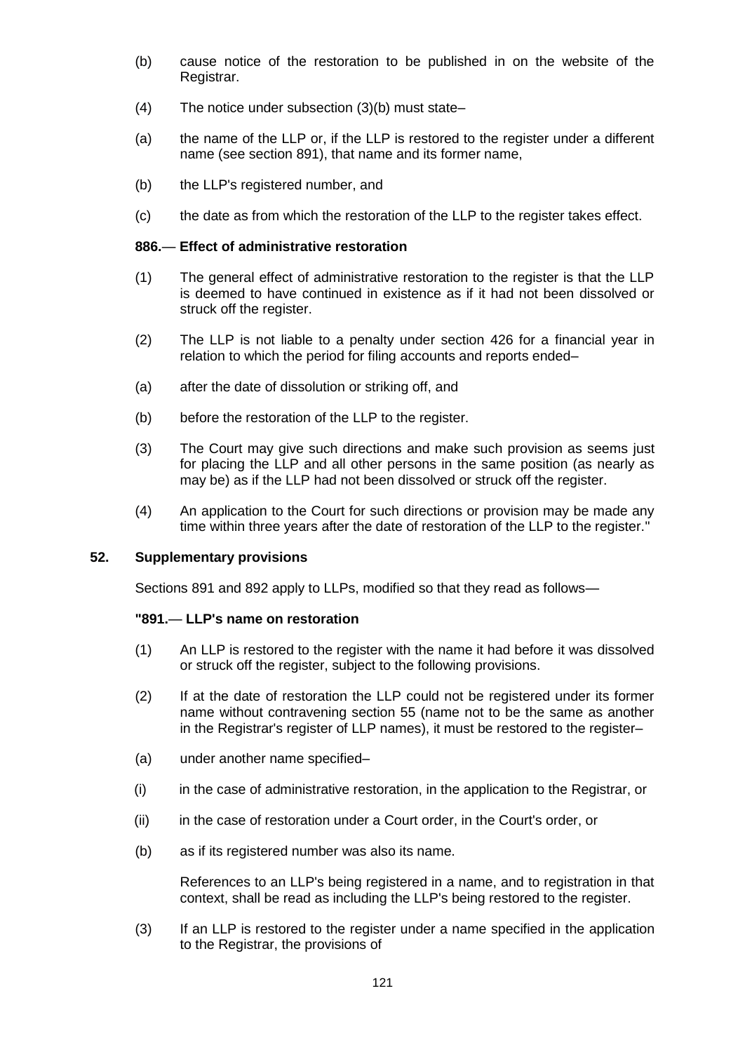(b) cause notice of the restoration to be published in on the website of the Registrar.

(4) The notice under subsection (3)(b) must state–

(a) the name of the LLP or, if the LLP is restored to the register under a different name (see section 891), that name and its former name,

(b) the LLP's registered number, and

(c) the date as from which the restoration of the LLP to the register takes effect.

**886.— Effect of administrative restoration**

(1) The general effect of administrative restoration to the register is that the LLP is deemed to have continued in existence as if it had not been dissolved or struck off the register.

(2) The LLP is not liable to a penalty under section 426 for a financial year in relation to which the period for filing accounts and reports ended–

(a) after the date of dissolution or striking off, and

(b) before the restoration of the LLP to the register.

(3) The Court may give such directions and make such provision as seems just for placing the LLP and all other persons in the same position (as nearly as may be) as if the LLP had not been dissolved or struck off the register.

(4) An application to the Court for such directions or provision may be made any time within three years after the date of restoration of the LLP to the register."

**52. Supplementary provisions**

Sections 891 and 892 apply to LLPs, modified so that they read as follows—

**"891.— LLP's name on restoration**

(1) An LLP is restored to the register with the name it had before it was dissolved or struck off the register, subject to the following provisions.

(2) If at the date of restoration the LLP could not be registered under its former name without contravening section 55 (name not to be the same as another in the Registrar's register of LLP names), it must be restored to the register–

(a) under another name specified–

(i) in the case of administrative restoration, in the application to the Registrar, or

(ii) in the case of restoration under a Court order, in the Court's order, or

(b) as if its registered number was also its name.

References to an LLP's being registered in a name, and to registration in that context, shall be read as including the LLP's being restored to the register.

(3) If an LLP is restored to the register under a name specified in the application to the Registrar, the provisions of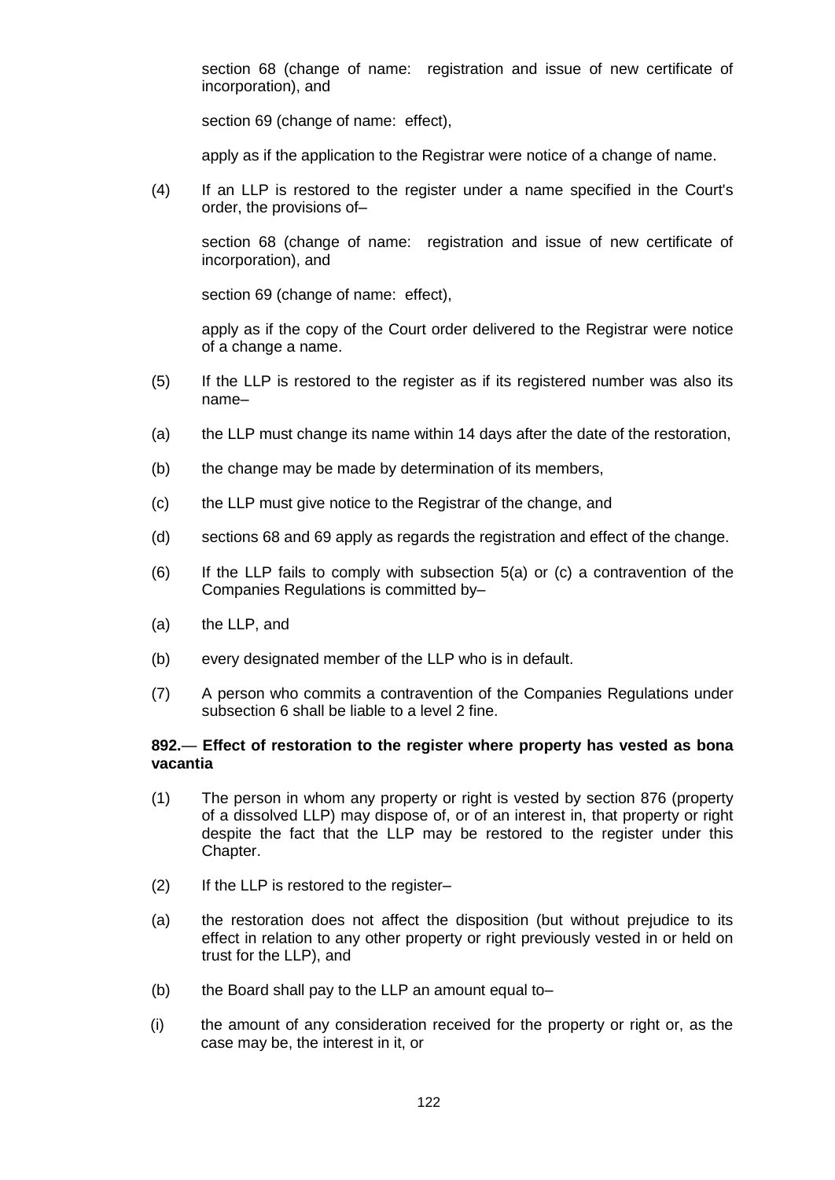section 68 (change of name: registration and issue of new certificate of incorporation), and

section 69 (change of name: effect),

apply as if the application to the Registrar were notice of a change of name.

(4) If an LLP is restored to the register under a name specified in the Court's order, the provisions of–

section 68 (change of name: registration and issue of new certificate of incorporation), and

section 69 (change of name: effect),

apply as if the copy of the Court order delivered to the Registrar were notice of a change a name.

(5) If the LLP is restored to the register as if its registered number was also its name–

(a) the LLP must change its name within 14 days after the date of the restoration,

(b) the change may be made by determination of its members,

(c) the LLP must give notice to the Registrar of the change, and

(d) sections 68 and 69 apply as regards the registration and effect of the change.

(6) If the LLP fails to comply with subsection 5(a) or (c) a contravention of the Companies Regulations is committed by–

(a) the LLP, and

(b) every designated member of the LLP who is in default.

(7) A person who commits a contravention of the Companies Regulations under subsection 6 shall be liable to a level 2 fine.

**892.— Effect of restoration to the register where property has vested as bona vacantia**

(1) The person in whom any property or right is vested by section 876 (property of a dissolved LLP) may dispose of, or of an interest in, that property or right despite the fact that the LLP may be restored to the register under this Chapter.

(2) If the LLP is restored to the register–

(a) the restoration does not affect the disposition (but without prejudice to its effect in relation to any other property or right previously vested in or held on trust for the LLP), and

(b) the Board shall pay to the LLP an amount equal to–

(i) the amount of any consideration received for the property or right or, as the case may be, the interest in it, or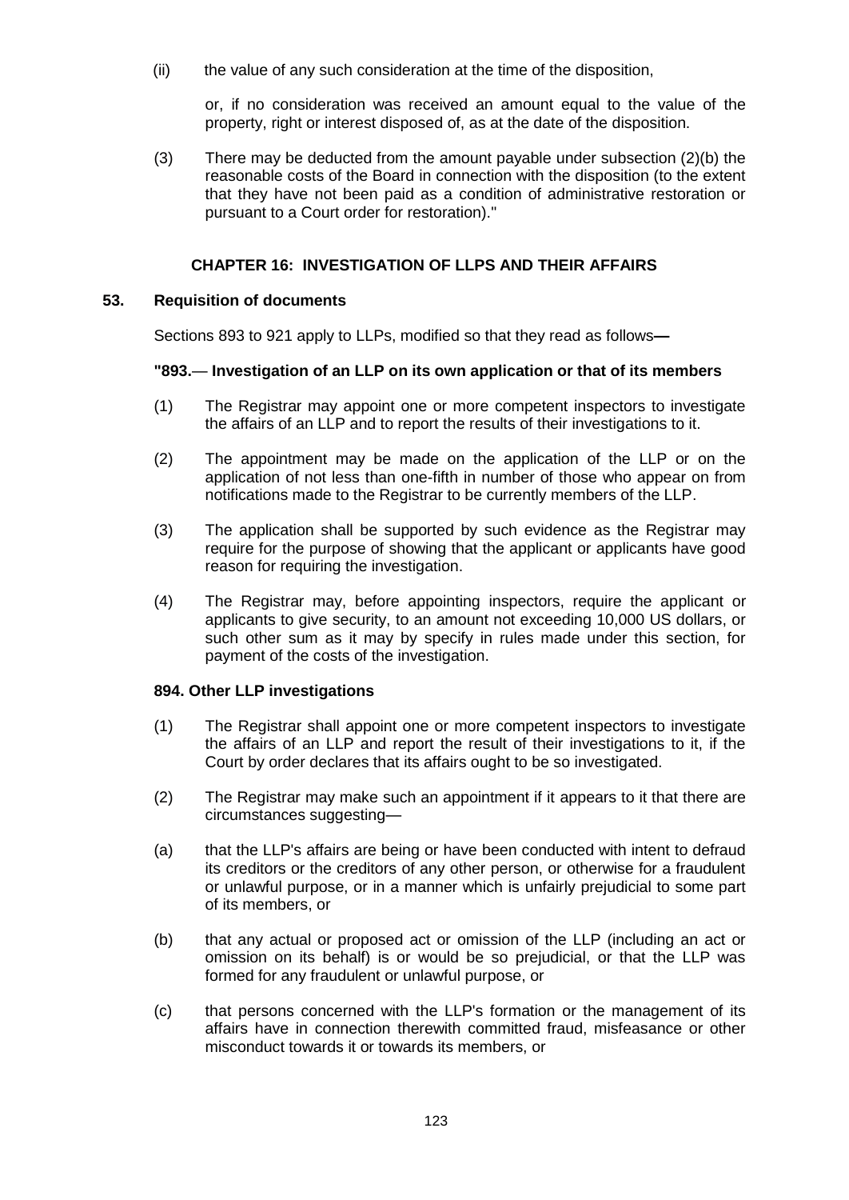(ii) the value of any such consideration at the time of the disposition,

or, if no consideration was received an amount equal to the value of the property, right or interest disposed of, as at the date of the disposition.

(3) There may be deducted from the amount payable under subsection (2)(b) the reasonable costs of the Board in connection with the disposition (to the extent that they have not been paid as a condition of administrative restoration or pursuant to a Court order for restoration)."

## CHAPTER 16: INVESTIGATION OF LLPS AND THEIR AFFAIRS

### 53. Requisition of documents

Sections 893 to 921 apply to LLPs, modified so that they read as follows**—**

**"893.— Investigation of an LLP on its own application or that of its members**

(1) The Registrar may appoint one or more competent inspectors to investigate the affairs of an LLP and to report the results of their investigations to it.

(2) The appointment may be made on the application of the LLP or on the application of not less than one-fifth in number of those who appear on from notifications made to the Registrar to be currently members of the LLP.

(3) The application shall be supported by such evidence as the Registrar may require for the purpose of showing that the applicant or applicants have good reason for requiring the investigation.

(4) The Registrar may, before appointing inspectors, require the applicant or applicants to give security, to an amount not exceeding 10,000 US dollars, or such other sum as it may by specify in rules made under this section, for payment of the costs of the investigation.

**894. Other LLP investigations**

(1) The Registrar shall appoint one or more competent inspectors to investigate the affairs of an LLP and report the result of their investigations to it, if the Court by order declares that its affairs ought to be so investigated.

(2) The Registrar may make such an appointment if it appears to it that there are circumstances suggesting—

(a) that the LLP's affairs are being or have been conducted with intent to defraud its creditors or the creditors of any other person, or otherwise for a fraudulent or unlawful purpose, or in a manner which is unfairly prejudicial to some part of its members, or

(b) that any actual or proposed act or omission of the LLP (including an act or omission on its behalf) is or would be so prejudicial, or that the LLP was formed for any fraudulent or unlawful purpose, or

(c) that persons concerned with the LLP's formation or the management of its affairs have in connection therewith committed fraud, misfeasance or other misconduct towards it or towards its members, or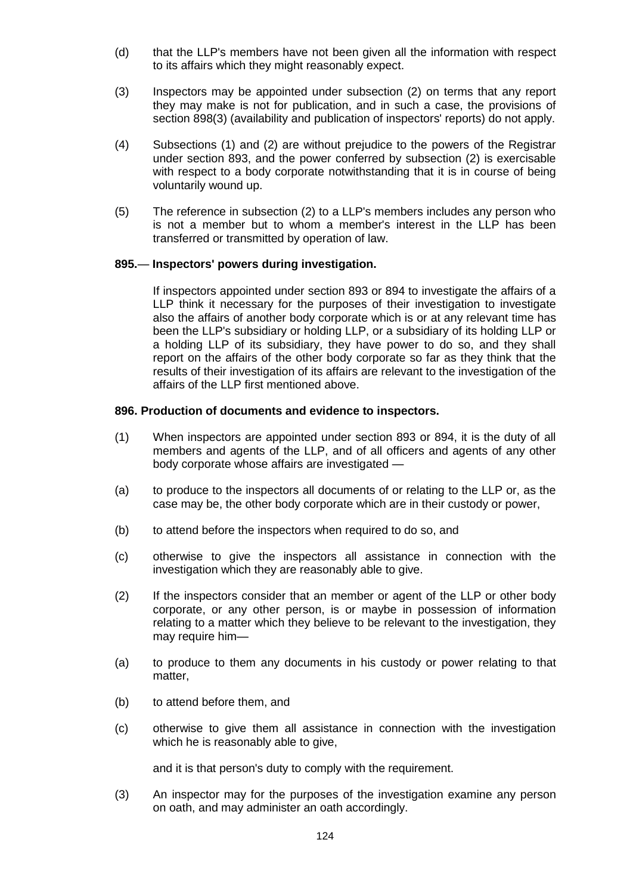(d) that the LLP's members have not been given all the information with respect to its affairs which they might reasonably expect.

(3) Inspectors may be appointed under subsection (2) on terms that any report they may make is not for publication, and in such a case, the provisions of section 898(3) (availability and publication of inspectors' reports) do not apply.

(4) Subsections (1) and (2) are without prejudice to the powers of the Registrar under section 893, and the power conferred by subsection (2) is exercisable with respect to a body corporate notwithstanding that it is in course of being voluntarily wound up.

(5) The reference in subsection (2) to a LLP's members includes any person who is not a member but to whom a member's interest in the LLP has been transferred or transmitted by operation of law.

**895.— Inspectors' powers during investigation.**

If inspectors appointed under section 893 or 894 to investigate the affairs of a LLP think it necessary for the purposes of their investigation to investigate also the affairs of another body corporate which is or at any relevant time has been the LLP's subsidiary or holding LLP, or a subsidiary of its holding LLP or a holding LLP of its subsidiary, they have power to do so, and they shall report on the affairs of the other body corporate so far as they think that the results of their investigation of its affairs are relevant to the investigation of the affairs of the LLP first mentioned above.

**896. Production of documents and evidence to inspectors.**

(1) When inspectors are appointed under section 893 or 894, it is the duty of all members and agents of the LLP, and of all officers and agents of any other body corporate whose affairs are investigated —

(a) to produce to the inspectors all documents of or relating to the LLP or, as the case may be, the other body corporate which are in their custody or power,

(b) to attend before the inspectors when required to do so, and

(c) otherwise to give the inspectors all assistance in connection with the investigation which they are reasonably able to give.

(2) If the inspectors consider that an member or agent of the LLP or other body corporate, or any other person, is or maybe in possession of information relating to a matter which they believe to be relevant to the investigation, they may require him—

(a) to produce to them any documents in his custody or power relating to that matter,

(b) to attend before them, and

(c) otherwise to give them all assistance in connection with the investigation which he is reasonably able to give,

and it is that person's duty to comply with the requirement.

(3) An inspector may for the purposes of the investigation examine any person on oath, and may administer an oath accordingly.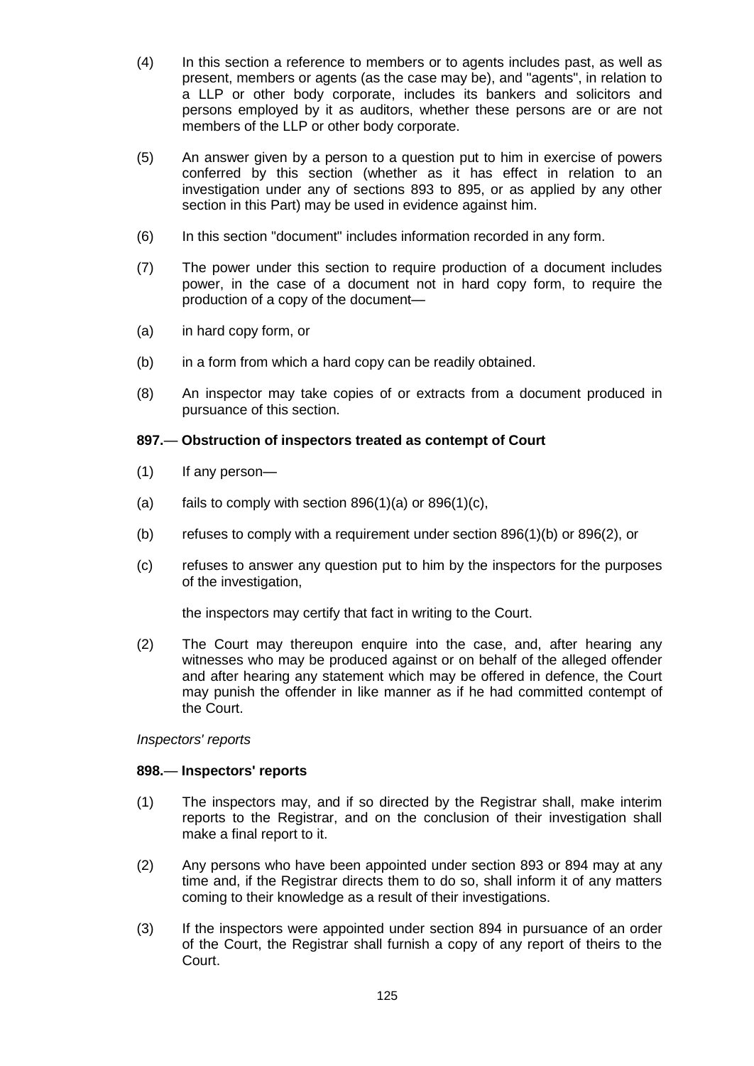(4) In this section a reference to members or to agents includes past, as well as present, members or agents (as the case may be), and "agents", in relation to a LLP or other body corporate, includes its bankers and solicitors and persons employed by it as auditors, whether these persons are or are not members of the LLP or other body corporate.

(5) An answer given by a person to a question put to him in exercise of powers conferred by this section (whether as it has effect in relation to an investigation under any of sections 893 to 895, or as applied by any other section in this Part) may be used in evidence against him.

(6) In this section "document" includes information recorded in any form.

(7) The power under this section to require production of a document includes power, in the case of a document not in hard copy form, to require the production of a copy of the document—

(a) in hard copy form, or

(b) in a form from which a hard copy can be readily obtained.

(8) An inspector may take copies of or extracts from a document produced in pursuance of this section.

**897.— Obstruction of inspectors treated as contempt of Court**

(1) If any person—

(a) fails to comply with section 896(1)(a) or 896(1)(c),

(b) refuses to comply with a requirement under section 896(1)(b) or 896(2), or

(c) refuses to answer any question put to him by the inspectors for the purposes of the investigation,

the inspectors may certify that fact in writing to the Court.

(2) The Court may thereupon enquire into the case, and, after hearing any witnesses who may be produced against or on behalf of the alleged offender and after hearing any statement which may be offered in defence, the Court may punish the offender in like manner as if he had committed contempt of the Court.

*Inspectors' reports*

**898.— Inspectors' reports**

(1) The inspectors may, and if so directed by the Registrar shall, make interim reports to the Registrar, and on the conclusion of their investigation shall make a final report to it.

(2) Any persons who have been appointed under section 893 or 894 may at any time and, if the Registrar directs them to do so, shall inform it of any matters coming to their knowledge as a result of their investigations.

(3) If the inspectors were appointed under section 894 in pursuance of an order of the Court, the Registrar shall furnish a copy of any report of theirs to the Court.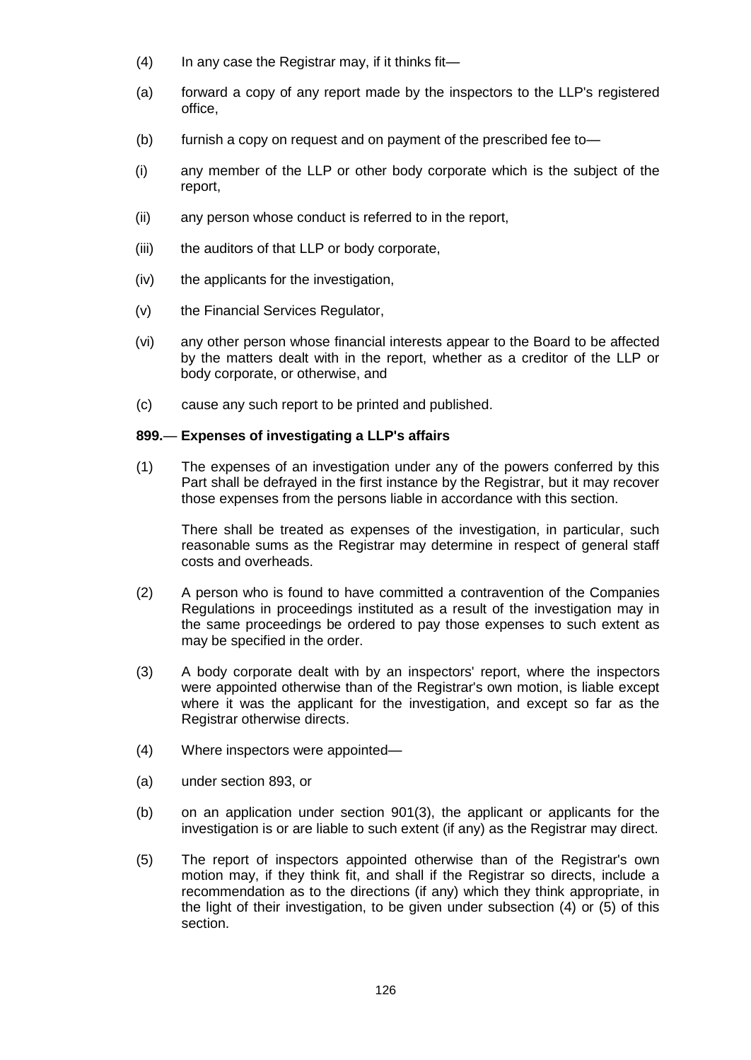(4) In any case the Registrar may, if it thinks fit—

(a) forward a copy of any report made by the inspectors to the LLP's registered office,

(b) furnish a copy on request and on payment of the prescribed fee to—

(i) any member of the LLP or other body corporate which is the subject of the report,

(ii) any person whose conduct is referred to in the report,

(iii) the auditors of that LLP or body corporate,

(iv) the applicants for the investigation,

(v) the Financial Services Regulator,

(vi) any other person whose financial interests appear to the Board to be affected by the matters dealt with in the report, whether as a creditor of the LLP or body corporate, or otherwise, and

(c) cause any such report to be printed and published.

**899.— Expenses of investigating a LLP's affairs**

(1) The expenses of an investigation under any of the powers conferred by this Part shall be defrayed in the first instance by the Registrar, but it may recover those expenses from the persons liable in accordance with this section.

There shall be treated as expenses of the investigation, in particular, such reasonable sums as the Registrar may determine in respect of general staff costs and overheads.

(2) A person who is found to have committed a contravention of the Companies Regulations in proceedings instituted as a result of the investigation may in the same proceedings be ordered to pay those expenses to such extent as may be specified in the order.

(3) A body corporate dealt with by an inspectors' report, where the inspectors were appointed otherwise than of the Registrar's own motion, is liable except where it was the applicant for the investigation, and except so far as the Registrar otherwise directs.

(4) Where inspectors were appointed—

(a) under section 893, or

(b) on an application under section 901(3), the applicant or applicants for the investigation is or are liable to such extent (if any) as the Registrar may direct.

(5) The report of inspectors appointed otherwise than of the Registrar's own motion may, if they think fit, and shall if the Registrar so directs, include a recommendation as to the directions (if any) which they think appropriate, in the light of their investigation, to be given under subsection (4) or (5) of this section.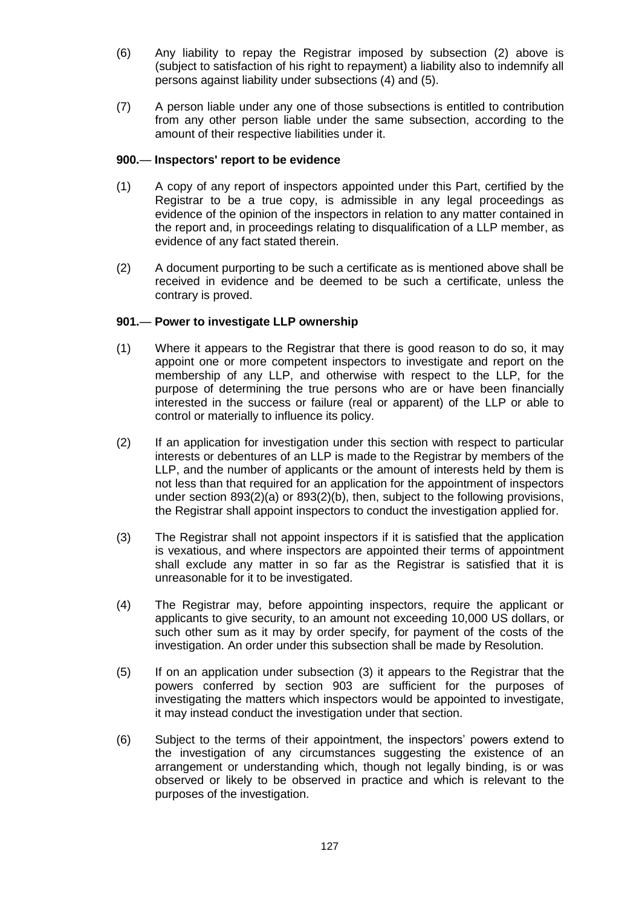(6) Any liability to repay the Registrar imposed by subsection (2) above is (subject to satisfaction of his right to repayment) a liability also to indemnify all persons against liability under subsections (4) and (5).

(7) A person liable under any one of those subsections is entitled to contribution from any other person liable under the same subsection, according to the amount of their respective liabilities under it.

**900.— Inspectors' report to be evidence**

(1) A copy of any report of inspectors appointed under this Part, certified by the Registrar to be a true copy, is admissible in any legal proceedings as evidence of the opinion of the inspectors in relation to any matter contained in the report and, in proceedings relating to disqualification of a LLP member, as evidence of any fact stated therein.

(2) A document purporting to be such a certificate as is mentioned above shall be received in evidence and be deemed to be such a certificate, unless the contrary is proved.

**901.— Power to investigate LLP ownership**

(1) Where it appears to the Registrar that there is good reason to do so, it may appoint one or more competent inspectors to investigate and report on the membership of any LLP, and otherwise with respect to the LLP, for the purpose of determining the true persons who are or have been financially interested in the success or failure (real or apparent) of the LLP or able to control or materially to influence its policy.

(2) If an application for investigation under this section with respect to particular interests or debentures of an LLP is made to the Registrar by members of the LLP, and the number of applicants or the amount of interests held by them is not less than that required for an application for the appointment of inspectors under section 893(2)(a) or 893(2)(b), then, subject to the following provisions, the Registrar shall appoint inspectors to conduct the investigation applied for.

(3) The Registrar shall not appoint inspectors if it is satisfied that the application is vexatious, and where inspectors are appointed their terms of appointment shall exclude any matter in so far as the Registrar is satisfied that it is unreasonable for it to be investigated.

(4) The Registrar may, before appointing inspectors, require the applicant or applicants to give security, to an amount not exceeding 10,000 US dollars, or such other sum as it may by order specify, for payment of the costs of the investigation. An order under this subsection shall be made by Resolution.

(5) If on an application under subsection (3) it appears to the Registrar that the powers conferred by section 903 are sufficient for the purposes of investigating the matters which inspectors would be appointed to investigate, it may instead conduct the investigation under that section.

(6) Subject to the terms of their appointment, the inspectors' powers extend to the investigation of any circumstances suggesting the existence of an arrangement or understanding which, though not legally binding, is or was observed or likely to be observed in practice and which is relevant to the purposes of the investigation.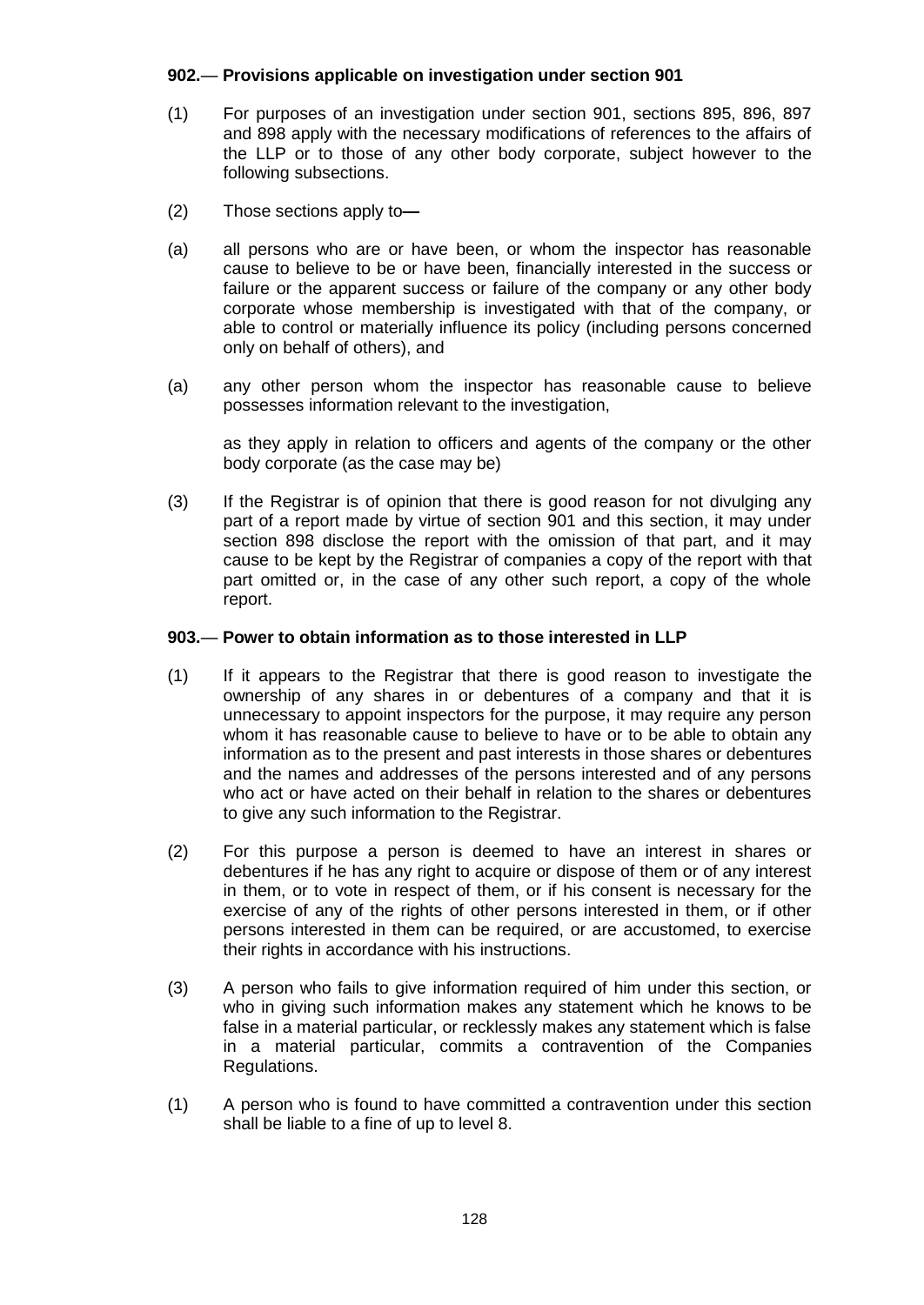**902.— Provisions applicable on investigation under section 901**

(1) For purposes of an investigation under section 901, sections 895, 896, 897 and 898 apply with the necessary modifications of references to the affairs of the LLP or to those of any other body corporate, subject however to the following subsections.

(2) Those sections apply to—

(a) all persons who are or have been, or whom the inspector has reasonable cause to believe to be or have been, financially interested in the success or failure or the apparent success or failure of the company or any other body corporate whose membership is investigated with that of the company, or able to control or materially influence its policy (including persons concerned only on behalf of others), and

(a) any other person whom the inspector has reasonable cause to believe possesses information relevant to the investigation,

as they apply in relation to officers and agents of the company or the other body corporate (as the case may be)

(3) If the Registrar is of opinion that there is good reason for not divulging any part of a report made by virtue of section 901 and this section, it may under section 898 disclose the report with the omission of that part, and it may cause to be kept by the Registrar of companies a copy of the report with that part omitted or, in the case of any other such report, a copy of the whole report.

**903.— Power to obtain information as to those interested in LLP**

(1) If it appears to the Registrar that there is good reason to investigate the ownership of any shares in or debentures of a company and that it is unnecessary to appoint inspectors for the purpose, it may require any person whom it has reasonable cause to believe to have or to be able to obtain any information as to the present and past interests in those shares or debentures and the names and addresses of the persons interested and of any persons who act or have acted on their behalf in relation to the shares or debentures to give any such information to the Registrar.

(2) For this purpose a person is deemed to have an interest in shares or debentures if he has any right to acquire or dispose of them or of any interest in them, or to vote in respect of them, or if his consent is necessary for the exercise of any of the rights of other persons interested in them, or if other persons interested in them can be required, or are accustomed, to exercise their rights in accordance with his instructions.

(3) A person who fails to give information required of him under this section, or who in giving such information makes any statement which he knows to be false in a material particular, or recklessly makes any statement which is false in a material particular, commits a contravention of the Companies Regulations.

(1) A person who is found to have committed a contravention under this section shall be liable to a fine of up to level 8.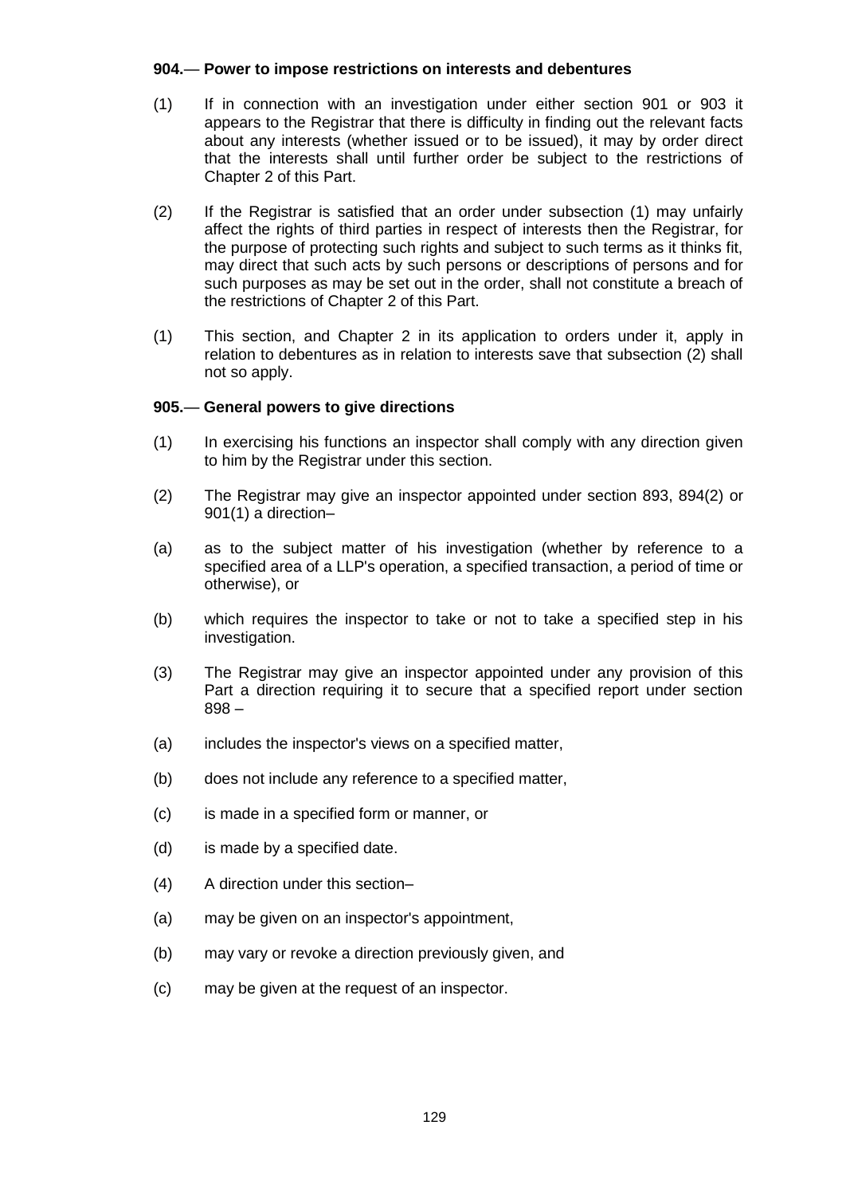**904.— Power to impose restrictions on interests and debentures**

(1) If in connection with an investigation under either section 901 or 903 it appears to the Registrar that there is difficulty in finding out the relevant facts about any interests (whether issued or to be issued), it may by order direct that the interests shall until further order be subject to the restrictions of Chapter 2 of this Part.

(2) If the Registrar is satisfied that an order under subsection (1) may unfairly affect the rights of third parties in respect of interests then the Registrar, for the purpose of protecting such rights and subject to such terms as it thinks fit, may direct that such acts by such persons or descriptions of persons and for such purposes as may be set out in the order, shall not constitute a breach of the restrictions of Chapter 2 of this Part.

(1) This section, and Chapter 2 in its application to orders under it, apply in relation to debentures as in relation to interests save that subsection (2) shall not so apply.

**905.— General powers to give directions**

(1) In exercising his functions an inspector shall comply with any direction given to him by the Registrar under this section.

(2) The Registrar may give an inspector appointed under section 893, 894(2) or 901(1) a direction–

(a) as to the subject matter of his investigation (whether by reference to a specified area of a LLP's operation, a specified transaction, a period of time or otherwise), or

(b) which requires the inspector to take or not to take a specified step in his investigation.

(3) The Registrar may give an inspector appointed under any provision of this Part a direction requiring it to secure that a specified report under section 898 –

(a) includes the inspector's views on a specified matter,

(b) does not include any reference to a specified matter,

(c) is made in a specified form or manner, or

(d) is made by a specified date.

(4) A direction under this section–

(a) may be given on an inspector's appointment,

(b) may vary or revoke a direction previously given, and

(c) may be given at the request of an inspector.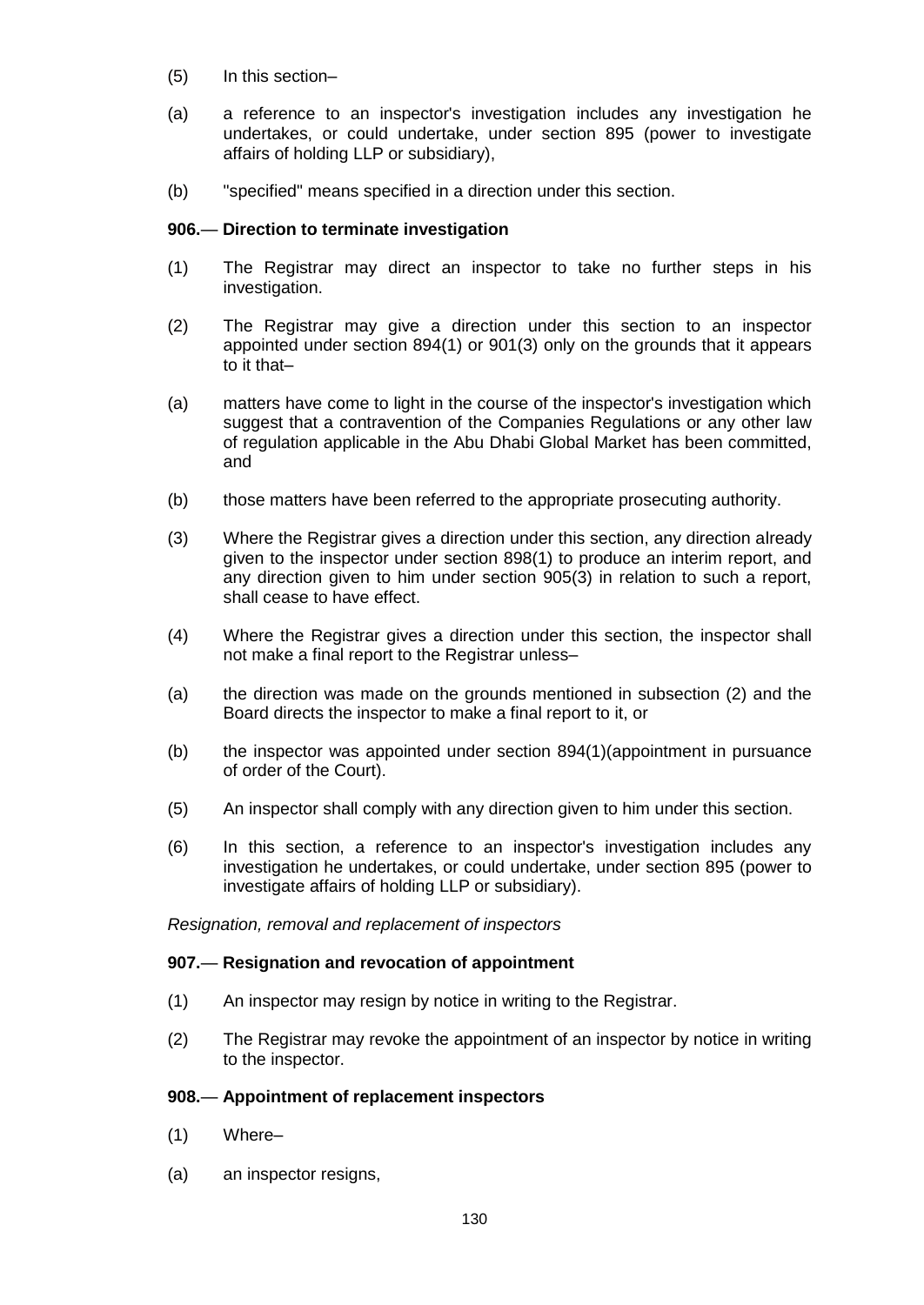(5) In this section–

(a) a reference to an inspector's investigation includes any investigation he undertakes, or could undertake, under section 895 (power to investigate affairs of holding LLP or subsidiary),

(b) "specified" means specified in a direction under this section.

**906.— Direction to terminate investigation**

(1) The Registrar may direct an inspector to take no further steps in his investigation.

(2) The Registrar may give a direction under this section to an inspector appointed under section 894(1) or 901(3) only on the grounds that it appears to it that–

(a) matters have come to light in the course of the inspector's investigation which suggest that a contravention of the Companies Regulations or any other law of regulation applicable in the Abu Dhabi Global Market has been committed, and

(b) those matters have been referred to the appropriate prosecuting authority.

(3) Where the Registrar gives a direction under this section, any direction already given to the inspector under section 898(1) to produce an interim report, and any direction given to him under section 905(3) in relation to such a report, shall cease to have effect.

(4) Where the Registrar gives a direction under this section, the inspector shall not make a final report to the Registrar unless–

(a) the direction was made on the grounds mentioned in subsection (2) and the Board directs the inspector to make a final report to it, or

(b) the inspector was appointed under section 894(1)(appointment in pursuance of order of the Court).

(5) An inspector shall comply with any direction given to him under this section.

(6) In this section, a reference to an inspector's investigation includes any investigation he undertakes, or could undertake, under section 895 (power to investigate affairs of holding LLP or subsidiary).

*Resignation, removal and replacement of inspectors*

**907.— Resignation and revocation of appointment**

(1) An inspector may resign by notice in writing to the Registrar.

(2) The Registrar may revoke the appointment of an inspector by notice in writing to the inspector.

**908.— Appointment of replacement inspectors**

(1) Where–

(a) an inspector resigns,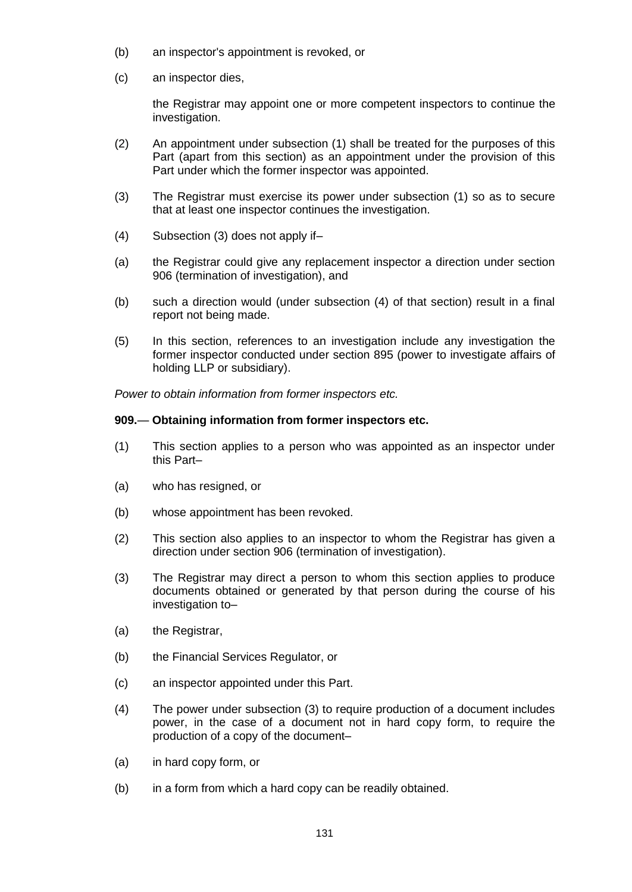(b) an inspector's appointment is revoked, or

(c) an inspector dies,

the Registrar may appoint one or more competent inspectors to continue the investigation.

(2) An appointment under subsection (1) shall be treated for the purposes of this Part (apart from this section) as an appointment under the provision of this Part under which the former inspector was appointed.

(3) The Registrar must exercise its power under subsection (1) so as to secure that at least one inspector continues the investigation.

(4) Subsection (3) does not apply if–

(a) the Registrar could give any replacement inspector a direction under section 906 (termination of investigation), and

(b) such a direction would (under subsection (4) of that section) result in a final report not being made.

(5) In this section, references to an investigation include any investigation the former inspector conducted under section 895 (power to investigate affairs of holding LLP or subsidiary).

*Power to obtain information from former inspectors etc.*

**909.— Obtaining information from former inspectors etc.**

(1) This section applies to a person who was appointed as an inspector under this Part–

(a) who has resigned, or

(b) whose appointment has been revoked.

(2) This section also applies to an inspector to whom the Registrar has given a direction under section 906 (termination of investigation).

(3) The Registrar may direct a person to whom this section applies to produce documents obtained or generated by that person during the course of his investigation to–

(a) the Registrar,

(b) the Financial Services Regulator, or

(c) an inspector appointed under this Part.

(4) The power under subsection (3) to require production of a document includes power, in the case of a document not in hard copy form, to require the production of a copy of the document–

(a) in hard copy form, or

(b) in a form from which a hard copy can be readily obtained.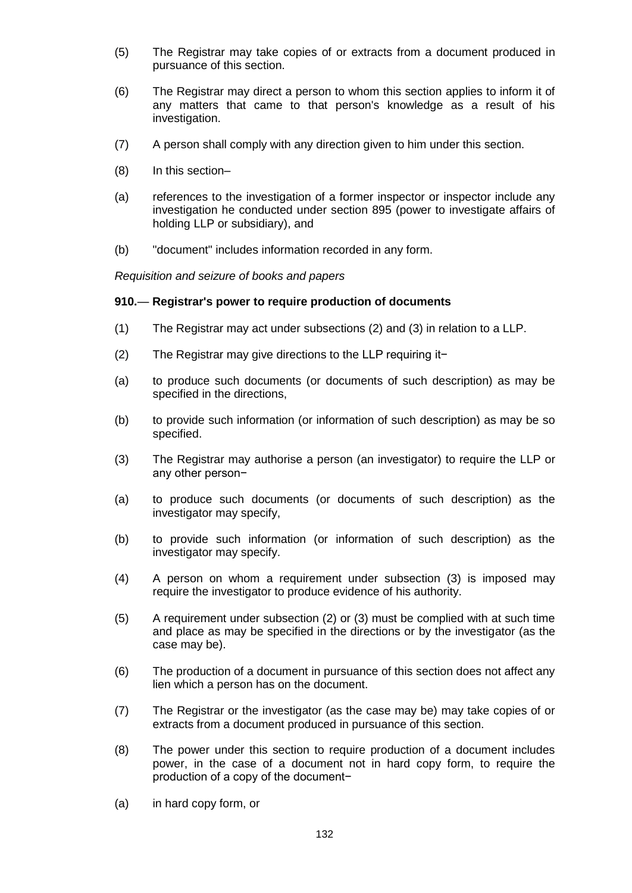(5) The Registrar may take copies of or extracts from a document produced in pursuance of this section.

(6) The Registrar may direct a person to whom this section applies to inform it of any matters that came to that person's knowledge as a result of his investigation.

(7) A person shall comply with any direction given to him under this section.

(8) In this section–

(a) references to the investigation of a former inspector or inspector include any investigation he conducted under section 895 (power to investigate affairs of holding LLP or subsidiary), and

(b) "document" includes information recorded in any form.

*Requisition and seizure of books and papers*

**910.— Registrar's power to require production of documents**

(1) The Registrar may act under subsections (2) and (3) in relation to a LLP.

(2) The Registrar may give directions to the LLP requiring it−

(a) to produce such documents (or documents of such description) as may be specified in the directions,

(b) to provide such information (or information of such description) as may be so specified.

(3) The Registrar may authorise a person (an investigator) to require the LLP or any other person−

(a) to produce such documents (or documents of such description) as the investigator may specify,

(b) to provide such information (or information of such description) as the investigator may specify.

(4) A person on whom a requirement under subsection (3) is imposed may require the investigator to produce evidence of his authority.

(5) A requirement under subsection (2) or (3) must be complied with at such time and place as may be specified in the directions or by the investigator (as the case may be).

(6) The production of a document in pursuance of this section does not affect any lien which a person has on the document.

(7) The Registrar or the investigator (as the case may be) may take copies of or extracts from a document produced in pursuance of this section.

(8) The power under this section to require production of a document includes power, in the case of a document not in hard copy form, to require the production of a copy of the document−

(a) in hard copy form, or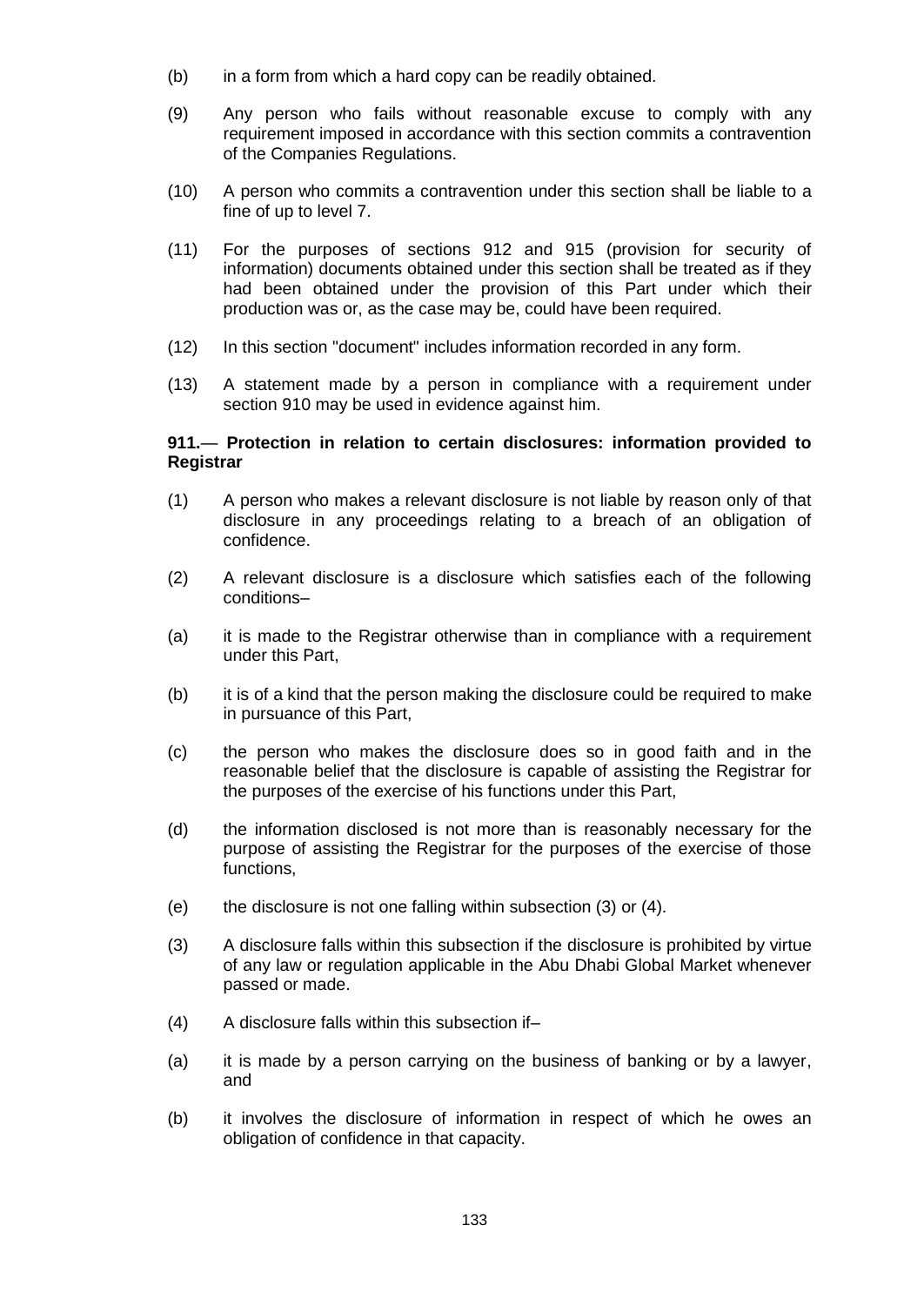(b) in a form from which a hard copy can be readily obtained.

(9) Any person who fails without reasonable excuse to comply with any requirement imposed in accordance with this section commits a contravention of the Companies Regulations.

(10) A person who commits a contravention under this section shall be liable to a fine of up to level 7.

(11) For the purposes of sections 912 and 915 (provision for security of information) documents obtained under this section shall be treated as if they had been obtained under the provision of this Part under which their production was or, as the case may be, could have been required.

(12) In this section "document" includes information recorded in any form.

(13) A statement made by a person in compliance with a requirement under section 910 may be used in evidence against him.

**911.— Protection in relation to certain disclosures: information provided to Registrar**

(1) A person who makes a relevant disclosure is not liable by reason only of that disclosure in any proceedings relating to a breach of an obligation of confidence.

(2) A relevant disclosure is a disclosure which satisfies each of the following conditions–

(a) it is made to the Registrar otherwise than in compliance with a requirement under this Part,

(b) it is of a kind that the person making the disclosure could be required to make in pursuance of this Part,

(c) the person who makes the disclosure does so in good faith and in the reasonable belief that the disclosure is capable of assisting the Registrar for the purposes of the exercise of his functions under this Part,

(d) the information disclosed is not more than is reasonably necessary for the purpose of assisting the Registrar for the purposes of the exercise of those functions,

(e) the disclosure is not one falling within subsection (3) or (4).

(3) A disclosure falls within this subsection if the disclosure is prohibited by virtue of any law or regulation applicable in the Abu Dhabi Global Market whenever passed or made.

(4) A disclosure falls within this subsection if–

(a) it is made by a person carrying on the business of banking or by a lawyer, and

(b) it involves the disclosure of information in respect of which he owes an obligation of confidence in that capacity.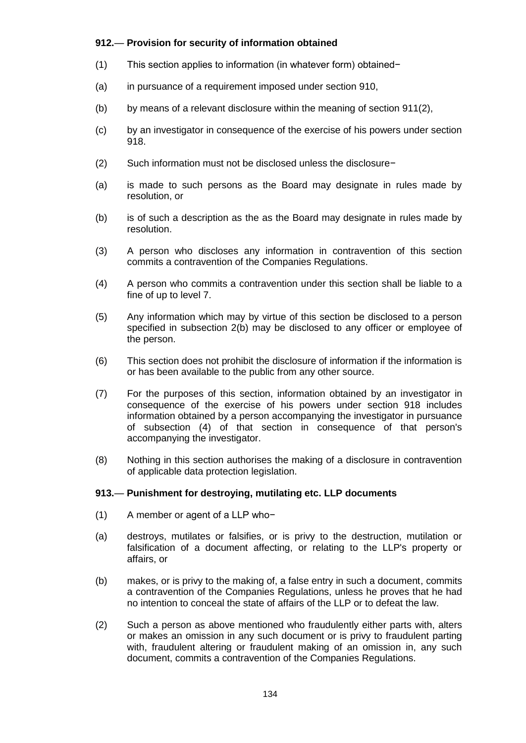**912.— Provision for security of information obtained**

(1) This section applies to information (in whatever form) obtained−

(a) in pursuance of a requirement imposed under section 910,

(b) by means of a relevant disclosure within the meaning of section 911(2),

(c) by an investigator in consequence of the exercise of his powers under section 918.

(2) Such information must not be disclosed unless the disclosure−

(a) is made to such persons as the Board may designate in rules made by resolution, or

(b) is of such a description as the as the Board may designate in rules made by resolution.

(3) A person who discloses any information in contravention of this section commits a contravention of the Companies Regulations.

(4) A person who commits a contravention under this section shall be liable to a fine of up to level 7.

(5) Any information which may by virtue of this section be disclosed to a person specified in subsection 2(b) may be disclosed to any officer or employee of the person.

(6) This section does not prohibit the disclosure of information if the information is or has been available to the public from any other source.

(7) For the purposes of this section, information obtained by an investigator in consequence of the exercise of his powers under section 918 includes information obtained by a person accompanying the investigator in pursuance of subsection (4) of that section in consequence of that person's accompanying the investigator.

(8) Nothing in this section authorises the making of a disclosure in contravention of applicable data protection legislation.

**913.— Punishment for destroying, mutilating etc. LLP documents**

(1) A member or agent of a LLP who−

(a) destroys, mutilates or falsifies, or is privy to the destruction, mutilation or falsification of a document affecting, or relating to the LLP's property or affairs, or

(b) makes, or is privy to the making of, a false entry in such a document, commits a contravention of the Companies Regulations, unless he proves that he had no intention to conceal the state of affairs of the LLP or to defeat the law.

(2) Such a person as above mentioned who fraudulently either parts with, alters or makes an omission in any such document or is privy to fraudulent parting with, fraudulent altering or fraudulent making of an omission in, any such document, commits a contravention of the Companies Regulations.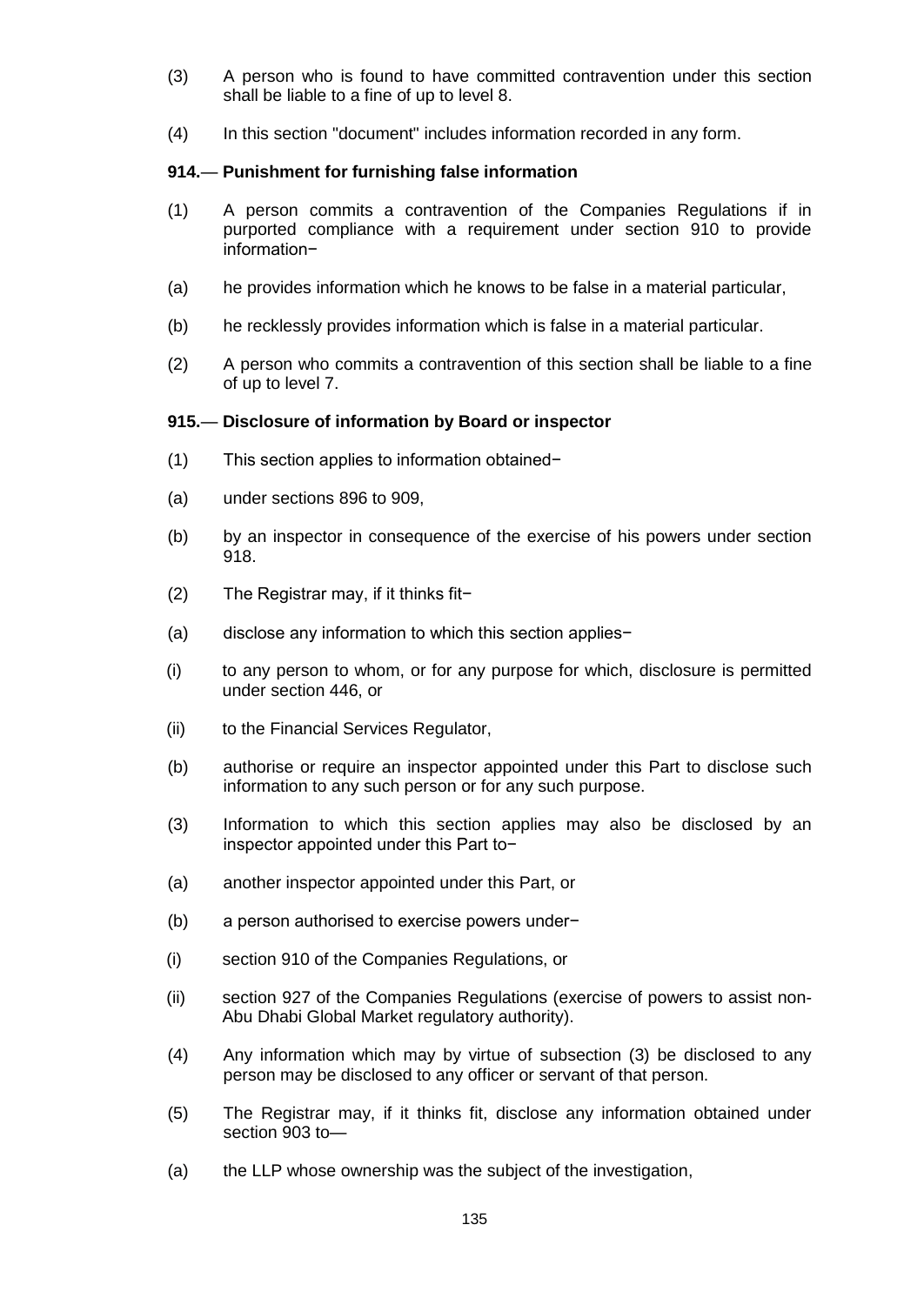(3) A person who is found to have committed contravention under this section shall be liable to a fine of up to level 8.

(4) In this section "document" includes information recorded in any form.

**914.— Punishment for furnishing false information**

(1) A person commits a contravention of the Companies Regulations if in purported compliance with a requirement under section 910 to provide information−

(a) he provides information which he knows to be false in a material particular,

(b) he recklessly provides information which is false in a material particular.

(2) A person who commits a contravention of this section shall be liable to a fine of up to level 7.

**915.— Disclosure of information by Board or inspector**

(1) This section applies to information obtained−

(a) under sections 896 to 909,

(b) by an inspector in consequence of the exercise of his powers under section 918.

(2) The Registrar may, if it thinks fit−

(a) disclose any information to which this section applies−

(i) to any person to whom, or for any purpose for which, disclosure is permitted under section 446, or

(ii) to the Financial Services Regulator,

(b) authorise or require an inspector appointed under this Part to disclose such information to any such person or for any such purpose.

(3) Information to which this section applies may also be disclosed by an inspector appointed under this Part to−

(a) another inspector appointed under this Part, or

(b) a person authorised to exercise powers under−

(i) section 910 of the Companies Regulations, or

(ii) section 927 of the Companies Regulations (exercise of powers to assist non-Abu Dhabi Global Market regulatory authority).

(4) Any information which may by virtue of subsection (3) be disclosed to any person may be disclosed to any officer or servant of that person.

(5) The Registrar may, if it thinks fit, disclose any information obtained under section 903 to—

(a) the LLP whose ownership was the subject of the investigation,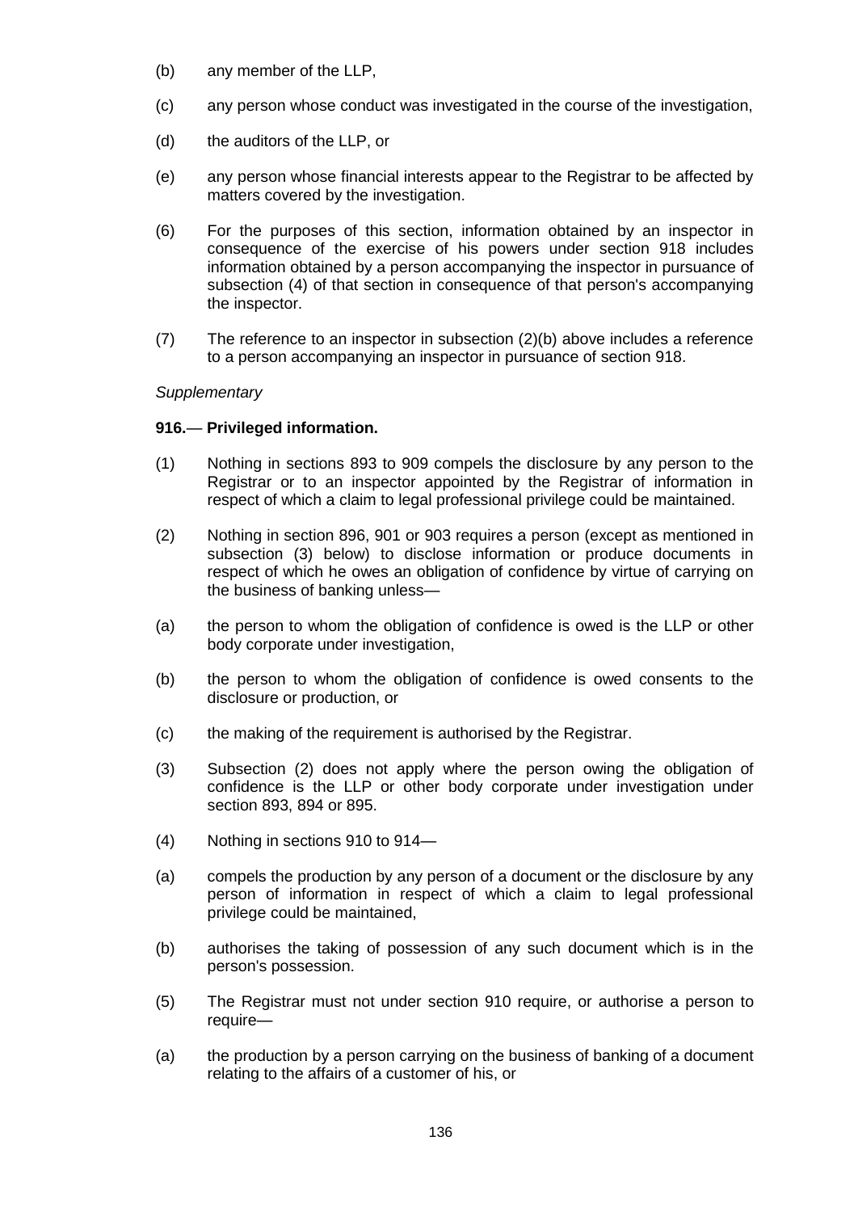(b) any member of the LLP,

(c) any person whose conduct was investigated in the course of the investigation,

(d) the auditors of the LLP, or

(e) any person whose financial interests appear to the Registrar to be affected by matters covered by the investigation.

(6) For the purposes of this section, information obtained by an inspector in consequence of the exercise of his powers under section 918 includes information obtained by a person accompanying the inspector in pursuance of subsection (4) of that section in consequence of that person's accompanying the inspector.

(7) The reference to an inspector in subsection (2)(b) above includes a reference to a person accompanying an inspector in pursuance of section 918.

*Supplementary*

**916.— Privileged information.**

(1) Nothing in sections 893 to 909 compels the disclosure by any person to the Registrar or to an inspector appointed by the Registrar of information in respect of which a claim to legal professional privilege could be maintained.

(2) Nothing in section 896, 901 or 903 requires a person (except as mentioned in subsection (3) below) to disclose information or produce documents in respect of which he owes an obligation of confidence by virtue of carrying on the business of banking unless—

(a) the person to whom the obligation of confidence is owed is the LLP or other body corporate under investigation,

(b) the person to whom the obligation of confidence is owed consents to the disclosure or production, or

(c) the making of the requirement is authorised by the Registrar.

(3) Subsection (2) does not apply where the person owing the obligation of confidence is the LLP or other body corporate under investigation under section 893, 894 or 895.

(4) Nothing in sections 910 to 914—

(a) compels the production by any person of a document or the disclosure by any person of information in respect of which a claim to legal professional privilege could be maintained,

(b) authorises the taking of possession of any such document which is in the person's possession.

(5) The Registrar must not under section 910 require, or authorise a person to require—

(a) the production by a person carrying on the business of banking of a document relating to the affairs of a customer of his, or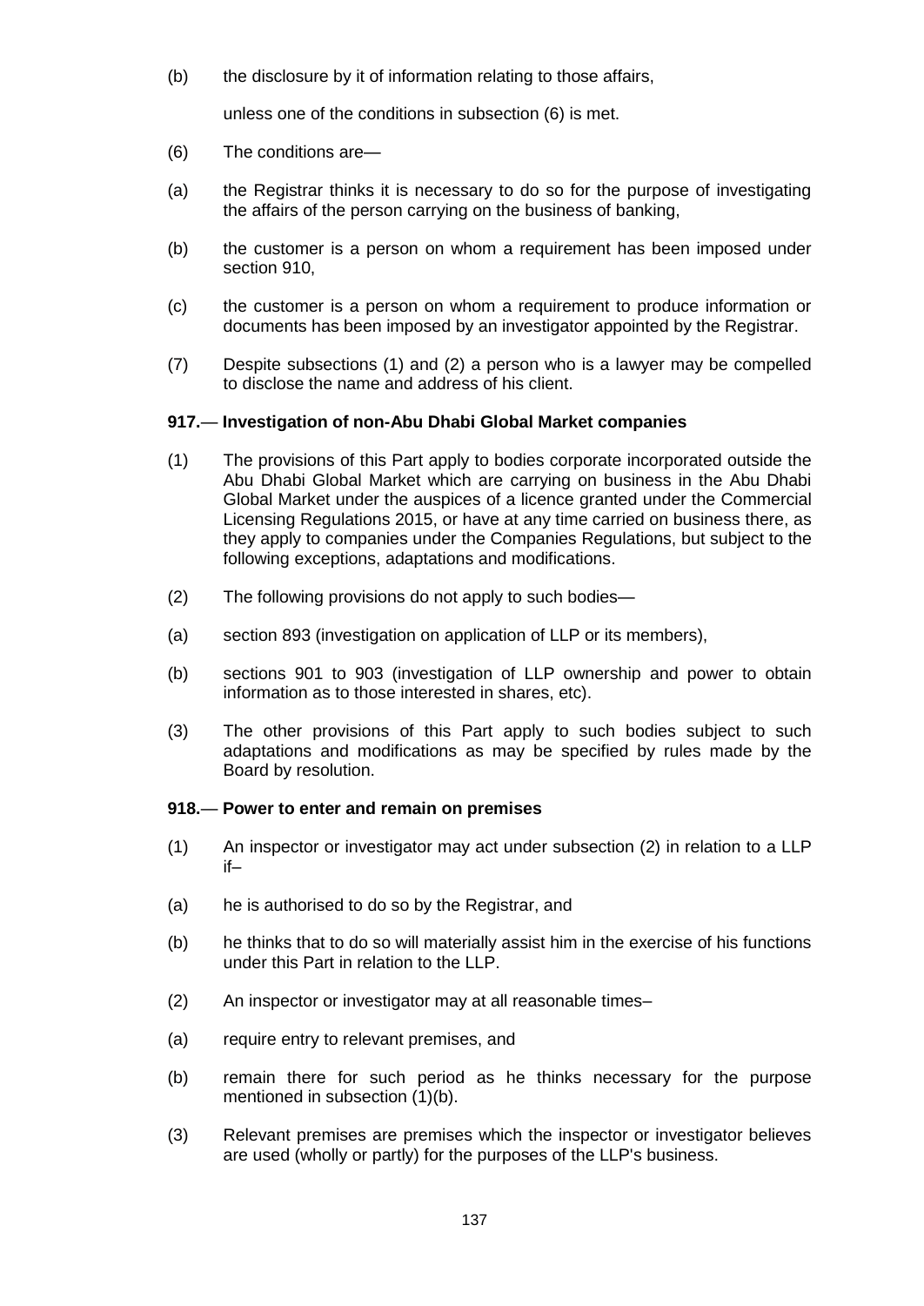(b) the disclosure by it of information relating to those affairs,

unless one of the conditions in subsection (6) is met.

(6) The conditions are—

(a) the Registrar thinks it is necessary to do so for the purpose of investigating the affairs of the person carrying on the business of banking,

(b) the customer is a person on whom a requirement has been imposed under section 910,

(c) the customer is a person on whom a requirement to produce information or documents has been imposed by an investigator appointed by the Registrar.

(7) Despite subsections (1) and (2) a person who is a lawyer may be compelled to disclose the name and address of his client.

**917.— Investigation of non-Abu Dhabi Global Market companies**

(1) The provisions of this Part apply to bodies corporate incorporated outside the Abu Dhabi Global Market which are carrying on business in the Abu Dhabi Global Market under the auspices of a licence granted under the Commercial Licensing Regulations 2015, or have at any time carried on business there, as they apply to companies under the Companies Regulations, but subject to the following exceptions, adaptations and modifications.

(2) The following provisions do not apply to such bodies—

(a) section 893 (investigation on application of LLP or its members),

(b) sections 901 to 903 (investigation of LLP ownership and power to obtain information as to those interested in shares, etc).

(3) The other provisions of this Part apply to such bodies subject to such adaptations and modifications as may be specified by rules made by the Board by resolution.

**918.— Power to enter and remain on premises**

(1) An inspector or investigator may act under subsection (2) in relation to a LLP if–

(a) he is authorised to do so by the Registrar, and

(b) he thinks that to do so will materially assist him in the exercise of his functions under this Part in relation to the LLP.

(2) An inspector or investigator may at all reasonable times–

(a) require entry to relevant premises, and

(b) remain there for such period as he thinks necessary for the purpose mentioned in subsection (1)(b).

(3) Relevant premises are premises which the inspector or investigator believes are used (wholly or partly) for the purposes of the LLP's business.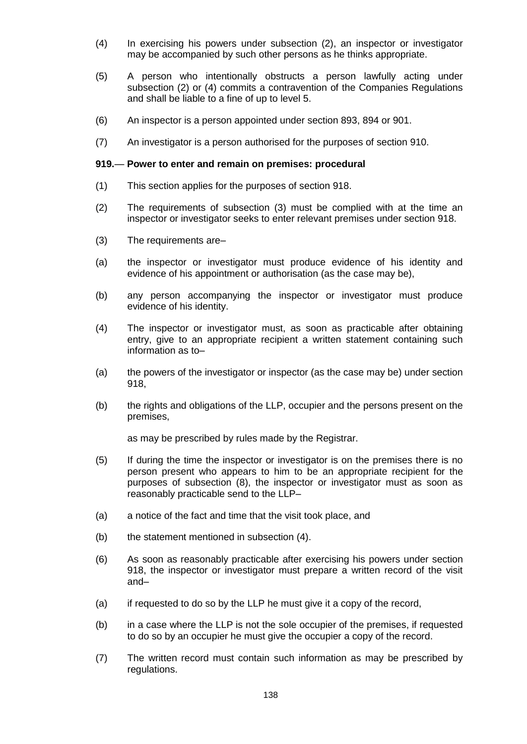(4) In exercising his powers under subsection (2), an inspector or investigator may be accompanied by such other persons as he thinks appropriate.

(5) A person who intentionally obstructs a person lawfully acting under subsection (2) or (4) commits a contravention of the Companies Regulations and shall be liable to a fine of up to level 5.

(6) An inspector is a person appointed under section 893, 894 or 901.

(7) An investigator is a person authorised for the purposes of section 910.

**919.— Power to enter and remain on premises: procedural**

(1) This section applies for the purposes of section 918.

(2) The requirements of subsection (3) must be complied with at the time an inspector or investigator seeks to enter relevant premises under section 918.

(3) The requirements are–

(a) the inspector or investigator must produce evidence of his identity and evidence of his appointment or authorisation (as the case may be),

(b) any person accompanying the inspector or investigator must produce evidence of his identity.

(4) The inspector or investigator must, as soon as practicable after obtaining entry, give to an appropriate recipient a written statement containing such information as to–

(a) the powers of the investigator or inspector (as the case may be) under section 918,

(b) the rights and obligations of the LLP, occupier and the persons present on the premises,

as may be prescribed by rules made by the Registrar.

(5) If during the time the inspector or investigator is on the premises there is no person present who appears to him to be an appropriate recipient for the purposes of subsection (8), the inspector or investigator must as soon as reasonably practicable send to the LLP–

(a) a notice of the fact and time that the visit took place, and

(b) the statement mentioned in subsection (4).

(6) As soon as reasonably practicable after exercising his powers under section 918, the inspector or investigator must prepare a written record of the visit and–

(a) if requested to do so by the LLP he must give it a copy of the record,

(b) in a case where the LLP is not the sole occupier of the premises, if requested to do so by an occupier he must give the occupier a copy of the record.

(7) The written record must contain such information as may be prescribed by regulations.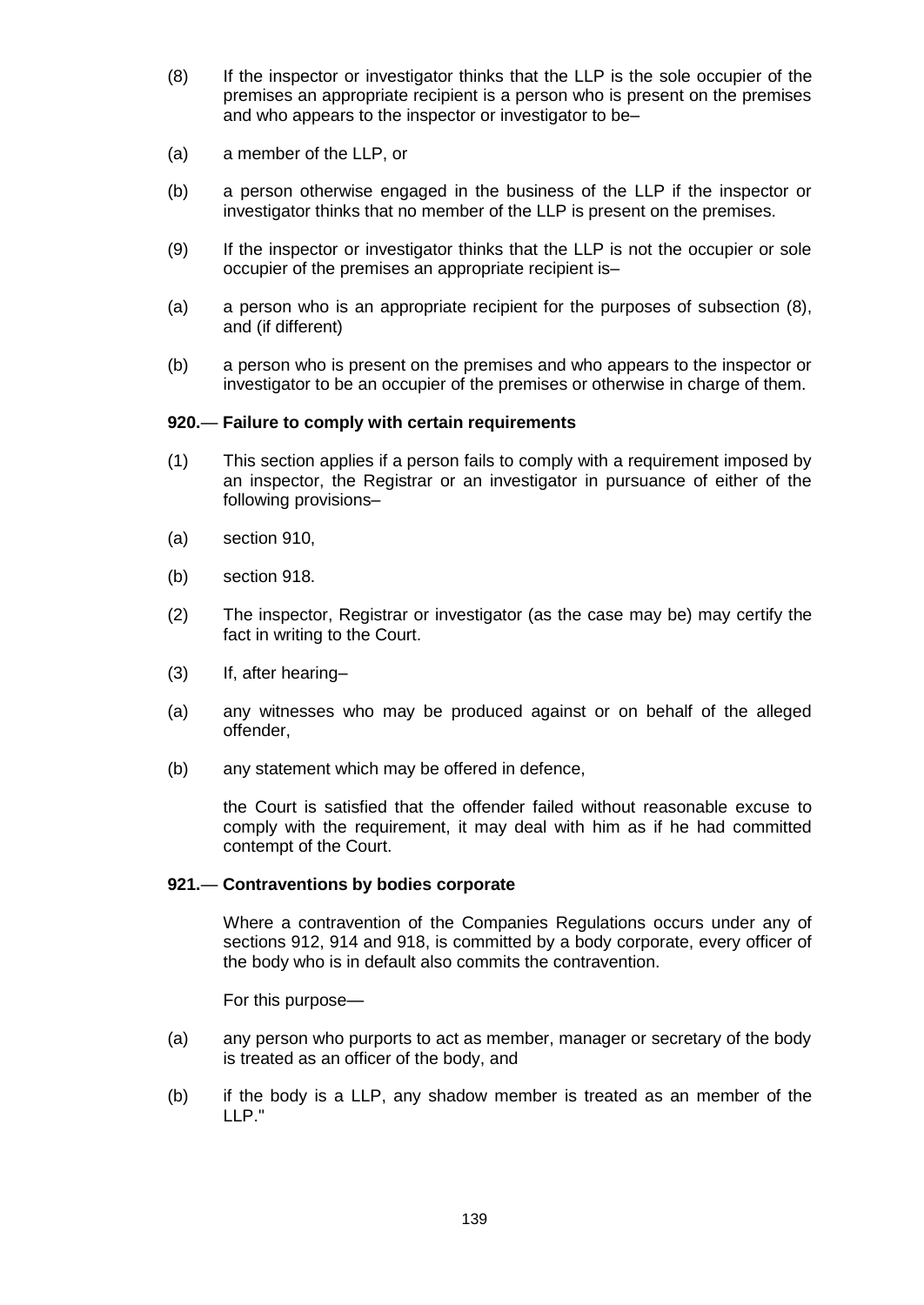(8) If the inspector or investigator thinks that the LLP is the sole occupier of the premises an appropriate recipient is a person who is present on the premises and who appears to the inspector or investigator to be–

(a) a member of the LLP, or

(b) a person otherwise engaged in the business of the LLP if the inspector or investigator thinks that no member of the LLP is present on the premises.

(9) If the inspector or investigator thinks that the LLP is not the occupier or sole occupier of the premises an appropriate recipient is–

(a) a person who is an appropriate recipient for the purposes of subsection (8), and (if different)

(b) a person who is present on the premises and who appears to the inspector or investigator to be an occupier of the premises or otherwise in charge of them.

**920.— Failure to comply with certain requirements**

(1) This section applies if a person fails to comply with a requirement imposed by an inspector, the Registrar or an investigator in pursuance of either of the following provisions–

(a) section 910,

(b) section 918.

(2) The inspector, Registrar or investigator (as the case may be) may certify the fact in writing to the Court.

(3) If, after hearing–

(a) any witnesses who may be produced against or on behalf of the alleged offender,

(b) any statement which may be offered in defence,

the Court is satisfied that the offender failed without reasonable excuse to comply with the requirement, it may deal with him as if he had committed contempt of the Court.

**921.— Contraventions by bodies corporate**

Where a contravention of the Companies Regulations occurs under any of sections 912, 914 and 918, is committed by a body corporate, every officer of the body who is in default also commits the contravention.

For this purpose—

(a) any person who purports to act as member, manager or secretary of the body is treated as an officer of the body, and

(b) if the body is a LLP, any shadow member is treated as an member of the LLP."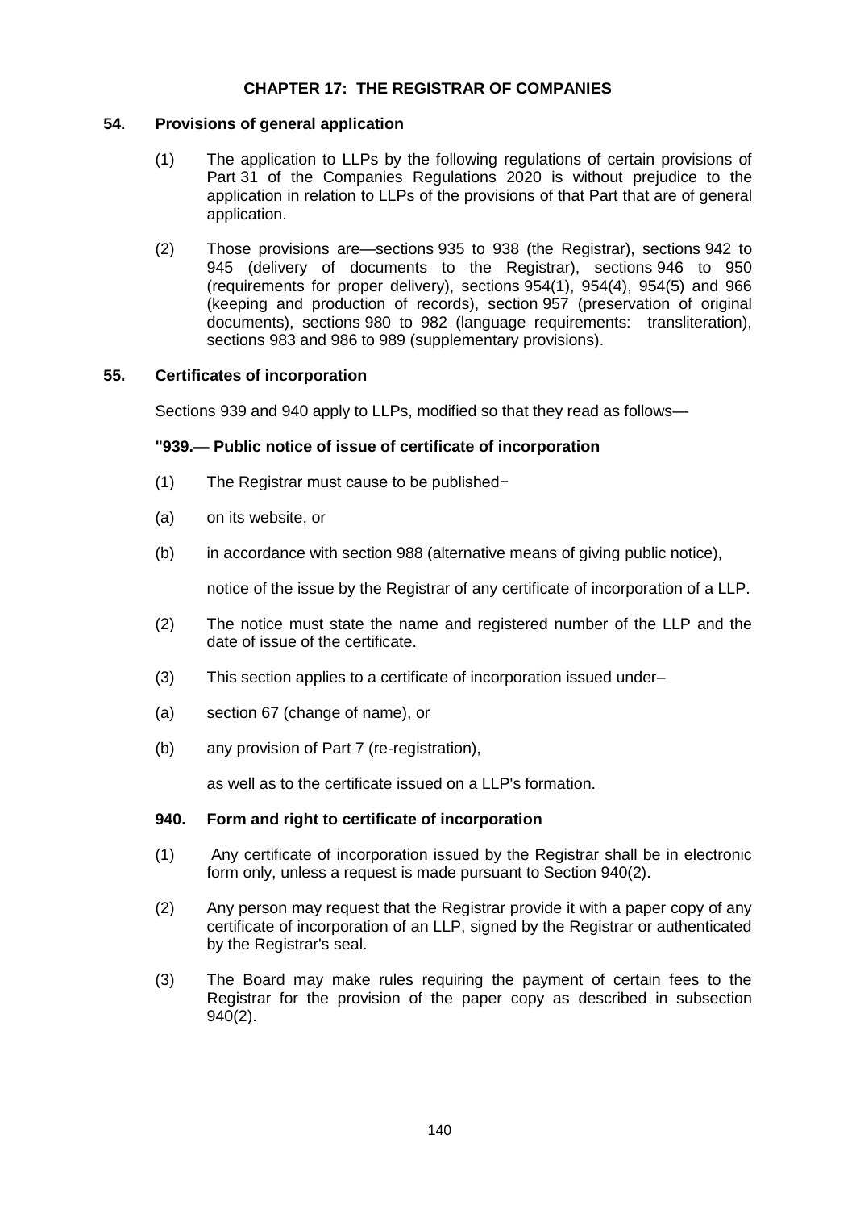## CHAPTER 17: THE REGISTRAR OF COMPANIES

### 54. Provisions of general application

(1) The application to LLPs by the following regulations of certain provisions of Part 31 of the Companies Regulations 2020 is without prejudice to the application in relation to LLPs of the provisions of that Part that are of general application.

(2) Those provisions are—sections 935 to 938 (the Registrar), sections 942 to 945 (delivery of documents to the Registrar), sections 946 to 950 (requirements for proper delivery), sections 954(1), 954(4), 954(5) and 966 (keeping and production of records), section 957 (preservation of original documents), sections 980 to 982 (language requirements: transliteration), sections 983 and 986 to 989 (supplementary provisions).

### 55. Certificates of incorporation

Sections 939 and 940 apply to LLPs, modified so that they read as follows—

**"939.— Public notice of issue of certificate of incorporation**

(1) The Registrar must cause to be published−

(a) on its website, or

(b) in accordance with section 988 (alternative means of giving public notice),

notice of the issue by the Registrar of any certificate of incorporation of a LLP.

(2) The notice must state the name and registered number of the LLP and the date of issue of the certificate.

(3) This section applies to a certificate of incorporation issued under–

(a) section 67 (change of name), or

(b) any provision of Part 7 (re-registration),

as well as to the certificate issued on a LLP's formation.

**940. Form and right to certificate of incorporation**

(1) Any certificate of incorporation issued by the Registrar shall be in electronic form only, unless a request is made pursuant to Section 940(2).

(2) Any person may request that the Registrar provide it with a paper copy of any certificate of incorporation of an LLP, signed by the Registrar or authenticated by the Registrar's seal.

(3) The Board may make rules requiring the payment of certain fees to the Registrar for the provision of the paper copy as described in subsection 940(2).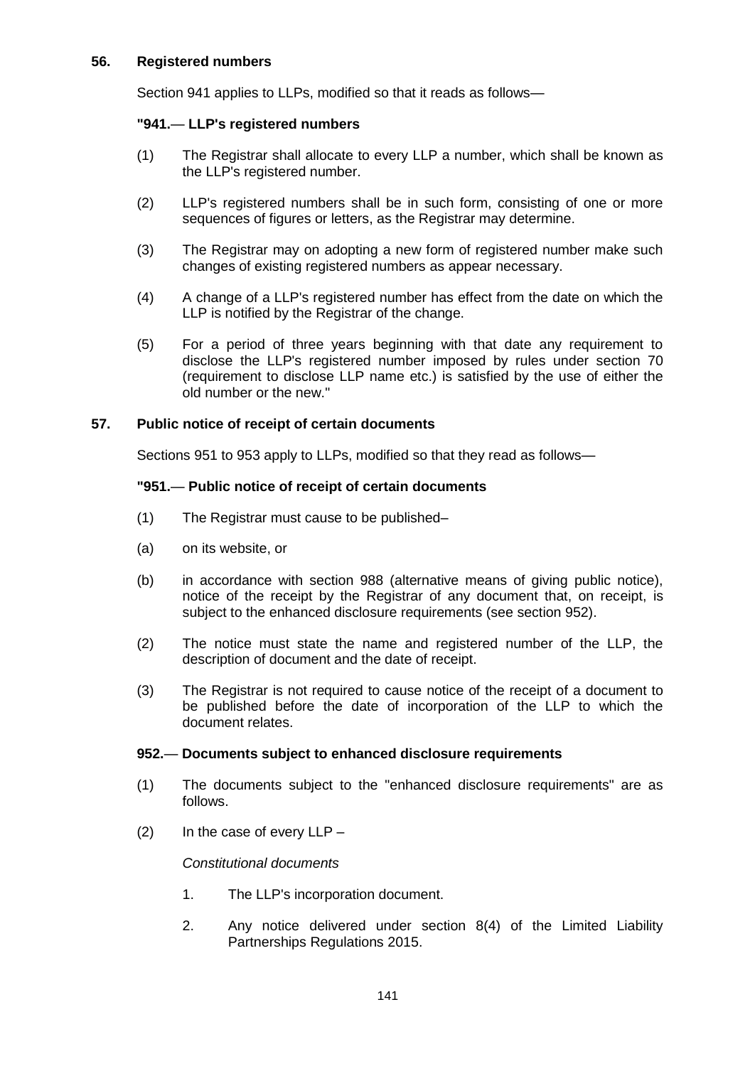### 56. Registered numbers

Section 941 applies to LLPs, modified so that it reads as follows—

**"941.— LLP's registered numbers**

(1) The Registrar shall allocate to every LLP a number, which shall be known as the LLP's registered number.

(2) LLP's registered numbers shall be in such form, consisting of one or more sequences of figures or letters, as the Registrar may determine.

(3) The Registrar may on adopting a new form of registered number make such changes of existing registered numbers as appear necessary.

(4) A change of a LLP's registered number has effect from the date on which the LLP is notified by the Registrar of the change.

(5) For a period of three years beginning with that date any requirement to disclose the LLP's registered number imposed by rules under section 70 (requirement to disclose LLP name etc.) is satisfied by the use of either the old number or the new."

### 57. Public notice of receipt of certain documents

Sections 951 to 953 apply to LLPs, modified so that they read as follows—

**"951.— Public notice of receipt of certain documents**

(1) The Registrar must cause to be published–

(a) on its website, or

(b) in accordance with section 988 (alternative means of giving public notice), notice of the receipt by the Registrar of any document that, on receipt, is subject to the enhanced disclosure requirements (see section 952).

(2) The notice must state the name and registered number of the LLP, the description of document and the date of receipt.

(3) The Registrar is not required to cause notice of the receipt of a document to be published before the date of incorporation of the LLP to which the document relates.

**952.— Documents subject to enhanced disclosure requirements**

(1) The documents subject to the "enhanced disclosure requirements" are as follows.

(2) In the case of every LLP –

*Constitutional documents*

1. The LLP's incorporation document.

2. Any notice delivered under section 8(4) of the Limited Liability Partnerships Regulations 2015.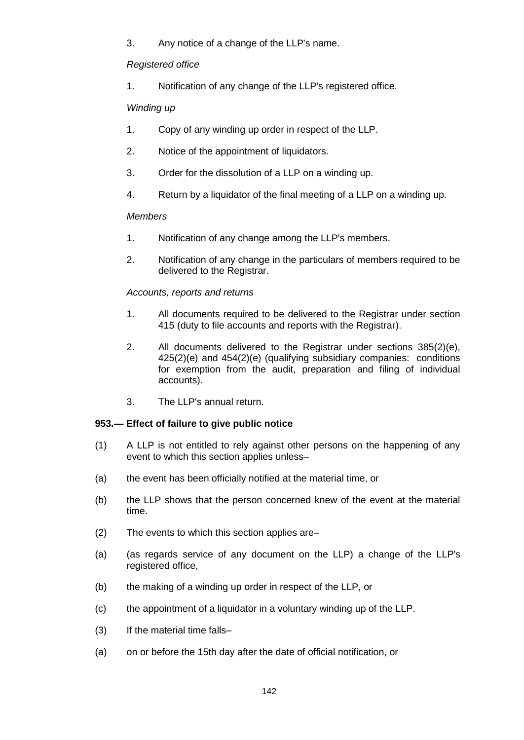3. Any notice of a change of the LLP's name.

*Registered office*

1. Notification of any change of the LLP's registered office.

*Winding up*

1. Copy of any winding up order in respect of the LLP.
2. Notice of the appointment of liquidators.
3. Order for the dissolution of a LLP on a winding up.
4. Return by a liquidator of the final meeting of a LLP on a winding up.

*Members*

1. Notification of any change among the LLP's members.
2. Notification of any change in the particulars of members required to be delivered to the Registrar.

*Accounts, reports and returns*

1. All documents required to be delivered to the Registrar under section 415 (duty to file accounts and reports with the Registrar).
2. All documents delivered to the Registrar under sections 385(2)(e), 425(2)(e) and 454(2)(e) (qualifying subsidiary companies: conditions for exemption from the audit, preparation and filing of individual accounts).
3. The LLP's annual return.

**953.— Effect of failure to give public notice**

(1) A LLP is not entitled to rely against other persons on the happening of any event to which this section applies unless–

(a) the event has been officially notified at the material time, or

(b) the LLP shows that the person concerned knew of the event at the material time.

(2) The events to which this section applies are–

(a) (as regards service of any document on the LLP) a change of the LLP's registered office,

(b) the making of a winding up order in respect of the LLP, or

(c) the appointment of a liquidator in a voluntary winding up of the LLP.

(3) If the material time falls–

(a) on or before the 15th day after the date of official notification, or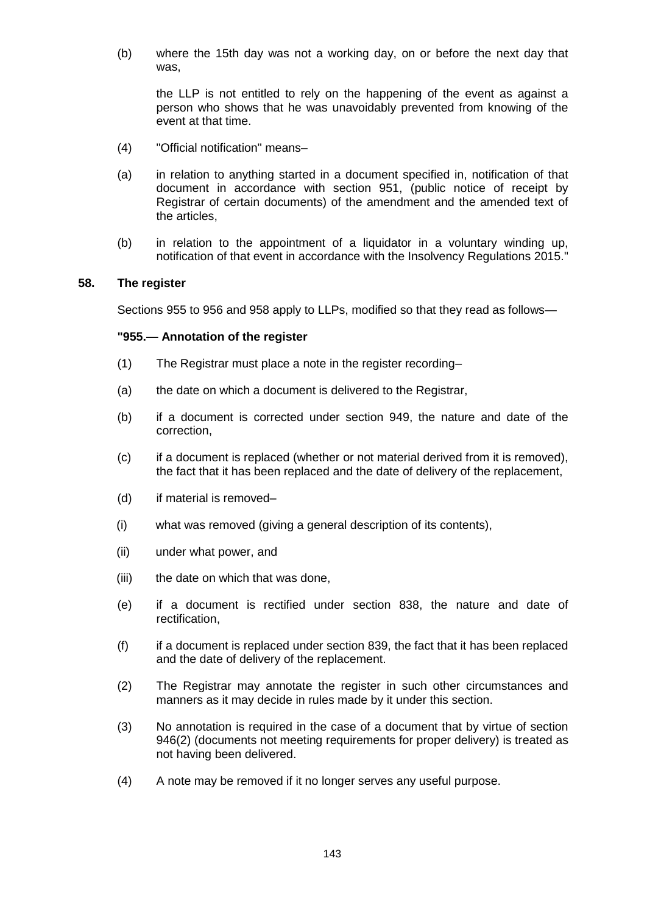(b) where the 15th day was not a working day, on or before the next day that was,

the LLP is not entitled to rely on the happening of the event as against a person who shows that he was unavoidably prevented from knowing of the event at that time.

(4) "Official notification" means–

(a) in relation to anything started in a document specified in, notification of that document in accordance with section 951, (public notice of receipt by Registrar of certain documents) of the amendment and the amended text of the articles,

(b) in relation to the appointment of a liquidator in a voluntary winding up, notification of that event in accordance with the Insolvency Regulations 2015."

**58. The register**

Sections 955 to 956 and 958 apply to LLPs, modified so that they read as follows—

**"955.— Annotation of the register**

(1) The Registrar must place a note in the register recording–

(a) the date on which a document is delivered to the Registrar,

(b) if a document is corrected under section 949, the nature and date of the correction,

(c) if a document is replaced (whether or not material derived from it is removed), the fact that it has been replaced and the date of delivery of the replacement,

(d) if material is removed–

(i) what was removed (giving a general description of its contents),

(ii) under what power, and

(iii) the date on which that was done,

(e) if a document is rectified under section 838, the nature and date of rectification,

(f) if a document is replaced under section 839, the fact that it has been replaced and the date of delivery of the replacement.

(2) The Registrar may annotate the register in such other circumstances and manners as it may decide in rules made by it under this section.

(3) No annotation is required in the case of a document that by virtue of section 946(2) (documents not meeting requirements for proper delivery) is treated as not having been delivered.

(4) A note may be removed if it no longer serves any useful purpose.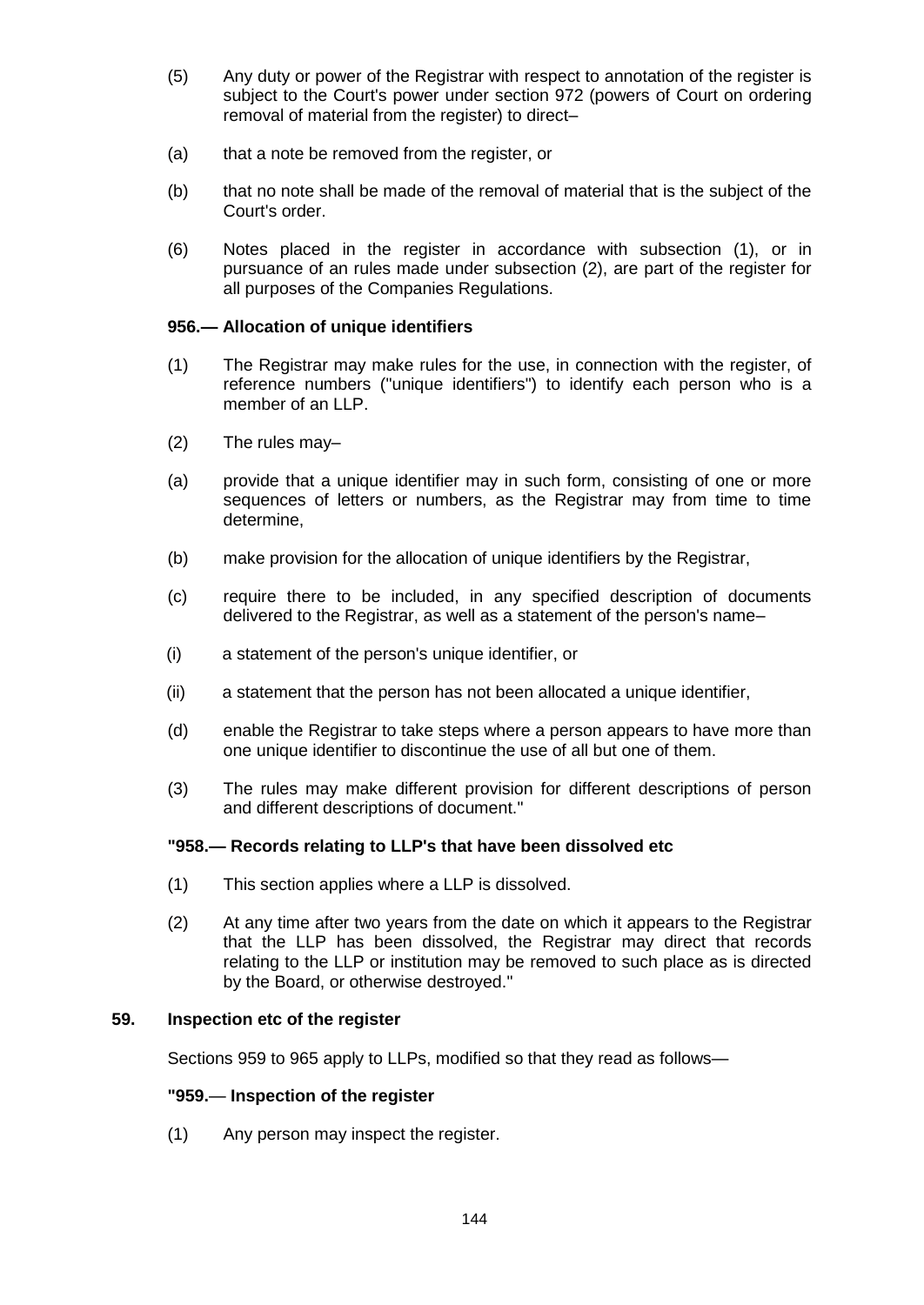(5) Any duty or power of the Registrar with respect to annotation of the register is subject to the Court's power under section 972 (powers of Court on ordering removal of material from the register) to direct–

(a) that a note be removed from the register, or

(b) that no note shall be made of the removal of material that is the subject of the Court's order.

(6) Notes placed in the register in accordance with subsection (1), or in pursuance of an rules made under subsection (2), are part of the register for all purposes of the Companies Regulations.

**956.— Allocation of unique identifiers**

(1) The Registrar may make rules for the use, in connection with the register, of reference numbers ("unique identifiers") to identify each person who is a member of an LLP.

(2) The rules may–

(a) provide that a unique identifier may in such form, consisting of one or more sequences of letters or numbers, as the Registrar may from time to time determine,

(b) make provision for the allocation of unique identifiers by the Registrar,

(c) require there to be included, in any specified description of documents delivered to the Registrar, as well as a statement of the person's name–

(i) a statement of the person's unique identifier, or

(ii) a statement that the person has not been allocated a unique identifier,

(d) enable the Registrar to take steps where a person appears to have more than one unique identifier to discontinue the use of all but one of them.

(3) The rules may make different provision for different descriptions of person and different descriptions of document."

**"958.— Records relating to LLP's that have been dissolved etc**

(1) This section applies where a LLP is dissolved.

(2) At any time after two years from the date on which it appears to the Registrar that the LLP has been dissolved, the Registrar may direct that records relating to the LLP or institution may be removed to such place as is directed by the Board, or otherwise destroyed."

**59. Inspection etc of the register**

Sections 959 to 965 apply to LLPs, modified so that they read as follows—

**"959.— Inspection of the register**

(1) Any person may inspect the register.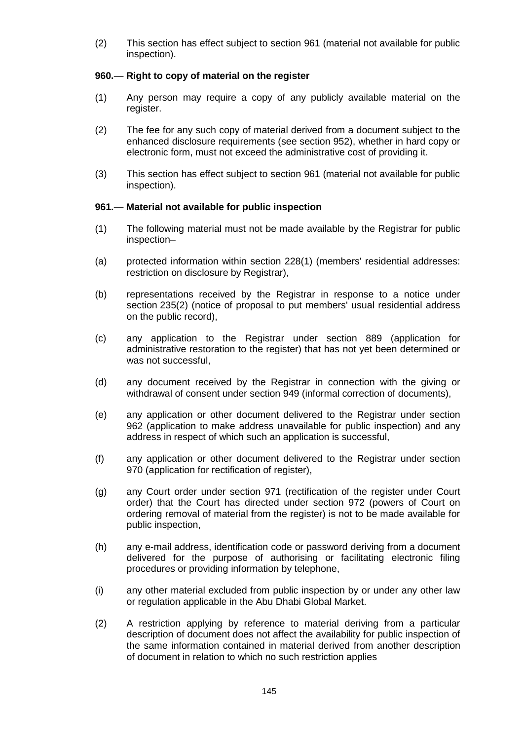(2) This section has effect subject to section 961 (material not available for public inspection).

**960.— Right to copy of material on the register**

(1) Any person may require a copy of any publicly available material on the register.

(2) The fee for any such copy of material derived from a document subject to the enhanced disclosure requirements (see section 952), whether in hard copy or electronic form, must not exceed the administrative cost of providing it.

(3) This section has effect subject to section 961 (material not available for public inspection).

**961.— Material not available for public inspection**

(1) The following material must not be made available by the Registrar for public inspection–

(a) protected information within section 228(1) (members' residential addresses: restriction on disclosure by Registrar),

(b) representations received by the Registrar in response to a notice under section 235(2) (notice of proposal to put members' usual residential address on the public record),

(c) any application to the Registrar under section 889 (application for administrative restoration to the register) that has not yet been determined or was not successful,

(d) any document received by the Registrar in connection with the giving or withdrawal of consent under section 949 (informal correction of documents),

(e) any application or other document delivered to the Registrar under section 962 (application to make address unavailable for public inspection) and any address in respect of which such an application is successful,

(f) any application or other document delivered to the Registrar under section 970 (application for rectification of register),

(g) any Court order under section 971 (rectification of the register under Court order) that the Court has directed under section 972 (powers of Court on ordering removal of material from the register) is not to be made available for public inspection,

(h) any e-mail address, identification code or password deriving from a document delivered for the purpose of authorising or facilitating electronic filing procedures or providing information by telephone,

(i) any other material excluded from public inspection by or under any other law or regulation applicable in the Abu Dhabi Global Market.

(2) A restriction applying by reference to material deriving from a particular description of document does not affect the availability for public inspection of the same information contained in material derived from another description of document in relation to which no such restriction applies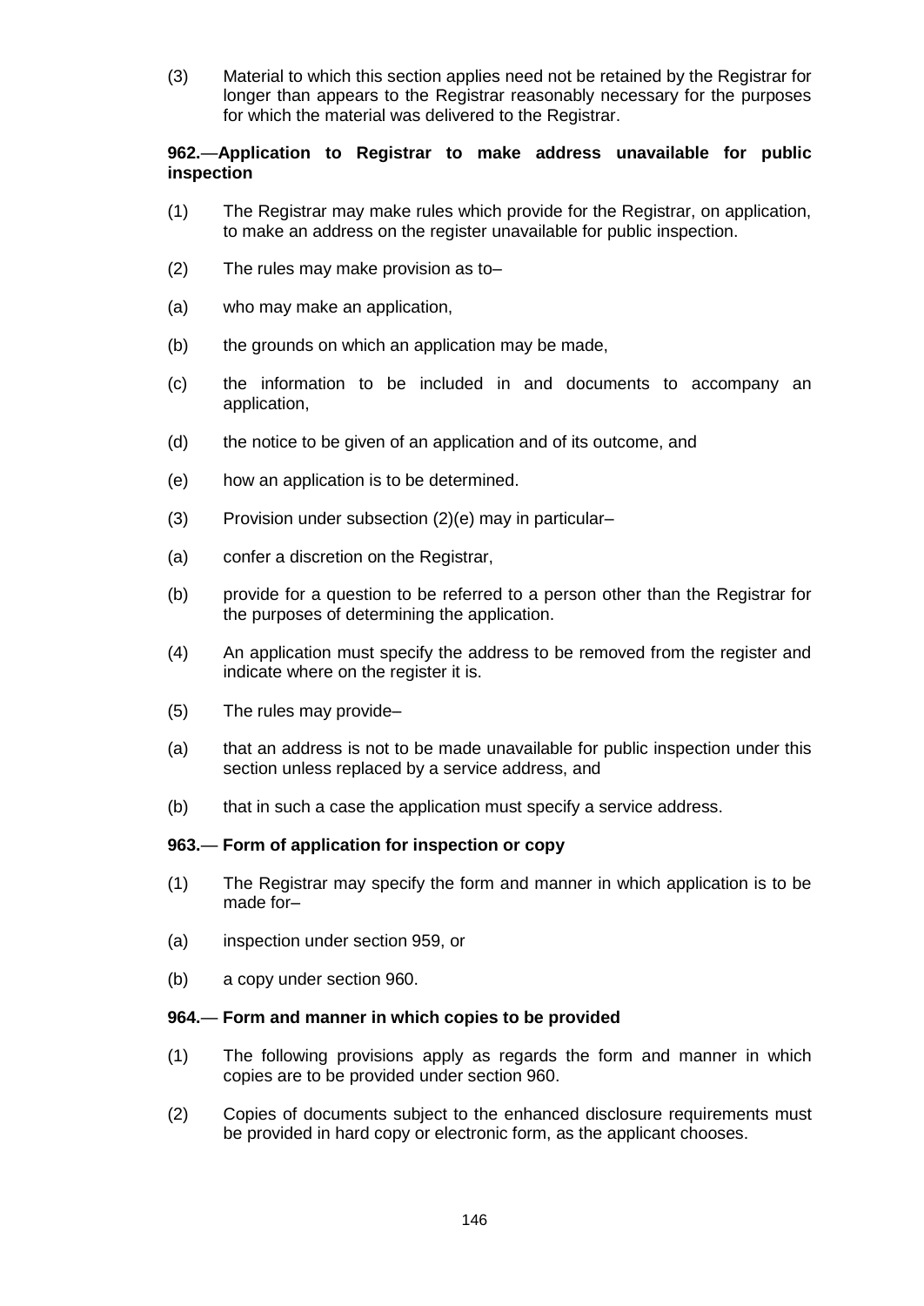(3) Material to which this section applies need not be retained by the Registrar for longer than appears to the Registrar reasonably necessary for the purposes for which the material was delivered to the Registrar.

**962.**—**Application to Registrar to make address unavailable for public inspection**

(1) The Registrar may make rules which provide for the Registrar, on application, to make an address on the register unavailable for public inspection.

(2) The rules may make provision as to–

(a) who may make an application,

(b) the grounds on which an application may be made,

(c) the information to be included in and documents to accompany an application,

(d) the notice to be given of an application and of its outcome, and

(e) how an application is to be determined.

(3) Provision under subsection (2)(e) may in particular–

(a) confer a discretion on the Registrar,

(b) provide for a question to be referred to a person other than the Registrar for the purposes of determining the application.

(4) An application must specify the address to be removed from the register and indicate where on the register it is.

(5) The rules may provide–

(a) that an address is not to be made unavailable for public inspection under this section unless replaced by a service address, and

(b) that in such a case the application must specify a service address.

**963.**— **Form of application for inspection or copy**

(1) The Registrar may specify the form and manner in which application is to be made for–

(a) inspection under section 959, or

(b) a copy under section 960.

**964.**— **Form and manner in which copies to be provided**

(1) The following provisions apply as regards the form and manner in which copies are to be provided under section 960.

(2) Copies of documents subject to the enhanced disclosure requirements must be provided in hard copy or electronic form, as the applicant chooses.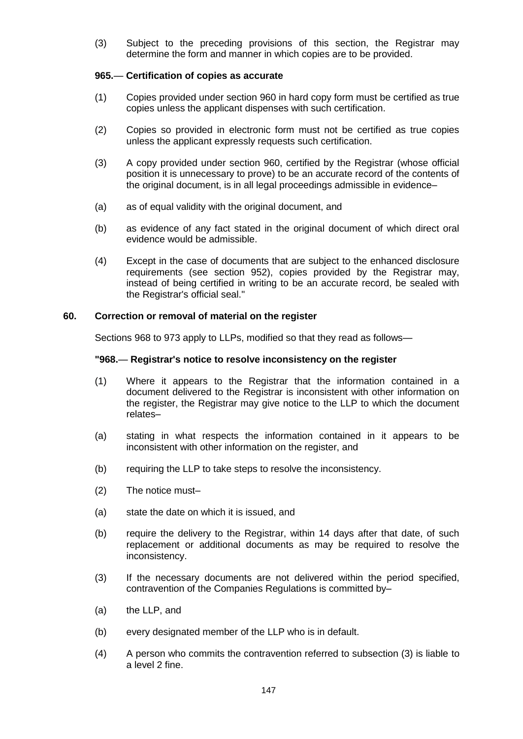(3) Subject to the preceding provisions of this section, the Registrar may determine the form and manner in which copies are to be provided.

**965.— Certification of copies as accurate**

(1) Copies provided under section 960 in hard copy form must be certified as true copies unless the applicant dispenses with such certification.

(2) Copies so provided in electronic form must not be certified as true copies unless the applicant expressly requests such certification.

(3) A copy provided under section 960, certified by the Registrar (whose official position it is unnecessary to prove) to be an accurate record of the contents of the original document, is in all legal proceedings admissible in evidence–

(a) as of equal validity with the original document, and

(b) as evidence of any fact stated in the original document of which direct oral evidence would be admissible.

(4) Except in the case of documents that are subject to the enhanced disclosure requirements (see section 952), copies provided by the Registrar may, instead of being certified in writing to be an accurate record, be sealed with the Registrar's official seal."

## 60. Correction or removal of material on the register

Sections 968 to 973 apply to LLPs, modified so that they read as follows—

**"968.— Registrar's notice to resolve inconsistency on the register**

(1) Where it appears to the Registrar that the information contained in a document delivered to the Registrar is inconsistent with other information on the register, the Registrar may give notice to the LLP to which the document relates–

(a) stating in what respects the information contained in it appears to be inconsistent with other information on the register, and

(b) requiring the LLP to take steps to resolve the inconsistency.

(2) The notice must–

(a) state the date on which it is issued, and

(b) require the delivery to the Registrar, within 14 days after that date, of such replacement or additional documents as may be required to resolve the inconsistency.

(3) If the necessary documents are not delivered within the period specified, contravention of the Companies Regulations is committed by–

(a) the LLP, and

(b) every designated member of the LLP who is in default.

(4) A person who commits the contravention referred to subsection (3) is liable to a level 2 fine.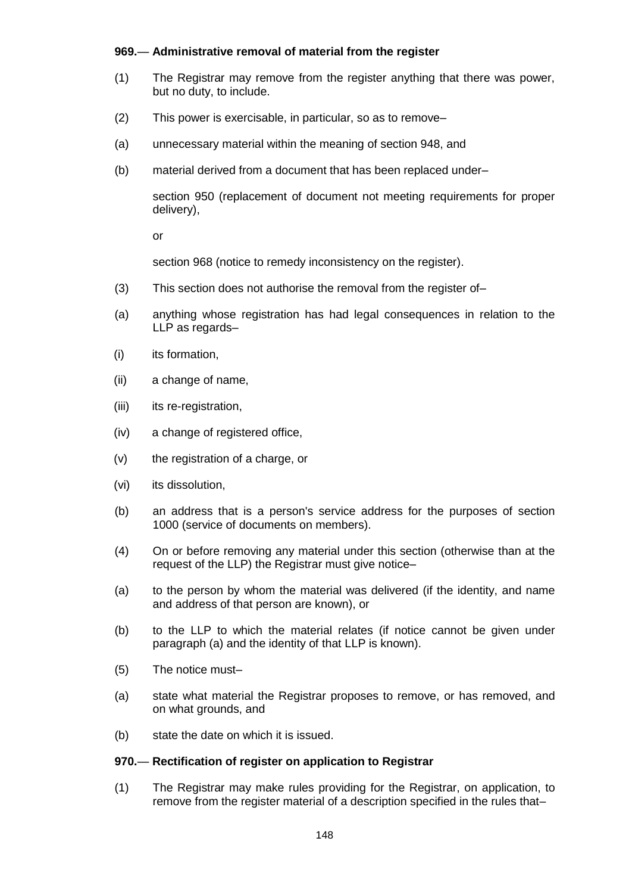**969.— Administrative removal of material from the register**

(1) The Registrar may remove from the register anything that there was power, but no duty, to include.

(2) This power is exercisable, in particular, so as to remove–

(a) unnecessary material within the meaning of section 948, and

(b) material derived from a document that has been replaced under–

section 950 (replacement of document not meeting requirements for proper delivery),

or

section 968 (notice to remedy inconsistency on the register).

(3) This section does not authorise the removal from the register of–

(a) anything whose registration has had legal consequences in relation to the LLP as regards–

(i) its formation,

(ii) a change of name,

(iii) its re-registration,

(iv) a change of registered office,

(v) the registration of a charge, or

(vi) its dissolution,

(b) an address that is a person's service address for the purposes of section 1000 (service of documents on members).

(4) On or before removing any material under this section (otherwise than at the request of the LLP) the Registrar must give notice–

(a) to the person by whom the material was delivered (if the identity, and name and address of that person are known), or

(b) to the LLP to which the material relates (if notice cannot be given under paragraph (a) and the identity of that LLP is known).

(5) The notice must–

(a) state what material the Registrar proposes to remove, or has removed, and on what grounds, and

(b) state the date on which it is issued.

**970.— Rectification of register on application to Registrar**

(1) The Registrar may make rules providing for the Registrar, on application, to remove from the register material of a description specified in the rules that–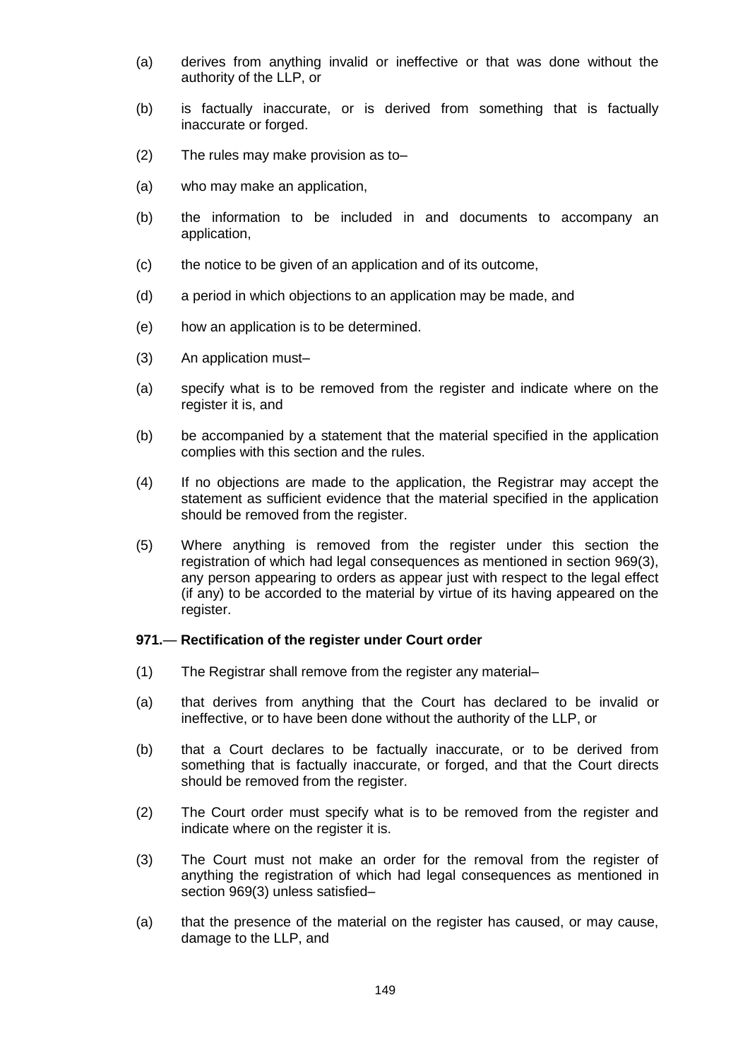(a) derives from anything invalid or ineffective or that was done without the authority of the LLP, or

(b) is factually inaccurate, or is derived from something that is factually inaccurate or forged.

(2) The rules may make provision as to–

(a) who may make an application,

(b) the information to be included in and documents to accompany an application,

(c) the notice to be given of an application and of its outcome,

(d) a period in which objections to an application may be made, and

(e) how an application is to be determined.

(3) An application must–

(a) specify what is to be removed from the register and indicate where on the register it is, and

(b) be accompanied by a statement that the material specified in the application complies with this section and the rules.

(4) If no objections are made to the application, the Registrar may accept the statement as sufficient evidence that the material specified in the application should be removed from the register.

(5) Where anything is removed from the register under this section the registration of which had legal consequences as mentioned in section 969(3), any person appearing to orders as appear just with respect to the legal effect (if any) to be accorded to the material by virtue of its having appeared on the register.

**971.— Rectification of the register under Court order**

(1) The Registrar shall remove from the register any material–

(a) that derives from anything that the Court has declared to be invalid or ineffective, or to have been done without the authority of the LLP, or

(b) that a Court declares to be factually inaccurate, or to be derived from something that is factually inaccurate, or forged, and that the Court directs should be removed from the register.

(2) The Court order must specify what is to be removed from the register and indicate where on the register it is.

(3) The Court must not make an order for the removal from the register of anything the registration of which had legal consequences as mentioned in section 969(3) unless satisfied–

(a) that the presence of the material on the register has caused, or may cause, damage to the LLP, and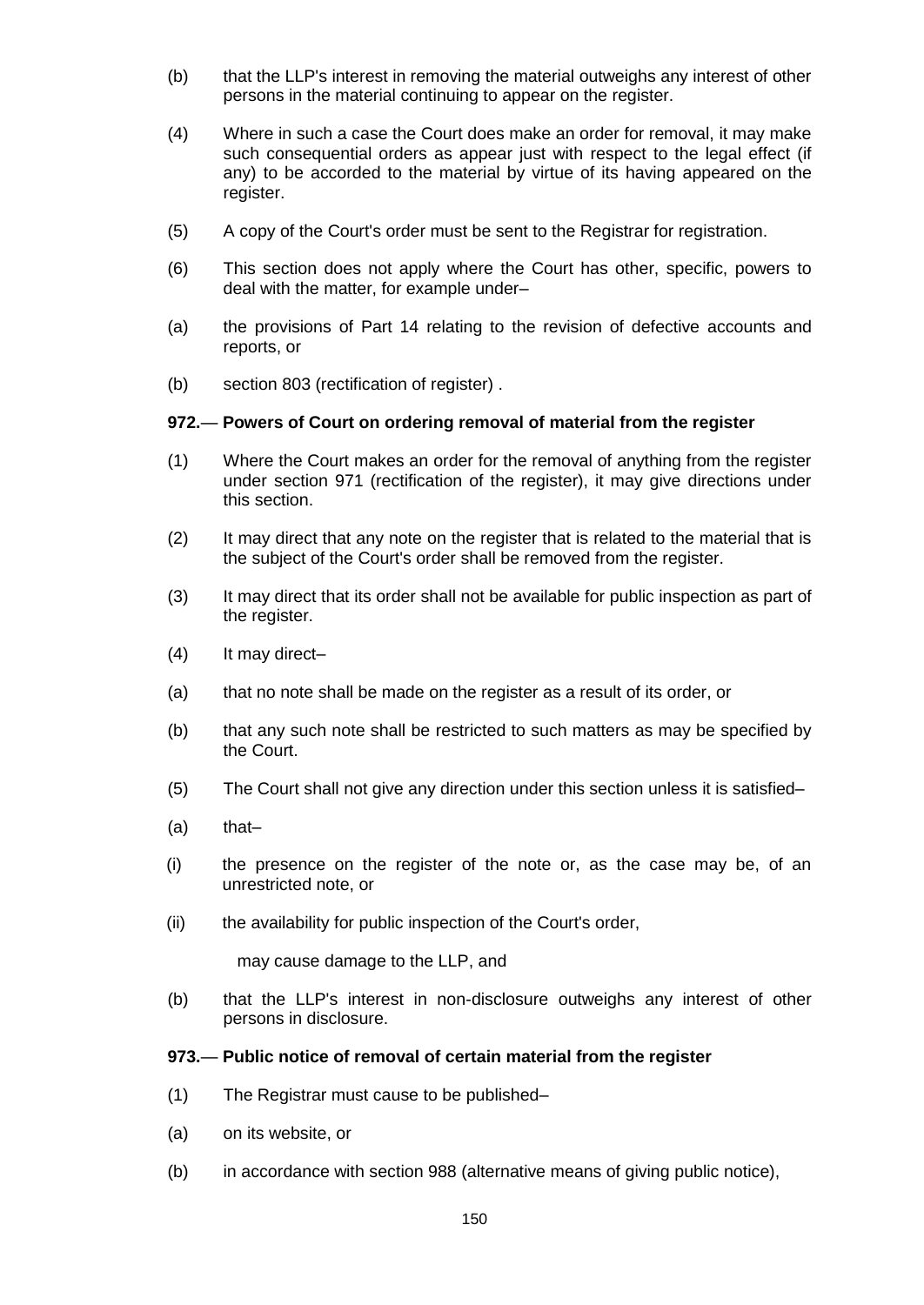(b) that the LLP's interest in removing the material outweighs any interest of other persons in the material continuing to appear on the register.

(4) Where in such a case the Court does make an order for removal, it may make such consequential orders as appear just with respect to the legal effect (if any) to be accorded to the material by virtue of its having appeared on the register.

(5) A copy of the Court's order must be sent to the Registrar for registration.

(6) This section does not apply where the Court has other, specific, powers to deal with the matter, for example under–

(a) the provisions of Part 14 relating to the revision of defective accounts and reports, or

(b) section 803 (rectification of register) .

**972.— Powers of Court on ordering removal of material from the register**

(1) Where the Court makes an order for the removal of anything from the register under section 971 (rectification of the register), it may give directions under this section.

(2) It may direct that any note on the register that is related to the material that is the subject of the Court's order shall be removed from the register.

(3) It may direct that its order shall not be available for public inspection as part of the register.

(4) It may direct–

(a) that no note shall be made on the register as a result of its order, or

(b) that any such note shall be restricted to such matters as may be specified by the Court.

(5) The Court shall not give any direction under this section unless it is satisfied–

(a) that–

(i) the presence on the register of the note or, as the case may be, of an unrestricted note, or

(ii) the availability for public inspection of the Court's order,

may cause damage to the LLP, and

(b) that the LLP's interest in non-disclosure outweighs any interest of other persons in disclosure.

**973.— Public notice of removal of certain material from the register**

(1) The Registrar must cause to be published–

(a) on its website, or

(b) in accordance with section 988 (alternative means of giving public notice),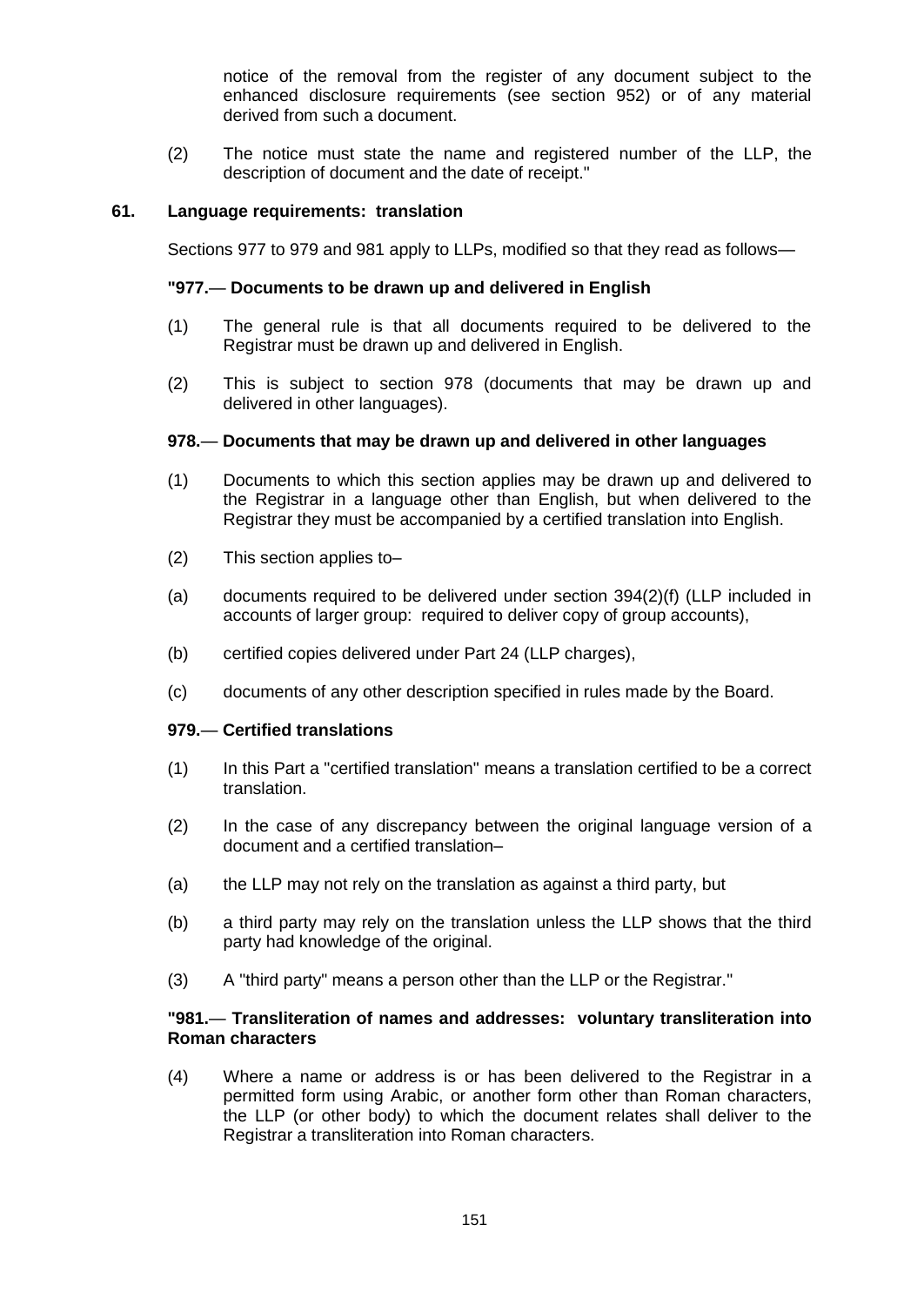notice of the removal from the register of any document subject to the enhanced disclosure requirements (see section 952) or of any material derived from such a document.

(2) The notice must state the name and registered number of the LLP, the description of document and the date of receipt."

## 61. Language requirements: translation

Sections 977 to 979 and 981 apply to LLPs, modified so that they read as follows—

### "977.— Documents to be drawn up and delivered in English

(1) The general rule is that all documents required to be delivered to the Registrar must be drawn up and delivered in English.

(2) This is subject to section 978 (documents that may be drawn up and delivered in other languages).

### 978.— Documents that may be drawn up and delivered in other languages

(1) Documents to which this section applies may be drawn up and delivered to the Registrar in a language other than English, but when delivered to the Registrar they must be accompanied by a certified translation into English.

(2) This section applies to–

(a) documents required to be delivered under section 394(2)(f) (LLP included in accounts of larger group: required to deliver copy of group accounts),

(b) certified copies delivered under Part 24 (LLP charges),

(c) documents of any other description specified in rules made by the Board.

### 979.— Certified translations

(1) In this Part a "certified translation" means a translation certified to be a correct translation.

(2) In the case of any discrepancy between the original language version of a document and a certified translation–

(a) the LLP may not rely on the translation as against a third party, but

(b) a third party may rely on the translation unless the LLP shows that the third party had knowledge of the original.

(3) A "third party" means a person other than the LLP or the Registrar."

### "981.— Transliteration of names and addresses: voluntary transliteration into Roman characters

(4) Where a name or address is or has been delivered to the Registrar in a permitted form using Arabic, or another form other than Roman characters, the LLP (or other body) to which the document relates shall deliver to the Registrar a transliteration into Roman characters.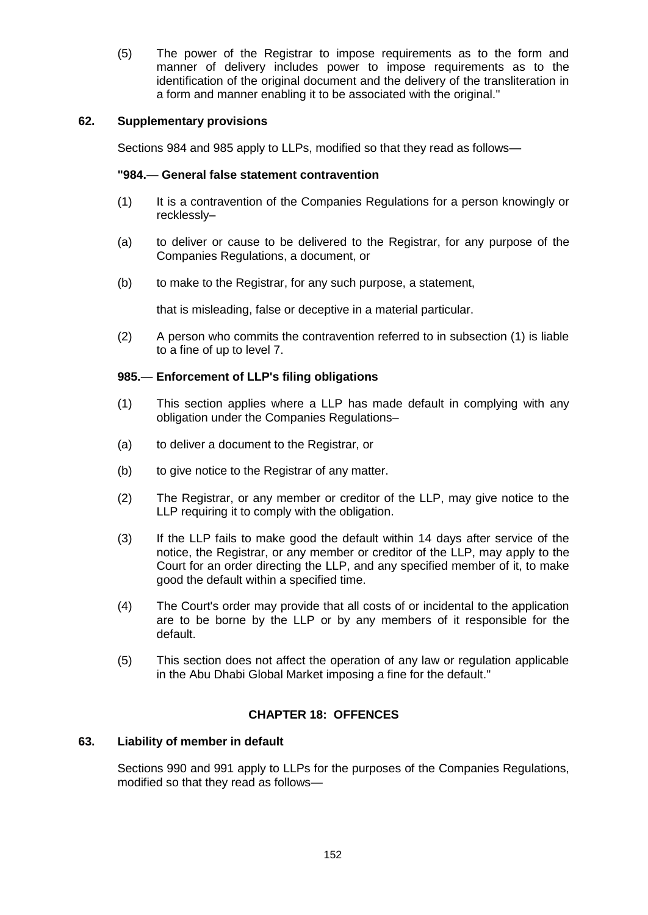(5) The power of the Registrar to impose requirements as to the form and manner of delivery includes power to impose requirements as to the identification of the original document and the delivery of the transliteration in a form and manner enabling it to be associated with the original."

### 62. Supplementary provisions

Sections 984 and 985 apply to LLPs, modified so that they read as follows—

**"984.— General false statement contravention**

(1) It is a contravention of the Companies Regulations for a person knowingly or recklessly–

(a) to deliver or cause to be delivered to the Registrar, for any purpose of the Companies Regulations, a document, or

(b) to make to the Registrar, for any such purpose, a statement,

that is misleading, false or deceptive in a material particular.

(2) A person who commits the contravention referred to in subsection (1) is liable to a fine of up to level 7.

**985.— Enforcement of LLP's filing obligations**

(1) This section applies where a LLP has made default in complying with any obligation under the Companies Regulations–

(a) to deliver a document to the Registrar, or

(b) to give notice to the Registrar of any matter.

(2) The Registrar, or any member or creditor of the LLP, may give notice to the LLP requiring it to comply with the obligation.

(3) If the LLP fails to make good the default within 14 days after service of the notice, the Registrar, or any member or creditor of the LLP, may apply to the Court for an order directing the LLP, and any specified member of it, to make good the default within a specified time.

(4) The Court's order may provide that all costs of or incidental to the application are to be borne by the LLP or by any members of it responsible for the default.

(5) This section does not affect the operation of any law or regulation applicable in the Abu Dhabi Global Market imposing a fine for the default."

## CHAPTER 18: OFFENCES

### 63. Liability of member in default

Sections 990 and 991 apply to LLPs for the purposes of the Companies Regulations, modified so that they read as follows—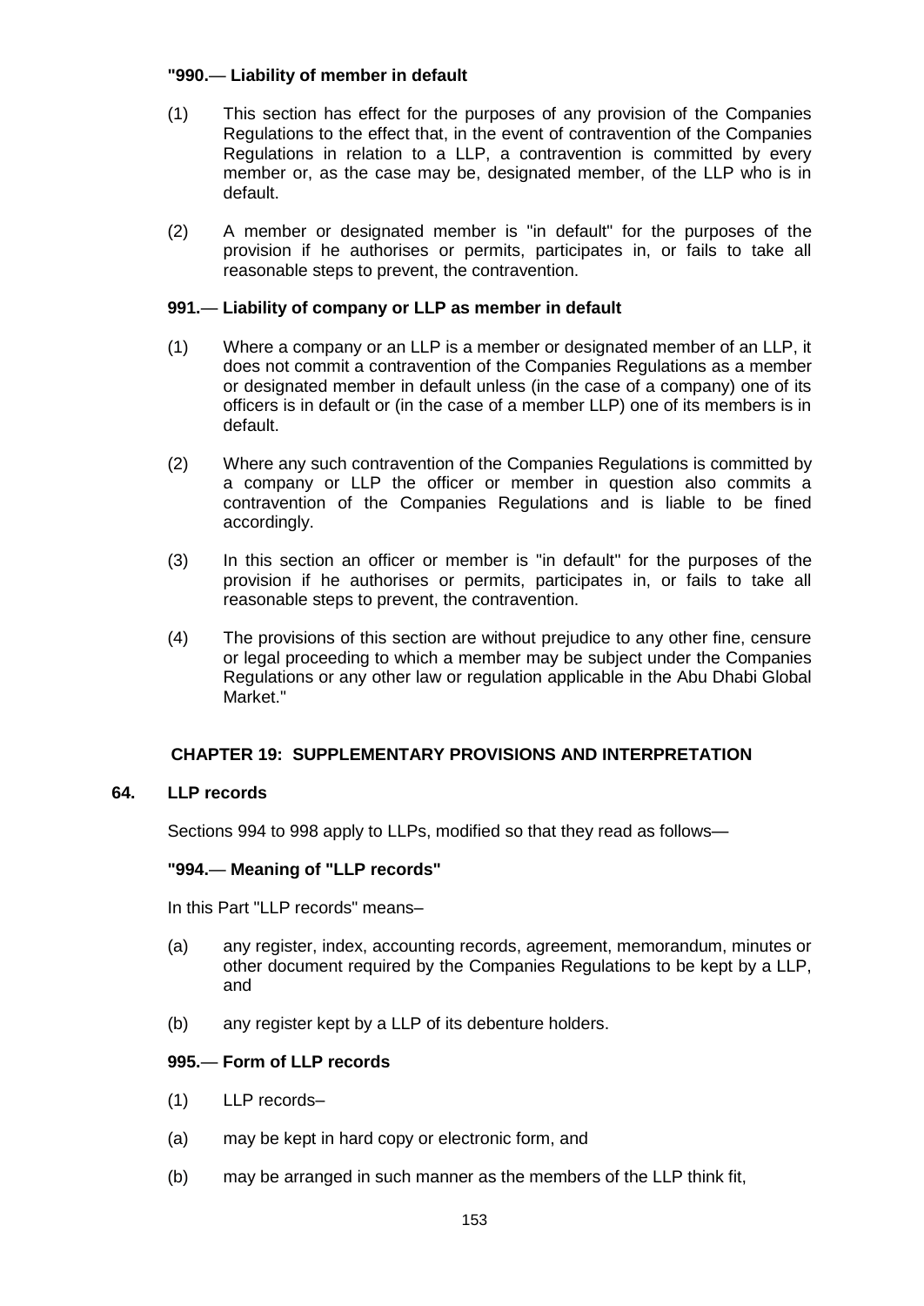**"990.— Liability of member in default**

(1) This section has effect for the purposes of any provision of the Companies Regulations to the effect that, in the event of contravention of the Companies Regulations in relation to a LLP, a contravention is committed by every member or, as the case may be, designated member, of the LLP who is in default.

(2) A member or designated member is "in default" for the purposes of the provision if he authorises or permits, participates in, or fails to take all reasonable steps to prevent, the contravention.

**991.— Liability of company or LLP as member in default**

(1) Where a company or an LLP is a member or designated member of an LLP, it does not commit a contravention of the Companies Regulations as a member or designated member in default unless (in the case of a company) one of its officers is in default or (in the case of a member LLP) one of its members is in default.

(2) Where any such contravention of the Companies Regulations is committed by a company or LLP the officer or member in question also commits a contravention of the Companies Regulations and is liable to be fined accordingly.

(3) In this section an officer or member is "in default" for the purposes of the provision if he authorises or permits, participates in, or fails to take all reasonable steps to prevent, the contravention.

(4) The provisions of this section are without prejudice to any other fine, censure or legal proceeding to which a member may be subject under the Companies Regulations or any other law or regulation applicable in the Abu Dhabi Global Market."

## CHAPTER 19: SUPPLEMENTARY PROVISIONS AND INTERPRETATION

### 64. LLP records

Sections 994 to 998 apply to LLPs, modified so that they read as follows—

**"994.— Meaning of "LLP records"**

In this Part "LLP records" means–

(a) any register, index, accounting records, agreement, memorandum, minutes or other document required by the Companies Regulations to be kept by a LLP, and

(b) any register kept by a LLP of its debenture holders.

**995.— Form of LLP records**

(1) LLP records–

(a) may be kept in hard copy or electronic form, and

(b) may be arranged in such manner as the members of the LLP think fit,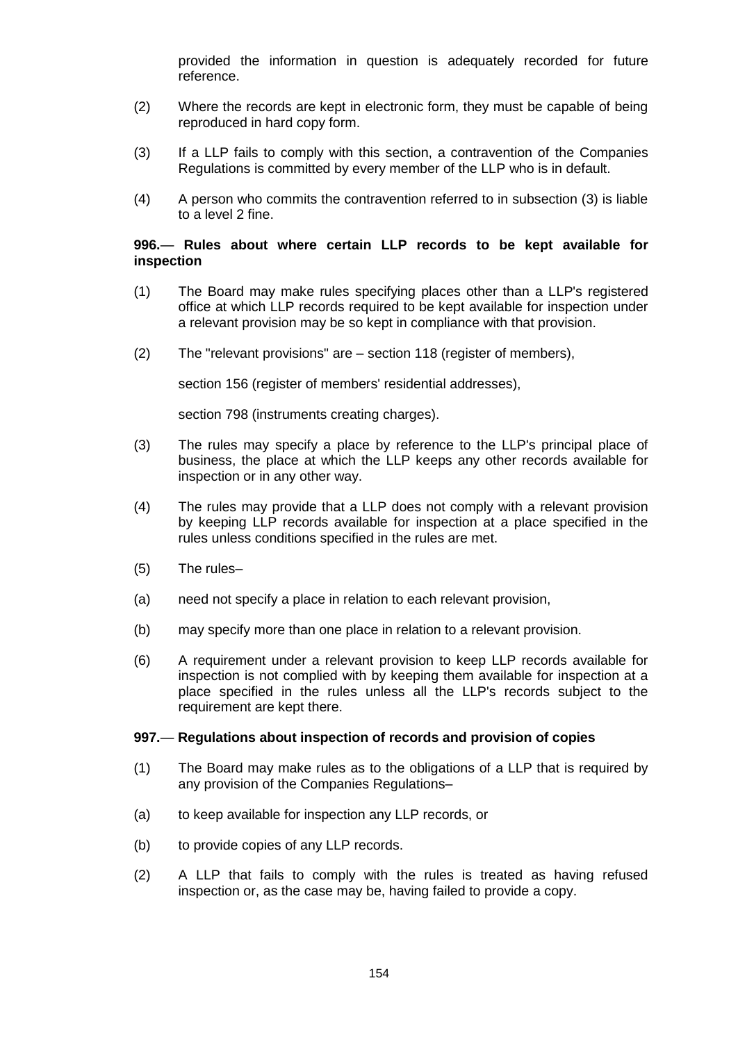provided the information in question is adequately recorded for future reference.

(2) Where the records are kept in electronic form, they must be capable of being reproduced in hard copy form.

(3) If a LLP fails to comply with this section, a contravention of the Companies Regulations is committed by every member of the LLP who is in default.

(4) A person who commits the contravention referred to in subsection (3) is liable to a level 2 fine.

**996.— Rules about where certain LLP records to be kept available for inspection**

(1) The Board may make rules specifying places other than a LLP's registered office at which LLP records required to be kept available for inspection under a relevant provision may be so kept in compliance with that provision.

(2) The "relevant provisions" are – section 118 (register of members),

section 156 (register of members' residential addresses),

section 798 (instruments creating charges).

(3) The rules may specify a place by reference to the LLP's principal place of business, the place at which the LLP keeps any other records available for inspection or in any other way.

(4) The rules may provide that a LLP does not comply with a relevant provision by keeping LLP records available for inspection at a place specified in the rules unless conditions specified in the rules are met.

(5) The rules–

(a) need not specify a place in relation to each relevant provision,

(b) may specify more than one place in relation to a relevant provision.

(6) A requirement under a relevant provision to keep LLP records available for inspection is not complied with by keeping them available for inspection at a place specified in the rules unless all the LLP's records subject to the requirement are kept there.

**997.— Regulations about inspection of records and provision of copies**

(1) The Board may make rules as to the obligations of a LLP that is required by any provision of the Companies Regulations–

(a) to keep available for inspection any LLP records, or

(b) to provide copies of any LLP records.

(2) A LLP that fails to comply with the rules is treated as having refused inspection or, as the case may be, having failed to provide a copy.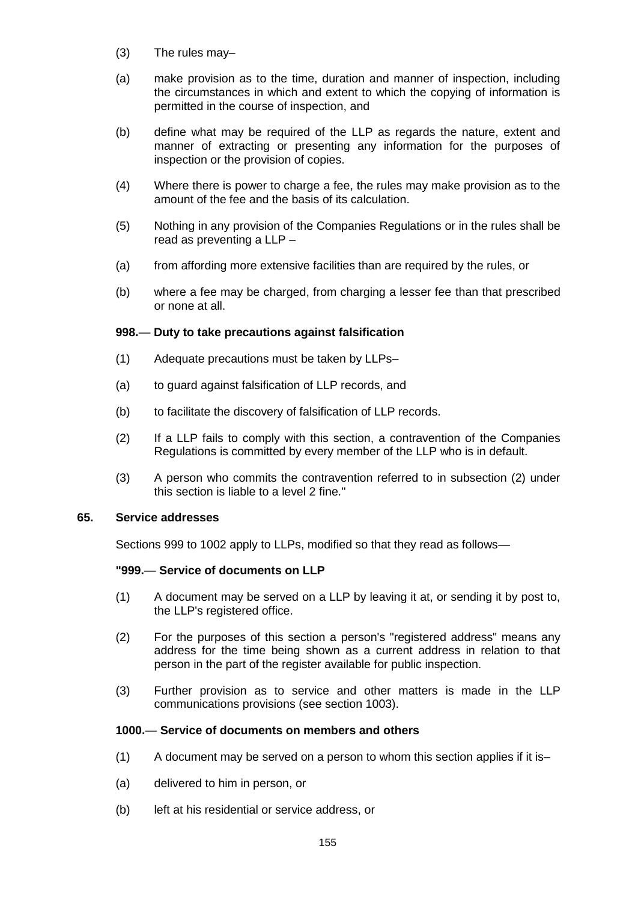(3) The rules may–

(a) make provision as to the time, duration and manner of inspection, including the circumstances in which and extent to which the copying of information is permitted in the course of inspection, and

(b) define what may be required of the LLP as regards the nature, extent and manner of extracting or presenting any information for the purposes of inspection or the provision of copies.

(4) Where there is power to charge a fee, the rules may make provision as to the amount of the fee and the basis of its calculation.

(5) Nothing in any provision of the Companies Regulations or in the rules shall be read as preventing a LLP –

(a) from affording more extensive facilities than are required by the rules, or

(b) where a fee may be charged, from charging a lesser fee than that prescribed or none at all.

**998.— Duty to take precautions against falsification**

(1) Adequate precautions must be taken by LLPs–

(a) to guard against falsification of LLP records, and

(b) to facilitate the discovery of falsification of LLP records.

(2) If a LLP fails to comply with this section, a contravention of the Companies Regulations is committed by every member of the LLP who is in default.

(3) A person who commits the contravention referred to in subsection (2) under this section is liable to a level 2 fine."

**65. Service addresses**

Sections 999 to 1002 apply to LLPs, modified so that they read as follows—

**"999.— Service of documents on LLP**

(1) A document may be served on a LLP by leaving it at, or sending it by post to, the LLP's registered office.

(2) For the purposes of this section a person's "registered address" means any address for the time being shown as a current address in relation to that person in the part of the register available for public inspection.

(3) Further provision as to service and other matters is made in the LLP communications provisions (see section 1003).

**1000.— Service of documents on members and others**

(1) A document may be served on a person to whom this section applies if it is–

(a) delivered to him in person, or

(b) left at his residential or service address, or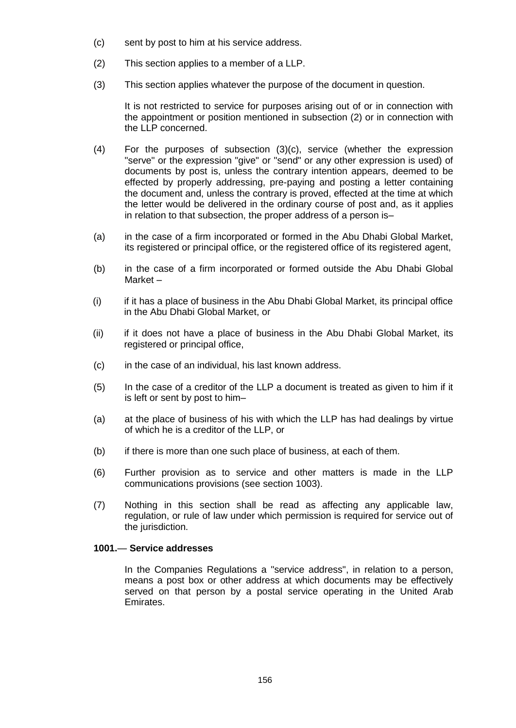(c) sent by post to him at his service address.

(2) This section applies to a member of a LLP.

(3) This section applies whatever the purpose of the document in question.

It is not restricted to service for purposes arising out of or in connection with the appointment or position mentioned in subsection (2) or in connection with the LLP concerned.

(4) For the purposes of subsection (3)(c), service (whether the expression "serve" or the expression "give" or "send" or any other expression is used) of documents by post is, unless the contrary intention appears, deemed to be effected by properly addressing, pre-paying and posting a letter containing the document and, unless the contrary is proved, effected at the time at which the letter would be delivered in the ordinary course of post and, as it applies in relation to that subsection, the proper address of a person is–

(a) in the case of a firm incorporated or formed in the Abu Dhabi Global Market, its registered or principal office, or the registered office of its registered agent,

(b) in the case of a firm incorporated or formed outside the Abu Dhabi Global Market –

(i) if it has a place of business in the Abu Dhabi Global Market, its principal office in the Abu Dhabi Global Market, or

(ii) if it does not have a place of business in the Abu Dhabi Global Market, its registered or principal office,

(c) in the case of an individual, his last known address.

(5) In the case of a creditor of the LLP a document is treated as given to him if it is left or sent by post to him–

(a) at the place of business of his with which the LLP has had dealings by virtue of which he is a creditor of the LLP, or

(b) if there is more than one such place of business, at each of them.

(6) Further provision as to service and other matters is made in the LLP communications provisions (see section 1003).

(7) Nothing in this section shall be read as affecting any applicable law, regulation, or rule of law under which permission is required for service out of the jurisdiction.

**1001.— Service addresses**

In the Companies Regulations a "service address", in relation to a person, means a post box or other address at which documents may be effectively served on that person by a postal service operating in the United Arab Emirates.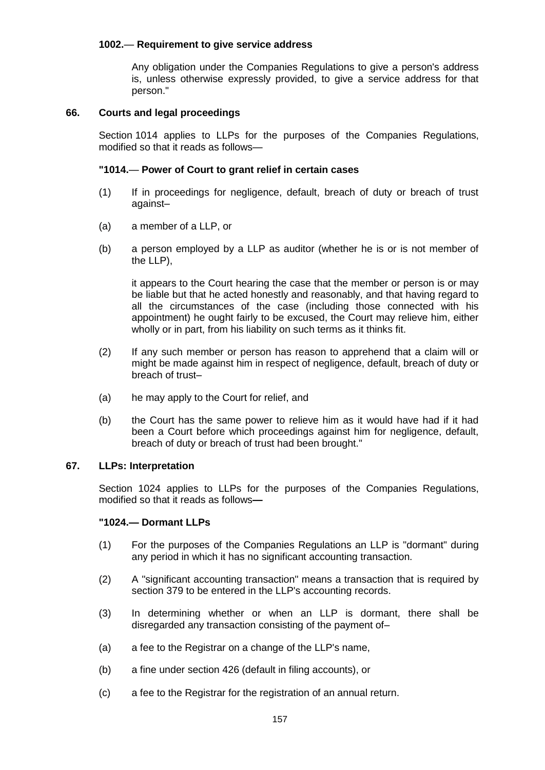**1002.— Requirement to give service address**

Any obligation under the Companies Regulations to give a person's address is, unless otherwise expressly provided, to give a service address for that person."

## 66. Courts and legal proceedings

Section 1014 applies to LLPs for the purposes of the Companies Regulations, modified so that it reads as follows—

**"1014.— Power of Court to grant relief in certain cases**

(1) If in proceedings for negligence, default, breach of duty or breach of trust against–

(a) a member of a LLP, or

(b) a person employed by a LLP as auditor (whether he is or is not member of the LLP),

it appears to the Court hearing the case that the member or person is or may be liable but that he acted honestly and reasonably, and that having regard to all the circumstances of the case (including those connected with his appointment) he ought fairly to be excused, the Court may relieve him, either wholly or in part, from his liability on such terms as it thinks fit.

(2) If any such member or person has reason to apprehend that a claim will or might be made against him in respect of negligence, default, breach of duty or breach of trust–

(a) he may apply to the Court for relief, and

(b) the Court has the same power to relieve him as it would have had if it had been a Court before which proceedings against him for negligence, default, breach of duty or breach of trust had been brought."

## 67. LLPs: Interpretation

Section 1024 applies to LLPs for the purposes of the Companies Regulations, modified so that it reads as follows**—**

**"1024.— Dormant LLPs**

(1) For the purposes of the Companies Regulations an LLP is "dormant" during any period in which it has no significant accounting transaction.

(2) A "significant accounting transaction" means a transaction that is required by section 379 to be entered in the LLP's accounting records.

(3) In determining whether or when an LLP is dormant, there shall be disregarded any transaction consisting of the payment of–

(a) a fee to the Registrar on a change of the LLP's name,

(b) a fine under section 426 (default in filing accounts), or

(c) a fee to the Registrar for the registration of an annual return.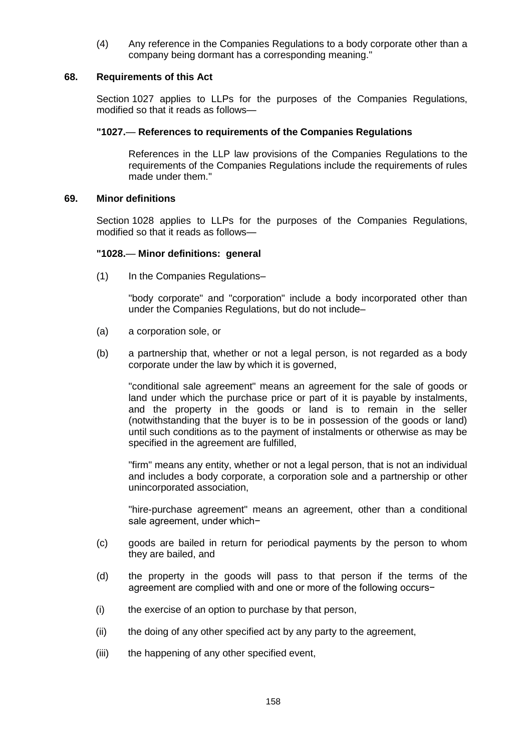(4) Any reference in the Companies Regulations to a body corporate other than a company being dormant has a corresponding meaning."

### 68. Requirements of this Act

Section 1027 applies to LLPs for the purposes of the Companies Regulations, modified so that it reads as follows—

**"1027.— References to requirements of the Companies Regulations**

References in the LLP law provisions of the Companies Regulations to the requirements of the Companies Regulations include the requirements of rules made under them."

### 69. Minor definitions

Section 1028 applies to LLPs for the purposes of the Companies Regulations, modified so that it reads as follows—

**"1028.— Minor definitions: general**

(1) In the Companies Regulations–

"body corporate" and "corporation" include a body incorporated other than under the Companies Regulations, but do not include–

(a) a corporation sole, or

(b) a partnership that, whether or not a legal person, is not regarded as a body corporate under the law by which it is governed,

"conditional sale agreement" means an agreement for the sale of goods or land under which the purchase price or part of it is payable by instalments, and the property in the goods or land is to remain in the seller (notwithstanding that the buyer is to be in possession of the goods or land) until such conditions as to the payment of instalments or otherwise as may be specified in the agreement are fulfilled,

"firm" means any entity, whether or not a legal person, that is not an individual and includes a body corporate, a corporation sole and a partnership or other unincorporated association,

"hire-purchase agreement" means an agreement, other than a conditional sale agreement, under which−

(c) goods are bailed in return for periodical payments by the person to whom they are bailed, and

(d) the property in the goods will pass to that person if the terms of the agreement are complied with and one or more of the following occurs−

(i) the exercise of an option to purchase by that person,

(ii) the doing of any other specified act by any party to the agreement,

(iii) the happening of any other specified event,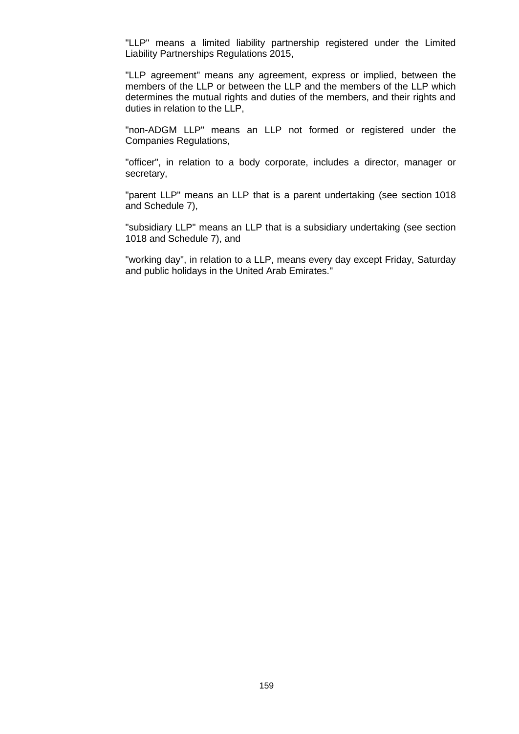"LLP" means a limited liability partnership registered under the Limited Liability Partnerships Regulations 2015,

"LLP agreement" means any agreement, express or implied, between the members of the LLP or between the LLP and the members of the LLP which determines the mutual rights and duties of the members, and their rights and duties in relation to the LLP,

"non-ADGM LLP" means an LLP not formed or registered under the Companies Regulations,

"officer", in relation to a body corporate, includes a director, manager or secretary,

"parent LLP" means an LLP that is a parent undertaking (see section 1018 and Schedule 7),

"subsidiary LLP" means an LLP that is a subsidiary undertaking (see section 1018 and Schedule 7), and

"working day", in relation to a LLP, means every day except Friday, Saturday and public holidays in the United Arab Emirates."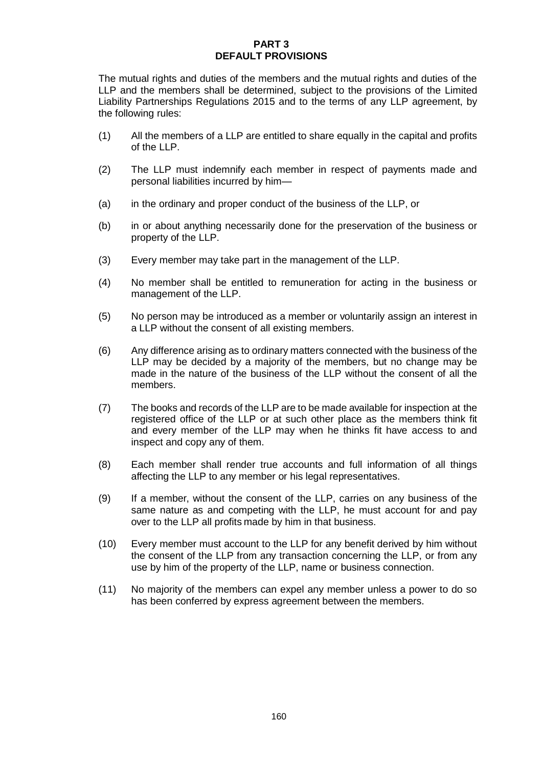## PART 3
## DEFAULT PROVISIONS

The mutual rights and duties of the members and the mutual rights and duties of the LLP and the members shall be determined, subject to the provisions of the Limited Liability Partnerships Regulations 2015 and to the terms of any LLP agreement, by the following rules:

(1) All the members of a LLP are entitled to share equally in the capital and profits of the LLP.

(2) The LLP must indemnify each member in respect of payments made and personal liabilities incurred by him—

(a) in the ordinary and proper conduct of the business of the LLP, or

(b) in or about anything necessarily done for the preservation of the business or property of the LLP.

(3) Every member may take part in the management of the LLP.

(4) No member shall be entitled to remuneration for acting in the business or management of the LLP.

(5) No person may be introduced as a member or voluntarily assign an interest in a LLP without the consent of all existing members.

(6) Any difference arising as to ordinary matters connected with the business of the LLP may be decided by a majority of the members, but no change may be made in the nature of the business of the LLP without the consent of all the members.

(7) The books and records of the LLP are to be made available for inspection at the registered office of the LLP or at such other place as the members think fit and every member of the LLP may when he thinks fit have access to and inspect and copy any of them.

(8) Each member shall render true accounts and full information of all things affecting the LLP to any member or his legal representatives.

(9) If a member, without the consent of the LLP, carries on any business of the same nature as and competing with the LLP, he must account for and pay over to the LLP all profits made by him in that business.

(10) Every member must account to the LLP for any benefit derived by him without the consent of the LLP from any transaction concerning the LLP, or from any use by him of the property of the LLP, name or business connection.

(11) No majority of the members can expel any member unless a power to do so has been conferred by express agreement between the members.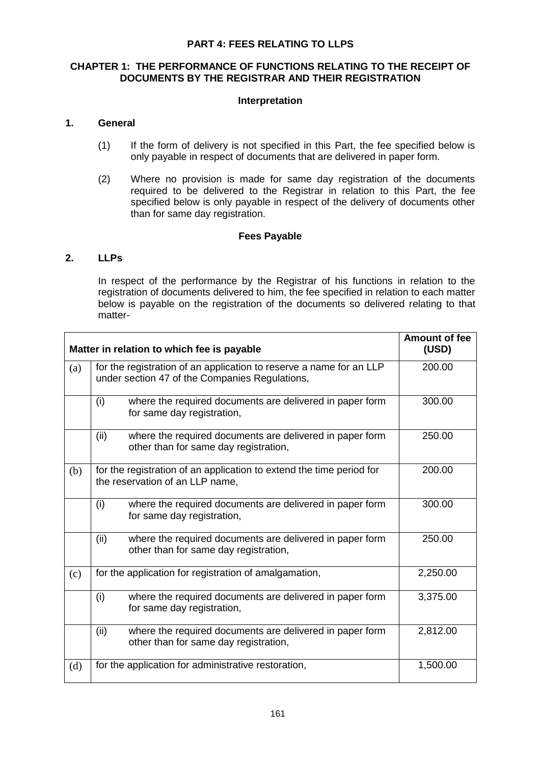## PART 4: FEES RELATING TO LLPS

### CHAPTER 1: THE PERFORMANCE OF FUNCTIONS RELATING TO THE RECEIPT OF DOCUMENTS BY THE REGISTRAR AND THEIR REGISTRATION

#### Interpretation

**1. General**

(1) If the form of delivery is not specified in this Part, the fee specified below is only payable in respect of documents that are delivered in paper form.

(2) Where no provision is made for same day registration of the documents required to be delivered to the Registrar in relation to this Part, the fee specified below is only payable in respect of the delivery of documents other than for same day registration.

#### Fees Payable

**2. LLPs**

In respect of the performance by the Registrar of his functions in relation to the registration of documents delivered to him, the fee specified in relation to each matter below is payable on the registration of the documents so delivered relating to that matter-

| | Matter in relation to which fee is payable | Amount of fee (USD) |
|---|---|---|
| (a) | for the registration of an application to reserve a name for an LLP under section 47 of the Companies Regulations, | 200.00 |
| | (i) where the required documents are delivered in paper form for same day registration, | 300.00 |
| | (ii) where the required documents are delivered in paper form other than for same day registration, | 250.00 |
| (b) | for the registration of an application to extend the time period for the reservation of an LLP name, | 200.00 |
| | (i) where the required documents are delivered in paper form for same day registration, | 300.00 |
| | (ii) where the required documents are delivered in paper form other than for same day registration, | 250.00 |
| (c) | for the application for registration of amalgamation, | 2,250.00 |
| | (i) where the required documents are delivered in paper form for same day registration, | 3,375.00 |
| | (ii) where the required documents are delivered in paper form other than for same day registration, | 2,812.00 |
| (d) | for the application for administrative restoration, | 1,500.00 |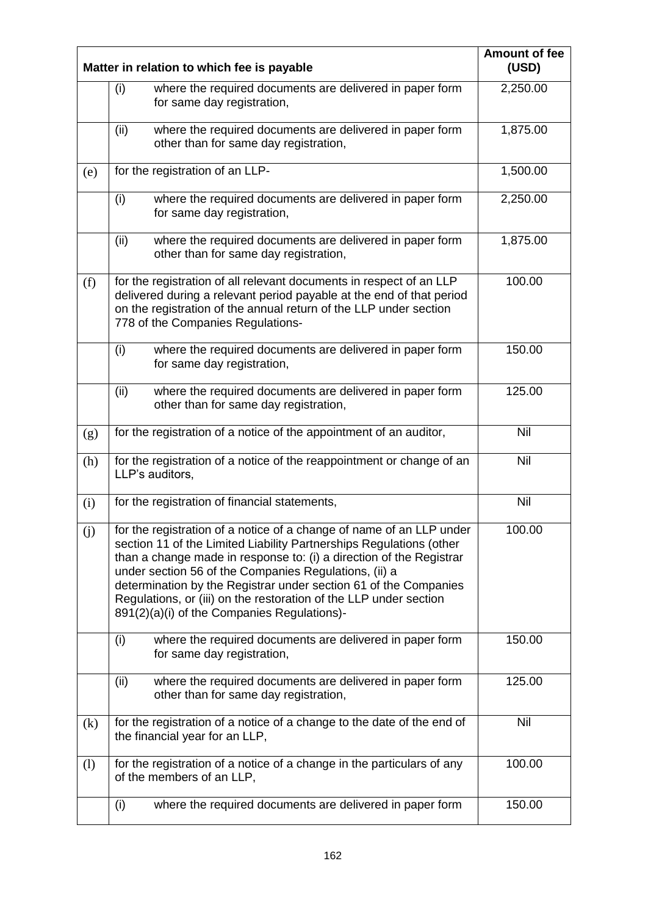| | Matter in relation to which fee is payable | Amount of fee (USD) |
|---|---|---|
| | (i) where the required documents are delivered in paper form for same day registration, | 2,250.00 |
| | (ii) where the required documents are delivered in paper form other than for same day registration, | 1,875.00 |
| (e) | for the registration of an LLP- | 1,500.00 |
| | (i) where the required documents are delivered in paper form for same day registration, | 2,250.00 |
| | (ii) where the required documents are delivered in paper form other than for same day registration, | 1,875.00 |
| (f) | for the registration of all relevant documents in respect of an LLP delivered during a relevant period payable at the end of that period on the registration of the annual return of the LLP under section 778 of the Companies Regulations- | 100.00 |
| | (i) where the required documents are delivered in paper form for same day registration, | 150.00 |
| | (ii) where the required documents are delivered in paper form other than for same day registration, | 125.00 |
| (g) | for the registration of a notice of the appointment of an auditor, | Nil |
| (h) | for the registration of a notice of the reappointment or change of an LLP's auditors, | Nil |
| (i) | for the registration of financial statements, | Nil |
| (j) | for the registration of a notice of a change of name of an LLP under section 11 of the Limited Liability Partnerships Regulations (other than a change made in response to: (i) a direction of the Registrar under section 56 of the Companies Regulations, (ii) a determination by the Registrar under section 61 of the Companies Regulations, or (iii) on the restoration of the LLP under section 891(2)(a)(i) of the Companies Regulations)- | 100.00 |
| | (i) where the required documents are delivered in paper form for same day registration, | 150.00 |
| | (ii) where the required documents are delivered in paper form other than for same day registration, | 125.00 |
| (k) | for the registration of a notice of a change to the date of the end of the financial year for an LLP, | Nil |
| (l) | for the registration of a notice of a change in the particulars of any of the members of an LLP, | 100.00 |
| | (i) where the required documents are delivered in paper form | 150.00 |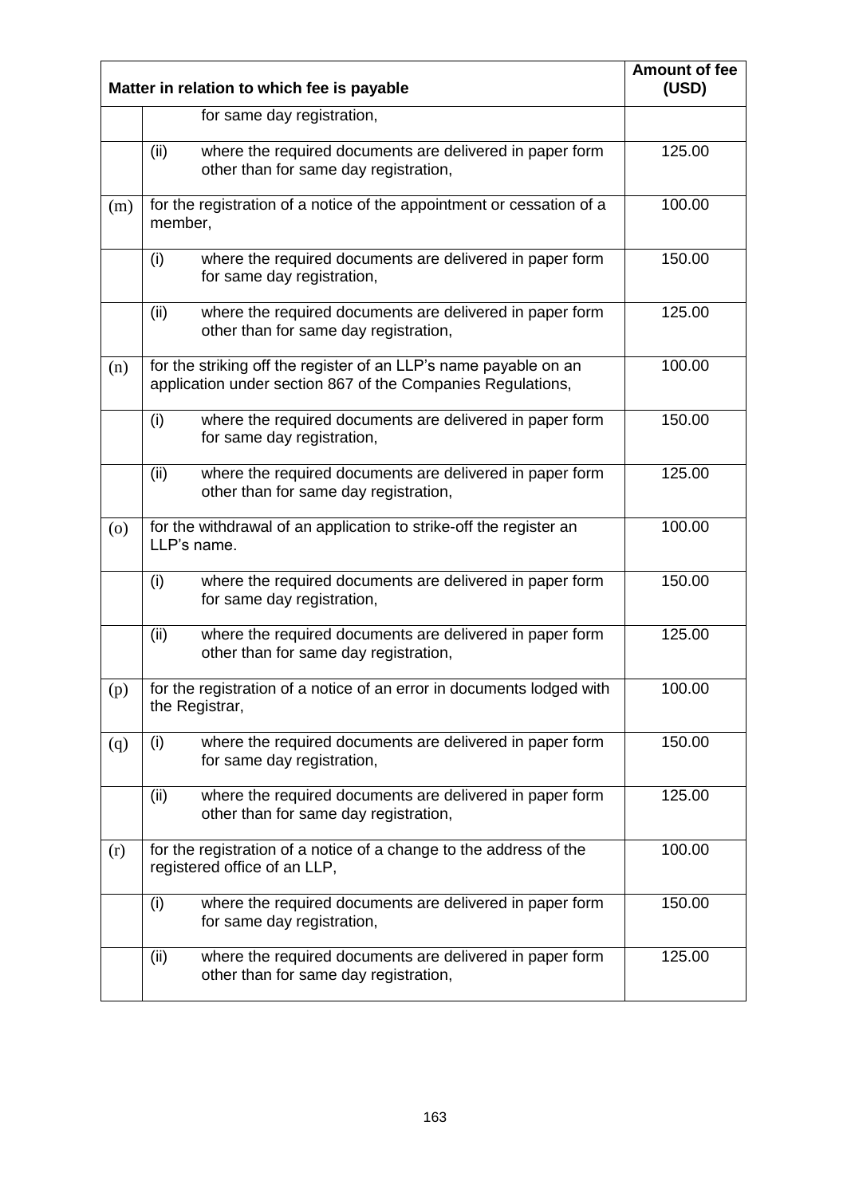| Matter in relation to which fee is payable | | Amount of fee (USD) |
|---|---|---|
| | for same day registration, | |
| | (ii) where the required documents are delivered in paper form other than for same day registration, | 125.00 |
| (m) | for the registration of a notice of the appointment or cessation of a member, | 100.00 |
| | (i) where the required documents are delivered in paper form for same day registration, | 150.00 |
| | (ii) where the required documents are delivered in paper form other than for same day registration, | 125.00 |
| (n) | for the striking off the register of an LLP's name payable on an application under section 867 of the Companies Regulations, | 100.00 |
| | (i) where the required documents are delivered in paper form for same day registration, | 150.00 |
| | (ii) where the required documents are delivered in paper form other than for same day registration, | 125.00 |
| (o) | for the withdrawal of an application to strike-off the register an LLP's name. | 100.00 |
| | (i) where the required documents are delivered in paper form for same day registration, | 150.00 |
| | (ii) where the required documents are delivered in paper form other than for same day registration, | 125.00 |
| (p) | for the registration of a notice of an error in documents lodged with the Registrar, | 100.00 |
| (q) | (i) where the required documents are delivered in paper form for same day registration, | 150.00 |
| | (ii) where the required documents are delivered in paper form other than for same day registration, | 125.00 |
| (r) | for the registration of a notice of a change to the address of the registered office of an LLP, | 100.00 |
| | (i) where the required documents are delivered in paper form for same day registration, | 150.00 |
| | (ii) where the required documents are delivered in paper form other than for same day registration, | 125.00 |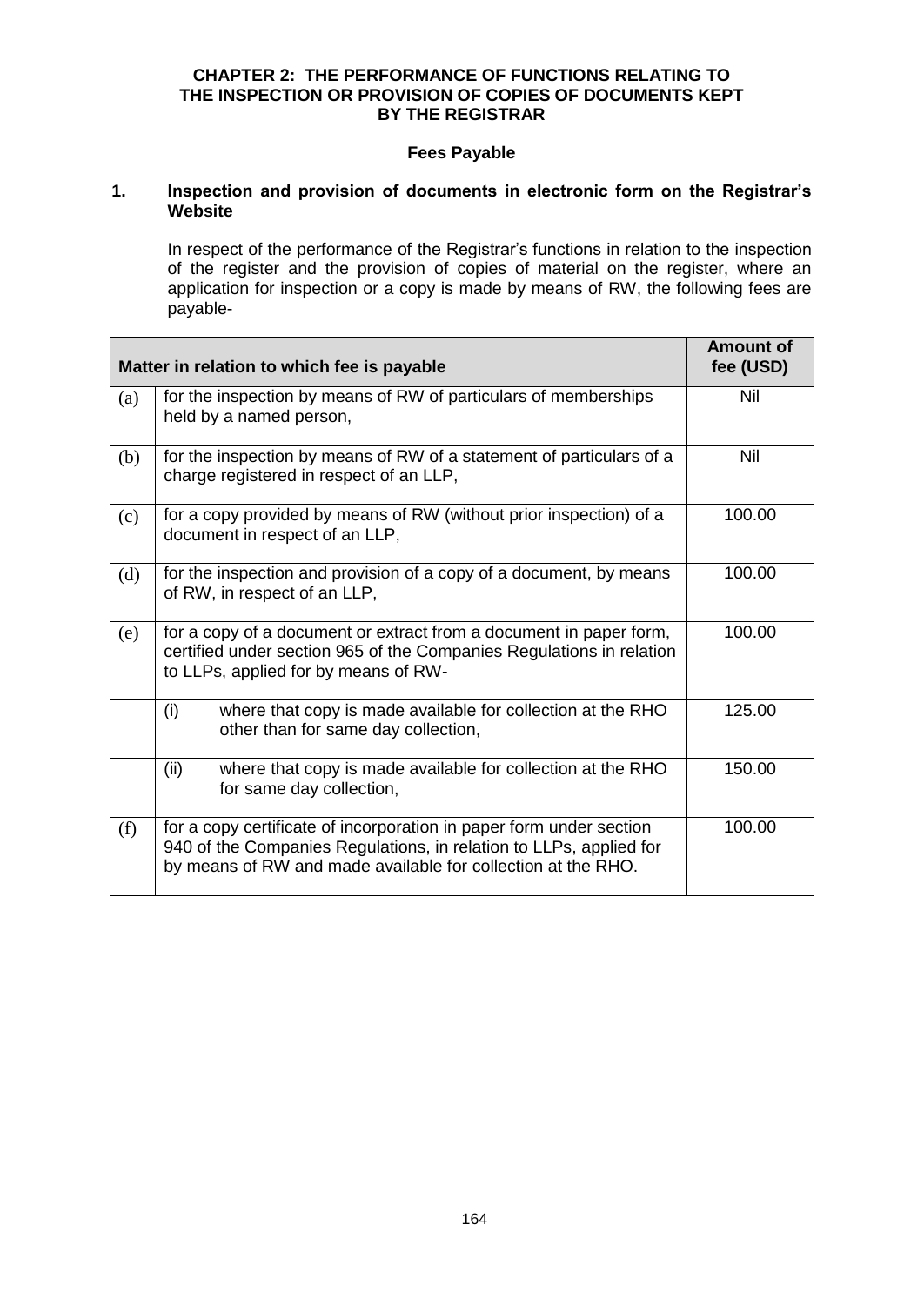## CHAPTER 2: THE PERFORMANCE OF FUNCTIONS RELATING TO THE INSPECTION OR PROVISION OF COPIES OF DOCUMENTS KEPT BY THE REGISTRAR

### Fees Payable

**1. Inspection and provision of documents in electronic form on the Registrar's Website**

In respect of the performance of the Registrar's functions in relation to the inspection of the register and the provision of copies of material on the register, where an application for inspection or a copy is made by means of RW, the following fees are payable-

| | Matter in relation to which fee is payable | Amount of fee (USD) |
|---|---|---|
| (a) | for the inspection by means of RW of particulars of memberships held by a named person, | Nil |
| (b) | for the inspection by means of RW of a statement of particulars of a charge registered in respect of an LLP, | Nil |
| (c) | for a copy provided by means of RW (without prior inspection) of a document in respect of an LLP, | 100.00 |
| (d) | for the inspection and provision of a copy of a document, by means of RW, in respect of an LLP, | 100.00 |
| (e) | for a copy of a document or extract from a document in paper form, certified under section 965 of the Companies Regulations in relation to LLPs, applied for by means of RW- | 100.00 |
| | (i) where that copy is made available for collection at the RHO other than for same day collection, | 125.00 |
| | (ii) where that copy is made available for collection at the RHO for same day collection, | 150.00 |
| (f) | for a copy certificate of incorporation in paper form under section 940 of the Companies Regulations, in relation to LLPs, applied for by means of RW and made available for collection at the RHO. | 100.00 |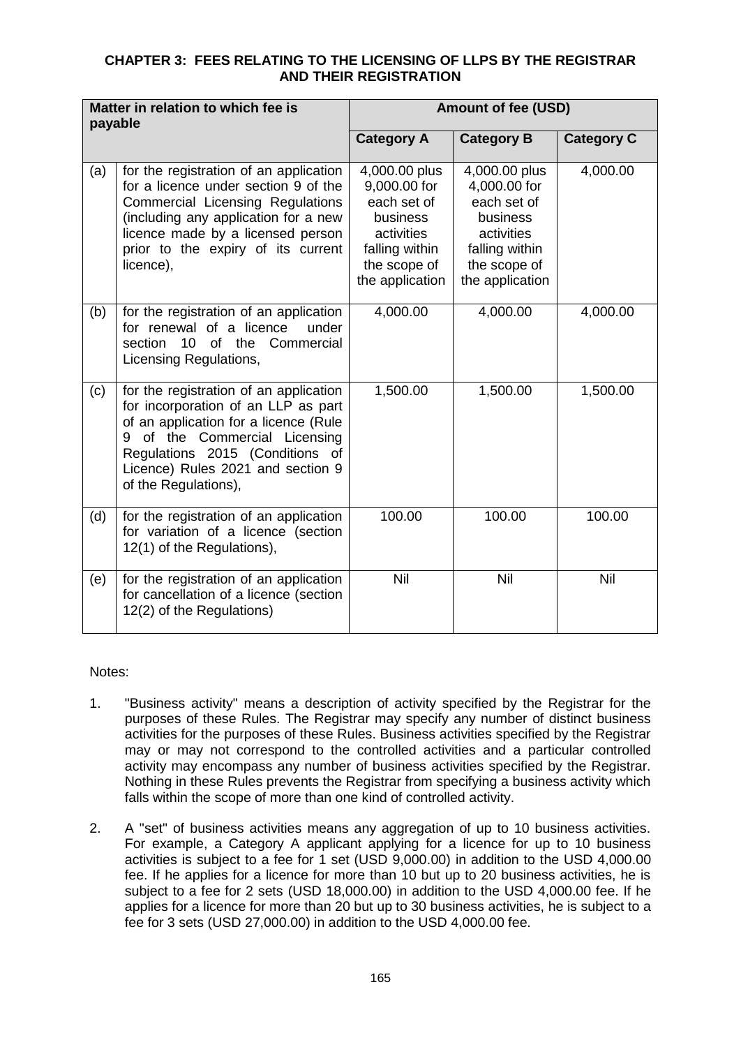## CHAPTER 3: FEES RELATING TO THE LICENSING OF LLPS BY THE REGISTRAR AND THEIR REGISTRATION

| Matter in relation to which fee is payable | | Amount of fee (USD) | | |
|---|---|---|---|---|
| | | **Category A** | **Category B** | **Category C** |
| (a) | for the registration of an application for a licence under section 9 of the Commercial Licensing Regulations (including any application for a new licence made by a licensed person prior to the expiry of its current licence), | 4,000.00 plus 9,000.00 for each set of business activities falling within the scope of the application | 4,000.00 plus 4,000.00 for each set of business activities falling within the scope of the application | 4,000.00 |
| (b) | for the registration of an application for renewal of a licence under section 10 of the Commercial Licensing Regulations, | 4,000.00 | 4,000.00 | 4,000.00 |
| (c) | for the registration of an application for incorporation of an LLP as part of an application for a licence (Rule 9 of the Commercial Licensing Regulations 2015 (Conditions of Licence) Rules 2021 and section 9 of the Regulations), | 1,500.00 | 1,500.00 | 1,500.00 |
| (d) | for the registration of an application for variation of a licence (section 12(1) of the Regulations), | 100.00 | 100.00 | 100.00 |
| (e) | for the registration of an application for cancellation of a licence (section 12(2) of the Regulations) | Nil | Nil | Nil |

Notes:

1. "Business activity" means a description of activity specified by the Registrar for the purposes of these Rules. The Registrar may specify any number of distinct business activities for the purposes of these Rules. Business activities specified by the Registrar may or may not correspond to the controlled activities and a particular controlled activity may encompass any number of business activities specified by the Registrar. Nothing in these Rules prevents the Registrar from specifying a business activity which falls within the scope of more than one kind of controlled activity.

2. A "set" of business activities means any aggregation of up to 10 business activities. For example, a Category A applicant applying for a licence for up to 10 business activities is subject to a fee for 1 set (USD 9,000.00) in addition to the USD 4,000.00 fee. If he applies for a licence for more than 10 but up to 20 business activities, he is subject to a fee for 2 sets (USD 18,000.00) in addition to the USD 4,000.00 fee. If he applies for a licence for more than 20 but up to 30 business activities, he is subject to a fee for 3 sets (USD 27,000.00) in addition to the USD 4,000.00 fee.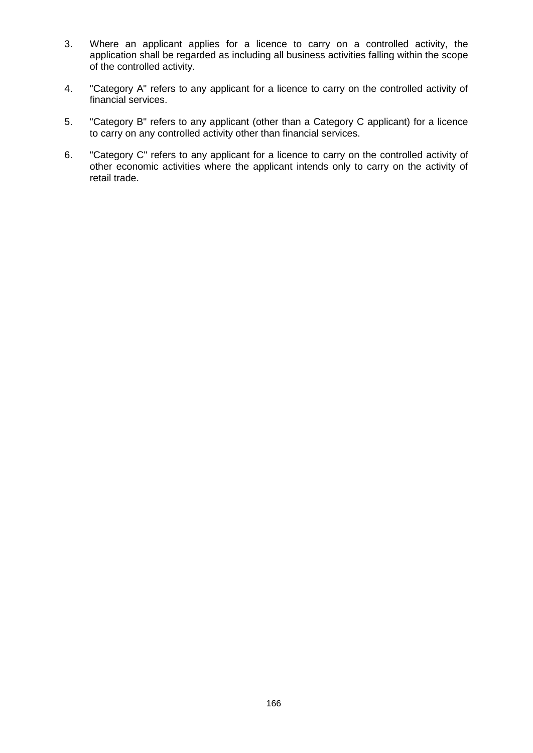3. Where an applicant applies for a licence to carry on a controlled activity, the application shall be regarded as including all business activities falling within the scope of the controlled activity.

4. "Category A" refers to any applicant for a licence to carry on the controlled activity of financial services.

5. "Category B" refers to any applicant (other than a Category C applicant) for a licence to carry on any controlled activity other than financial services.

6. "Category C" refers to any applicant for a licence to carry on the controlled activity of other economic activities where the applicant intends only to carry on the activity of retail trade.